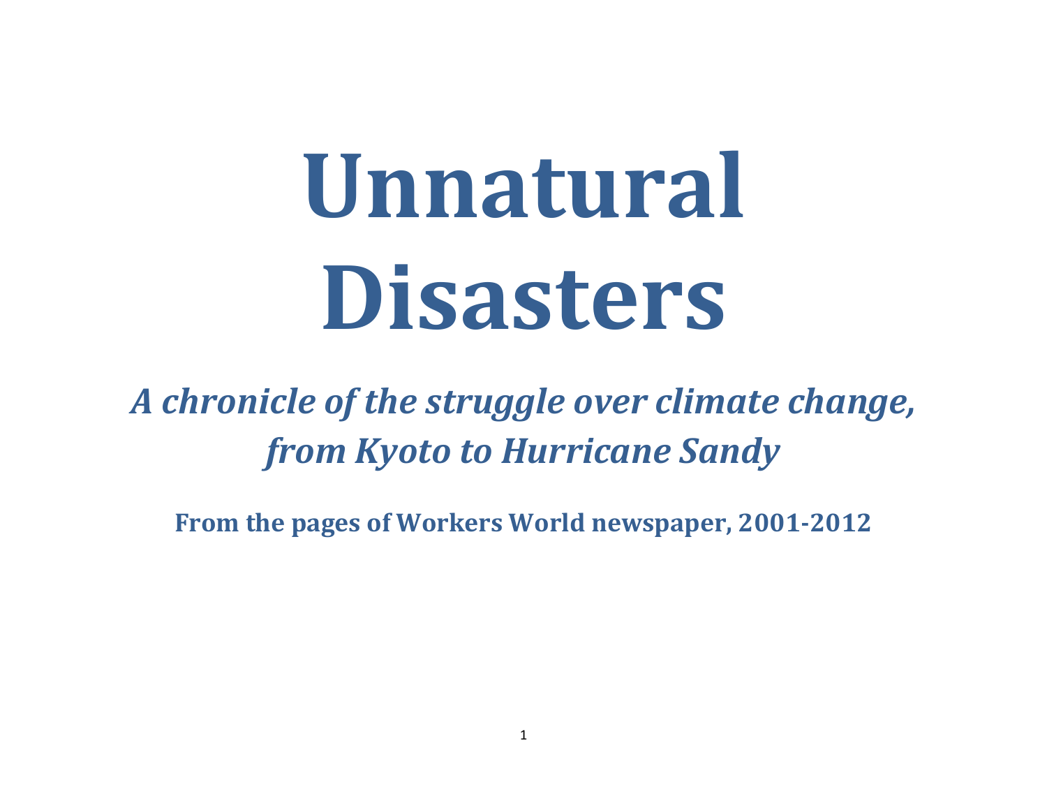# Unnatural Disasters

***A chronicle of the struggle over climate change, from Kyoto to Hurricane Sandy***

**From the pages of Workers World newspaper, 2001-2012**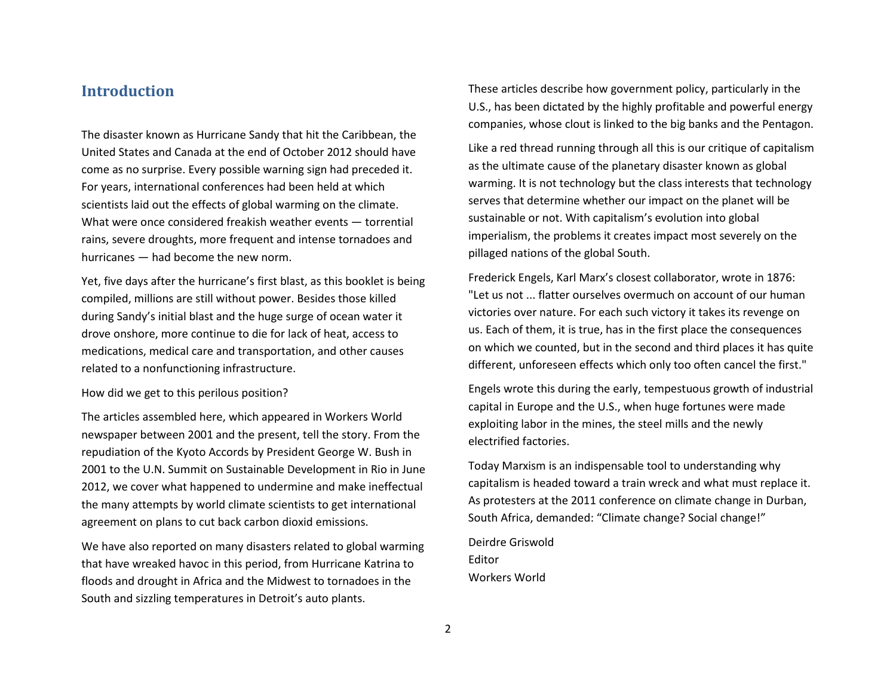## Introduction

The disaster known as Hurricane Sandy that hit the Caribbean, the United States and Canada at the end of October 2012 should have come as no surprise. Every possible warning sign had preceded it. For years, international conferences had been held at which scientists laid out the effects of global warming on the climate. What were once considered freakish weather events — torrential rains, severe droughts, more frequent and intense tornadoes and hurricanes — had become the new norm.

Yet, five days after the hurricane's first blast, as this booklet is being compiled, millions are still without power. Besides those killed during Sandy's initial blast and the huge surge of ocean water it drove onshore, more continue to die for lack of heat, access to medications, medical care and transportation, and other causes related to a nonfunctioning infrastructure.

How did we get to this perilous position?

The articles assembled here, which appeared in Workers World newspaper between 2001 and the present, tell the story. From the repudiation of the Kyoto Accords by President George W. Bush in 2001 to the U.N. Summit on Sustainable Development in Rio in June 2012, we cover what happened to undermine and make ineffectual the many attempts by world climate scientists to get international agreement on plans to cut back carbon dioxid emissions.

We have also reported on many disasters related to global warming that have wreaked havoc in this period, from Hurricane Katrina to floods and drought in Africa and the Midwest to tornadoes in the South and sizzling temperatures in Detroit's auto plants.

These articles describe how government policy, particularly in the U.S., has been dictated by the highly profitable and powerful energy companies, whose clout is linked to the big banks and the Pentagon.

Like a red thread running through all this is our critique of capitalism as the ultimate cause of the planetary disaster known as global warming. It is not technology but the class interests that technology serves that determine whether our impact on the planet will be sustainable or not. With capitalism's evolution into global imperialism, the problems it creates impact most severely on the pillaged nations of the global South.

Frederick Engels, Karl Marx's closest collaborator, wrote in 1876: "Let us not ... flatter ourselves overmuch on account of our human victories over nature. For each such victory it takes its revenge on us. Each of them, it is true, has in the first place the consequences on which we counted, but in the second and third places it has quite different, unforeseen effects which only too often cancel the first."

Engels wrote this during the early, tempestuous growth of industrial capital in Europe and the U.S., when huge fortunes were made exploiting labor in the mines, the steel mills and the newly electrified factories.

Today Marxism is an indispensable tool to understanding why capitalism is headed toward a train wreck and what must replace it. As protesters at the 2011 conference on climate change in Durban, South Africa, demanded: "Climate change? Social change!"

Deirdre Griswold
Editor
Workers World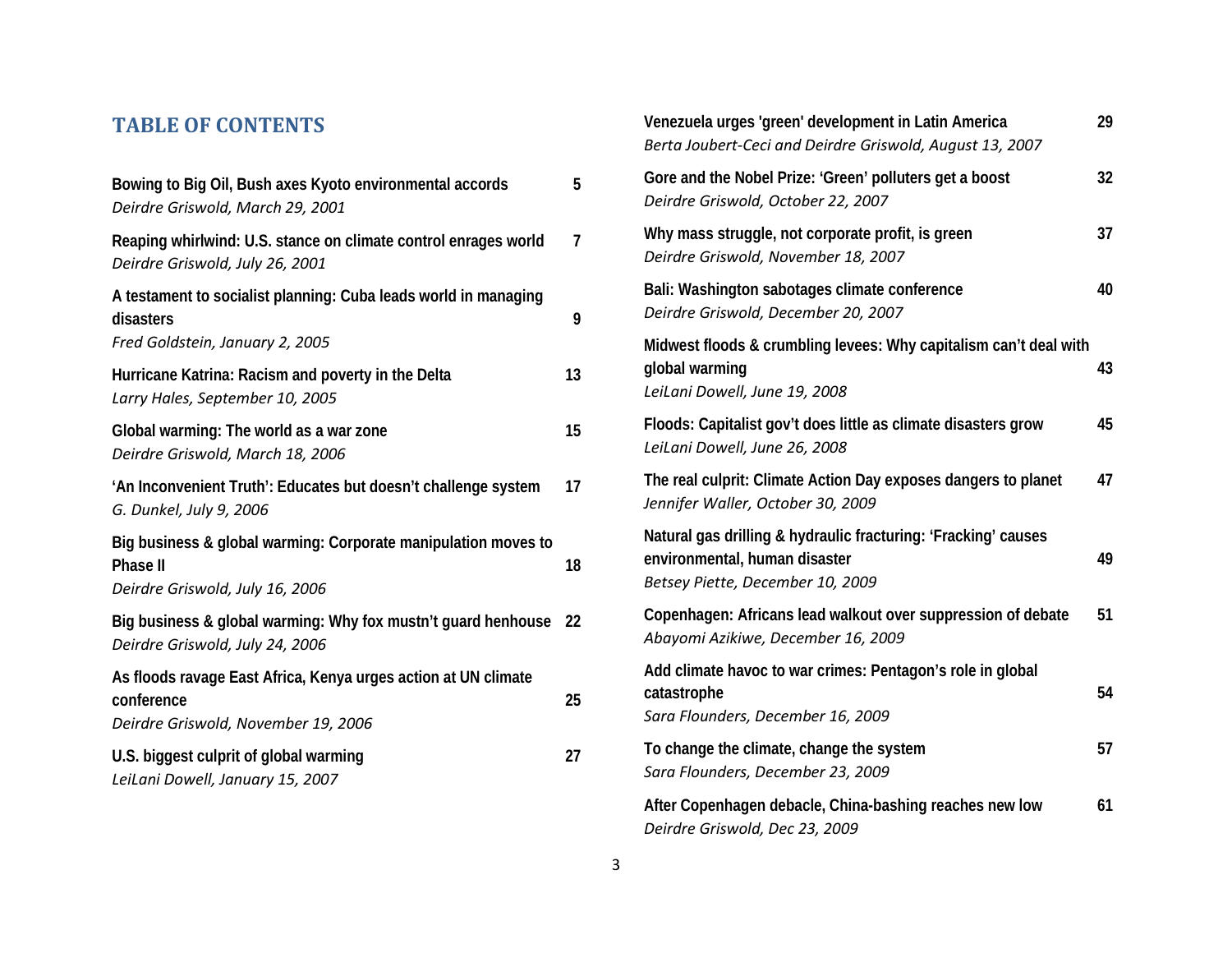# TABLE OF CONTENTS

**Bowing to Big Oil, Bush axes Kyoto environmental accords** 5
*Deirdre Griswold, March 29, 2001*

**Reaping whirlwind: U.S. stance on climate control enrages world** 7
*Deirdre Griswold, July 26, 2001*

**A testament to socialist planning: Cuba leads world in managing disasters** 9
*Fred Goldstein, January 2, 2005*

**Hurricane Katrina: Racism and poverty in the Delta** 13
*Larry Hales, September 10, 2005*

**Global warming: The world as a war zone** 15
*Deirdre Griswold, March 18, 2006*

**'An Inconvenient Truth': Educates but doesn't challenge system** 17
*G. Dunkel, July 9, 2006*

**Big business & global warming: Corporate manipulation moves to Phase II** 18
*Deirdre Griswold, July 16, 2006*

**Big business & global warming: Why fox mustn't guard henhouse** 22
*Deirdre Griswold, July 24, 2006*

**As floods ravage East Africa, Kenya urges action at UN climate conference** 25
*Deirdre Griswold, November 19, 2006*

**U.S. biggest culprit of global warming** 27
*LeiLani Dowell, January 15, 2007*

**Venezuela urges 'green' development in Latin America** 29
*Berta Joubert-Ceci and Deirdre Griswold, August 13, 2007*

**Gore and the Nobel Prize: 'Green' polluters get a boost** 32
*Deirdre Griswold, October 22, 2007*

**Why mass struggle, not corporate profit, is green** 37
*Deirdre Griswold, November 18, 2007*

**Bali: Washington sabotages climate conference** 40
*Deirdre Griswold, December 20, 2007*

**Midwest floods & crumbling levees: Why capitalism can't deal with global warming** 43
*LeiLani Dowell, June 19, 2008*

**Floods: Capitalist gov't does little as climate disasters grow** 45
*LeiLani Dowell, June 26, 2008*

**The real culprit: Climate Action Day exposes dangers to planet** 47
*Jennifer Waller, October 30, 2009*

**Natural gas drilling & hydraulic fracturing: 'Fracking' causes environmental, human disaster** 49
*Betsey Piette, December 10, 2009*

**Copenhagen: Africans lead walkout over suppression of debate** 51
*Abayomi Azikiwe, December 16, 2009*

**Add climate havoc to war crimes: Pentagon's role in global catastrophe** 54
*Sara Flounders, December 16, 2009*

**To change the climate, change the system** 57
*Sara Flounders, December 23, 2009*

**After Copenhagen debacle, China-bashing reaches new low** 61
*Deirdre Griswold, Dec 23, 2009*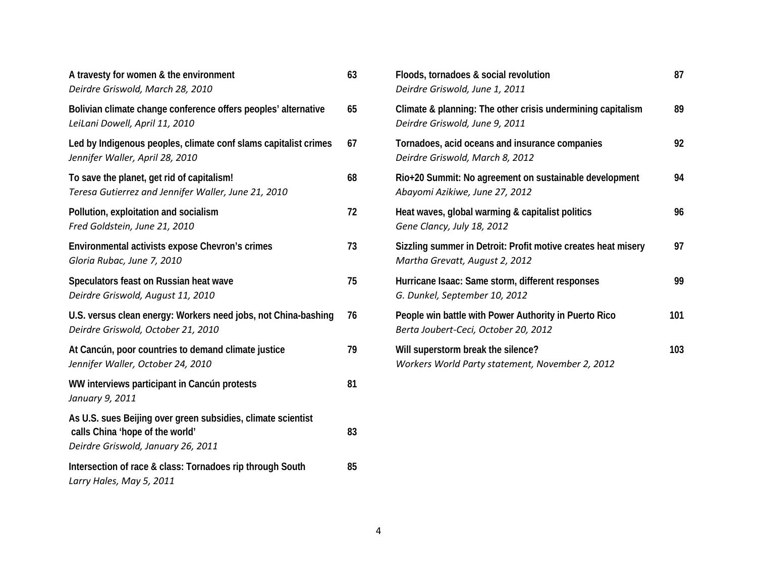**A travesty for women & the environment** 63
*Deirdre Griswold, March 28, 2010*

**Bolivian climate change conference offers peoples' alternative** 65
*LeiLani Dowell, April 11, 2010*

**Led by Indigenous peoples, climate conf slams capitalist crimes** 67
*Jennifer Waller, April 28, 2010*

**To save the planet, get rid of capitalism!** 68
*Teresa Gutierrez and Jennifer Waller, June 21, 2010*

**Pollution, exploitation and socialism** 72
*Fred Goldstein, June 21, 2010*

**Environmental activists expose Chevron's crimes** 73
*Gloria Rubac, June 7, 2010*

**Speculators feast on Russian heat wave** 75
*Deirdre Griswold, August 11, 2010*

**U.S. versus clean energy: Workers need jobs, not China-bashing** 76
*Deirdre Griswold, October 21, 2010*

**At Cancún, poor countries to demand climate justice** 79
*Jennifer Waller, October 24, 2010*

**WW interviews participant in Cancún protests** 81
*January 9, 2011*

**As U.S. sues Beijing over green subsidies, climate scientist calls China 'hope of the world'** 83
*Deirdre Griswold, January 26, 2011*

**Intersection of race & class: Tornadoes rip through South** 85
*Larry Hales, May 5, 2011*

**Floods, tornadoes & social revolution** 87
*Deirdre Griswold, June 1, 2011*

**Climate & planning: The other crisis undermining capitalism** 89
*Deirdre Griswold, June 9, 2011*

**Tornadoes, acid oceans and insurance companies** 92
*Deirdre Griswold, March 8, 2012*

**Rio+20 Summit: No agreement on sustainable development** 94
*Abayomi Azikiwe, June 27, 2012*

**Heat waves, global warming & capitalist politics** 96
*Gene Clancy, July 18, 2012*

**Sizzling summer in Detroit: Profit motive creates heat misery** 97
*Martha Grevatt, August 2, 2012*

**Hurricane Isaac: Same storm, different responses** 99
*G. Dunkel, September 10, 2012*

**People win battle with Power Authority in Puerto Rico** 101
*Berta Joubert-Ceci, October 20, 2012*

**Will superstorm break the silence?** 103
*Workers World Party statement, November 2, 2012*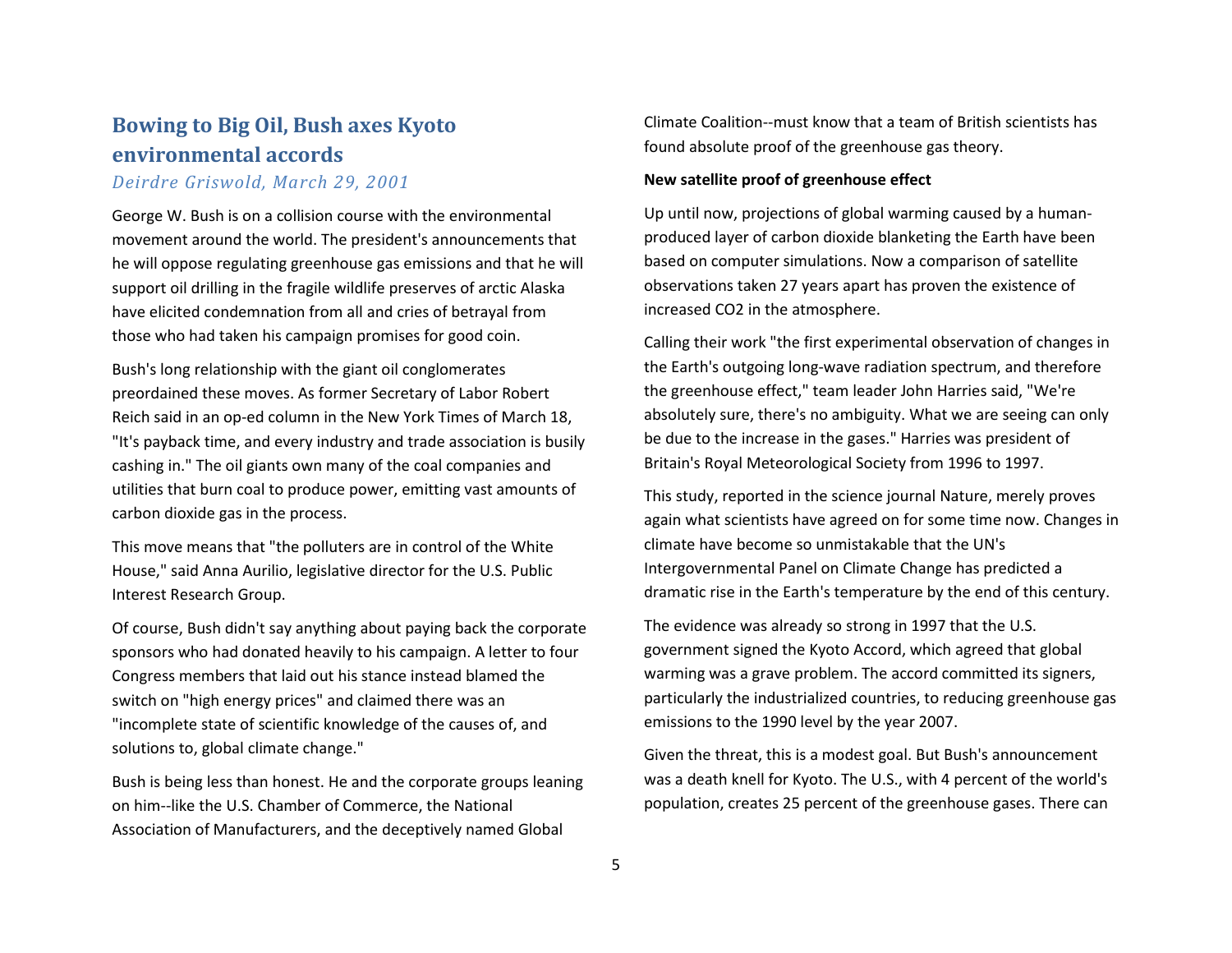## Bowing to Big Oil, Bush axes Kyoto environmental accords

*Deirdre Griswold, March 29, 2001*

George W. Bush is on a collision course with the environmental movement around the world. The president's announcements that he will oppose regulating greenhouse gas emissions and that he will support oil drilling in the fragile wildlife preserves of arctic Alaska have elicited condemnation from all and cries of betrayal from those who had taken his campaign promises for good coin.

Bush's long relationship with the giant oil conglomerates preordained these moves. As former Secretary of Labor Robert Reich said in an op-ed column in the New York Times of March 18, "It's payback time, and every industry and trade association is busily cashing in." The oil giants own many of the coal companies and utilities that burn coal to produce power, emitting vast amounts of carbon dioxide gas in the process.

This move means that "the polluters are in control of the White House," said Anna Aurilio, legislative director for the U.S. Public Interest Research Group.

Of course, Bush didn't say anything about paying back the corporate sponsors who had donated heavily to his campaign. A letter to four Congress members that laid out his stance instead blamed the switch on "high energy prices" and claimed there was an "incomplete state of scientific knowledge of the causes of, and solutions to, global climate change."

Bush is being less than honest. He and the corporate groups leaning on him--like the U.S. Chamber of Commerce, the National Association of Manufacturers, and the deceptively named Global Climate Coalition--must know that a team of British scientists has found absolute proof of the greenhouse gas theory.

**New satellite proof of greenhouse effect**

Up until now, projections of global warming caused by a human-produced layer of carbon dioxide blanketing the Earth have been based on computer simulations. Now a comparison of satellite observations taken 27 years apart has proven the existence of increased $CO_2$ in the atmosphere.

Calling their work "the first experimental observation of changes in the Earth's outgoing long-wave radiation spectrum, and therefore the greenhouse effect," team leader John Harries said, "We're absolutely sure, there's no ambiguity. What we are seeing can only be due to the increase in the gases." Harries was president of Britain's Royal Meteorological Society from 1996 to 1997.

This study, reported in the science journal Nature, merely proves again what scientists have agreed on for some time now. Changes in climate have become so unmistakable that the UN's Intergovernmental Panel on Climate Change has predicted a dramatic rise in the Earth's temperature by the end of this century.

The evidence was already so strong in 1997 that the U.S. government signed the Kyoto Accord, which agreed that global warming was a grave problem. The accord committed its signers, particularly the industrialized countries, to reducing greenhouse gas emissions to the 1990 level by the year 2007.

Given the threat, this is a modest goal. But Bush's announcement was a death knell for Kyoto. The U.S., with 4 percent of the world's population, creates 25 percent of the greenhouse gases. There can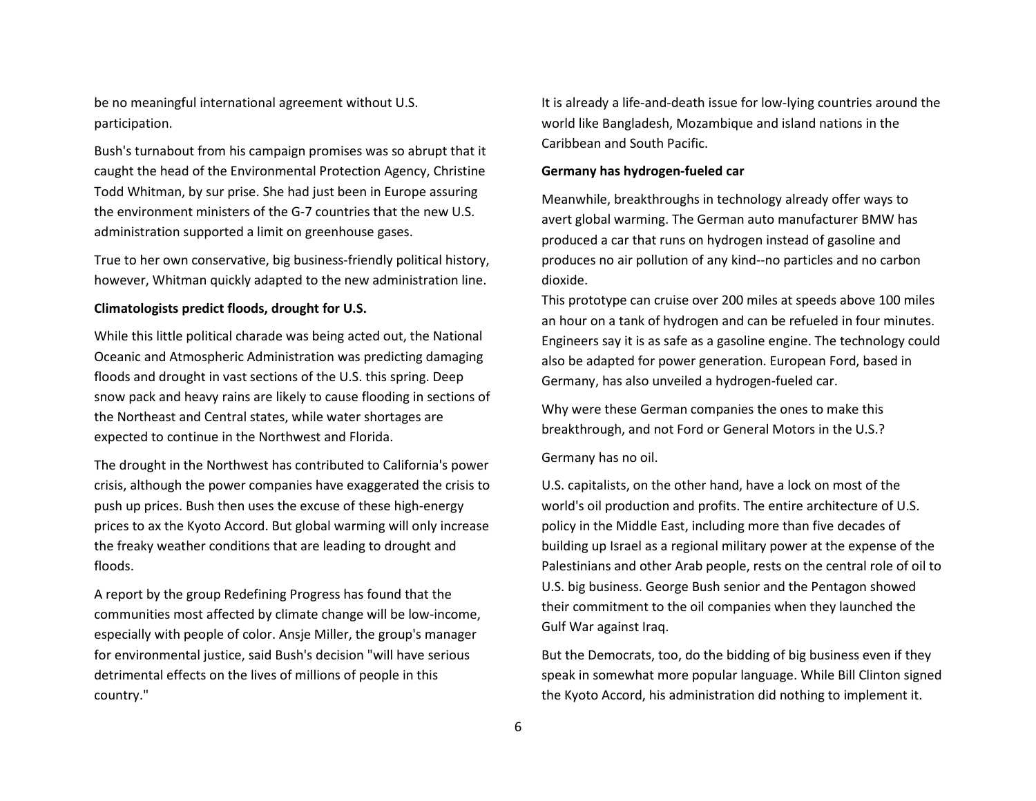be no meaningful international agreement without U.S. participation.

Bush's turnabout from his campaign promises was so abrupt that it caught the head of the Environmental Protection Agency, Christine Todd Whitman, by sur prise. She had just been in Europe assuring the environment ministers of the G-7 countries that the new U.S. administration supported a limit on greenhouse gases.

True to her own conservative, big business-friendly political history, however, Whitman quickly adapted to the new administration line.

**Climatologists predict floods, drought for U.S.**

While this little political charade was being acted out, the National Oceanic and Atmospheric Administration was predicting damaging floods and drought in vast sections of the U.S. this spring. Deep snow pack and heavy rains are likely to cause flooding in sections of the Northeast and Central states, while water shortages are expected to continue in the Northwest and Florida.

The drought in the Northwest has contributed to California's power crisis, although the power companies have exaggerated the crisis to push up prices. Bush then uses the excuse of these high-energy prices to ax the Kyoto Accord. But global warming will only increase the freaky weather conditions that are leading to drought and floods.

A report by the group Redefining Progress has found that the communities most affected by climate change will be low-income, especially with people of color. Ansje Miller, the group's manager for environmental justice, said Bush's decision "will have serious detrimental effects on the lives of millions of people in this country."

It is already a life-and-death issue for low-lying countries around the world like Bangladesh, Mozambique and island nations in the Caribbean and South Pacific.

**Germany has hydrogen-fueled car**

Meanwhile, breakthroughs in technology already offer ways to avert global warming. The German auto manufacturer BMW has produced a car that runs on hydrogen instead of gasoline and produces no air pollution of any kind--no particles and no carbon dioxide.

This prototype can cruise over 200 miles at speeds above 100 miles an hour on a tank of hydrogen and can be refueled in four minutes. Engineers say it is as safe as a gasoline engine. The technology could also be adapted for power generation. European Ford, based in Germany, has also unveiled a hydrogen-fueled car.

Why were these German companies the ones to make this breakthrough, and not Ford or General Motors in the U.S.?

Germany has no oil.

U.S. capitalists, on the other hand, have a lock on most of the world's oil production and profits. The entire architecture of U.S. policy in the Middle East, including more than five decades of building up Israel as a regional military power at the expense of the Palestinians and other Arab people, rests on the central role of oil to U.S. big business. George Bush senior and the Pentagon showed their commitment to the oil companies when they launched the Gulf War against Iraq.

But the Democrats, too, do the bidding of big business even if they speak in somewhat more popular language. While Bill Clinton signed the Kyoto Accord, his administration did nothing to implement it.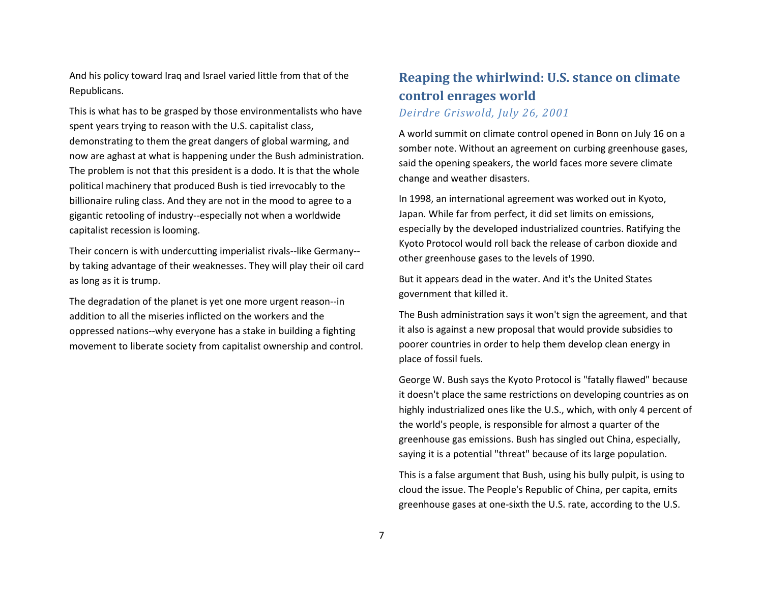And his policy toward Iraq and Israel varied little from that of the Republicans.

This is what has to be grasped by those environmentalists who have spent years trying to reason with the U.S. capitalist class, demonstrating to them the great dangers of global warming, and now are aghast at what is happening under the Bush administration. The problem is not that this president is a dodo. It is that the whole political machinery that produced Bush is tied irrevocably to the billionaire ruling class. And they are not in the mood to agree to a gigantic retooling of industry--especially not when a worldwide capitalist recession is looming.

Their concern is with undercutting imperialist rivals--like Germany--by taking advantage of their weaknesses. They will play their oil card as long as it is trump.

The degradation of the planet is yet one more urgent reason--in addition to all the miseries inflicted on the workers and the oppressed nations--why everyone has a stake in building a fighting movement to liberate society from capitalist ownership and control.

## Reaping the whirlwind: U.S. stance on climate control enrages world

*Deirdre Griswold, July 26, 2001*

A world summit on climate control opened in Bonn on July 16 on a somber note. Without an agreement on curbing greenhouse gases, said the opening speakers, the world faces more severe climate change and weather disasters.

In 1998, an international agreement was worked out in Kyoto, Japan. While far from perfect, it did set limits on emissions, especially by the developed industrialized countries. Ratifying the Kyoto Protocol would roll back the release of carbon dioxide and other greenhouse gases to the levels of 1990.

But it appears dead in the water. And it's the United States government that killed it.

The Bush administration says it won't sign the agreement, and that it also is against a new proposal that would provide subsidies to poorer countries in order to help them develop clean energy in place of fossil fuels.

George W. Bush says the Kyoto Protocol is "fatally flawed" because it doesn't place the same restrictions on developing countries as on highly industrialized ones like the U.S., which, with only 4 percent of the world's people, is responsible for almost a quarter of the greenhouse gas emissions. Bush has singled out China, especially, saying it is a potential "threat" because of its large population.

This is a false argument that Bush, using his bully pulpit, is using to cloud the issue. The People's Republic of China, per capita, emits greenhouse gases at one-sixth the U.S. rate, according to the U.S.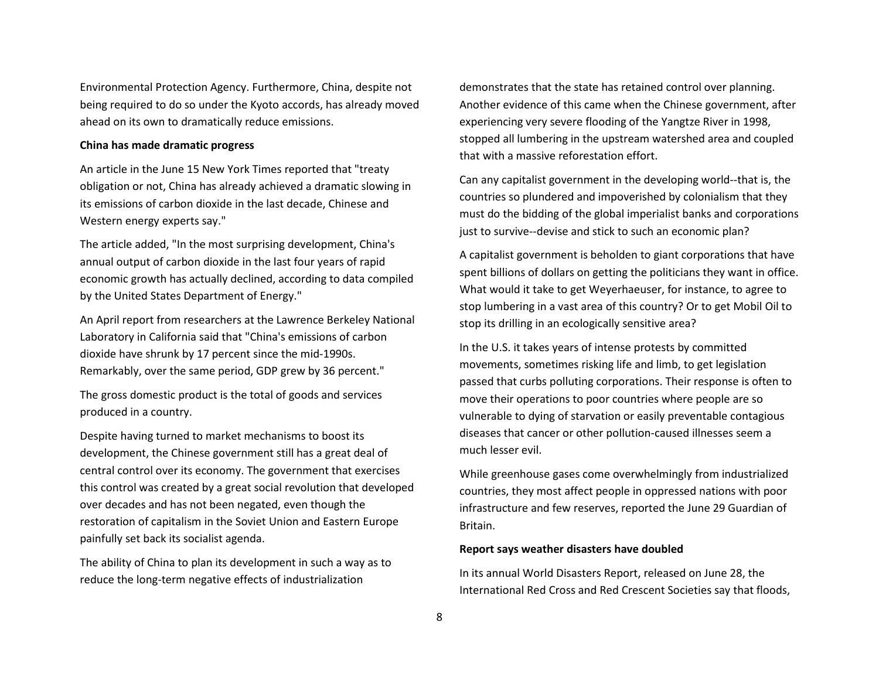Environmental Protection Agency. Furthermore, China, despite not being required to do so under the Kyoto accords, has already moved ahead on its own to dramatically reduce emissions.

**China has made dramatic progress**

An article in the June 15 New York Times reported that "treaty obligation or not, China has already achieved a dramatic slowing in its emissions of carbon dioxide in the last decade, Chinese and Western energy experts say."

The article added, "In the most surprising development, China's annual output of carbon dioxide in the last four years of rapid economic growth has actually declined, according to data compiled by the United States Department of Energy."

An April report from researchers at the Lawrence Berkeley National Laboratory in California said that "China's emissions of carbon dioxide have shrunk by 17 percent since the mid-1990s. Remarkably, over the same period, GDP grew by 36 percent."

The gross domestic product is the total of goods and services produced in a country.

Despite having turned to market mechanisms to boost its development, the Chinese government still has a great deal of central control over its economy. The government that exercises this control was created by a great social revolution that developed over decades and has not been negated, even though the restoration of capitalism in the Soviet Union and Eastern Europe painfully set back its socialist agenda.

The ability of China to plan its development in such a way as to reduce the long-term negative effects of industrialization demonstrates that the state has retained control over planning. Another evidence of this came when the Chinese government, after experiencing very severe flooding of the Yangtze River in 1998, stopped all lumbering in the upstream watershed area and coupled that with a massive reforestation effort.

Can any capitalist government in the developing world--that is, the countries so plundered and impoverished by colonialism that they must do the bidding of the global imperialist banks and corporations just to survive--devise and stick to such an economic plan?

A capitalist government is beholden to giant corporations that have spent billions of dollars on getting the politicians they want in office. What would it take to get Weyerhaeuser, for instance, to agree to stop lumbering in a vast area of this country? Or to get Mobil Oil to stop its drilling in an ecologically sensitive area?

In the U.S. it takes years of intense protests by committed movements, sometimes risking life and limb, to get legislation passed that curbs polluting corporations. Their response is often to move their operations to poor countries where people are so vulnerable to dying of starvation or easily preventable contagious diseases that cancer or other pollution-caused illnesses seem a much lesser evil.

While greenhouse gases come overwhelmingly from industrialized countries, they most affect people in oppressed nations with poor infrastructure and few reserves, reported the June 29 Guardian of Britain.

**Report says weather disasters have doubled**

In its annual World Disasters Report, released on June 28, the International Red Cross and Red Crescent Societies say that floods,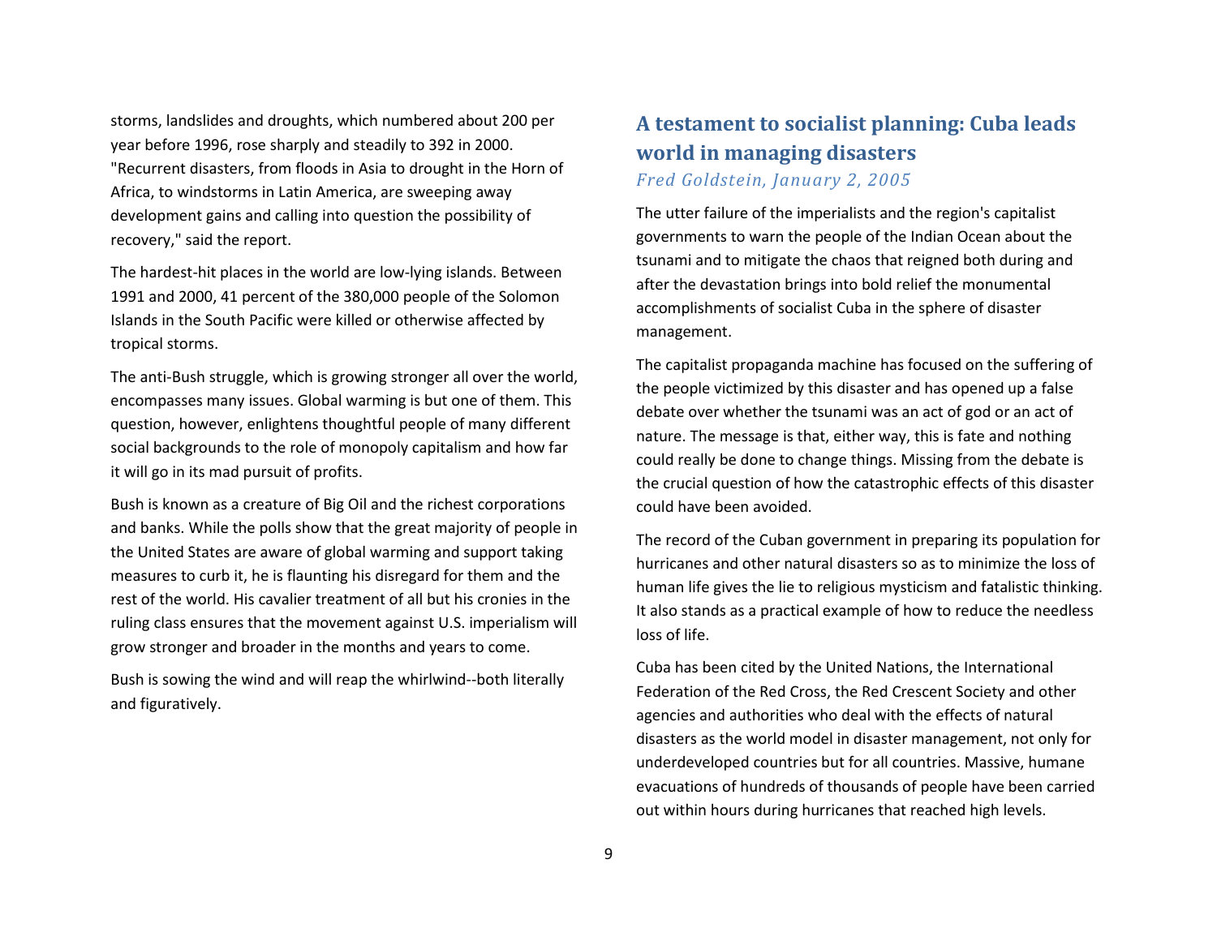storms, landslides and droughts, which numbered about 200 per year before 1996, rose sharply and steadily to 392 in 2000. "Recurrent disasters, from floods in Asia to drought in the Horn of Africa, to windstorms in Latin America, are sweeping away development gains and calling into question the possibility of recovery," said the report.

The hardest-hit places in the world are low-lying islands. Between 1991 and 2000, 41 percent of the 380,000 people of the Solomon Islands in the South Pacific were killed or otherwise affected by tropical storms.

The anti-Bush struggle, which is growing stronger all over the world, encompasses many issues. Global warming is but one of them. This question, however, enlightens thoughtful people of many different social backgrounds to the role of monopoly capitalism and how far it will go in its mad pursuit of profits.

Bush is known as a creature of Big Oil and the richest corporations and banks. While the polls show that the great majority of people in the United States are aware of global warming and support taking measures to curb it, he is flaunting his disregard for them and the rest of the world. His cavalier treatment of all but his cronies in the ruling class ensures that the movement against U.S. imperialism will grow stronger and broader in the months and years to come.

Bush is sowing the wind and will reap the whirlwind--both literally and figuratively.

## A testament to socialist planning: Cuba leads world in managing disasters

*Fred Goldstein, January 2, 2005*

The utter failure of the imperialists and the region's capitalist governments to warn the people of the Indian Ocean about the tsunami and to mitigate the chaos that reigned both during and after the devastation brings into bold relief the monumental accomplishments of socialist Cuba in the sphere of disaster management.

The capitalist propaganda machine has focused on the suffering of the people victimized by this disaster and has opened up a false debate over whether the tsunami was an act of god or an act of nature. The message is that, either way, this is fate and nothing could really be done to change things. Missing from the debate is the crucial question of how the catastrophic effects of this disaster could have been avoided.

The record of the Cuban government in preparing its population for hurricanes and other natural disasters so as to minimize the loss of human life gives the lie to religious mysticism and fatalistic thinking. It also stands as a practical example of how to reduce the needless loss of life.

Cuba has been cited by the United Nations, the International Federation of the Red Cross, the Red Crescent Society and other agencies and authorities who deal with the effects of natural disasters as the world model in disaster management, not only for underdeveloped countries but for all countries. Massive, humane evacuations of hundreds of thousands of people have been carried out within hours during hurricanes that reached high levels.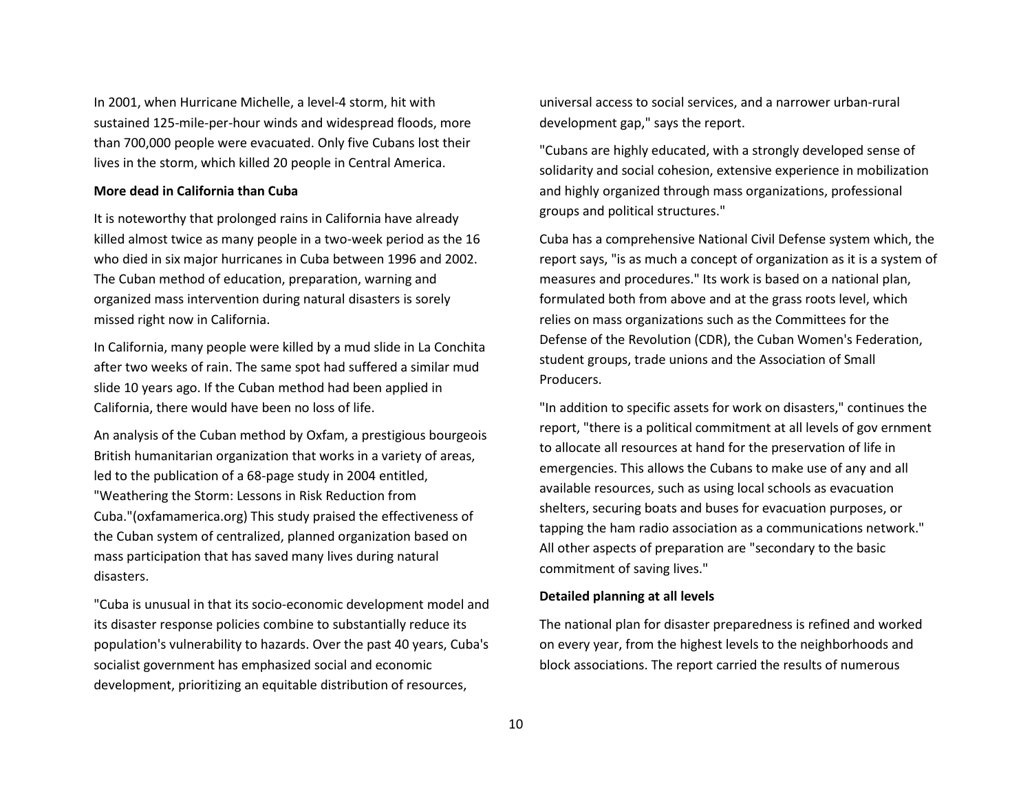In 2001, when Hurricane Michelle, a level-4 storm, hit with sustained 125-mile-per-hour winds and widespread floods, more than 700,000 people were evacuated. Only five Cubans lost their lives in the storm, which killed 20 people in Central America.

**More dead in California than Cuba**

It is noteworthy that prolonged rains in California have already killed almost twice as many people in a two-week period as the 16 who died in six major hurricanes in Cuba between 1996 and 2002. The Cuban method of education, preparation, warning and organized mass intervention during natural disasters is sorely missed right now in California.

In California, many people were killed by a mud slide in La Conchita after two weeks of rain. The same spot had suffered a similar mud slide 10 years ago. If the Cuban method had been applied in California, there would have been no loss of life.

An analysis of the Cuban method by Oxfam, a prestigious bourgeois British humanitarian organization that works in a variety of areas, led to the publication of a 68-page study in 2004 entitled, "Weathering the Storm: Lessons in Risk Reduction from Cuba."(oxfamamerica.org) This study praised the effectiveness of the Cuban system of centralized, planned organization based on mass participation that has saved many lives during natural disasters.

"Cuba is unusual in that its socio-economic development model and its disaster response policies combine to substantially reduce its population's vulnerability to hazards. Over the past 40 years, Cuba's socialist government has emphasized social and economic development, prioritizing an equitable distribution of resources, universal access to social services, and a narrower urban-rural development gap," says the report.

"Cubans are highly educated, with a strongly developed sense of solidarity and social cohesion, extensive experience in mobilization and highly organized through mass organizations, professional groups and political structures."

Cuba has a comprehensive National Civil Defense system which, the report says, "is as much a concept of organization as it is a system of measures and procedures." Its work is based on a national plan, formulated both from above and at the grass roots level, which relies on mass organizations such as the Committees for the Defense of the Revolution (CDR), the Cuban Women's Federation, student groups, trade unions and the Association of Small Producers.

"In addition to specific assets for work on disasters," continues the report, "there is a political commitment at all levels of gov ernment to allocate all resources at hand for the preservation of life in emergencies. This allows the Cubans to make use of any and all available resources, such as using local schools as evacuation shelters, securing boats and buses for evacuation purposes, or tapping the ham radio association as a communications network." All other aspects of preparation are "secondary to the basic commitment of saving lives."

**Detailed planning at all levels**

The national plan for disaster preparedness is refined and worked on every year, from the highest levels to the neighborhoods and block associations. The report carried the results of numerous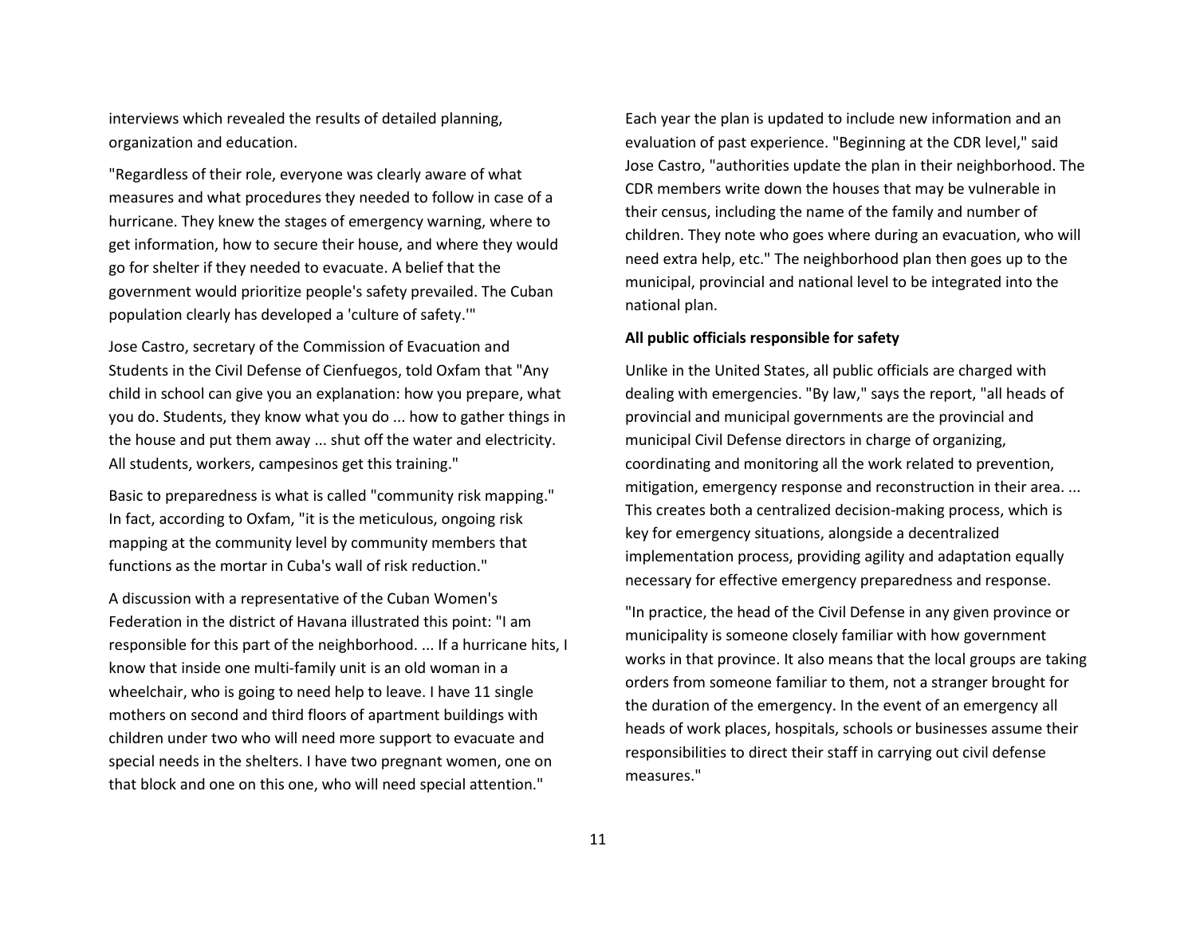interviews which revealed the results of detailed planning, organization and education.

"Regardless of their role, everyone was clearly aware of what measures and what procedures they needed to follow in case of a hurricane. They knew the stages of emergency warning, where to get information, how to secure their house, and where they would go for shelter if they needed to evacuate. A belief that the government would prioritize people's safety prevailed. The Cuban population clearly has developed a 'culture of safety.'"

Jose Castro, secretary of the Commission of Evacuation and Students in the Civil Defense of Cienfuegos, told Oxfam that "Any child in school can give you an explanation: how you prepare, what you do. Students, they know what you do ... how to gather things in the house and put them away ... shut off the water and electricity. All students, workers, campesinos get this training."

Basic to preparedness is what is called "community risk mapping." In fact, according to Oxfam, "it is the meticulous, ongoing risk mapping at the community level by community members that functions as the mortar in Cuba's wall of risk reduction."

A discussion with a representative of the Cuban Women's Federation in the district of Havana illustrated this point: "I am responsible for this part of the neighborhood. ... If a hurricane hits, I know that inside one multi-family unit is an old woman in a wheelchair, who is going to need help to leave. I have 11 single mothers on second and third floors of apartment buildings with children under two who will need more support to evacuate and special needs in the shelters. I have two pregnant women, one on that block and one on this one, who will need special attention."

Each year the plan is updated to include new information and an evaluation of past experience. "Beginning at the CDR level," said Jose Castro, "authorities update the plan in their neighborhood. The CDR members write down the houses that may be vulnerable in their census, including the name of the family and number of children. They note who goes where during an evacuation, who will need extra help, etc." The neighborhood plan then goes up to the municipal, provincial and national level to be integrated into the national plan.

**All public officials responsible for safety**

Unlike in the United States, all public officials are charged with dealing with emergencies. "By law," says the report, "all heads of provincial and municipal governments are the provincial and municipal Civil Defense directors in charge of organizing, coordinating and monitoring all the work related to prevention, mitigation, emergency response and reconstruction in their area. ... This creates both a centralized decision-making process, which is key for emergency situations, alongside a decentralized implementation process, providing agility and adaptation equally necessary for effective emergency preparedness and response.

"In practice, the head of the Civil Defense in any given province or municipality is someone closely familiar with how government works in that province. It also means that the local groups are taking orders from someone familiar to them, not a stranger brought for the duration of the emergency. In the event of an emergency all heads of work places, hospitals, schools or businesses assume their responsibilities to direct their staff in carrying out civil defense measures."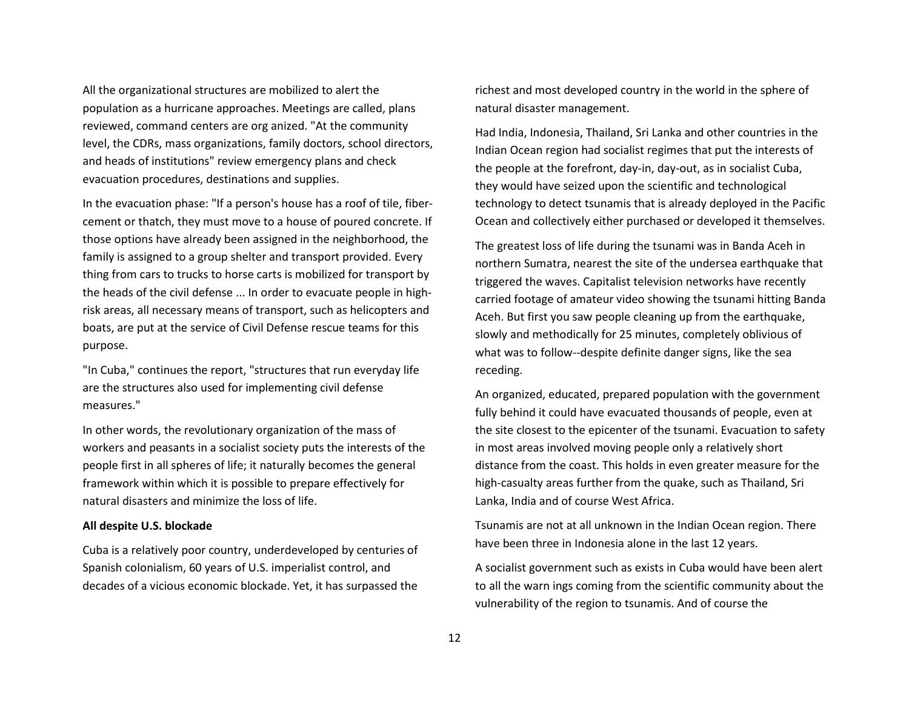All the organizational structures are mobilized to alert the population as a hurricane approaches. Meetings are called, plans reviewed, command centers are org anized. "At the community level, the CDRs, mass organizations, family doctors, school directors, and heads of institutions" review emergency plans and check evacuation procedures, destinations and supplies.

In the evacuation phase: "If a person's house has a roof of tile, fiber-cement or thatch, they must move to a house of poured concrete. If those options have already been assigned in the neighborhood, the family is assigned to a group shelter and transport provided. Every thing from cars to trucks to horse carts is mobilized for transport by the heads of the civil defense ... In order to evacuate people in high-risk areas, all necessary means of transport, such as helicopters and boats, are put at the service of Civil Defense rescue teams for this purpose.

"In Cuba," continues the report, "structures that run everyday life are the structures also used for implementing civil defense measures."

In other words, the revolutionary organization of the mass of workers and peasants in a socialist society puts the interests of the people first in all spheres of life; it naturally becomes the general framework within which it is possible to prepare effectively for natural disasters and minimize the loss of life.

**All despite U.S. blockade**

Cuba is a relatively poor country, underdeveloped by centuries of Spanish colonialism, 60 years of U.S. imperialist control, and decades of a vicious economic blockade. Yet, it has surpassed the richest and most developed country in the world in the sphere of natural disaster management.

Had India, Indonesia, Thailand, Sri Lanka and other countries in the Indian Ocean region had socialist regimes that put the interests of the people at the forefront, day-in, day-out, as in socialist Cuba, they would have seized upon the scientific and technological technology to detect tsunamis that is already deployed in the Pacific Ocean and collectively either purchased or developed it themselves.

The greatest loss of life during the tsunami was in Banda Aceh in northern Sumatra, nearest the site of the undersea earthquake that triggered the waves. Capitalist television networks have recently carried footage of amateur video showing the tsunami hitting Banda Aceh. But first you saw people cleaning up from the earthquake, slowly and methodically for 25 minutes, completely oblivious of what was to follow--despite definite danger signs, like the sea receding.

An organized, educated, prepared population with the government fully behind it could have evacuated thousands of people, even at the site closest to the epicenter of the tsunami. Evacuation to safety in most areas involved moving people only a relatively short distance from the coast. This holds in even greater measure for the high-casualty areas further from the quake, such as Thailand, Sri Lanka, India and of course West Africa.

Tsunamis are not at all unknown in the Indian Ocean region. There have been three in Indonesia alone in the last 12 years.

A socialist government such as exists in Cuba would have been alert to all the warn ings coming from the scientific community about the vulnerability of the region to tsunamis. And of course the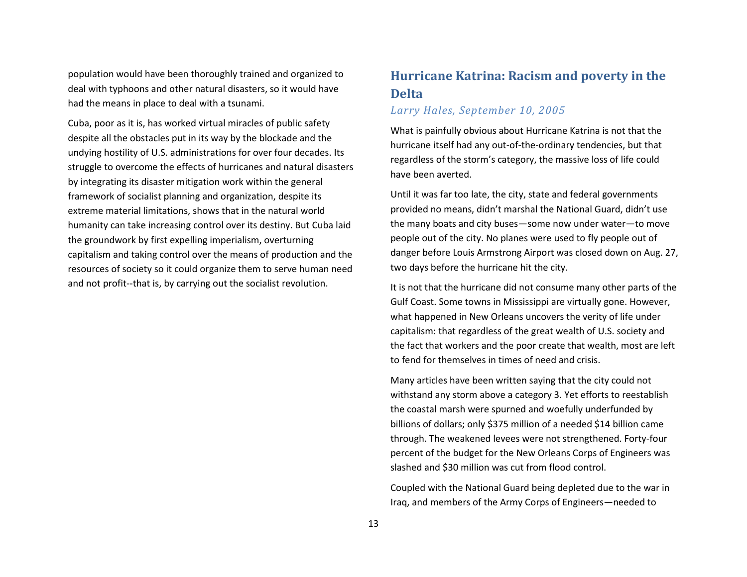population would have been thoroughly trained and organized to deal with typhoons and other natural disasters, so it would have had the means in place to deal with a tsunami.

Cuba, poor as it is, has worked virtual miracles of public safety despite all the obstacles put in its way by the blockade and the undying hostility of U.S. administrations for over four decades. Its struggle to overcome the effects of hurricanes and natural disasters by integrating its disaster mitigation work within the general framework of socialist planning and organization, despite its extreme material limitations, shows that in the natural world humanity can take increasing control over its destiny. But Cuba laid the groundwork by first expelling imperialism, overturning capitalism and taking control over the means of production and the resources of society so it could organize them to serve human need and not profit--that is, by carrying out the socialist revolution.

## Hurricane Katrina: Racism and poverty in the Delta

*Larry Hales, September 10, 2005*

What is painfully obvious about Hurricane Katrina is not that the hurricane itself had any out-of-the-ordinary tendencies, but that regardless of the storm's category, the massive loss of life could have been averted.

Until it was far too late, the city, state and federal governments provided no means, didn't marshal the National Guard, didn't use the many boats and city buses—some now under water—to move people out of the city. No planes were used to fly people out of danger before Louis Armstrong Airport was closed down on Aug. 27, two days before the hurricane hit the city.

It is not that the hurricane did not consume many other parts of the Gulf Coast. Some towns in Mississippi are virtually gone. However, what happened in New Orleans uncovers the verity of life under capitalism: that regardless of the great wealth of U.S. society and the fact that workers and the poor create that wealth, most are left to fend for themselves in times of need and crisis.

Many articles have been written saying that the city could not withstand any storm above a category 3. Yet efforts to reestablish the coastal marsh were spurned and woefully underfunded by billions of dollars; only $375 million of a needed $14 billion came through. The weakened levees were not strengthened. Forty-four percent of the budget for the New Orleans Corps of Engineers was slashed and $30 million was cut from flood control.

Coupled with the National Guard being depleted due to the war in Iraq, and members of the Army Corps of Engineers—needed to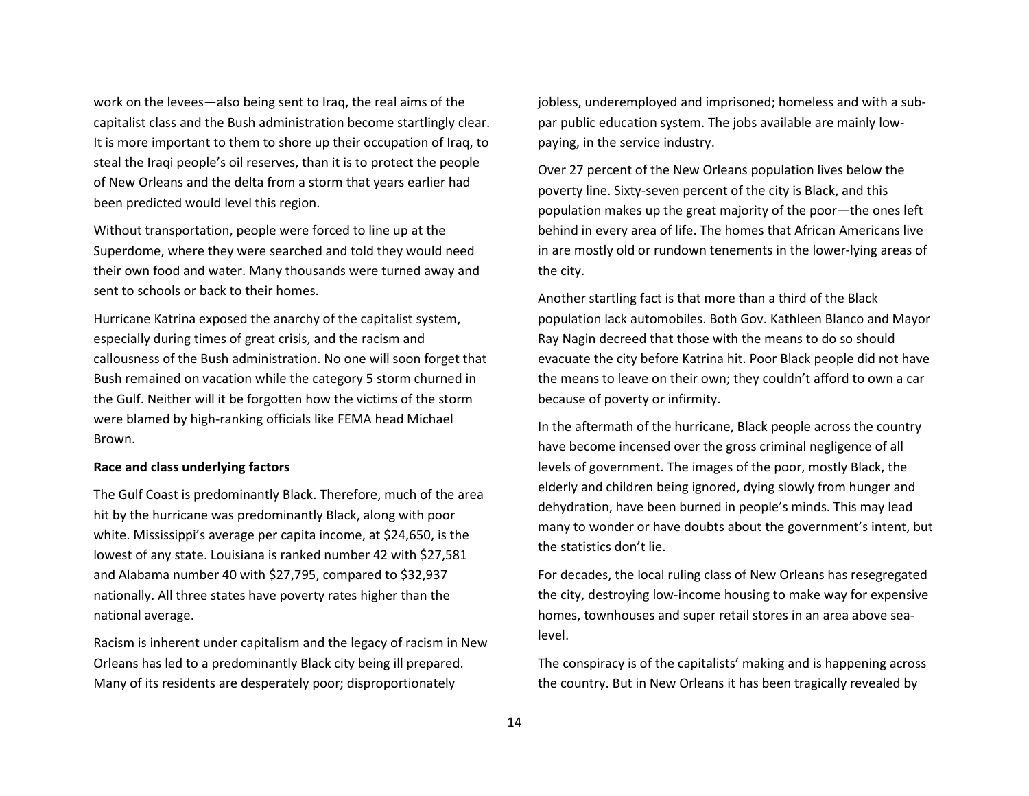work on the levees—also being sent to Iraq, the real aims of the capitalist class and the Bush administration become startlingly clear. It is more important to them to shore up their occupation of Iraq, to steal the Iraqi people's oil reserves, than it is to protect the people of New Orleans and the delta from a storm that years earlier had been predicted would level this region.

Without transportation, people were forced to line up at the Superdome, where they were searched and told they would need their own food and water. Many thousands were turned away and sent to schools or back to their homes.

Hurricane Katrina exposed the anarchy of the capitalist system, especially during times of great crisis, and the racism and callousness of the Bush administration. No one will soon forget that Bush remained on vacation while the category 5 storm churned in the Gulf. Neither will it be forgotten how the victims of the storm were blamed by high-ranking officials like FEMA head Michael Brown.

**Race and class underlying factors**

The Gulf Coast is predominantly Black. Therefore, much of the area hit by the hurricane was predominantly Black, along with poor white. Mississippi's average per capita income, at $24,650, is the lowest of any state. Louisiana is ranked number 42 with $27,581 and Alabama number 40 with $27,795, compared to $32,937 nationally. All three states have poverty rates higher than the national average.

Racism is inherent under capitalism and the legacy of racism in New Orleans has led to a predominantly Black city being ill prepared. Many of its residents are desperately poor; disproportionately jobless, underemployed and imprisoned; homeless and with a sub-par public education system. The jobs available are mainly low-paying, in the service industry.

Over 27 percent of the New Orleans population lives below the poverty line. Sixty-seven percent of the city is Black, and this population makes up the great majority of the poor—the ones left behind in every area of life. The homes that African Americans live in are mostly old or rundown tenements in the lower-lying areas of the city.

Another startling fact is that more than a third of the Black population lack automobiles. Both Gov. Kathleen Blanco and Mayor Ray Nagin decreed that those with the means to do so should evacuate the city before Katrina hit. Poor Black people did not have the means to leave on their own; they couldn't afford to own a car because of poverty or infirmity.

In the aftermath of the hurricane, Black people across the country have become incensed over the gross criminal negligence of all levels of government. The images of the poor, mostly Black, the elderly and children being ignored, dying slowly from hunger and dehydration, have been burned in people's minds. This may lead many to wonder or have doubts about the government's intent, but the statistics don't lie.

For decades, the local ruling class of New Orleans has resegregated the city, destroying low-income housing to make way for expensive homes, townhouses and super retail stores in an area above sea-level.

The conspiracy is of the capitalists' making and is happening across the country. But in New Orleans it has been tragically revealed by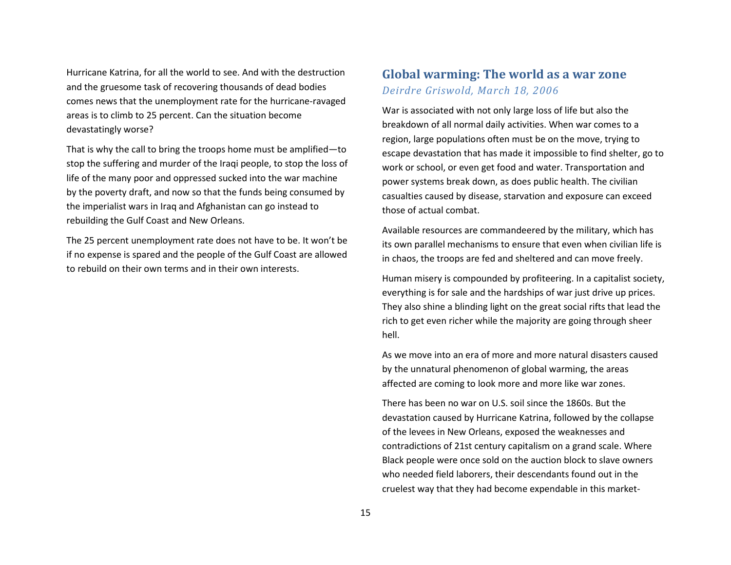Hurricane Katrina, for all the world to see. And with the destruction and the gruesome task of recovering thousands of dead bodies comes news that the unemployment rate for the hurricane-ravaged areas is to climb to 25 percent. Can the situation become devastatingly worse?

That is why the call to bring the troops home must be amplified—to stop the suffering and murder of the Iraqi people, to stop the loss of life of the many poor and oppressed sucked into the war machine by the poverty draft, and now so that the funds being consumed by the imperialist wars in Iraq and Afghanistan can go instead to rebuilding the Gulf Coast and New Orleans.

The 25 percent unemployment rate does not have to be. It won't be if no expense is spared and the people of the Gulf Coast are allowed to rebuild on their own terms and in their own interests.

## Global warming: The world as a war zone

*Deirdre Griswold, March 18, 2006*

War is associated with not only large loss of life but also the breakdown of all normal daily activities. When war comes to a region, large populations often must be on the move, trying to escape devastation that has made it impossible to find shelter, go to work or school, or even get food and water. Transportation and power systems break down, as does public health. The civilian casualties caused by disease, starvation and exposure can exceed those of actual combat.

Available resources are commandeered by the military, which has its own parallel mechanisms to ensure that even when civilian life is in chaos, the troops are fed and sheltered and can move freely.

Human misery is compounded by profiteering. In a capitalist society, everything is for sale and the hardships of war just drive up prices. They also shine a blinding light on the great social rifts that lead the rich to get even richer while the majority are going through sheer hell.

As we move into an era of more and more natural disasters caused by the unnatural phenomenon of global warming, the areas affected are coming to look more and more like war zones.

There has been no war on U.S. soil since the 1860s. But the devastation caused by Hurricane Katrina, followed by the collapse of the levees in New Orleans, exposed the weaknesses and contradictions of 21st century capitalism on a grand scale. Where Black people were once sold on the auction block to slave owners who needed field laborers, their descendants found out in the cruelest way that they had become expendable in this market-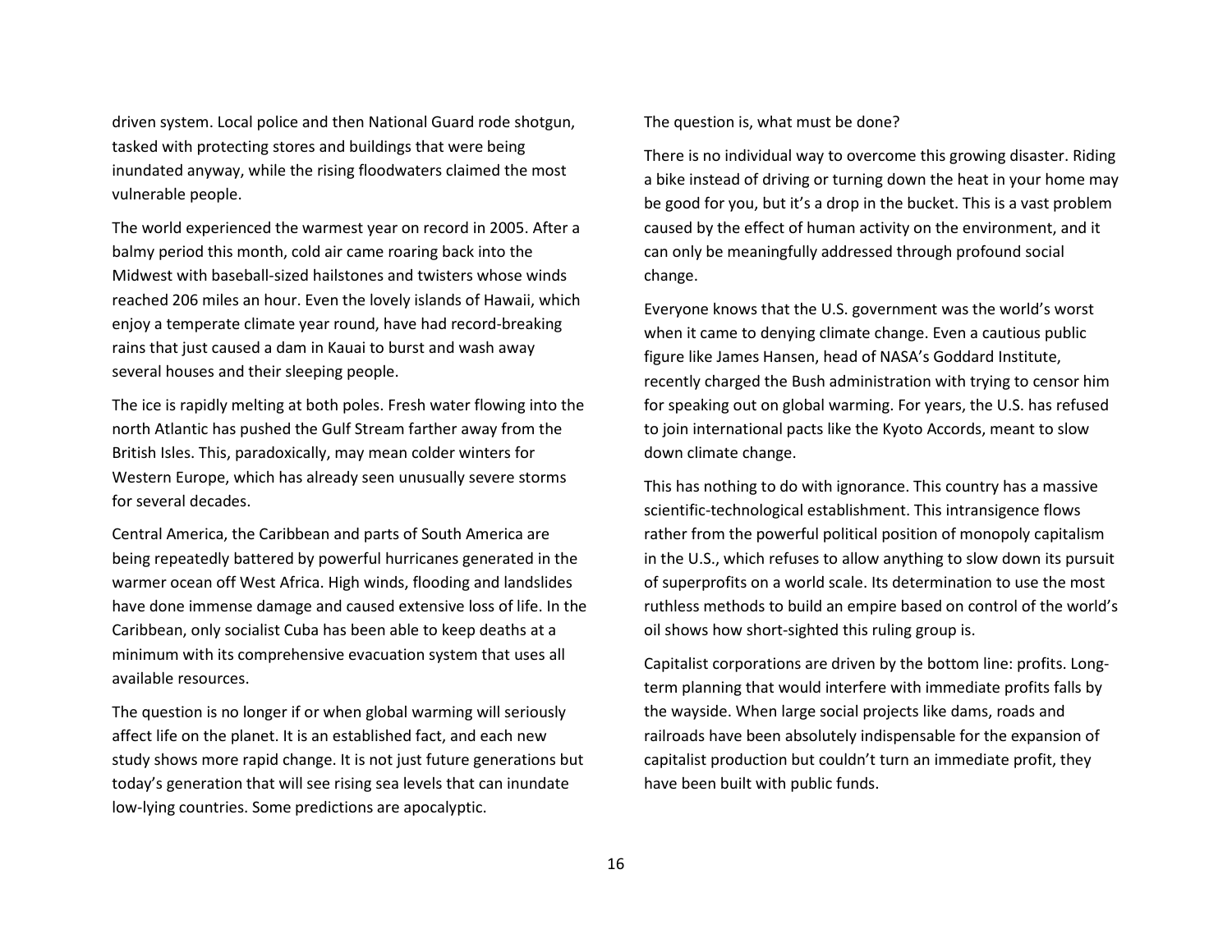driven system. Local police and then National Guard rode shotgun, tasked with protecting stores and buildings that were being inundated anyway, while the rising floodwaters claimed the most vulnerable people.

The world experienced the warmest year on record in 2005. After a balmy period this month, cold air came roaring back into the Midwest with baseball-sized hailstones and twisters whose winds reached 206 miles an hour. Even the lovely islands of Hawaii, which enjoy a temperate climate year round, have had record-breaking rains that just caused a dam in Kauai to burst and wash away several houses and their sleeping people.

The ice is rapidly melting at both poles. Fresh water flowing into the north Atlantic has pushed the Gulf Stream farther away from the British Isles. This, paradoxically, may mean colder winters for Western Europe, which has already seen unusually severe storms for several decades.

Central America, the Caribbean and parts of South America are being repeatedly battered by powerful hurricanes generated in the warmer ocean off West Africa. High winds, flooding and landslides have done immense damage and caused extensive loss of life. In the Caribbean, only socialist Cuba has been able to keep deaths at a minimum with its comprehensive evacuation system that uses all available resources.

The question is no longer if or when global warming will seriously affect life on the planet. It is an established fact, and each new study shows more rapid change. It is not just future generations but today's generation that will see rising sea levels that can inundate low-lying countries. Some predictions are apocalyptic.

The question is, what must be done?

There is no individual way to overcome this growing disaster. Riding a bike instead of driving or turning down the heat in your home may be good for you, but it's a drop in the bucket. This is a vast problem caused by the effect of human activity on the environment, and it can only be meaningfully addressed through profound social change.

Everyone knows that the U.S. government was the world's worst when it came to denying climate change. Even a cautious public figure like James Hansen, head of NASA's Goddard Institute, recently charged the Bush administration with trying to censor him for speaking out on global warming. For years, the U.S. has refused to join international pacts like the Kyoto Accords, meant to slow down climate change.

This has nothing to do with ignorance. This country has a massive scientific-technological establishment. This intransigence flows rather from the powerful political position of monopoly capitalism in the U.S., which refuses to allow anything to slow down its pursuit of superprofits on a world scale. Its determination to use the most ruthless methods to build an empire based on control of the world's oil shows how short-sighted this ruling group is.

Capitalist corporations are driven by the bottom line: profits. Long-term planning that would interfere with immediate profits falls by the wayside. When large social projects like dams, roads and railroads have been absolutely indispensable for the expansion of capitalist production but couldn't turn an immediate profit, they have been built with public funds.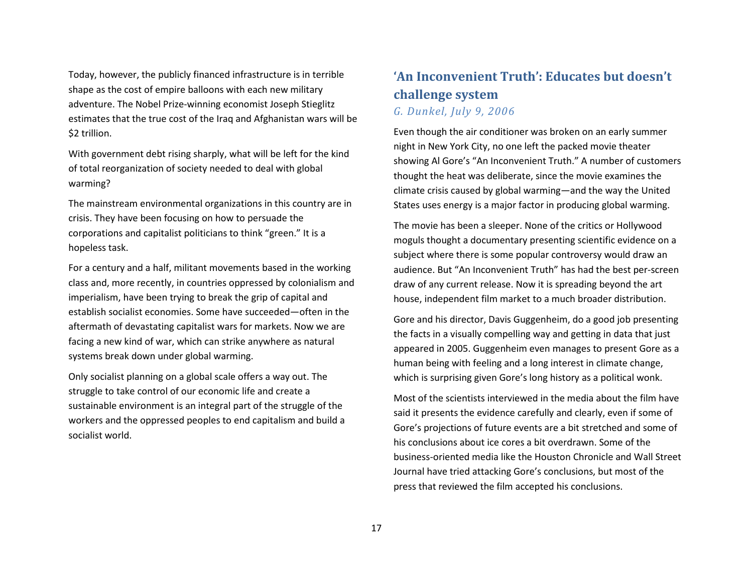Today, however, the publicly financed infrastructure is in terrible shape as the cost of empire balloons with each new military adventure. The Nobel Prize-winning economist Joseph Stieglitz estimates that the true cost of the Iraq and Afghanistan wars will be $2 trillion.

With government debt rising sharply, what will be left for the kind of total reorganization of society needed to deal with global warming?

The mainstream environmental organizations in this country are in crisis. They have been focusing on how to persuade the corporations and capitalist politicians to think "green." It is a hopeless task.

For a century and a half, militant movements based in the working class and, more recently, in countries oppressed by colonialism and imperialism, have been trying to break the grip of capital and establish socialist economies. Some have succeeded—often in the aftermath of devastating capitalist wars for markets. Now we are facing a new kind of war, which can strike anywhere as natural systems break down under global warming.

Only socialist planning on a global scale offers a way out. The struggle to take control of our economic life and create a sustainable environment is an integral part of the struggle of the workers and the oppressed peoples to end capitalism and build a socialist world.

## 'An Inconvenient Truth': Educates but doesn't challenge system

*G. Dunkel, July 9, 2006*

Even though the air conditioner was broken on an early summer night in New York City, no one left the packed movie theater showing Al Gore's "An Inconvenient Truth." A number of customers thought the heat was deliberate, since the movie examines the climate crisis caused by global warming—and the way the United States uses energy is a major factor in producing global warming.

The movie has been a sleeper. None of the critics or Hollywood moguls thought a documentary presenting scientific evidence on a subject where there is some popular controversy would draw an audience. But "An Inconvenient Truth" has had the best per-screen draw of any current release. Now it is spreading beyond the art house, independent film market to a much broader distribution.

Gore and his director, Davis Guggenheim, do a good job presenting the facts in a visually compelling way and getting in data that just appeared in 2005. Guggenheim even manages to present Gore as a human being with feeling and a long interest in climate change, which is surprising given Gore's long history as a political wonk.

Most of the scientists interviewed in the media about the film have said it presents the evidence carefully and clearly, even if some of Gore's projections of future events are a bit stretched and some of his conclusions about ice cores a bit overdrawn. Some of the business-oriented media like the Houston Chronicle and Wall Street Journal have tried attacking Gore's conclusions, but most of the press that reviewed the film accepted his conclusions.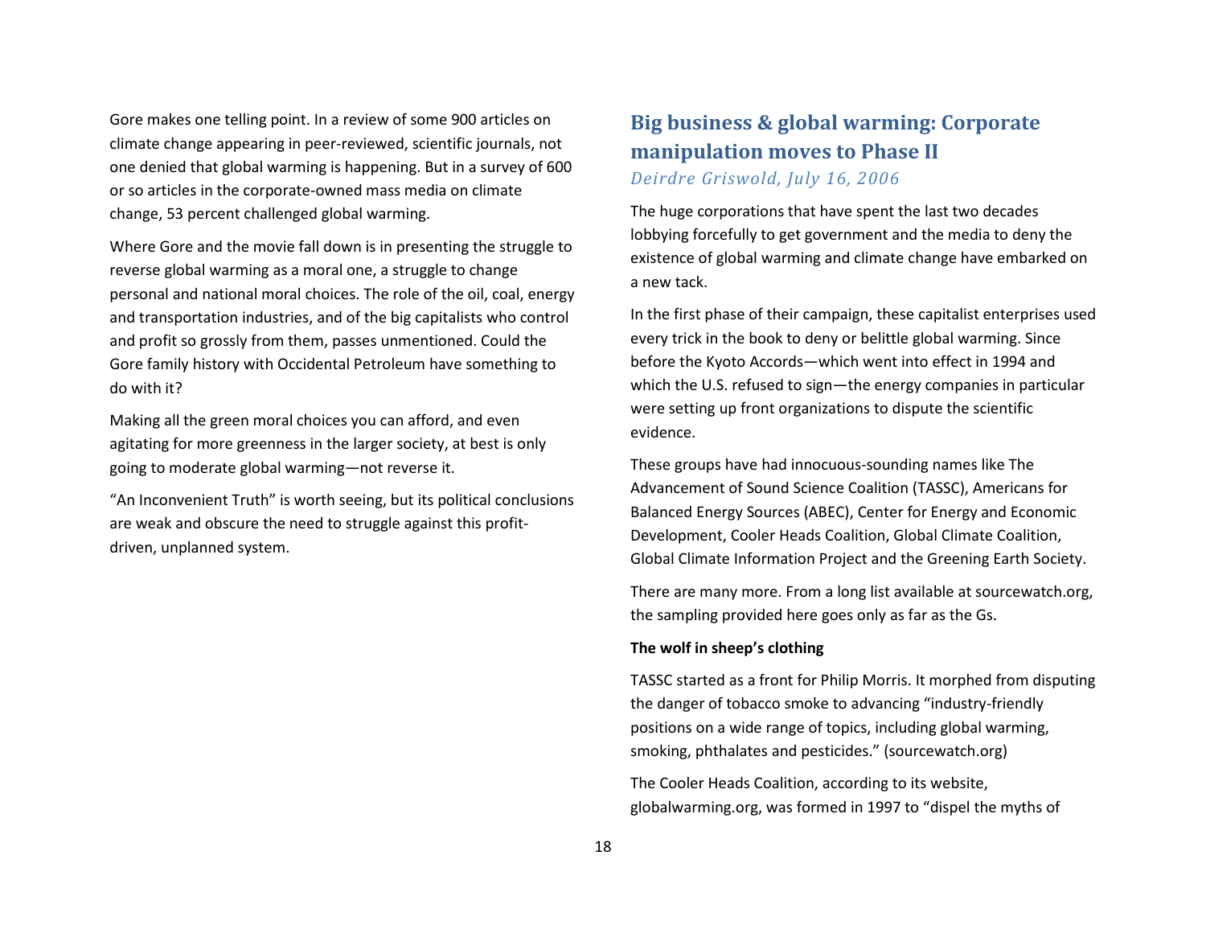Gore makes one telling point. In a review of some 900 articles on climate change appearing in peer-reviewed, scientific journals, not one denied that global warming is happening. But in a survey of 600 or so articles in the corporate-owned mass media on climate change, 53 percent challenged global warming.

Where Gore and the movie fall down is in presenting the struggle to reverse global warming as a moral one, a struggle to change personal and national moral choices. The role of the oil, coal, energy and transportation industries, and of the big capitalists who control and profit so grossly from them, passes unmentioned. Could the Gore family history with Occidental Petroleum have something to do with it?

Making all the green moral choices you can afford, and even agitating for more greenness in the larger society, at best is only going to moderate global warming—not reverse it.

"An Inconvenient Truth" is worth seeing, but its political conclusions are weak and obscure the need to struggle against this profit-driven, unplanned system.

## Big business & global warming: Corporate manipulation moves to Phase II

*Deirdre Griswold, July 16, 2006*

The huge corporations that have spent the last two decades lobbying forcefully to get government and the media to deny the existence of global warming and climate change have embarked on a new tack.

In the first phase of their campaign, these capitalist enterprises used every trick in the book to deny or belittle global warming. Since before the Kyoto Accords—which went into effect in 1994 and which the U.S. refused to sign—the energy companies in particular were setting up front organizations to dispute the scientific evidence.

These groups have had innocuous-sounding names like The Advancement of Sound Science Coalition (TASSC), Americans for Balanced Energy Sources (ABEC), Center for Energy and Economic Development, Cooler Heads Coalition, Global Climate Coalition, Global Climate Information Project and the Greening Earth Society.

There are many more. From a long list available at sourcewatch.org, the sampling provided here goes only as far as the Gs.

**The wolf in sheep's clothing**

TASSC started as a front for Philip Morris. It morphed from disputing the danger of tobacco smoke to advancing "industry-friendly positions on a wide range of topics, including global warming, smoking, phthalates and pesticides." (sourcewatch.org)

The Cooler Heads Coalition, according to its website, globalwarming.org, was formed in 1997 to "dispel the myths of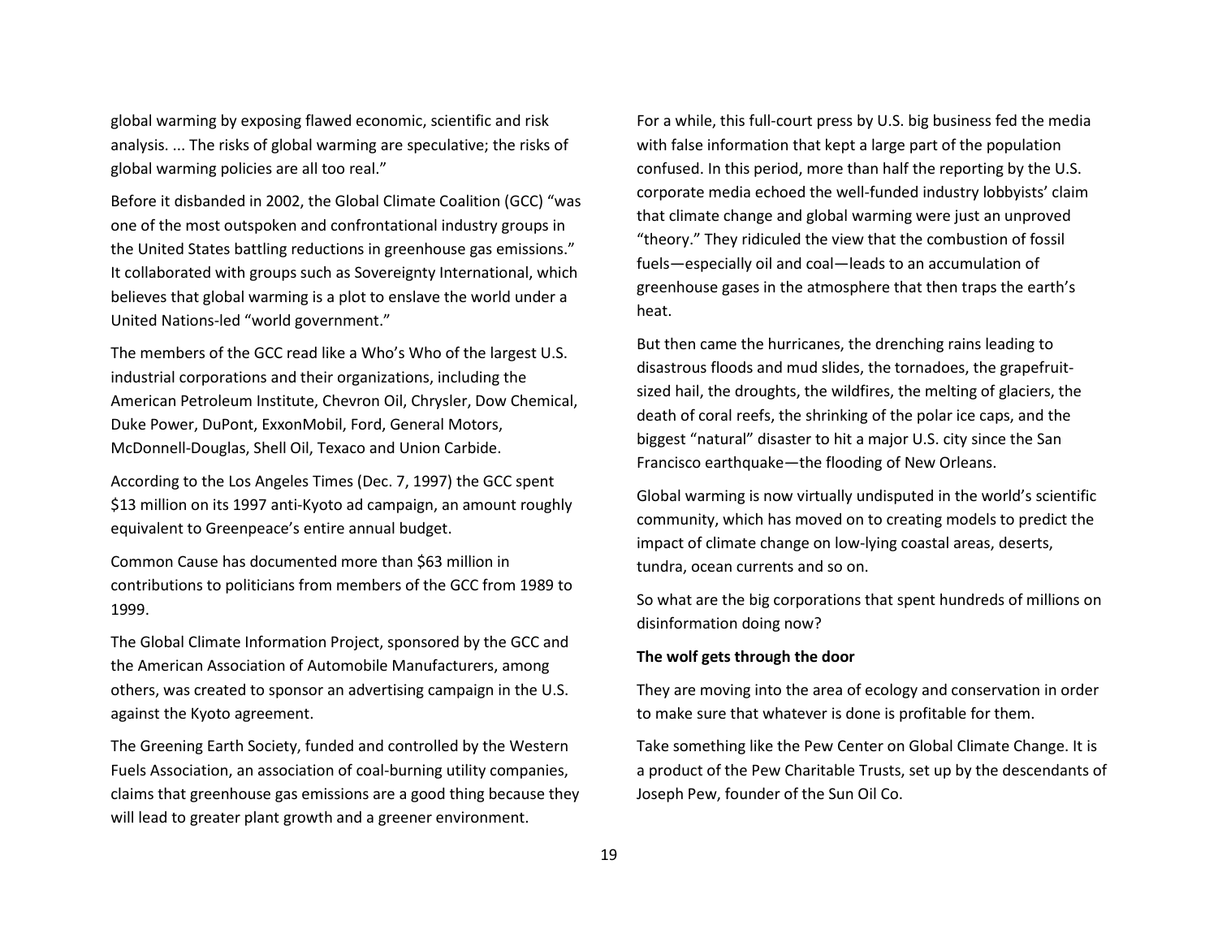global warming by exposing flawed economic, scientific and risk analysis. ... The risks of global warming are speculative; the risks of global warming policies are all too real."

Before it disbanded in 2002, the Global Climate Coalition (GCC) "was one of the most outspoken and confrontational industry groups in the United States battling reductions in greenhouse gas emissions." It collaborated with groups such as Sovereignty International, which believes that global warming is a plot to enslave the world under a United Nations-led "world government."

The members of the GCC read like a Who's Who of the largest U.S. industrial corporations and their organizations, including the American Petroleum Institute, Chevron Oil, Chrysler, Dow Chemical, Duke Power, DuPont, ExxonMobil, Ford, General Motors, McDonnell-Douglas, Shell Oil, Texaco and Union Carbide.

According to the Los Angeles Times (Dec. 7, 1997) the GCC spent $13 million on its 1997 anti-Kyoto ad campaign, an amount roughly equivalent to Greenpeace's entire annual budget.

Common Cause has documented more than $63 million in contributions to politicians from members of the GCC from 1989 to 1999.

The Global Climate Information Project, sponsored by the GCC and the American Association of Automobile Manufacturers, among others, was created to sponsor an advertising campaign in the U.S. against the Kyoto agreement.

The Greening Earth Society, funded and controlled by the Western Fuels Association, an association of coal-burning utility companies, claims that greenhouse gas emissions are a good thing because they will lead to greater plant growth and a greener environment.

For a while, this full-court press by U.S. big business fed the media with false information that kept a large part of the population confused. In this period, more than half the reporting by the U.S. corporate media echoed the well-funded industry lobbyists' claim that climate change and global warming were just an unproved "theory." They ridiculed the view that the combustion of fossil fuels—especially oil and coal—leads to an accumulation of greenhouse gases in the atmosphere that then traps the earth's heat.

But then came the hurricanes, the drenching rains leading to disastrous floods and mud slides, the tornadoes, the grapefruit-sized hail, the droughts, the wildfires, the melting of glaciers, the death of coral reefs, the shrinking of the polar ice caps, and the biggest "natural" disaster to hit a major U.S. city since the San Francisco earthquake—the flooding of New Orleans.

Global warming is now virtually undisputed in the world's scientific community, which has moved on to creating models to predict the impact of climate change on low-lying coastal areas, deserts, tundra, ocean currents and so on.

So what are the big corporations that spent hundreds of millions on disinformation doing now?

**The wolf gets through the door**

They are moving into the area of ecology and conservation in order to make sure that whatever is done is profitable for them.

Take something like the Pew Center on Global Climate Change. It is a product of the Pew Charitable Trusts, set up by the descendants of Joseph Pew, founder of the Sun Oil Co.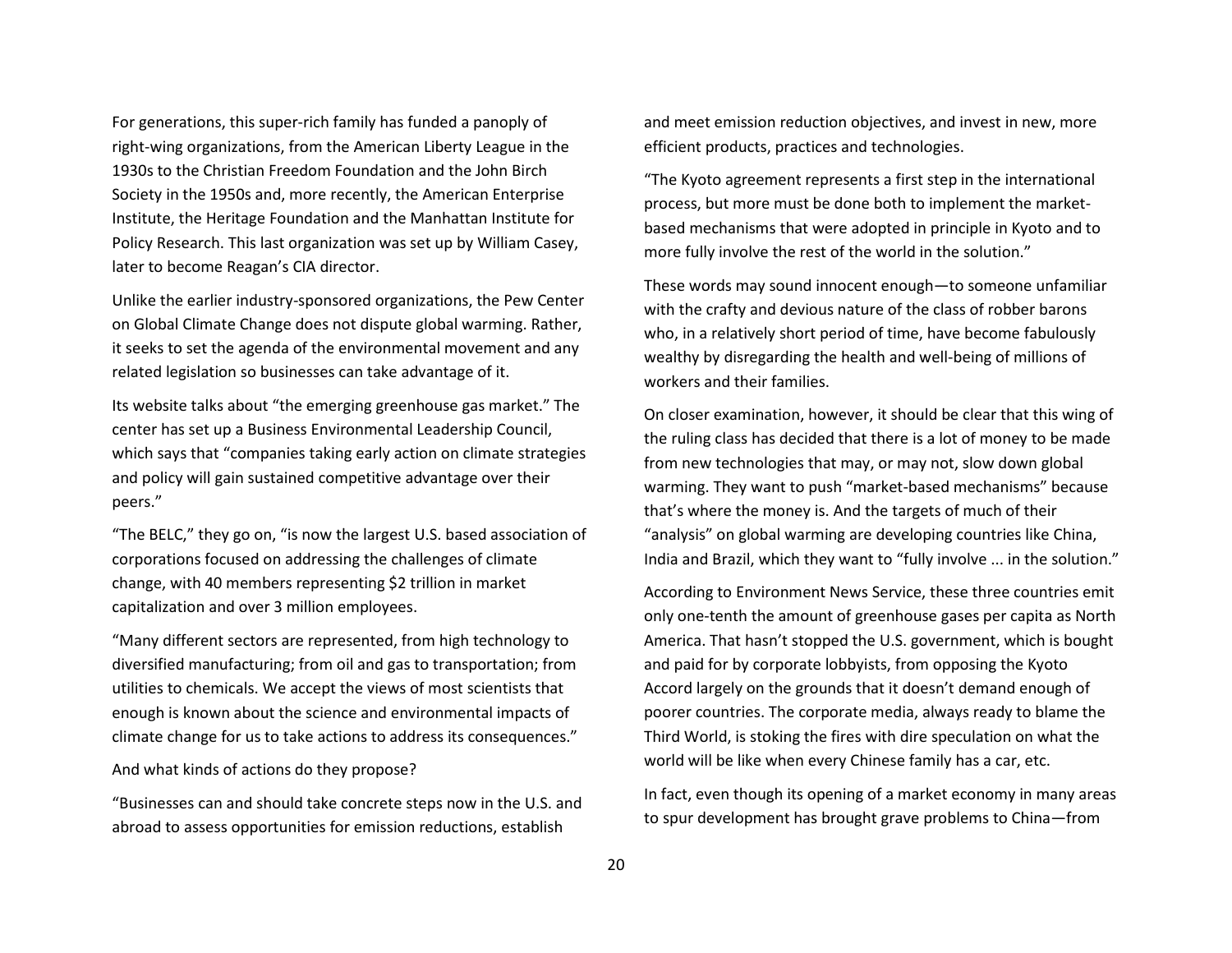For generations, this super-rich family has funded a panoply of right-wing organizations, from the American Liberty League in the 1930s to the Christian Freedom Foundation and the John Birch Society in the 1950s and, more recently, the American Enterprise Institute, the Heritage Foundation and the Manhattan Institute for Policy Research. This last organization was set up by William Casey, later to become Reagan's CIA director.

Unlike the earlier industry-sponsored organizations, the Pew Center on Global Climate Change does not dispute global warming. Rather, it seeks to set the agenda of the environmental movement and any related legislation so businesses can take advantage of it.

Its website talks about "the emerging greenhouse gas market." The center has set up a Business Environmental Leadership Council, which says that "companies taking early action on climate strategies and policy will gain sustained competitive advantage over their peers."

"The BELC," they go on, "is now the largest U.S. based association of corporations focused on addressing the challenges of climate change, with 40 members representing $2 trillion in market capitalization and over 3 million employees.

"Many different sectors are represented, from high technology to diversified manufacturing; from oil and gas to transportation; from utilities to chemicals. We accept the views of most scientists that enough is known about the science and environmental impacts of climate change for us to take actions to address its consequences."

And what kinds of actions do they propose?

"Businesses can and should take concrete steps now in the U.S. and abroad to assess opportunities for emission reductions, establish and meet emission reduction objectives, and invest in new, more efficient products, practices and technologies.

"The Kyoto agreement represents a first step in the international process, but more must be done both to implement the market-based mechanisms that were adopted in principle in Kyoto and to more fully involve the rest of the world in the solution."

These words may sound innocent enough—to someone unfamiliar with the crafty and devious nature of the class of robber barons who, in a relatively short period of time, have become fabulously wealthy by disregarding the health and well-being of millions of workers and their families.

On closer examination, however, it should be clear that this wing of the ruling class has decided that there is a lot of money to be made from new technologies that may, or may not, slow down global warming. They want to push "market-based mechanisms" because that's where the money is. And the targets of much of their "analysis" on global warming are developing countries like China, India and Brazil, which they want to "fully involve ... in the solution."

According to Environment News Service, these three countries emit only one-tenth the amount of greenhouse gases per capita as North America. That hasn't stopped the U.S. government, which is bought and paid for by corporate lobbyists, from opposing the Kyoto Accord largely on the grounds that it doesn't demand enough of poorer countries. The corporate media, always ready to blame the Third World, is stoking the fires with dire speculation on what the world will be like when every Chinese family has a car, etc.

In fact, even though its opening of a market economy in many areas to spur development has brought grave problems to China—from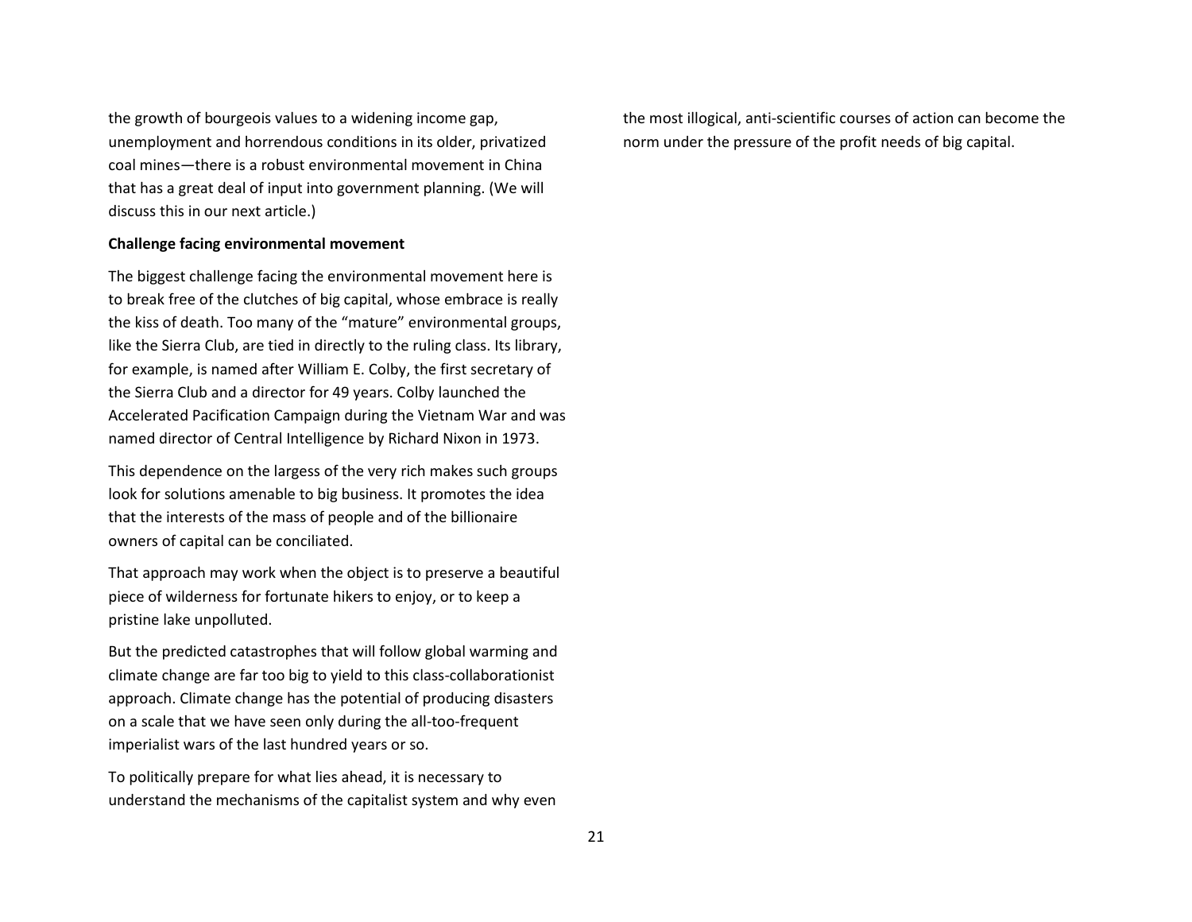the growth of bourgeois values to a widening income gap, unemployment and horrendous conditions in its older, privatized coal mines—there is a robust environmental movement in China that has a great deal of input into government planning. (We will discuss this in our next article.)

**Challenge facing environmental movement**

The biggest challenge facing the environmental movement here is to break free of the clutches of big capital, whose embrace is really the kiss of death. Too many of the "mature" environmental groups, like the Sierra Club, are tied in directly to the ruling class. Its library, for example, is named after William E. Colby, the first secretary of the Sierra Club and a director for 49 years. Colby launched the Accelerated Pacification Campaign during the Vietnam War and was named director of Central Intelligence by Richard Nixon in 1973.

This dependence on the largess of the very rich makes such groups look for solutions amenable to big business. It promotes the idea that the interests of the mass of people and of the billionaire owners of capital can be conciliated.

That approach may work when the object is to preserve a beautiful piece of wilderness for fortunate hikers to enjoy, or to keep a pristine lake unpolluted.

But the predicted catastrophes that will follow global warming and climate change are far too big to yield to this class-collaborationist approach. Climate change has the potential of producing disasters on a scale that we have seen only during the all-too-frequent imperialist wars of the last hundred years or so.

To politically prepare for what lies ahead, it is necessary to understand the mechanisms of the capitalist system and why even the most illogical, anti-scientific courses of action can become the norm under the pressure of the profit needs of big capital.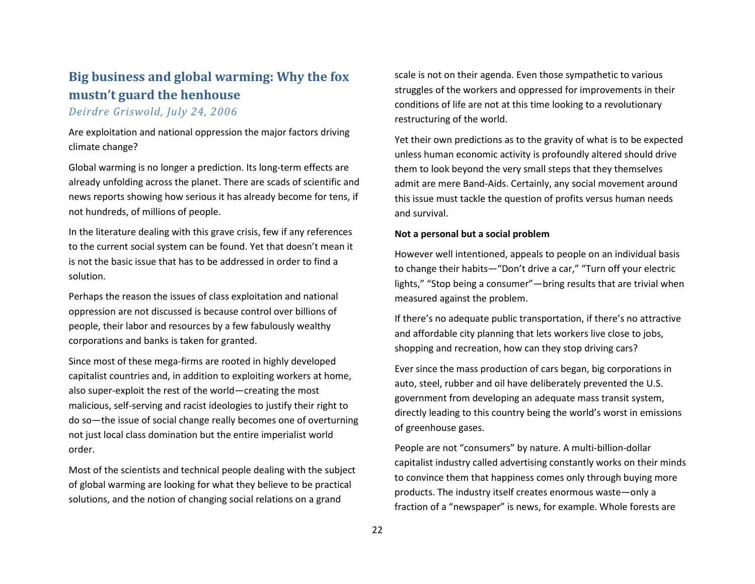## Big business and global warming: Why the fox mustn't guard the henhouse

*Deirdre Griswold, July 24, 2006*

Are exploitation and national oppression the major factors driving climate change?

Global warming is no longer a prediction. Its long-term effects are already unfolding across the planet. There are scads of scientific and news reports showing how serious it has already become for tens, if not hundreds, of millions of people.

In the literature dealing with this grave crisis, few if any references to the current social system can be found. Yet that doesn't mean it is not the basic issue that has to be addressed in order to find a solution.

Perhaps the reason the issues of class exploitation and national oppression are not discussed is because control over billions of people, their labor and resources by a few fabulously wealthy corporations and banks is taken for granted.

Since most of these mega-firms are rooted in highly developed capitalist countries and, in addition to exploiting workers at home, also super-exploit the rest of the world—creating the most malicious, self-serving and racist ideologies to justify their right to do so—the issue of social change really becomes one of overturning not just local class domination but the entire imperialist world order.

Most of the scientists and technical people dealing with the subject of global warming are looking for what they believe to be practical solutions, and the notion of changing social relations on a grand scale is not on their agenda. Even those sympathetic to various struggles of the workers and oppressed for improvements in their conditions of life are not at this time looking to a revolutionary restructuring of the world.

Yet their own predictions as to the gravity of what is to be expected unless human economic activity is profoundly altered should drive them to look beyond the very small steps that they themselves admit are mere Band-Aids. Certainly, any social movement around this issue must tackle the question of profits versus human needs and survival.

**Not a personal but a social problem**

However well intentioned, appeals to people on an individual basis to change their habits—"Don't drive a car," "Turn off your electric lights," "Stop being a consumer"—bring results that are trivial when measured against the problem.

If there's no adequate public transportation, if there's no attractive and affordable city planning that lets workers live close to jobs, shopping and recreation, how can they stop driving cars?

Ever since the mass production of cars began, big corporations in auto, steel, rubber and oil have deliberately prevented the U.S. government from developing an adequate mass transit system, directly leading to this country being the world's worst in emissions of greenhouse gases.

People are not "consumers" by nature. A multi-billion-dollar capitalist industry called advertising constantly works on their minds to convince them that happiness comes only through buying more products. The industry itself creates enormous waste—only a fraction of a "newspaper" is news, for example. Whole forests are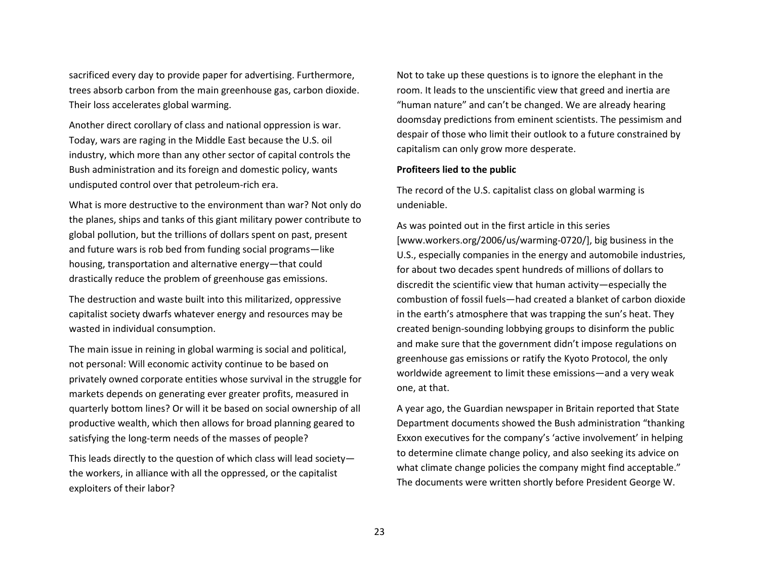sacrificed every day to provide paper for advertising. Furthermore, trees absorb carbon from the main greenhouse gas, carbon dioxide. Their loss accelerates global warming.

Another direct corollary of class and national oppression is war. Today, wars are raging in the Middle East because the U.S. oil industry, which more than any other sector of capital controls the Bush administration and its foreign and domestic policy, wants undisputed control over that petroleum-rich era.

What is more destructive to the environment than war? Not only do the planes, ships and tanks of this giant military power contribute to global pollution, but the trillions of dollars spent on past, present and future wars is rob bed from funding social programs—like housing, transportation and alternative energy—that could drastically reduce the problem of greenhouse gas emissions.

The destruction and waste built into this militarized, oppressive capitalist society dwarfs whatever energy and resources may be wasted in individual consumption.

The main issue in reining in global warming is social and political, not personal: Will economic activity continue to be based on privately owned corporate entities whose survival in the struggle for markets depends on generating ever greater profits, measured in quarterly bottom lines? Or will it be based on social ownership of all productive wealth, which then allows for broad planning geared to satisfying the long-term needs of the masses of people?

This leads directly to the question of which class will lead society—the workers, in alliance with all the oppressed, or the capitalist exploiters of their labor?

Not to take up these questions is to ignore the elephant in the room. It leads to the unscientific view that greed and inertia are "human nature" and can't be changed. We are already hearing doomsday predictions from eminent scientists. The pessimism and despair of those who limit their outlook to a future constrained by capitalism can only grow more desperate.

**Profiteers lied to the public**

The record of the U.S. capitalist class on global warming is undeniable.

As was pointed out in the first article in this series [www.workers.org/2006/us/warming-0720/], big business in the U.S., especially companies in the energy and automobile industries, for about two decades spent hundreds of millions of dollars to discredit the scientific view that human activity—especially the combustion of fossil fuels—had created a blanket of carbon dioxide in the earth's atmosphere that was trapping the sun's heat. They created benign-sounding lobbying groups to disinform the public and make sure that the government didn't impose regulations on greenhouse gas emissions or ratify the Kyoto Protocol, the only worldwide agreement to limit these emissions—and a very weak one, at that.

A year ago, the Guardian newspaper in Britain reported that State Department documents showed the Bush administration "thanking Exxon executives for the company's 'active involvement' in helping to determine climate change policy, and also seeking its advice on what climate change policies the company might find acceptable." The documents were written shortly before President George W.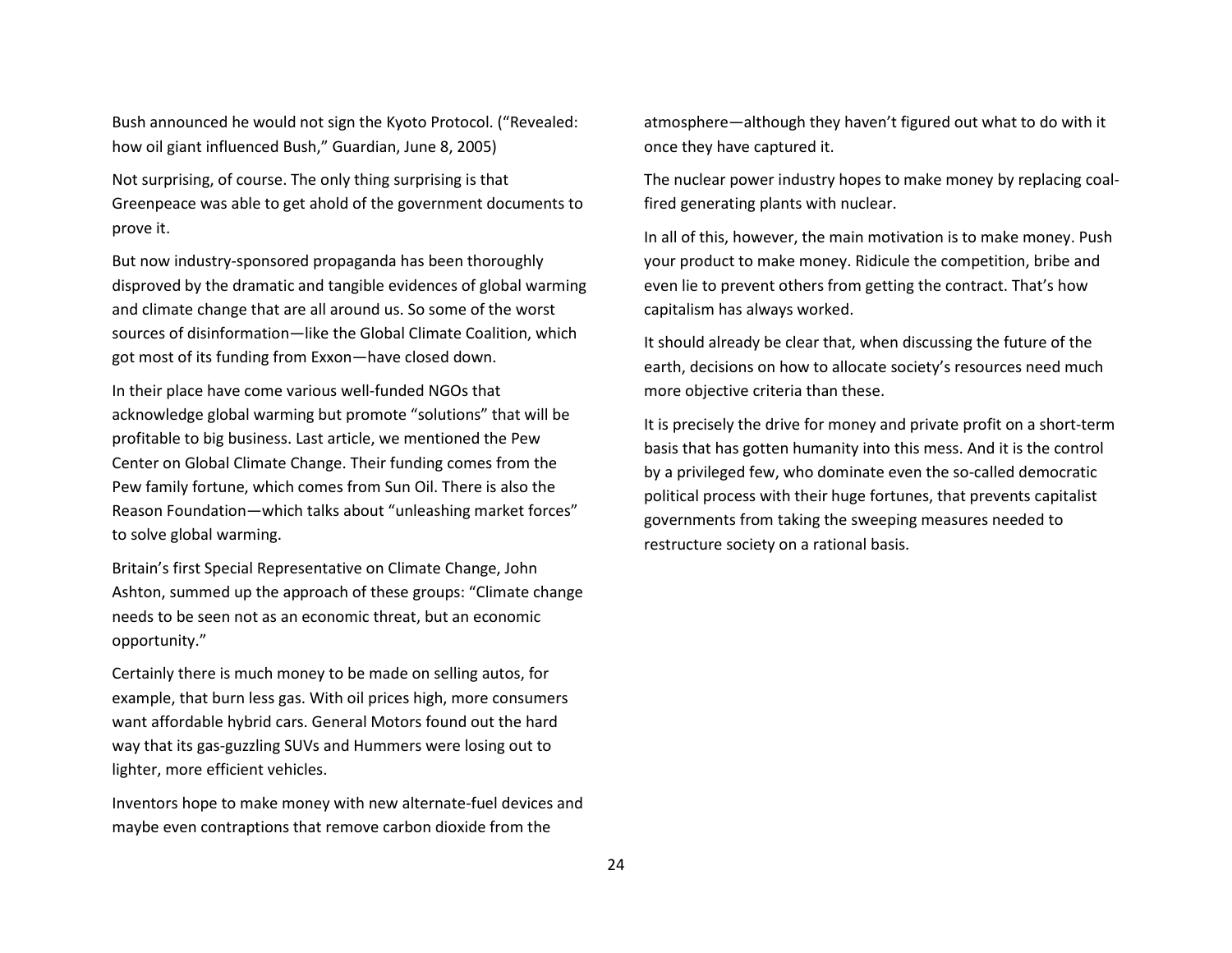Bush announced he would not sign the Kyoto Protocol. ("Revealed: how oil giant influenced Bush," Guardian, June 8, 2005)

Not surprising, of course. The only thing surprising is that Greenpeace was able to get ahold of the government documents to prove it.

But now industry-sponsored propaganda has been thoroughly disproved by the dramatic and tangible evidences of global warming and climate change that are all around us. So some of the worst sources of disinformation—like the Global Climate Coalition, which got most of its funding from Exxon—have closed down.

In their place have come various well-funded NGOs that acknowledge global warming but promote "solutions" that will be profitable to big business. Last article, we mentioned the Pew Center on Global Climate Change. Their funding comes from the Pew family fortune, which comes from Sun Oil. There is also the Reason Foundation—which talks about "unleashing market forces" to solve global warming.

Britain's first Special Representative on Climate Change, John Ashton, summed up the approach of these groups: "Climate change needs to be seen not as an economic threat, but an economic opportunity."

Certainly there is much money to be made on selling autos, for example, that burn less gas. With oil prices high, more consumers want affordable hybrid cars. General Motors found out the hard way that its gas-guzzling SUVs and Hummers were losing out to lighter, more efficient vehicles.

Inventors hope to make money with new alternate-fuel devices and maybe even contraptions that remove carbon dioxide from the atmosphere—although they haven't figured out what to do with it once they have captured it.

The nuclear power industry hopes to make money by replacing coal-fired generating plants with nuclear.

In all of this, however, the main motivation is to make money. Push your product to make money. Ridicule the competition, bribe and even lie to prevent others from getting the contract. That's how capitalism has always worked.

It should already be clear that, when discussing the future of the earth, decisions on how to allocate society's resources need much more objective criteria than these.

It is precisely the drive for money and private profit on a short-term basis that has gotten humanity into this mess. And it is the control by a privileged few, who dominate even the so-called democratic political process with their huge fortunes, that prevents capitalist governments from taking the sweeping measures needed to restructure society on a rational basis.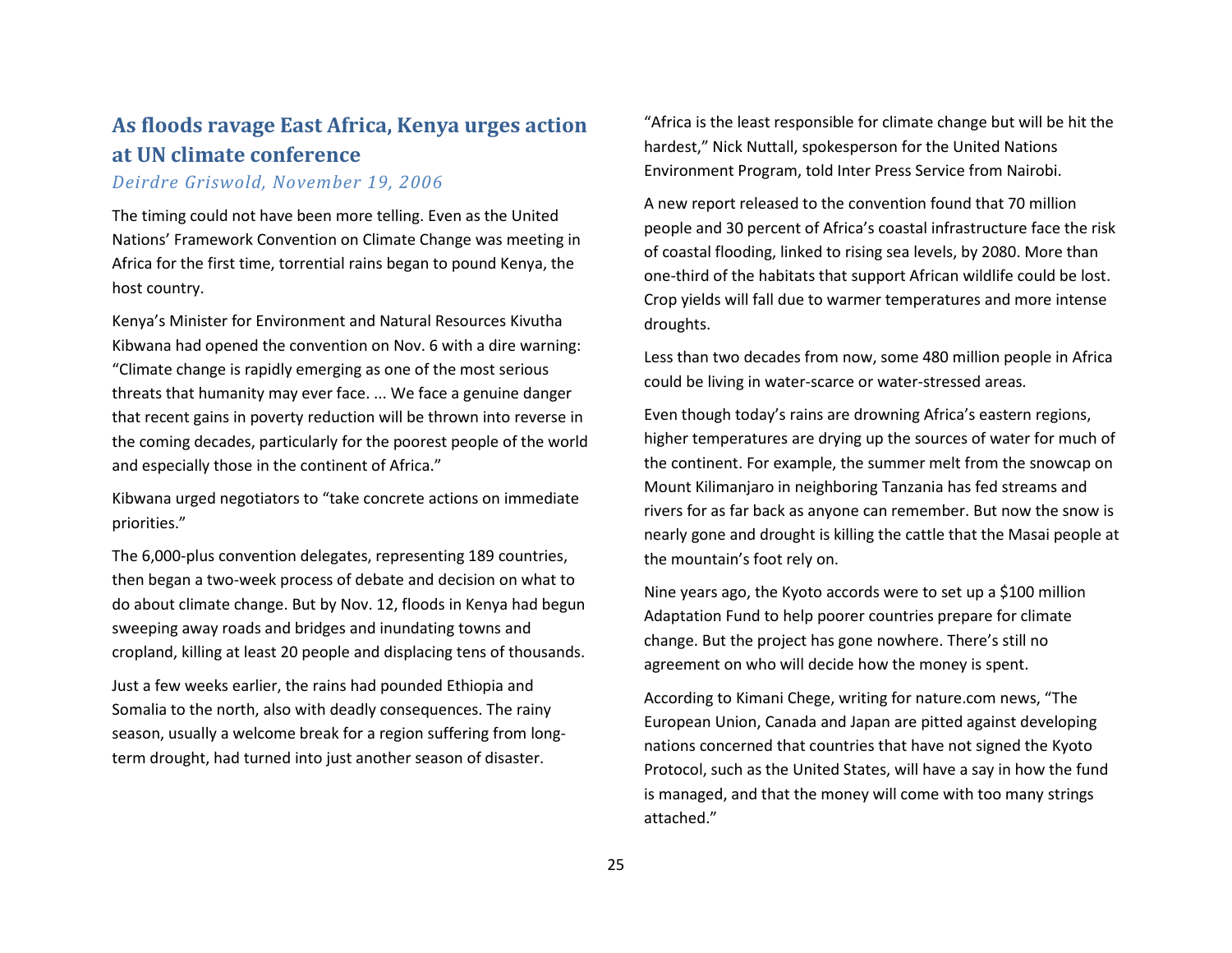## As floods ravage East Africa, Kenya urges action at UN climate conference

*Deirdre Griswold, November 19, 2006*

The timing could not have been more telling. Even as the United Nations' Framework Convention on Climate Change was meeting in Africa for the first time, torrential rains began to pound Kenya, the host country.

Kenya's Minister for Environment and Natural Resources Kivutha Kibwana had opened the convention on Nov. 6 with a dire warning: "Climate change is rapidly emerging as one of the most serious threats that humanity may ever face. ... We face a genuine danger that recent gains in poverty reduction will be thrown into reverse in the coming decades, particularly for the poorest people of the world and especially those in the continent of Africa."

Kibwana urged negotiators to "take concrete actions on immediate priorities."

The 6,000-plus convention delegates, representing 189 countries, then began a two-week process of debate and decision on what to do about climate change. But by Nov. 12, floods in Kenya had begun sweeping away roads and bridges and inundating towns and cropland, killing at least 20 people and displacing tens of thousands.

Just a few weeks earlier, the rains had pounded Ethiopia and Somalia to the north, also with deadly consequences. The rainy season, usually a welcome break for a region suffering from long-term drought, had turned into just another season of disaster.

"Africa is the least responsible for climate change but will be hit the hardest," Nick Nuttall, spokesperson for the United Nations Environment Program, told Inter Press Service from Nairobi.

A new report released to the convention found that 70 million people and 30 percent of Africa's coastal infrastructure face the risk of coastal flooding, linked to rising sea levels, by 2080. More than one-third of the habitats that support African wildlife could be lost. Crop yields will fall due to warmer temperatures and more intense droughts.

Less than two decades from now, some 480 million people in Africa could be living in water-scarce or water-stressed areas.

Even though today's rains are drowning Africa's eastern regions, higher temperatures are drying up the sources of water for much of the continent. For example, the summer melt from the snowcap on Mount Kilimanjaro in neighboring Tanzania has fed streams and rivers for as far back as anyone can remember. But now the snow is nearly gone and drought is killing the cattle that the Masai people at the mountain's foot rely on.

Nine years ago, the Kyoto accords were to set up a $100 million Adaptation Fund to help poorer countries prepare for climate change. But the project has gone nowhere. There's still no agreement on who will decide how the money is spent.

According to Kimani Chege, writing for nature.com news, "The European Union, Canada and Japan are pitted against developing nations concerned that countries that have not signed the Kyoto Protocol, such as the United States, will have a say in how the fund is managed, and that the money will come with too many strings attached."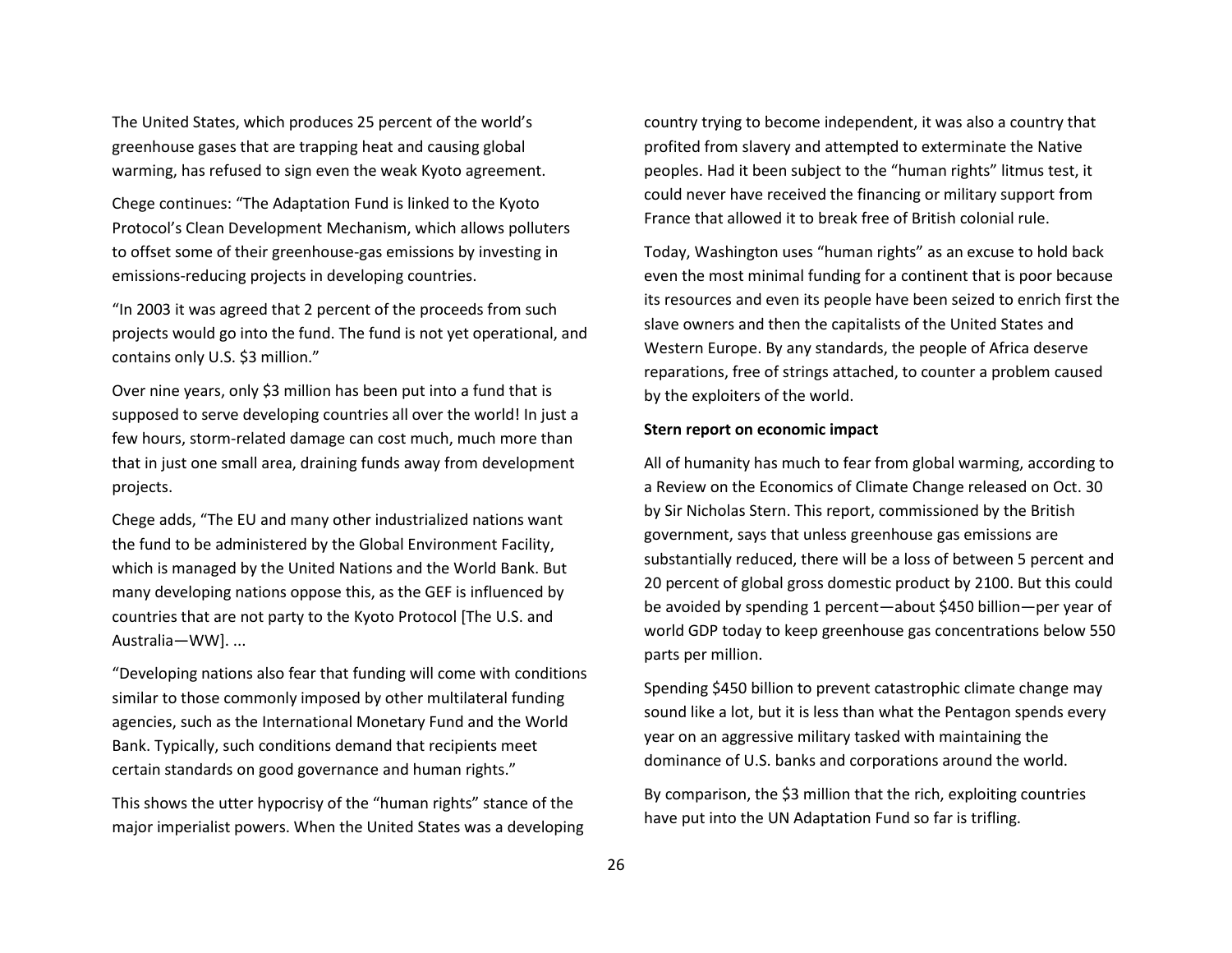The United States, which produces 25 percent of the world's greenhouse gases that are trapping heat and causing global warming, has refused to sign even the weak Kyoto agreement.

Chege continues: "The Adaptation Fund is linked to the Kyoto Protocol's Clean Development Mechanism, which allows polluters to offset some of their greenhouse-gas emissions by investing in emissions-reducing projects in developing countries.

"In 2003 it was agreed that 2 percent of the proceeds from such projects would go into the fund. The fund is not yet operational, and contains only U.S. $3 million."

Over nine years, only $3 million has been put into a fund that is supposed to serve developing countries all over the world! In just a few hours, storm-related damage can cost much, much more than that in just one small area, draining funds away from development projects.

Chege adds, "The EU and many other industrialized nations want the fund to be administered by the Global Environment Facility, which is managed by the United Nations and the World Bank. But many developing nations oppose this, as the GEF is influenced by countries that are not party to the Kyoto Protocol [The U.S. and Australia—WW]. ...

"Developing nations also fear that funding will come with conditions similar to those commonly imposed by other multilateral funding agencies, such as the International Monetary Fund and the World Bank. Typically, such conditions demand that recipients meet certain standards on good governance and human rights."

This shows the utter hypocrisy of the "human rights" stance of the major imperialist powers. When the United States was a developing country trying to become independent, it was also a country that profited from slavery and attempted to exterminate the Native peoples. Had it been subject to the "human rights" litmus test, it could never have received the financing or military support from France that allowed it to break free of British colonial rule.

Today, Washington uses "human rights" as an excuse to hold back even the most minimal funding for a continent that is poor because its resources and even its people have been seized to enrich first the slave owners and then the capitalists of the United States and Western Europe. By any standards, the people of Africa deserve reparations, free of strings attached, to counter a problem caused by the exploiters of the world.

**Stern report on economic impact**

All of humanity has much to fear from global warming, according to a Review on the Economics of Climate Change released on Oct. 30 by Sir Nicholas Stern. This report, commissioned by the British government, says that unless greenhouse gas emissions are substantially reduced, there will be a loss of between 5 percent and 20 percent of global gross domestic product by 2100. But this could be avoided by spending 1 percent—about $450 billion—per year of world GDP today to keep greenhouse gas concentrations below 550 parts per million.

Spending $450 billion to prevent catastrophic climate change may sound like a lot, but it is less than what the Pentagon spends every year on an aggressive military tasked with maintaining the dominance of U.S. banks and corporations around the world.

By comparison, the $3 million that the rich, exploiting countries have put into the UN Adaptation Fund so far is trifling.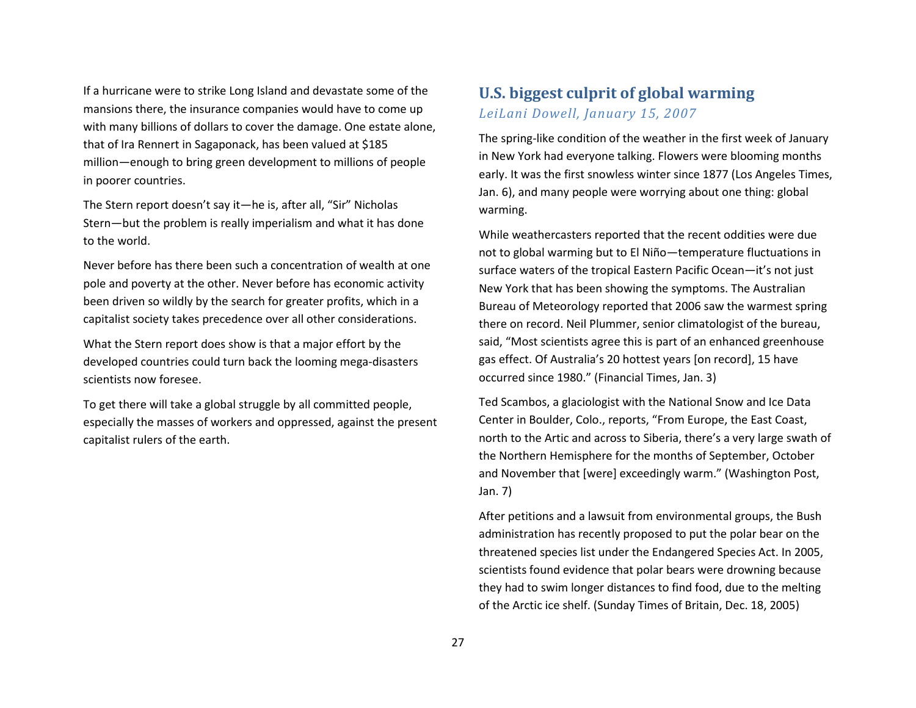If a hurricane were to strike Long Island and devastate some of the mansions there, the insurance companies would have to come up with many billions of dollars to cover the damage. One estate alone, that of Ira Rennert in Sagaponack, has been valued at $185 million—enough to bring green development to millions of people in poorer countries.

The Stern report doesn't say it—he is, after all, "Sir" Nicholas Stern—but the problem is really imperialism and what it has done to the world.

Never before has there been such a concentration of wealth at one pole and poverty at the other. Never before has economic activity been driven so wildly by the search for greater profits, which in a capitalist society takes precedence over all other considerations.

What the Stern report does show is that a major effort by the developed countries could turn back the looming mega-disasters scientists now foresee.

To get there will take a global struggle by all committed people, especially the masses of workers and oppressed, against the present capitalist rulers of the earth.

## U.S. biggest culprit of global warming

*LeiLani Dowell, January 15, 2007*

The spring-like condition of the weather in the first week of January in New York had everyone talking. Flowers were blooming months early. It was the first snowless winter since 1877 (Los Angeles Times, Jan. 6), and many people were worrying about one thing: global warming.

While weathercasters reported that the recent oddities were due not to global warming but to El Niño—temperature fluctuations in surface waters of the tropical Eastern Pacific Ocean—it's not just New York that has been showing the symptoms. The Australian Bureau of Meteorology reported that 2006 saw the warmest spring there on record. Neil Plummer, senior climatologist of the bureau, said, "Most scientists agree this is part of an enhanced greenhouse gas effect. Of Australia's 20 hottest years [on record], 15 have occurred since 1980." (Financial Times, Jan. 3)

Ted Scambos, a glaciologist with the National Snow and Ice Data Center in Boulder, Colo., reports, "From Europe, the East Coast, north to the Artic and across to Siberia, there's a very large swath of the Northern Hemisphere for the months of September, October and November that [were] exceedingly warm." (Washington Post, Jan. 7)

After petitions and a lawsuit from environmental groups, the Bush administration has recently proposed to put the polar bear on the threatened species list under the Endangered Species Act. In 2005, scientists found evidence that polar bears were drowning because they had to swim longer distances to find food, due to the melting of the Arctic ice shelf. (Sunday Times of Britain, Dec. 18, 2005)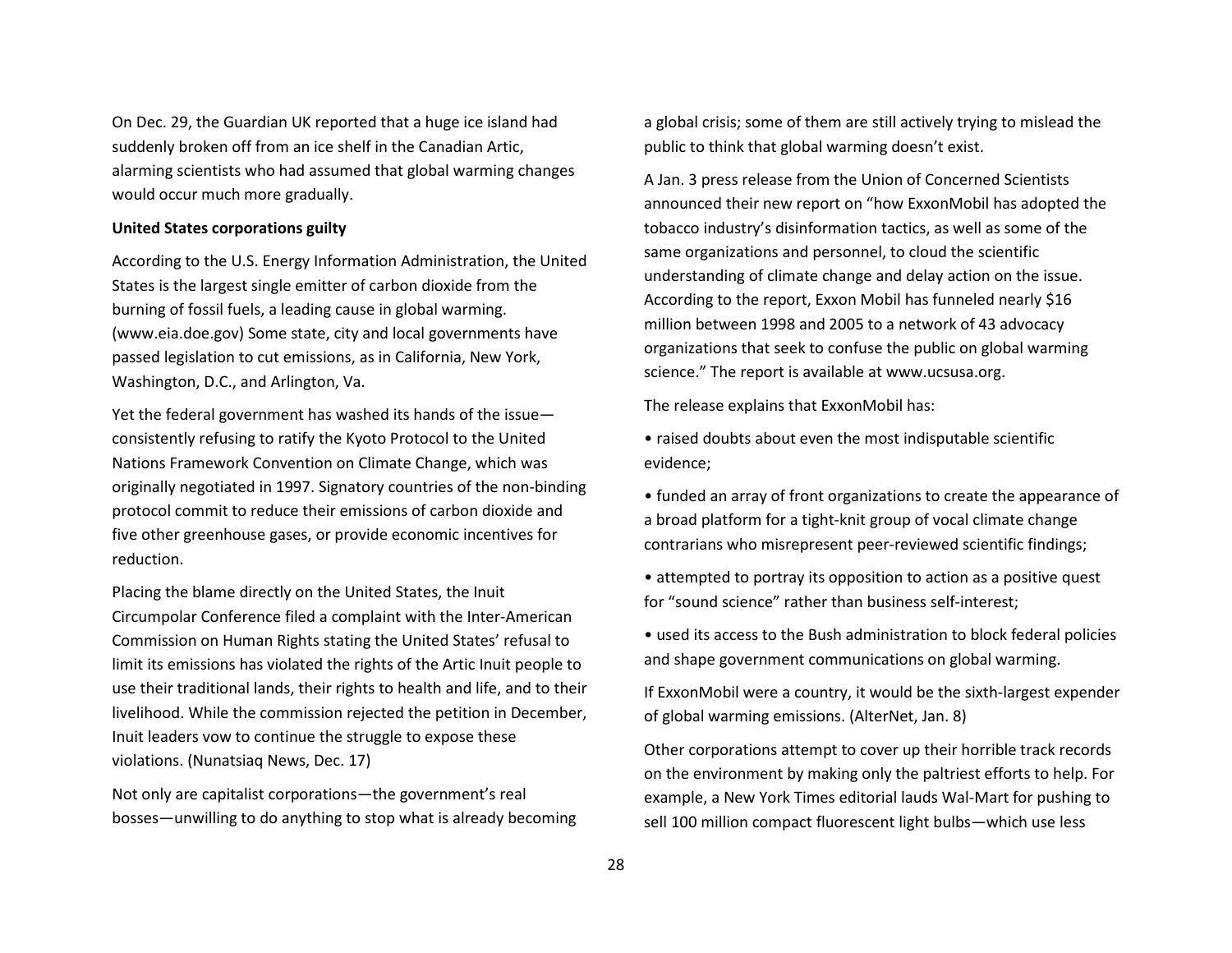On Dec. 29, the Guardian UK reported that a huge ice island had suddenly broken off from an ice shelf in the Canadian Artic, alarming scientists who had assumed that global warming changes would occur much more gradually.

**United States corporations guilty**

According to the U.S. Energy Information Administration, the United States is the largest single emitter of carbon dioxide from the burning of fossil fuels, a leading cause in global warming. (www.eia.doe.gov) Some state, city and local governments have passed legislation to cut emissions, as in California, New York, Washington, D.C., and Arlington, Va.

Yet the federal government has washed its hands of the issue—consistently refusing to ratify the Kyoto Protocol to the United Nations Framework Convention on Climate Change, which was originally negotiated in 1997. Signatory countries of the non-binding protocol commit to reduce their emissions of carbon dioxide and five other greenhouse gases, or provide economic incentives for reduction.

Placing the blame directly on the United States, the Inuit Circumpolar Conference filed a complaint with the Inter-American Commission on Human Rights stating the United States' refusal to limit its emissions has violated the rights of the Artic Inuit people to use their traditional lands, their rights to health and life, and to their livelihood. While the commission rejected the petition in December, Inuit leaders vow to continue the struggle to expose these violations. (Nunatsiaq News, Dec. 17)

Not only are capitalist corporations—the government's real bosses—unwilling to do anything to stop what is already becoming a global crisis; some of them are still actively trying to mislead the public to think that global warming doesn't exist.

A Jan. 3 press release from the Union of Concerned Scientists announced their new report on "how ExxonMobil has adopted the tobacco industry's disinformation tactics, as well as some of the same organizations and personnel, to cloud the scientific understanding of climate change and delay action on the issue. According to the report, Exxon Mobil has funneled nearly $16 million between 1998 and 2005 to a network of 43 advocacy organizations that seek to confuse the public on global warming science." The report is available at www.ucsusa.org.

The release explains that ExxonMobil has:

- raised doubts about even the most indisputable scientific evidence;
- funded an array of front organizations to create the appearance of a broad platform for a tight-knit group of vocal climate change contrarians who misrepresent peer-reviewed scientific findings;
- attempted to portray its opposition to action as a positive quest for "sound science" rather than business self-interest;
- used its access to the Bush administration to block federal policies and shape government communications on global warming.

If ExxonMobil were a country, it would be the sixth-largest expender of global warming emissions. (AlterNet, Jan. 8)

Other corporations attempt to cover up their horrible track records on the environment by making only the paltriest efforts to help. For example, a New York Times editorial lauds Wal-Mart for pushing to sell 100 million compact fluorescent light bulbs—which use less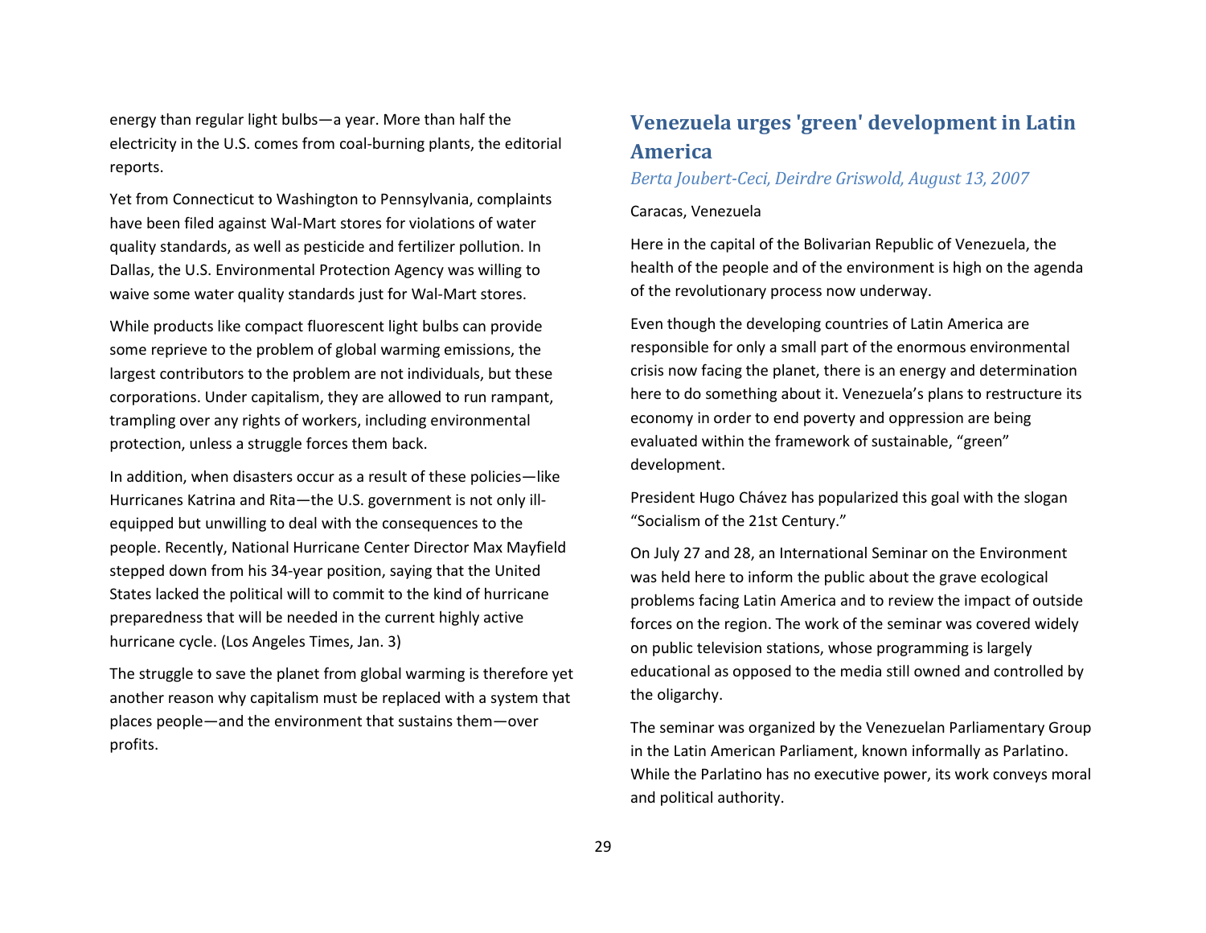energy than regular light bulbs—a year. More than half the electricity in the U.S. comes from coal-burning plants, the editorial reports.

Yet from Connecticut to Washington to Pennsylvania, complaints have been filed against Wal-Mart stores for violations of water quality standards, as well as pesticide and fertilizer pollution. In Dallas, the U.S. Environmental Protection Agency was willing to waive some water quality standards just for Wal-Mart stores.

While products like compact fluorescent light bulbs can provide some reprieve to the problem of global warming emissions, the largest contributors to the problem are not individuals, but these corporations. Under capitalism, they are allowed to run rampant, trampling over any rights of workers, including environmental protection, unless a struggle forces them back.

In addition, when disasters occur as a result of these policies—like Hurricanes Katrina and Rita—the U.S. government is not only ill-equipped but unwilling to deal with the consequences to the people. Recently, National Hurricane Center Director Max Mayfield stepped down from his 34-year position, saying that the United States lacked the political will to commit to the kind of hurricane preparedness that will be needed in the current highly active hurricane cycle. (Los Angeles Times, Jan. 3)

The struggle to save the planet from global warming is therefore yet another reason why capitalism must be replaced with a system that places people—and the environment that sustains them—over profits.

## Venezuela urges 'green' development in Latin America

*Berta Joubert-Ceci, Deirdre Griswold, August 13, 2007*

Caracas, Venezuela

Here in the capital of the Bolivarian Republic of Venezuela, the health of the people and of the environment is high on the agenda of the revolutionary process now underway.

Even though the developing countries of Latin America are responsible for only a small part of the enormous environmental crisis now facing the planet, there is an energy and determination here to do something about it. Venezuela's plans to restructure its economy in order to end poverty and oppression are being evaluated within the framework of sustainable, "green" development.

President Hugo Chávez has popularized this goal with the slogan "Socialism of the 21st Century."

On July 27 and 28, an International Seminar on the Environment was held here to inform the public about the grave ecological problems facing Latin America and to review the impact of outside forces on the region. The work of the seminar was covered widely on public television stations, whose programming is largely educational as opposed to the media still owned and controlled by the oligarchy.

The seminar was organized by the Venezuelan Parliamentary Group in the Latin American Parliament, known informally as Parlatino. While the Parlatino has no executive power, its work conveys moral and political authority.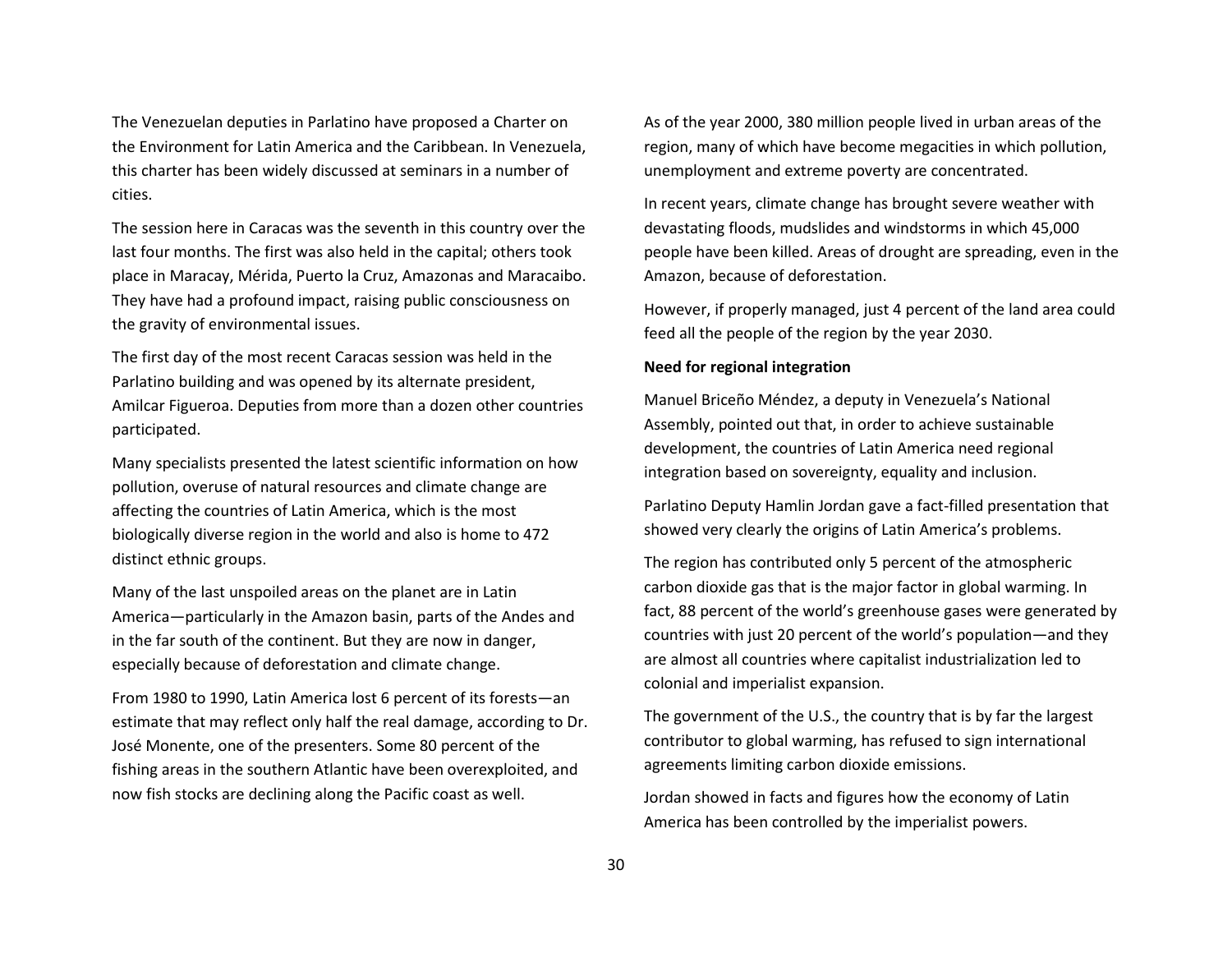The Venezuelan deputies in Parlatino have proposed a Charter on the Environment for Latin America and the Caribbean. In Venezuela, this charter has been widely discussed at seminars in a number of cities.

The session here in Caracas was the seventh in this country over the last four months. The first was also held in the capital; others took place in Maracay, Mérida, Puerto la Cruz, Amazonas and Maracaibo. They have had a profound impact, raising public consciousness on the gravity of environmental issues.

The first day of the most recent Caracas session was held in the Parlatino building and was opened by its alternate president, Amilcar Figueroa. Deputies from more than a dozen other countries participated.

Many specialists presented the latest scientific information on how pollution, overuse of natural resources and climate change are affecting the countries of Latin America, which is the most biologically diverse region in the world and also is home to 472 distinct ethnic groups.

Many of the last unspoiled areas on the planet are in Latin America—particularly in the Amazon basin, parts of the Andes and in the far south of the continent. But they are now in danger, especially because of deforestation and climate change.

From 1980 to 1990, Latin America lost 6 percent of its forests—an estimate that may reflect only half the real damage, according to Dr. José Monente, one of the presenters. Some 80 percent of the fishing areas in the southern Atlantic have been overexploited, and now fish stocks are declining along the Pacific coast as well.

As of the year 2000, 380 million people lived in urban areas of the region, many of which have become megacities in which pollution, unemployment and extreme poverty are concentrated.

In recent years, climate change has brought severe weather with devastating floods, mudslides and windstorms in which 45,000 people have been killed. Areas of drought are spreading, even in the Amazon, because of deforestation.

However, if properly managed, just 4 percent of the land area could feed all the people of the region by the year 2030.

**Need for regional integration**

Manuel Briceño Méndez, a deputy in Venezuela's National Assembly, pointed out that, in order to achieve sustainable development, the countries of Latin America need regional integration based on sovereignty, equality and inclusion.

Parlatino Deputy Hamlin Jordan gave a fact-filled presentation that showed very clearly the origins of Latin America's problems.

The region has contributed only 5 percent of the atmospheric carbon dioxide gas that is the major factor in global warming. In fact, 88 percent of the world's greenhouse gases were generated by countries with just 20 percent of the world's population—and they are almost all countries where capitalist industrialization led to colonial and imperialist expansion.

The government of the U.S., the country that is by far the largest contributor to global warming, has refused to sign international agreements limiting carbon dioxide emissions.

Jordan showed in facts and figures how the economy of Latin America has been controlled by the imperialist powers.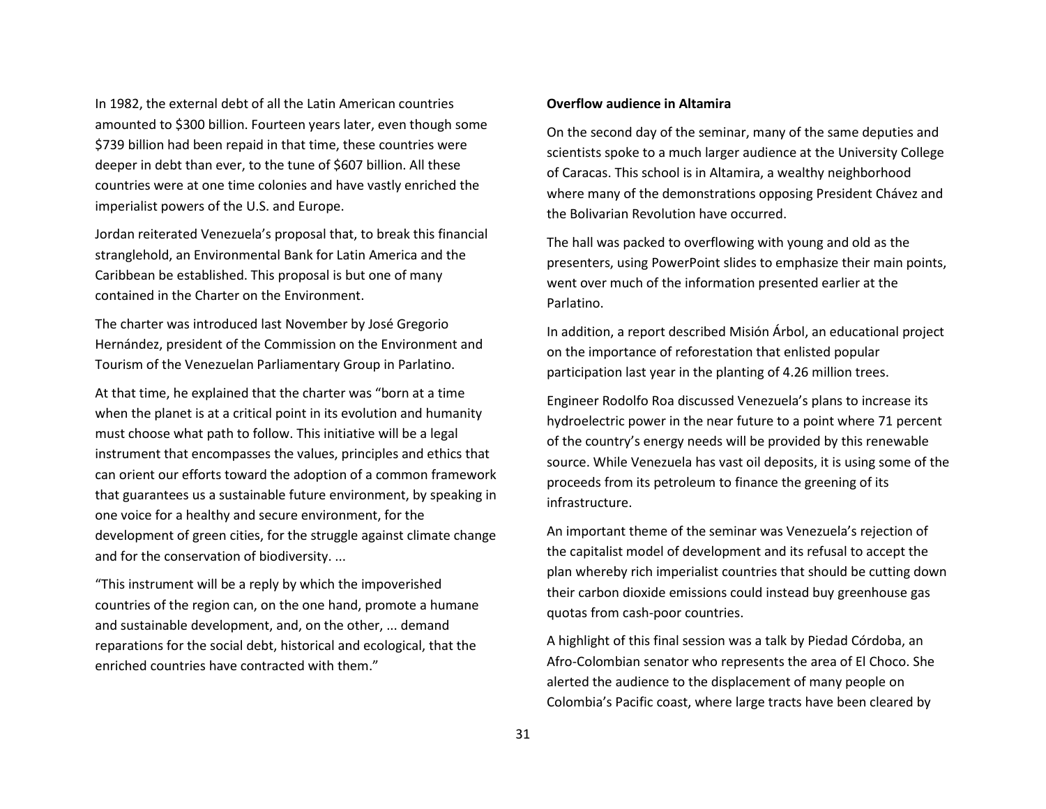In 1982, the external debt of all the Latin American countries amounted to $300 billion. Fourteen years later, even though some $739 billion had been repaid in that time, these countries were deeper in debt than ever, to the tune of $607 billion. All these countries were at one time colonies and have vastly enriched the imperialist powers of the U.S. and Europe.

Jordan reiterated Venezuela's proposal that, to break this financial stranglehold, an Environmental Bank for Latin America and the Caribbean be established. This proposal is but one of many contained in the Charter on the Environment.

The charter was introduced last November by José Gregorio Hernández, president of the Commission on the Environment and Tourism of the Venezuelan Parliamentary Group in Parlatino.

At that time, he explained that the charter was "born at a time when the planet is at a critical point in its evolution and humanity must choose what path to follow. This initiative will be a legal instrument that encompasses the values, principles and ethics that can orient our efforts toward the adoption of a common framework that guarantees us a sustainable future environment, by speaking in one voice for a healthy and secure environment, for the development of green cities, for the struggle against climate change and for the conservation of biodiversity. ...

"This instrument will be a reply by which the impoverished countries of the region can, on the one hand, promote a humane and sustainable development, and, on the other, ... demand reparations for the social debt, historical and ecological, that the enriched countries have contracted with them."

**Overflow audience in Altamira**

On the second day of the seminar, many of the same deputies and scientists spoke to a much larger audience at the University College of Caracas. This school is in Altamira, a wealthy neighborhood where many of the demonstrations opposing President Chávez and the Bolivarian Revolution have occurred.

The hall was packed to overflowing with young and old as the presenters, using PowerPoint slides to emphasize their main points, went over much of the information presented earlier at the Parlatino.

In addition, a report described Misión Árbol, an educational project on the importance of reforestation that enlisted popular participation last year in the planting of 4.26 million trees.

Engineer Rodolfo Roa discussed Venezuela's plans to increase its hydroelectric power in the near future to a point where 71 percent of the country's energy needs will be provided by this renewable source. While Venezuela has vast oil deposits, it is using some of the proceeds from its petroleum to finance the greening of its infrastructure.

An important theme of the seminar was Venezuela's rejection of the capitalist model of development and its refusal to accept the plan whereby rich imperialist countries that should be cutting down their carbon dioxide emissions could instead buy greenhouse gas quotas from cash-poor countries.

A highlight of this final session was a talk by Piedad Córdoba, an Afro-Colombian senator who represents the area of El Choco. She alerted the audience to the displacement of many people on Colombia's Pacific coast, where large tracts have been cleared by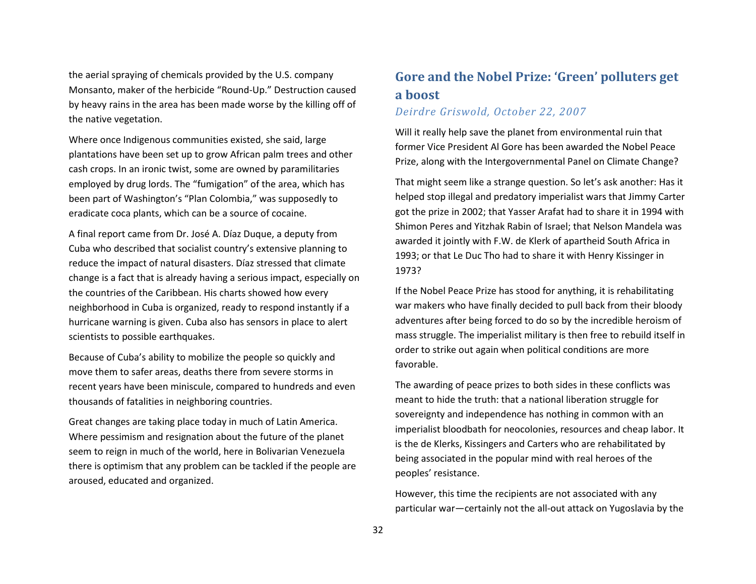the aerial spraying of chemicals provided by the U.S. company Monsanto, maker of the herbicide "Round-Up." Destruction caused by heavy rains in the area has been made worse by the killing off of the native vegetation.

Where once Indigenous communities existed, she said, large plantations have been set up to grow African palm trees and other cash crops. In an ironic twist, some are owned by paramilitaries employed by drug lords. The "fumigation" of the area, which has been part of Washington's "Plan Colombia," was supposedly to eradicate coca plants, which can be a source of cocaine.

A final report came from Dr. José A. Díaz Duque, a deputy from Cuba who described that socialist country's extensive planning to reduce the impact of natural disasters. Díaz stressed that climate change is a fact that is already having a serious impact, especially on the countries of the Caribbean. His charts showed how every neighborhood in Cuba is organized, ready to respond instantly if a hurricane warning is given. Cuba also has sensors in place to alert scientists to possible earthquakes.

Because of Cuba's ability to mobilize the people so quickly and move them to safer areas, deaths there from severe storms in recent years have been miniscule, compared to hundreds and even thousands of fatalities in neighboring countries.

Great changes are taking place today in much of Latin America. Where pessimism and resignation about the future of the planet seem to reign in much of the world, here in Bolivarian Venezuela there is optimism that any problem can be tackled if the people are aroused, educated and organized.

## Gore and the Nobel Prize: 'Green' polluters get a boost

*Deirdre Griswold, October 22, 2007*

Will it really help save the planet from environmental ruin that former Vice President Al Gore has been awarded the Nobel Peace Prize, along with the Intergovernmental Panel on Climate Change?

That might seem like a strange question. So let's ask another: Has it helped stop illegal and predatory imperialist wars that Jimmy Carter got the prize in 2002; that Yasser Arafat had to share it in 1994 with Shimon Peres and Yitzhak Rabin of Israel; that Nelson Mandela was awarded it jointly with F.W. de Klerk of apartheid South Africa in 1993; or that Le Duc Tho had to share it with Henry Kissinger in 1973?

If the Nobel Peace Prize has stood for anything, it is rehabilitating war makers who have finally decided to pull back from their bloody adventures after being forced to do so by the incredible heroism of mass struggle. The imperialist military is then free to rebuild itself in order to strike out again when political conditions are more favorable.

The awarding of peace prizes to both sides in these conflicts was meant to hide the truth: that a national liberation struggle for sovereignty and independence has nothing in common with an imperialist bloodbath for neocolonies, resources and cheap labor. It is the de Klerks, Kissingers and Carters who are rehabilitated by being associated in the popular mind with real heroes of the peoples' resistance.

However, this time the recipients are not associated with any particular war—certainly not the all-out attack on Yugoslavia by the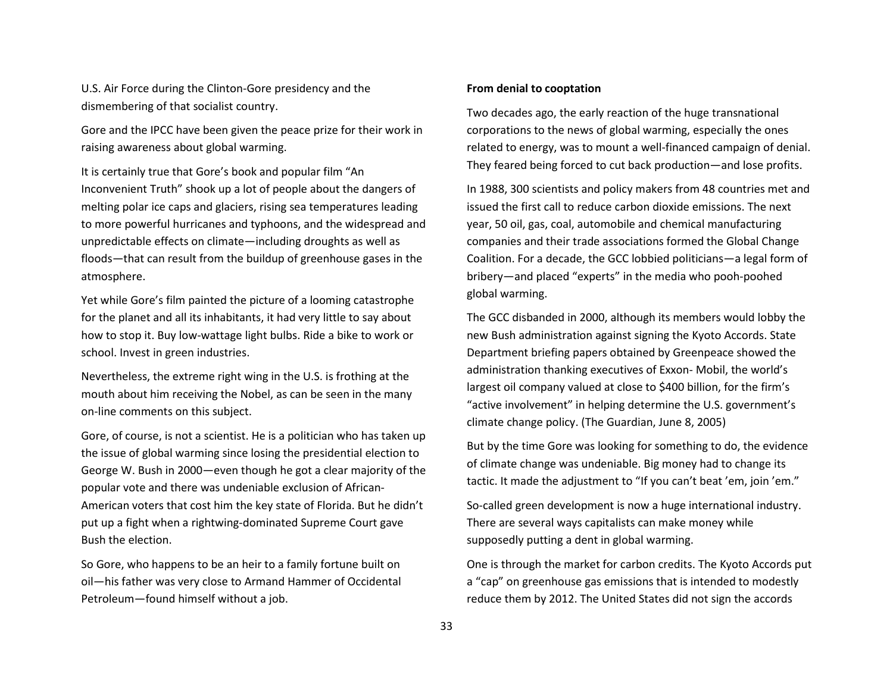U.S. Air Force during the Clinton-Gore presidency and the dismembering of that socialist country.

Gore and the IPCC have been given the peace prize for their work in raising awareness about global warming.

It is certainly true that Gore's book and popular film "An Inconvenient Truth" shook up a lot of people about the dangers of melting polar ice caps and glaciers, rising sea temperatures leading to more powerful hurricanes and typhoons, and the widespread and unpredictable effects on climate—including droughts as well as floods—that can result from the buildup of greenhouse gases in the atmosphere.

Yet while Gore's film painted the picture of a looming catastrophe for the planet and all its inhabitants, it had very little to say about how to stop it. Buy low-wattage light bulbs. Ride a bike to work or school. Invest in green industries.

Nevertheless, the extreme right wing in the U.S. is frothing at the mouth about him receiving the Nobel, as can be seen in the many on-line comments on this subject.

Gore, of course, is not a scientist. He is a politician who has taken up the issue of global warming since losing the presidential election to George W. Bush in 2000—even though he got a clear majority of the popular vote and there was undeniable exclusion of African-American voters that cost him the key state of Florida. But he didn't put up a fight when a rightwing-dominated Supreme Court gave Bush the election.

So Gore, who happens to be an heir to a family fortune built on oil—his father was very close to Armand Hammer of Occidental Petroleum—found himself without a job.

**From denial to cooptation**

Two decades ago, the early reaction of the huge transnational corporations to the news of global warming, especially the ones related to energy, was to mount a well-financed campaign of denial. They feared being forced to cut back production—and lose profits.

In 1988, 300 scientists and policy makers from 48 countries met and issued the first call to reduce carbon dioxide emissions. The next year, 50 oil, gas, coal, automobile and chemical manufacturing companies and their trade associations formed the Global Change Coalition. For a decade, the GCC lobbied politicians—a legal form of bribery—and placed "experts" in the media who pooh-poohed global warming.

The GCC disbanded in 2000, although its members would lobby the new Bush administration against signing the Kyoto Accords. State Department briefing papers obtained by Greenpeace showed the administration thanking executives of Exxon- Mobil, the world's largest oil company valued at close to $400 billion, for the firm's "active involvement" in helping determine the U.S. government's climate change policy. (The Guardian, June 8, 2005)

But by the time Gore was looking for something to do, the evidence of climate change was undeniable. Big money had to change its tactic. It made the adjustment to "If you can't beat 'em, join 'em."

So-called green development is now a huge international industry. There are several ways capitalists can make money while supposedly putting a dent in global warming.

One is through the market for carbon credits. The Kyoto Accords put a "cap" on greenhouse gas emissions that is intended to modestly reduce them by 2012. The United States did not sign the accords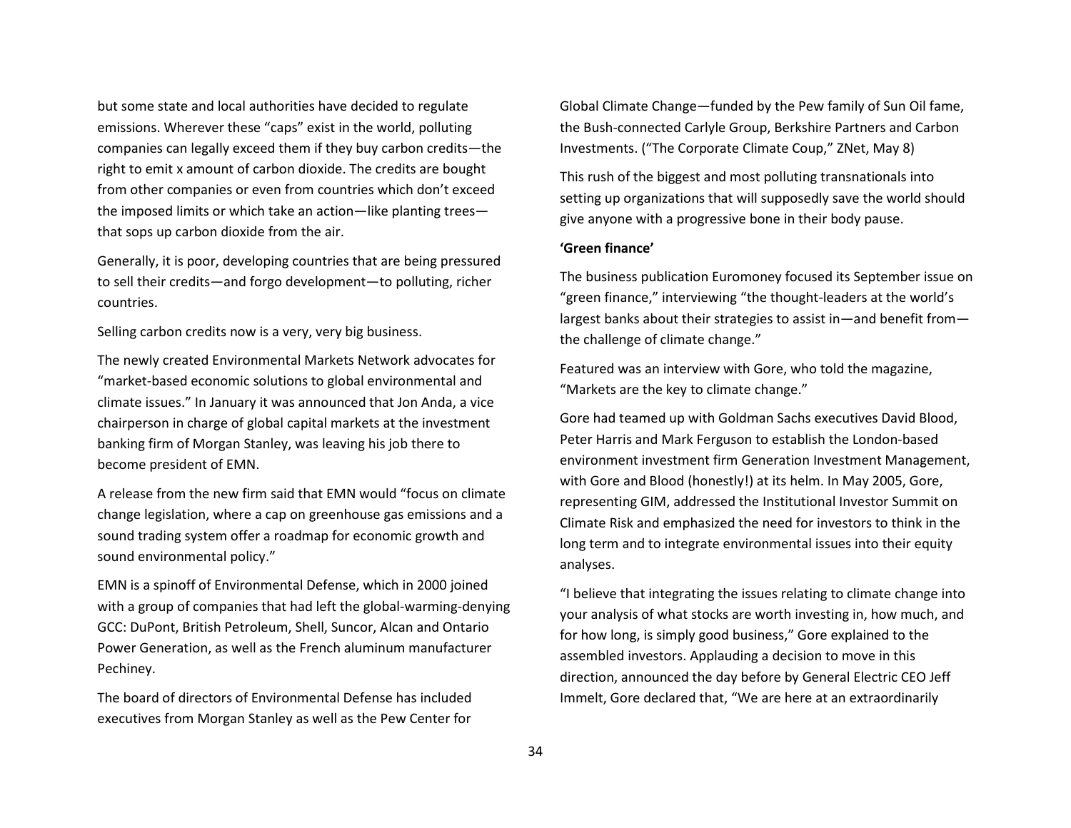but some state and local authorities have decided to regulate emissions. Wherever these "caps" exist in the world, polluting companies can legally exceed them if they buy carbon credits—the right to emit x amount of carbon dioxide. The credits are bought from other companies or even from countries which don't exceed the imposed limits or which take an action—like planting trees—that sops up carbon dioxide from the air.

Generally, it is poor, developing countries that are being pressured to sell their credits—and forgo development—to polluting, richer countries.

Selling carbon credits now is a very, very big business.

The newly created Environmental Markets Network advocates for "market-based economic solutions to global environmental and climate issues." In January it was announced that Jon Anda, a vice chairperson in charge of global capital markets at the investment banking firm of Morgan Stanley, was leaving his job there to become president of EMN.

A release from the new firm said that EMN would "focus on climate change legislation, where a cap on greenhouse gas emissions and a sound trading system offer a roadmap for economic growth and sound environmental policy."

EMN is a spinoff of Environmental Defense, which in 2000 joined with a group of companies that had left the global-warming-denying GCC: DuPont, British Petroleum, Shell, Suncor, Alcan and Ontario Power Generation, as well as the French aluminum manufacturer Pechiney.

The board of directors of Environmental Defense has included executives from Morgan Stanley as well as the Pew Center for Global Climate Change—funded by the Pew family of Sun Oil fame, the Bush-connected Carlyle Group, Berkshire Partners and Carbon Investments. ("The Corporate Climate Coup," ZNet, May 8)

This rush of the biggest and most polluting transnationals into setting up organizations that will supposedly save the world should give anyone with a progressive bone in their body pause.

**'Green finance'**

The business publication Euromoney focused its September issue on "green finance," interviewing "the thought-leaders at the world's largest banks about their strategies to assist in—and benefit from—the challenge of climate change."

Featured was an interview with Gore, who told the magazine, "Markets are the key to climate change."

Gore had teamed up with Goldman Sachs executives David Blood, Peter Harris and Mark Ferguson to establish the London-based environment investment firm Generation Investment Management, with Gore and Blood (honestly!) at its helm. In May 2005, Gore, representing GIM, addressed the Institutional Investor Summit on Climate Risk and emphasized the need for investors to think in the long term and to integrate environmental issues into their equity analyses.

"I believe that integrating the issues relating to climate change into your analysis of what stocks are worth investing in, how much, and for how long, is simply good business," Gore explained to the assembled investors. Applauding a decision to move in this direction, announced the day before by General Electric CEO Jeff Immelt, Gore declared that, "We are here at an extraordinarily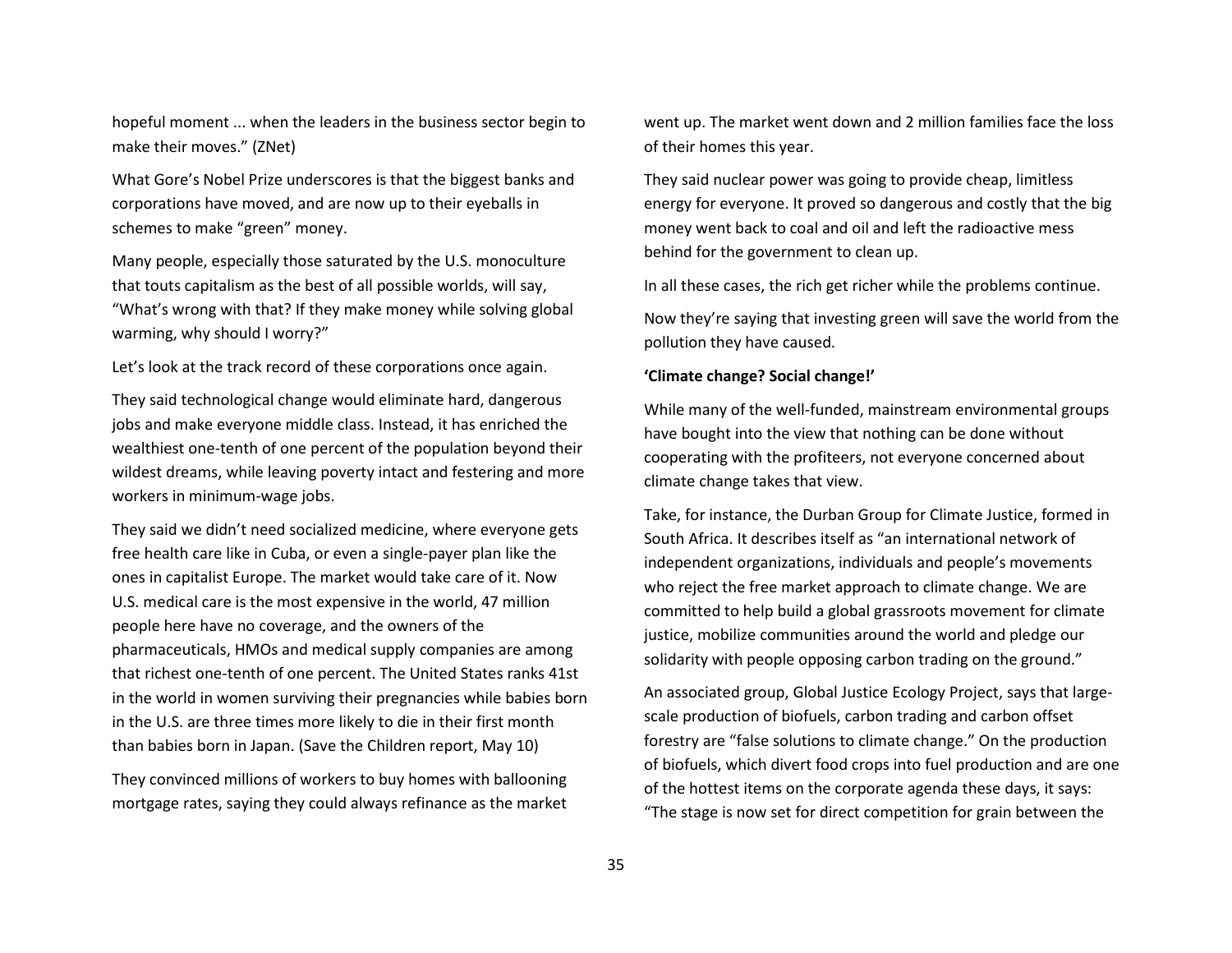hopeful moment ... when the leaders in the business sector begin to make their moves.” (ZNet)

What Gore’s Nobel Prize underscores is that the biggest banks and corporations have moved, and are now up to their eyeballs in schemes to make “green” money.

Many people, especially those saturated by the U.S. monoculture that touts capitalism as the best of all possible worlds, will say, “What’s wrong with that? If they make money while solving global warming, why should I worry?”

Let’s look at the track record of these corporations once again.

They said technological change would eliminate hard, dangerous jobs and make everyone middle class. Instead, it has enriched the wealthiest one-tenth of one percent of the population beyond their wildest dreams, while leaving poverty intact and festering and more workers in minimum-wage jobs.

They said we didn’t need socialized medicine, where everyone gets free health care like in Cuba, or even a single-payer plan like the ones in capitalist Europe. The market would take care of it. Now U.S. medical care is the most expensive in the world, 47 million people here have no coverage, and the owners of the pharmaceuticals, HMOs and medical supply companies are among that richest one-tenth of one percent. The United States ranks 41st in the world in women surviving their pregnancies while babies born in the U.S. are three times more likely to die in their first month than babies born in Japan. (Save the Children report, May 10)

They convinced millions of workers to buy homes with ballooning mortgage rates, saying they could always refinance as the market went up. The market went down and 2 million families face the loss of their homes this year.

They said nuclear power was going to provide cheap, limitless energy for everyone. It proved so dangerous and costly that the big money went back to coal and oil and left the radioactive mess behind for the government to clean up.

In all these cases, the rich get richer while the problems continue.

Now they’re saying that investing green will save the world from the pollution they have caused.

**‘Climate change? Social change!’**

While many of the well-funded, mainstream environmental groups have bought into the view that nothing can be done without cooperating with the profiteers, not everyone concerned about climate change takes that view.

Take, for instance, the Durban Group for Climate Justice, formed in South Africa. It describes itself as “an international network of independent organizations, individuals and people’s movements who reject the free market approach to climate change. We are committed to help build a global grassroots movement for climate justice, mobilize communities around the world and pledge our solidarity with people opposing carbon trading on the ground.”

An associated group, Global Justice Ecology Project, says that large-scale production of biofuels, carbon trading and carbon offset forestry are “false solutions to climate change.” On the production of biofuels, which divert food crops into fuel production and are one of the hottest items on the corporate agenda these days, it says: “The stage is now set for direct competition for grain between the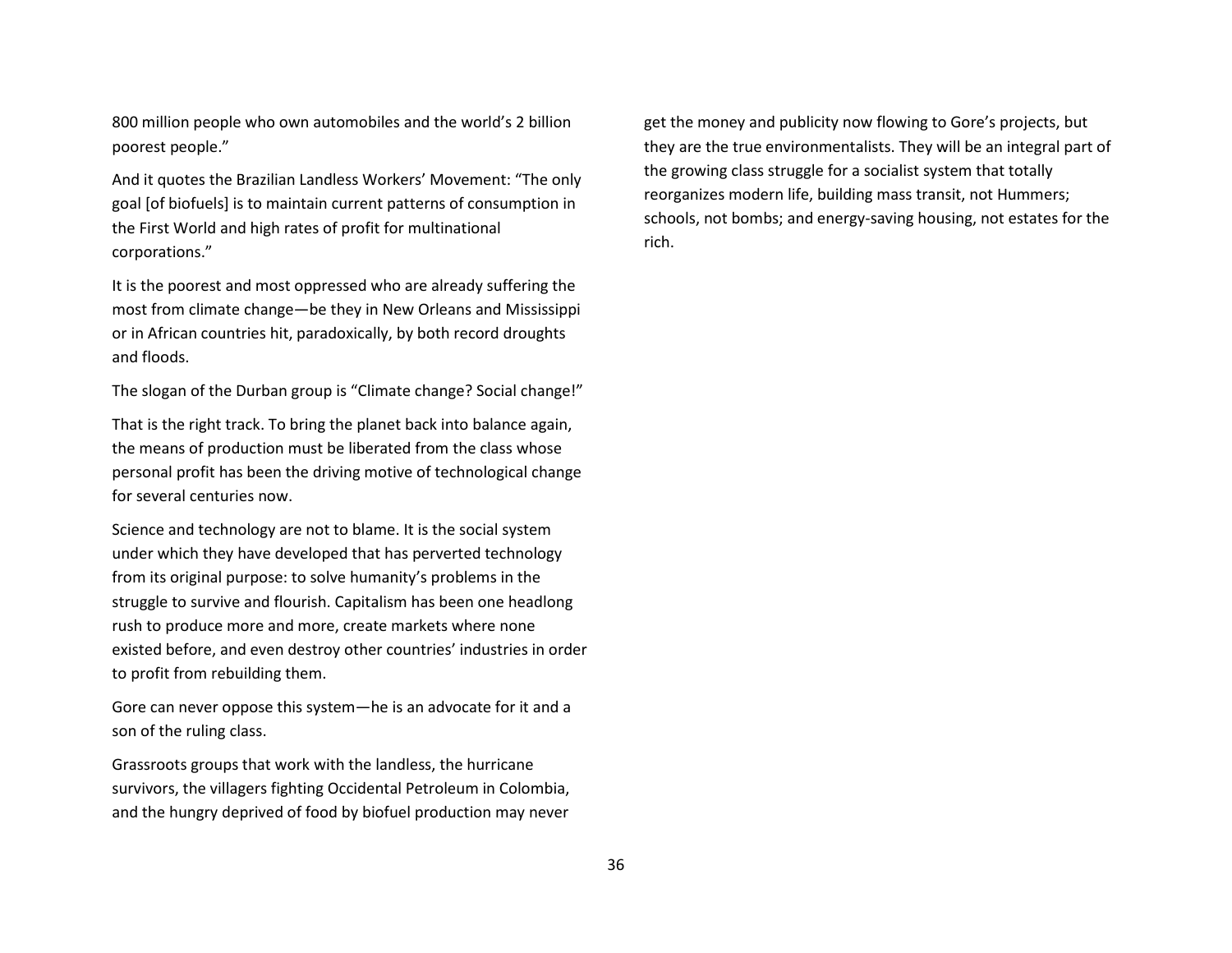800 million people who own automobiles and the world's 2 billion poorest people."

And it quotes the Brazilian Landless Workers' Movement: "The only goal [of biofuels] is to maintain current patterns of consumption in the First World and high rates of profit for multinational corporations."

It is the poorest and most oppressed who are already suffering the most from climate change—be they in New Orleans and Mississippi or in African countries hit, paradoxically, by both record droughts and floods.

The slogan of the Durban group is "Climate change? Social change!"

That is the right track. To bring the planet back into balance again, the means of production must be liberated from the class whose personal profit has been the driving motive of technological change for several centuries now.

Science and technology are not to blame. It is the social system under which they have developed that has perverted technology from its original purpose: to solve humanity's problems in the struggle to survive and flourish. Capitalism has been one headlong rush to produce more and more, create markets where none existed before, and even destroy other countries' industries in order to profit from rebuilding them.

Gore can never oppose this system—he is an advocate for it and a son of the ruling class.

Grassroots groups that work with the landless, the hurricane survivors, the villagers fighting Occidental Petroleum in Colombia, and the hungry deprived of food by biofuel production may never get the money and publicity now flowing to Gore's projects, but they are the true environmentalists. They will be an integral part of the growing class struggle for a socialist system that totally reorganizes modern life, building mass transit, not Hummers; schools, not bombs; and energy-saving housing, not estates for the rich.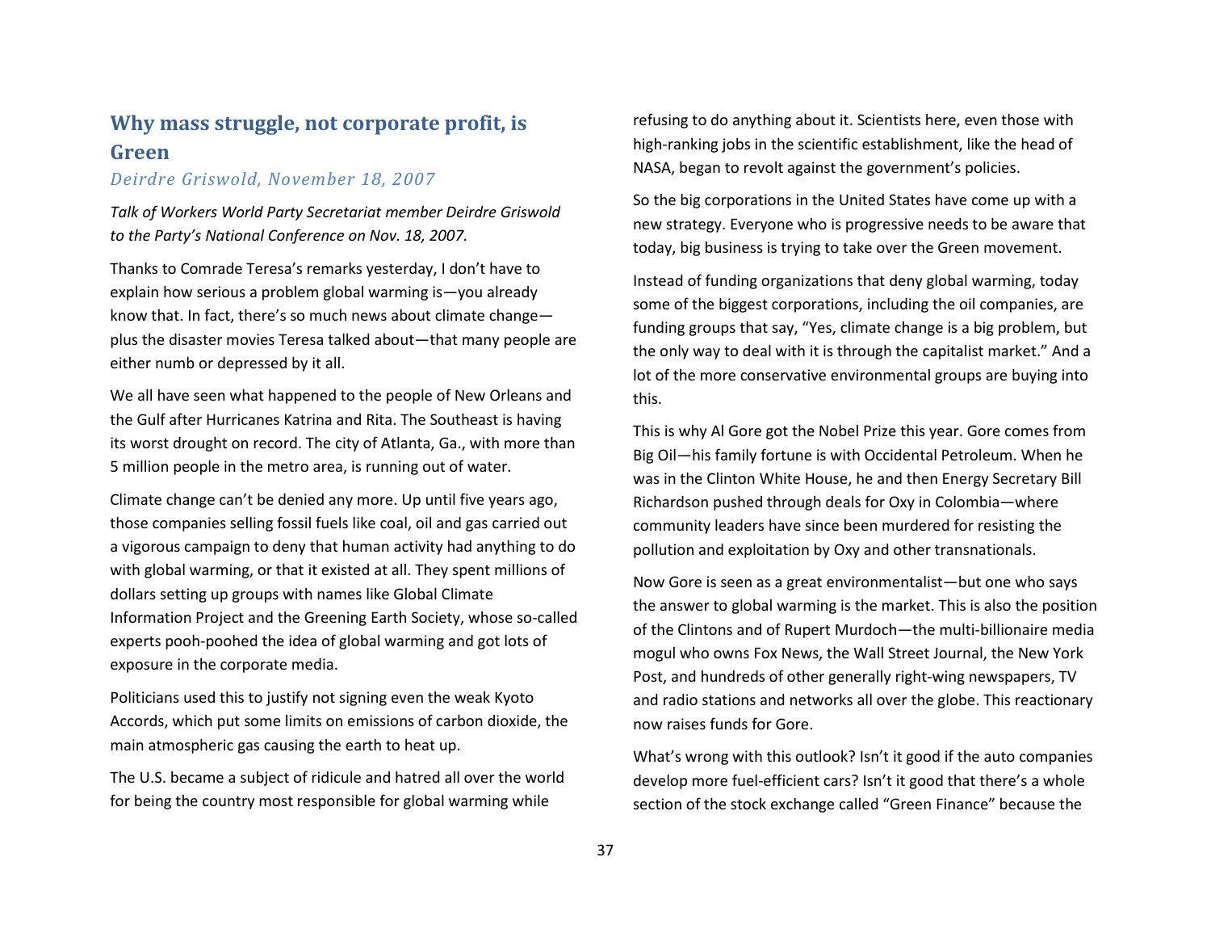## Why mass struggle, not corporate profit, is Green

*Deirdre Griswold, November 18, 2007*

*Talk of Workers World Party Secretariat member Deirdre Griswold to the Party's National Conference on Nov. 18, 2007.*

Thanks to Comrade Teresa's remarks yesterday, I don't have to explain how serious a problem global warming is—you already know that. In fact, there's so much news about climate change—plus the disaster movies Teresa talked about—that many people are either numb or depressed by it all.

We all have seen what happened to the people of New Orleans and the Gulf after Hurricanes Katrina and Rita. The Southeast is having its worst drought on record. The city of Atlanta, Ga., with more than 5 million people in the metro area, is running out of water.

Climate change can't be denied any more. Up until five years ago, those companies selling fossil fuels like coal, oil and gas carried out a vigorous campaign to deny that human activity had anything to do with global warming, or that it existed at all. They spent millions of dollars setting up groups with names like Global Climate Information Project and the Greening Earth Society, whose so-called experts pooh-poohed the idea of global warming and got lots of exposure in the corporate media.

Politicians used this to justify not signing even the weak Kyoto Accords, which put some limits on emissions of carbon dioxide, the main atmospheric gas causing the earth to heat up.

The U.S. became a subject of ridicule and hatred all over the world for being the country most responsible for global warming while refusing to do anything about it. Scientists here, even those with high-ranking jobs in the scientific establishment, like the head of NASA, began to revolt against the government's policies.

So the big corporations in the United States have come up with a new strategy. Everyone who is progressive needs to be aware that today, big business is trying to take over the Green movement.

Instead of funding organizations that deny global warming, today some of the biggest corporations, including the oil companies, are funding groups that say, "Yes, climate change is a big problem, but the only way to deal with it is through the capitalist market." And a lot of the more conservative environmental groups are buying into this.

This is why Al Gore got the Nobel Prize this year. Gore comes from Big Oil—his family fortune is with Occidental Petroleum. When he was in the Clinton White House, he and then Energy Secretary Bill Richardson pushed through deals for Oxy in Colombia—where community leaders have since been murdered for resisting the pollution and exploitation by Oxy and other transnationals.

Now Gore is seen as a great environmentalist—but one who says the answer to global warming is the market. This is also the position of the Clintons and of Rupert Murdoch—the multi-billionaire media mogul who owns Fox News, the Wall Street Journal, the New York Post, and hundreds of other generally right-wing newspapers, TV and radio stations and networks all over the globe. This reactionary now raises funds for Gore.

What's wrong with this outlook? Isn't it good if the auto companies develop more fuel-efficient cars? Isn't it good that there's a whole section of the stock exchange called "Green Finance" because the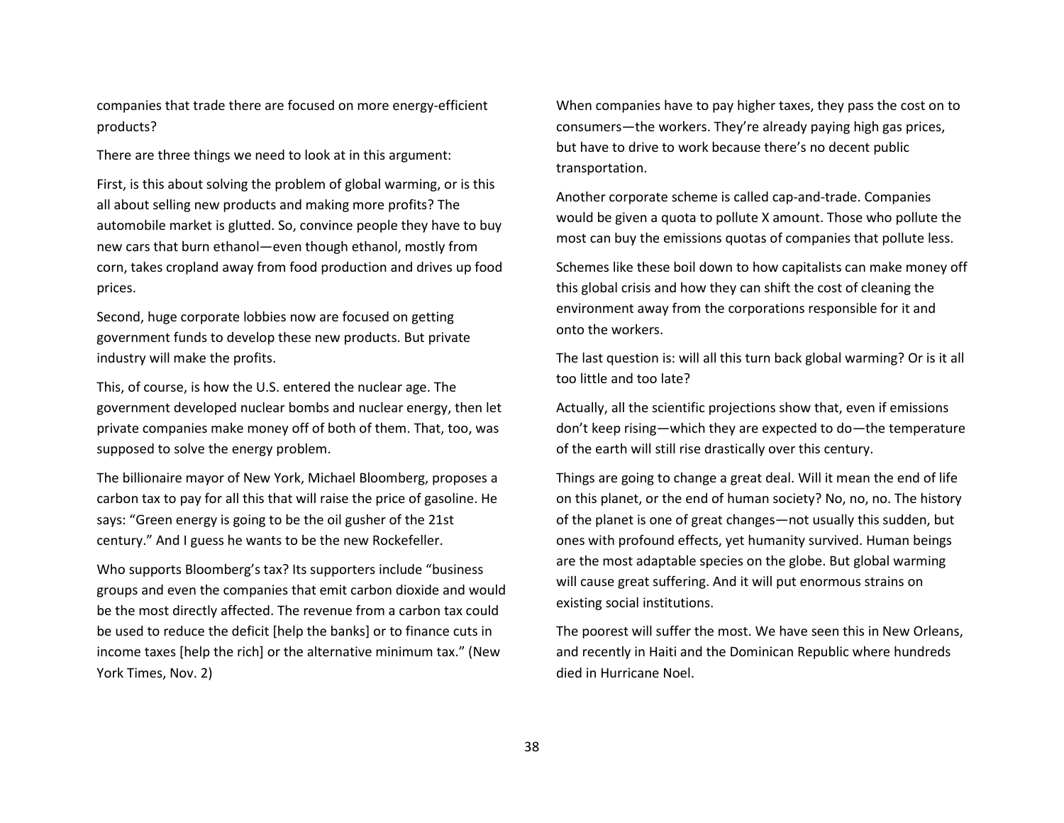companies that trade there are focused on more energy-efficient products?

There are three things we need to look at in this argument:

First, is this about solving the problem of global warming, or is this all about selling new products and making more profits? The automobile market is glutted. So, convince people they have to buy new cars that burn ethanol—even though ethanol, mostly from corn, takes cropland away from food production and drives up food prices.

Second, huge corporate lobbies now are focused on getting government funds to develop these new products. But private industry will make the profits.

This, of course, is how the U.S. entered the nuclear age. The government developed nuclear bombs and nuclear energy, then let private companies make money off of both of them. That, too, was supposed to solve the energy problem.

The billionaire mayor of New York, Michael Bloomberg, proposes a carbon tax to pay for all this that will raise the price of gasoline. He says: "Green energy is going to be the oil gusher of the 21st century." And I guess he wants to be the new Rockefeller.

Who supports Bloomberg's tax? Its supporters include "business groups and even the companies that emit carbon dioxide and would be the most directly affected. The revenue from a carbon tax could be used to reduce the deficit [help the banks] or to finance cuts in income taxes [help the rich] or the alternative minimum tax." (New York Times, Nov. 2)

When companies have to pay higher taxes, they pass the cost on to consumers—the workers. They're already paying high gas prices, but have to drive to work because there's no decent public transportation.

Another corporate scheme is called cap-and-trade. Companies would be given a quota to pollute X amount. Those who pollute the most can buy the emissions quotas of companies that pollute less.

Schemes like these boil down to how capitalists can make money off this global crisis and how they can shift the cost of cleaning the environment away from the corporations responsible for it and onto the workers.

The last question is: will all this turn back global warming? Or is it all too little and too late?

Actually, all the scientific projections show that, even if emissions don't keep rising—which they are expected to do—the temperature of the earth will still rise drastically over this century.

Things are going to change a great deal. Will it mean the end of life on this planet, or the end of human society? No, no, no. The history of the planet is one of great changes—not usually this sudden, but ones with profound effects, yet humanity survived. Human beings are the most adaptable species on the globe. But global warming will cause great suffering. And it will put enormous strains on existing social institutions.

The poorest will suffer the most. We have seen this in New Orleans, and recently in Haiti and the Dominican Republic where hundreds died in Hurricane Noel.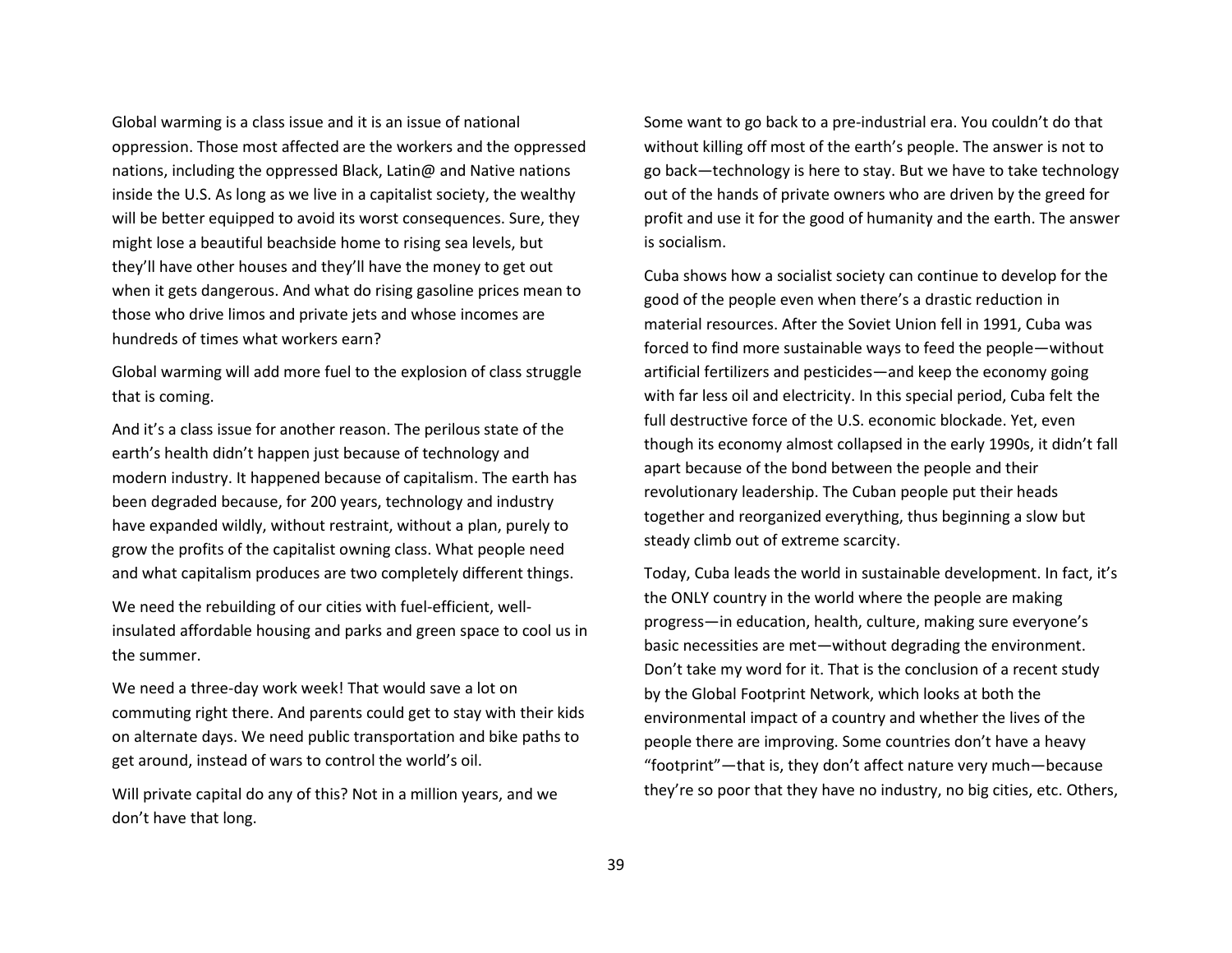Global warming is a class issue and it is an issue of national oppression. Those most affected are the workers and the oppressed nations, including the oppressed Black, Latin@ and Native nations inside the U.S. As long as we live in a capitalist society, the wealthy will be better equipped to avoid its worst consequences. Sure, they might lose a beautiful beachside home to rising sea levels, but they'll have other houses and they'll have the money to get out when it gets dangerous. And what do rising gasoline prices mean to those who drive limos and private jets and whose incomes are hundreds of times what workers earn?

Global warming will add more fuel to the explosion of class struggle that is coming.

And it's a class issue for another reason. The perilous state of the earth's health didn't happen just because of technology and modern industry. It happened because of capitalism. The earth has been degraded because, for 200 years, technology and industry have expanded wildly, without restraint, without a plan, purely to grow the profits of the capitalist owning class. What people need and what capitalism produces are two completely different things.

We need the rebuilding of our cities with fuel-efficient, well-insulated affordable housing and parks and green space to cool us in the summer.

We need a three-day work week! That would save a lot on commuting right there. And parents could get to stay with their kids on alternate days. We need public transportation and bike paths to get around, instead of wars to control the world's oil.

Will private capital do any of this? Not in a million years, and we don't have that long.

Some want to go back to a pre-industrial era. You couldn't do that without killing off most of the earth's people. The answer is not to go back—technology is here to stay. But we have to take technology out of the hands of private owners who are driven by the greed for profit and use it for the good of humanity and the earth. The answer is socialism.

Cuba shows how a socialist society can continue to develop for the good of the people even when there's a drastic reduction in material resources. After the Soviet Union fell in 1991, Cuba was forced to find more sustainable ways to feed the people—without artificial fertilizers and pesticides—and keep the economy going with far less oil and electricity. In this special period, Cuba felt the full destructive force of the U.S. economic blockade. Yet, even though its economy almost collapsed in the early 1990s, it didn't fall apart because of the bond between the people and their revolutionary leadership. The Cuban people put their heads together and reorganized everything, thus beginning a slow but steady climb out of extreme scarcity.

Today, Cuba leads the world in sustainable development. In fact, it's the ONLY country in the world where the people are making progress—in education, health, culture, making sure everyone's basic necessities are met—without degrading the environment. Don't take my word for it. That is the conclusion of a recent study by the Global Footprint Network, which looks at both the environmental impact of a country and whether the lives of the people there are improving. Some countries don't have a heavy "footprint"—that is, they don't affect nature very much—because they're so poor that they have no industry, no big cities, etc. Others,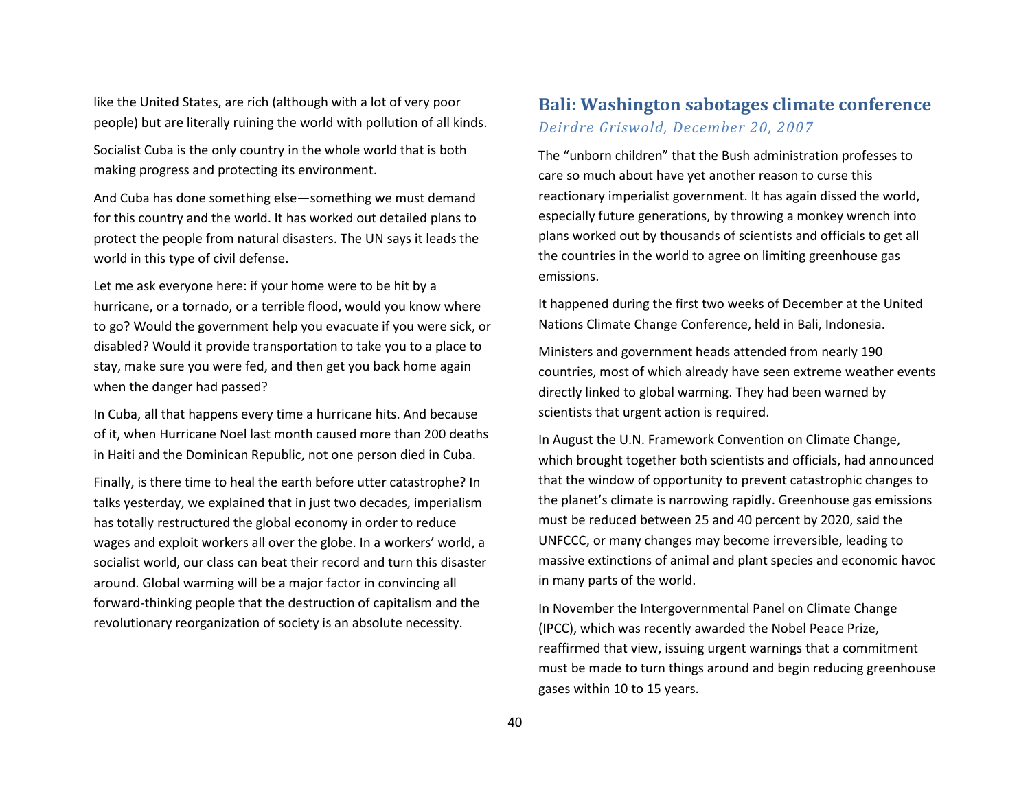like the United States, are rich (although with a lot of very poor people) but are literally ruining the world with pollution of all kinds.

Socialist Cuba is the only country in the whole world that is both making progress and protecting its environment.

And Cuba has done something else—something we must demand for this country and the world. It has worked out detailed plans to protect the people from natural disasters. The UN says it leads the world in this type of civil defense.

Let me ask everyone here: if your home were to be hit by a hurricane, or a tornado, or a terrible flood, would you know where to go? Would the government help you evacuate if you were sick, or disabled? Would it provide transportation to take you to a place to stay, make sure you were fed, and then get you back home again when the danger had passed?

In Cuba, all that happens every time a hurricane hits. And because of it, when Hurricane Noel last month caused more than 200 deaths in Haiti and the Dominican Republic, not one person died in Cuba.

Finally, is there time to heal the earth before utter catastrophe? In talks yesterday, we explained that in just two decades, imperialism has totally restructured the global economy in order to reduce wages and exploit workers all over the globe. In a workers' world, a socialist world, our class can beat their record and turn this disaster around. Global warming will be a major factor in convincing all forward-thinking people that the destruction of capitalism and the revolutionary reorganization of society is an absolute necessity.

## Bali: Washington sabotages climate conference

*Deirdre Griswold, December 20, 2007*

The "unborn children" that the Bush administration professes to care so much about have yet another reason to curse this reactionary imperialist government. It has again dissed the world, especially future generations, by throwing a monkey wrench into plans worked out by thousands of scientists and officials to get all the countries in the world to agree on limiting greenhouse gas emissions.

It happened during the first two weeks of December at the United Nations Climate Change Conference, held in Bali, Indonesia.

Ministers and government heads attended from nearly 190 countries, most of which already have seen extreme weather events directly linked to global warming. They had been warned by scientists that urgent action is required.

In August the U.N. Framework Convention on Climate Change, which brought together both scientists and officials, had announced that the window of opportunity to prevent catastrophic changes to the planet's climate is narrowing rapidly. Greenhouse gas emissions must be reduced between 25 and 40 percent by 2020, said the UNFCCC, or many changes may become irreversible, leading to massive extinctions of animal and plant species and economic havoc in many parts of the world.

In November the Intergovernmental Panel on Climate Change (IPCC), which was recently awarded the Nobel Peace Prize, reaffirmed that view, issuing urgent warnings that a commitment must be made to turn things around and begin reducing greenhouse gases within 10 to 15 years.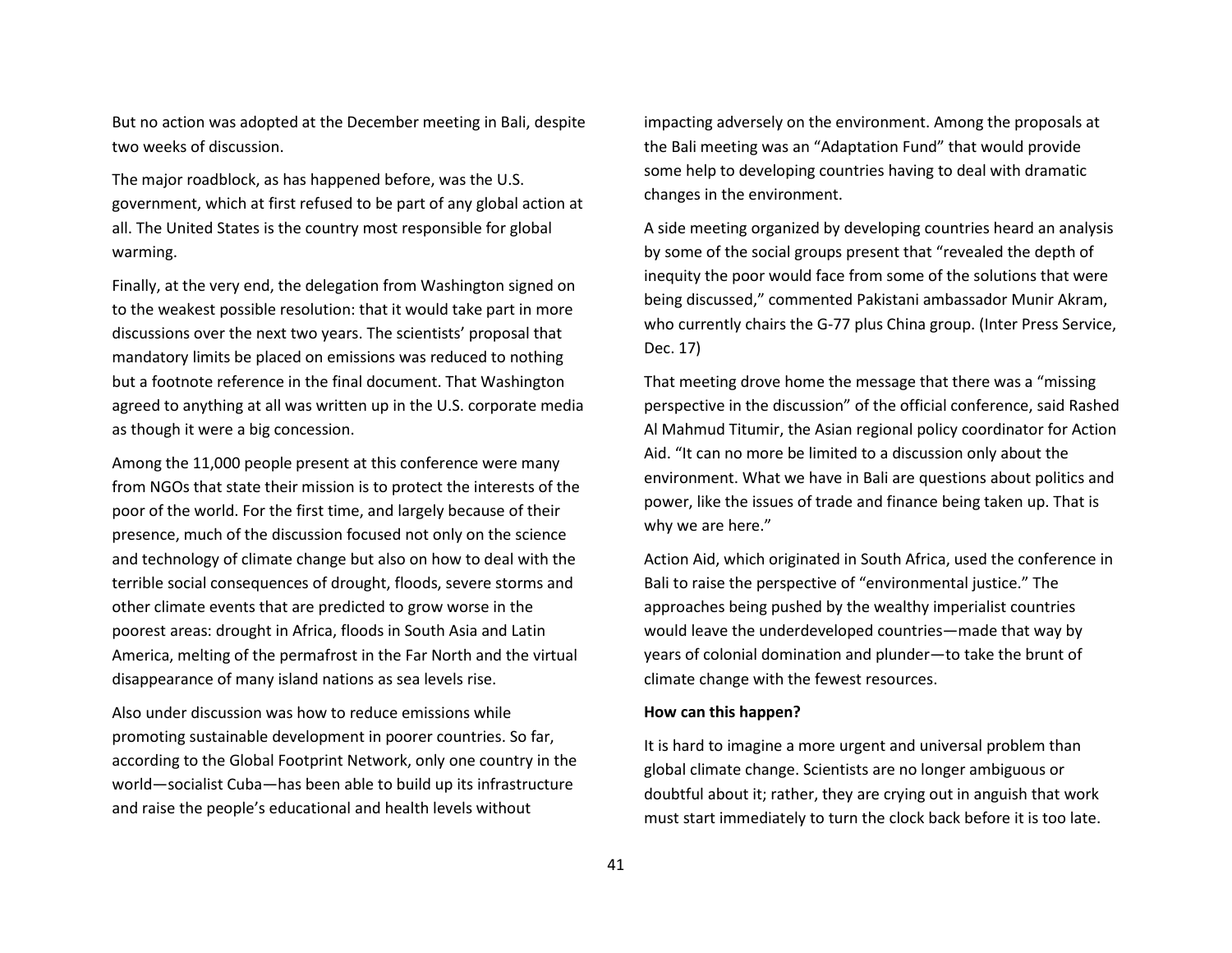But no action was adopted at the December meeting in Bali, despite two weeks of discussion.

The major roadblock, as has happened before, was the U.S. government, which at first refused to be part of any global action at all. The United States is the country most responsible for global warming.

Finally, at the very end, the delegation from Washington signed on to the weakest possible resolution: that it would take part in more discussions over the next two years. The scientists' proposal that mandatory limits be placed on emissions was reduced to nothing but a footnote reference in the final document. That Washington agreed to anything at all was written up in the U.S. corporate media as though it were a big concession.

Among the 11,000 people present at this conference were many from NGOs that state their mission is to protect the interests of the poor of the world. For the first time, and largely because of their presence, much of the discussion focused not only on the science and technology of climate change but also on how to deal with the terrible social consequences of drought, floods, severe storms and other climate events that are predicted to grow worse in the poorest areas: drought in Africa, floods in South Asia and Latin America, melting of the permafrost in the Far North and the virtual disappearance of many island nations as sea levels rise.

Also under discussion was how to reduce emissions while promoting sustainable development in poorer countries. So far, according to the Global Footprint Network, only one country in the world—socialist Cuba—has been able to build up its infrastructure and raise the people's educational and health levels without impacting adversely on the environment. Among the proposals at the Bali meeting was an "Adaptation Fund" that would provide some help to developing countries having to deal with dramatic changes in the environment.

A side meeting organized by developing countries heard an analysis by some of the social groups present that "revealed the depth of inequity the poor would face from some of the solutions that were being discussed," commented Pakistani ambassador Munir Akram, who currently chairs the G-77 plus China group. (Inter Press Service, Dec. 17)

That meeting drove home the message that there was a "missing perspective in the discussion" of the official conference, said Rashed Al Mahmud Titumir, the Asian regional policy coordinator for Action Aid. "It can no more be limited to a discussion only about the environment. What we have in Bali are questions about politics and power, like the issues of trade and finance being taken up. That is why we are here."

Action Aid, which originated in South Africa, used the conference in Bali to raise the perspective of "environmental justice." The approaches being pushed by the wealthy imperialist countries would leave the underdeveloped countries—made that way by years of colonial domination and plunder—to take the brunt of climate change with the fewest resources.

**How can this happen?**

It is hard to imagine a more urgent and universal problem than global climate change. Scientists are no longer ambiguous or doubtful about it; rather, they are crying out in anguish that work must start immediately to turn the clock back before it is too late.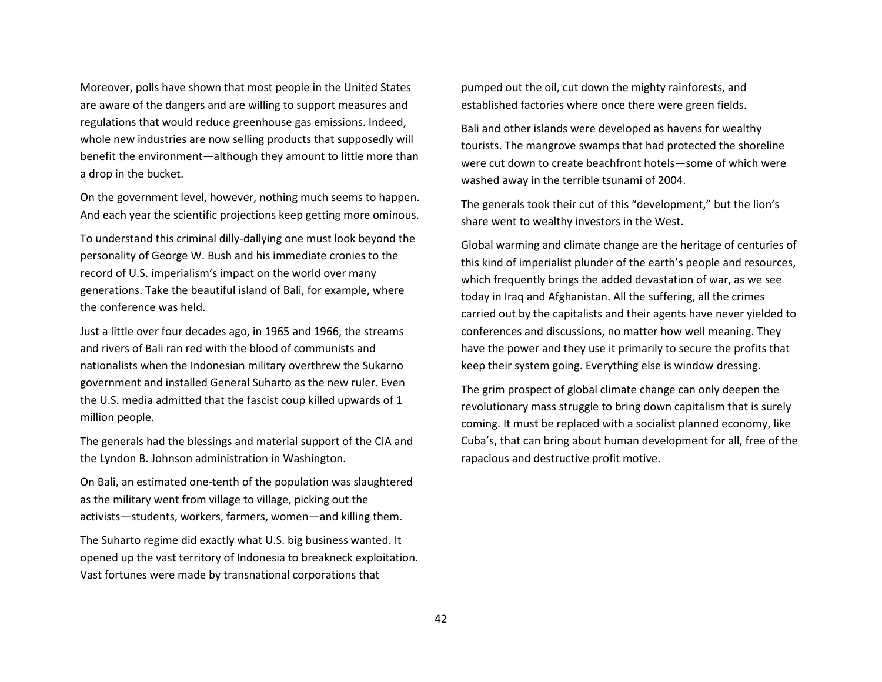Moreover, polls have shown that most people in the United States are aware of the dangers and are willing to support measures and regulations that would reduce greenhouse gas emissions. Indeed, whole new industries are now selling products that supposedly will benefit the environment—although they amount to little more than a drop in the bucket.

On the government level, however, nothing much seems to happen. And each year the scientific projections keep getting more ominous.

To understand this criminal dilly-dallying one must look beyond the personality of George W. Bush and his immediate cronies to the record of U.S. imperialism's impact on the world over many generations. Take the beautiful island of Bali, for example, where the conference was held.

Just a little over four decades ago, in 1965 and 1966, the streams and rivers of Bali ran red with the blood of communists and nationalists when the Indonesian military overthrew the Sukarno government and installed General Suharto as the new ruler. Even the U.S. media admitted that the fascist coup killed upwards of 1 million people.

The generals had the blessings and material support of the CIA and the Lyndon B. Johnson administration in Washington.

On Bali, an estimated one-tenth of the population was slaughtered as the military went from village to village, picking out the activists—students, workers, farmers, women—and killing them.

The Suharto regime did exactly what U.S. big business wanted. It opened up the vast territory of Indonesia to breakneck exploitation. Vast fortunes were made by transnational corporations that pumped out the oil, cut down the mighty rainforests, and established factories where once there were green fields.

Bali and other islands were developed as havens for wealthy tourists. The mangrove swamps that had protected the shoreline were cut down to create beachfront hotels—some of which were washed away in the terrible tsunami of 2004.

The generals took their cut of this "development," but the lion's share went to wealthy investors in the West.

Global warming and climate change are the heritage of centuries of this kind of imperialist plunder of the earth's people and resources, which frequently brings the added devastation of war, as we see today in Iraq and Afghanistan. All the suffering, all the crimes carried out by the capitalists and their agents have never yielded to conferences and discussions, no matter how well meaning. They have the power and they use it primarily to secure the profits that keep their system going. Everything else is window dressing.

The grim prospect of global climate change can only deepen the revolutionary mass struggle to bring down capitalism that is surely coming. It must be replaced with a socialist planned economy, like Cuba's, that can bring about human development for all, free of the rapacious and destructive profit motive.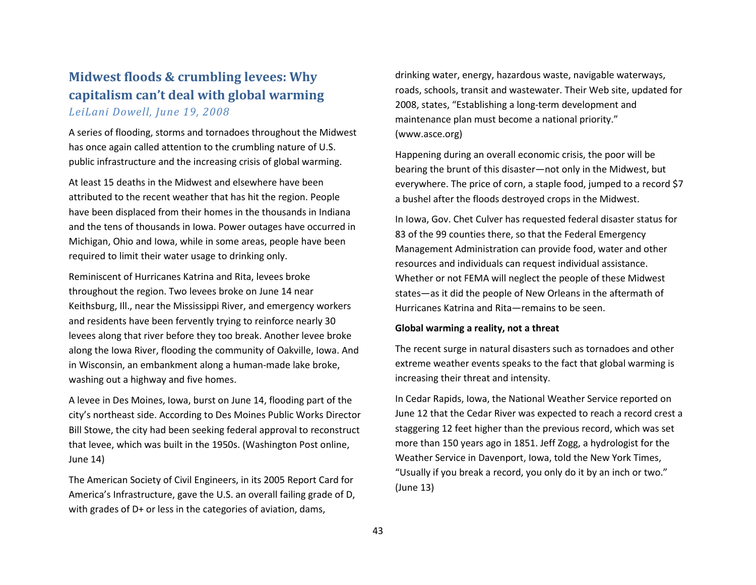## Midwest floods & crumbling levees: Why capitalism can't deal with global warming

*LeiLani Dowell, June 19, 2008*

A series of flooding, storms and tornadoes throughout the Midwest has once again called attention to the crumbling nature of U.S. public infrastructure and the increasing crisis of global warming.

At least 15 deaths in the Midwest and elsewhere have been attributed to the recent weather that has hit the region. People have been displaced from their homes in the thousands in Indiana and the tens of thousands in Iowa. Power outages have occurred in Michigan, Ohio and Iowa, while in some areas, people have been required to limit their water usage to drinking only.

Reminiscent of Hurricanes Katrina and Rita, levees broke throughout the region. Two levees broke on June 14 near Keithsburg, Ill., near the Mississippi River, and emergency workers and residents have been fervently trying to reinforce nearly 30 levees along that river before they too break. Another levee broke along the Iowa River, flooding the community of Oakville, Iowa. And in Wisconsin, an embankment along a human-made lake broke, washing out a highway and five homes.

A levee in Des Moines, Iowa, burst on June 14, flooding part of the city's northeast side. According to Des Moines Public Works Director Bill Stowe, the city had been seeking federal approval to reconstruct that levee, which was built in the 1950s. (Washington Post online, June 14)

The American Society of Civil Engineers, in its 2005 Report Card for America's Infrastructure, gave the U.S. an overall failing grade of D, with grades of D+ or less in the categories of aviation, dams, drinking water, energy, hazardous waste, navigable waterways, roads, schools, transit and wastewater. Their Web site, updated for 2008, states, "Establishing a long-term development and maintenance plan must become a national priority." (www.asce.org)

Happening during an overall economic crisis, the poor will be bearing the brunt of this disaster—not only in the Midwest, but everywhere. The price of corn, a staple food, jumped to a record $7 a bushel after the floods destroyed crops in the Midwest.

In Iowa, Gov. Chet Culver has requested federal disaster status for 83 of the 99 counties there, so that the Federal Emergency Management Administration can provide food, water and other resources and individuals can request individual assistance. Whether or not FEMA will neglect the people of these Midwest states—as it did the people of New Orleans in the aftermath of Hurricanes Katrina and Rita—remains to be seen.

**Global warming a reality, not a threat**

The recent surge in natural disasters such as tornadoes and other extreme weather events speaks to the fact that global warming is increasing their threat and intensity.

In Cedar Rapids, Iowa, the National Weather Service reported on June 12 that the Cedar River was expected to reach a record crest a staggering 12 feet higher than the previous record, which was set more than 150 years ago in 1851. Jeff Zogg, a hydrologist for the Weather Service in Davenport, Iowa, told the New York Times, "Usually if you break a record, you only do it by an inch or two." (June 13)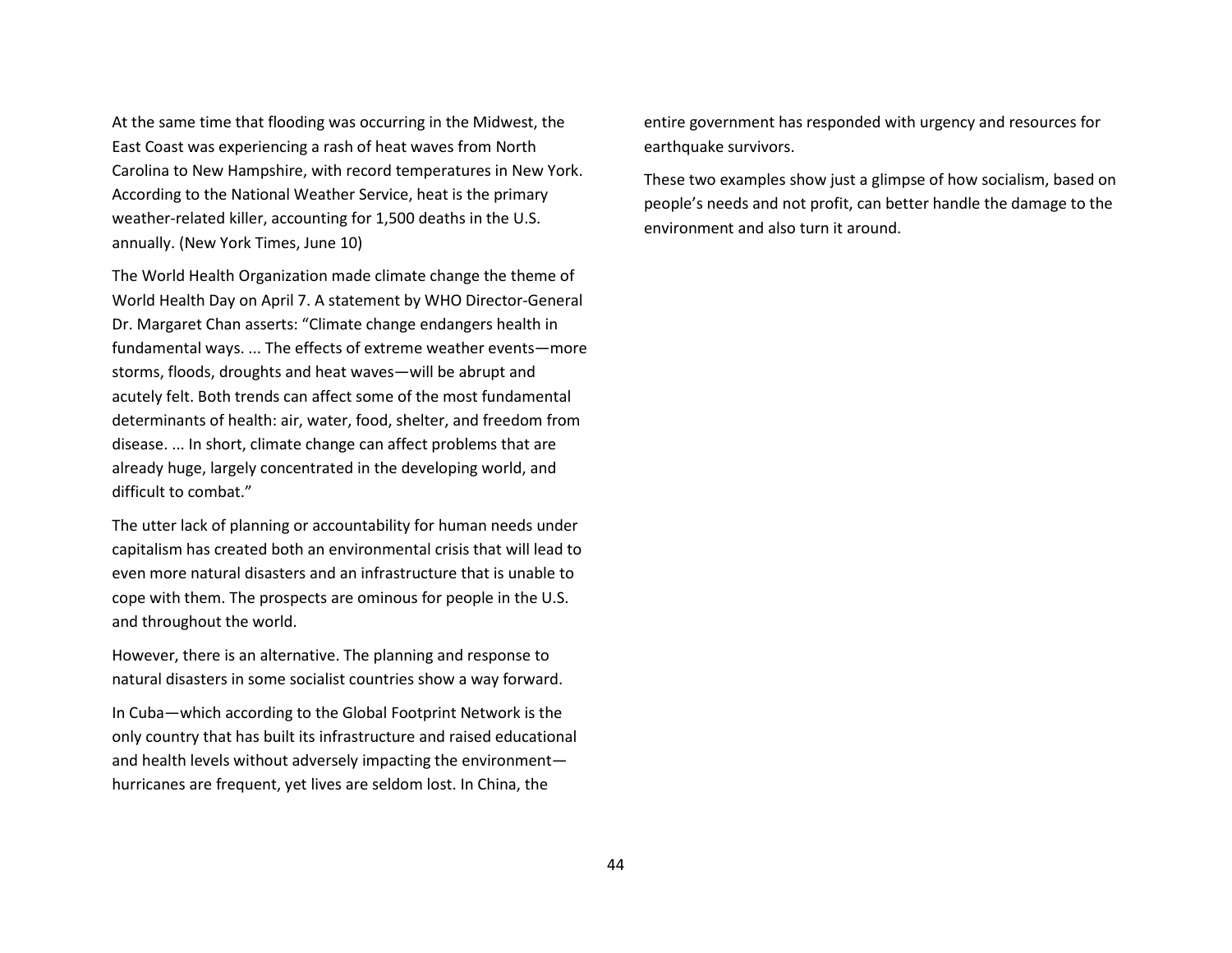At the same time that flooding was occurring in the Midwest, the East Coast was experiencing a rash of heat waves from North Carolina to New Hampshire, with record temperatures in New York. According to the National Weather Service, heat is the primary weather-related killer, accounting for 1,500 deaths in the U.S. annually. (New York Times, June 10)

The World Health Organization made climate change the theme of World Health Day on April 7. A statement by WHO Director-General Dr. Margaret Chan asserts: "Climate change endangers health in fundamental ways. ... The effects of extreme weather events—more storms, floods, droughts and heat waves—will be abrupt and acutely felt. Both trends can affect some of the most fundamental determinants of health: air, water, food, shelter, and freedom from disease. ... In short, climate change can affect problems that are already huge, largely concentrated in the developing world, and difficult to combat."

The utter lack of planning or accountability for human needs under capitalism has created both an environmental crisis that will lead to even more natural disasters and an infrastructure that is unable to cope with them. The prospects are ominous for people in the U.S. and throughout the world.

However, there is an alternative. The planning and response to natural disasters in some socialist countries show a way forward.

In Cuba—which according to the Global Footprint Network is the only country that has built its infrastructure and raised educational and health levels without adversely impacting the environment—hurricanes are frequent, yet lives are seldom lost. In China, the entire government has responded with urgency and resources for earthquake survivors.

These two examples show just a glimpse of how socialism, based on people's needs and not profit, can better handle the damage to the environment and also turn it around.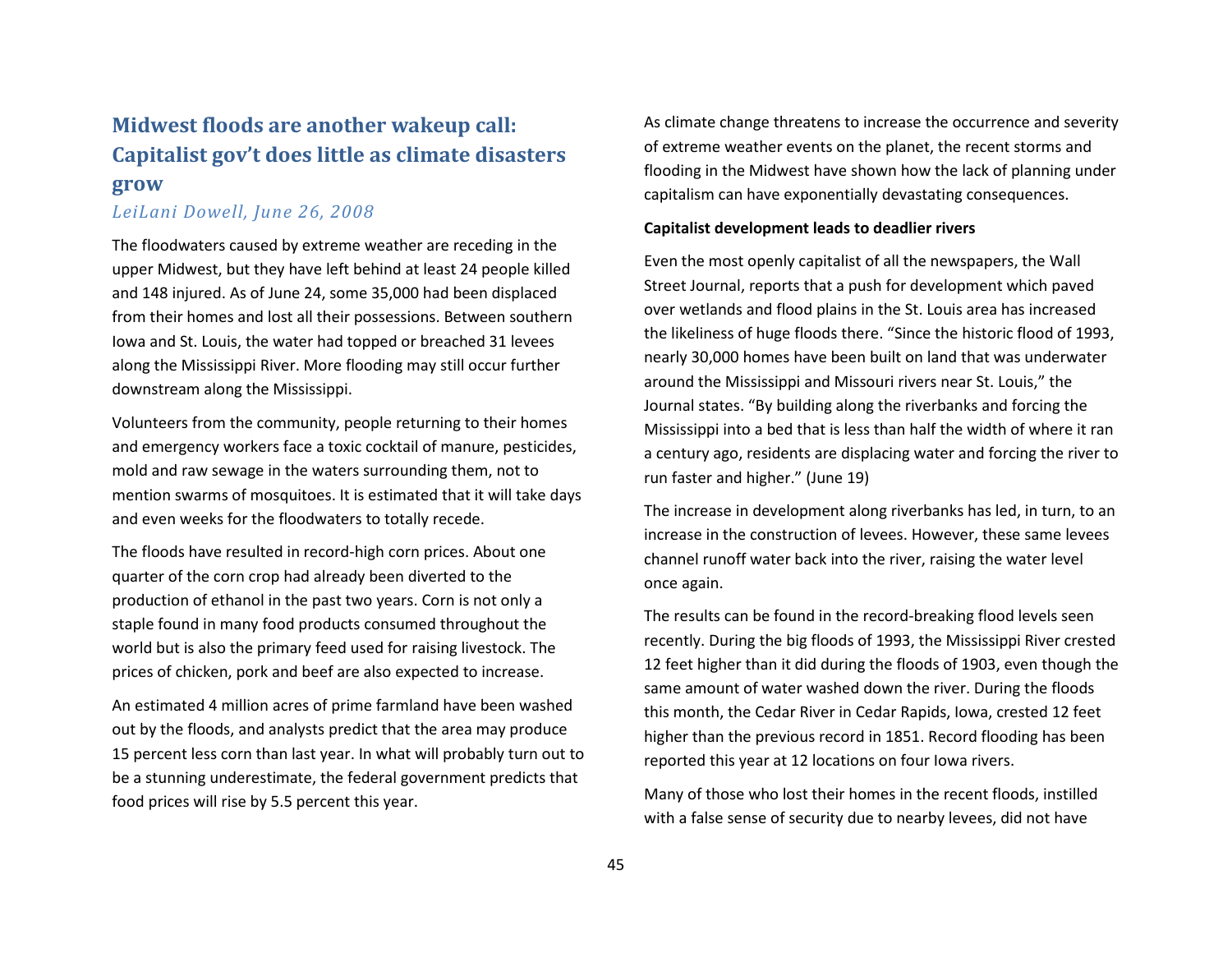## Midwest floods are another wakeup call: Capitalist gov't does little as climate disasters grow

*LeiLani Dowell, June 26, 2008*

The floodwaters caused by extreme weather are receding in the upper Midwest, but they have left behind at least 24 people killed and 148 injured. As of June 24, some 35,000 had been displaced from their homes and lost all their possessions. Between southern Iowa and St. Louis, the water had topped or breached 31 levees along the Mississippi River. More flooding may still occur further downstream along the Mississippi.

Volunteers from the community, people returning to their homes and emergency workers face a toxic cocktail of manure, pesticides, mold and raw sewage in the waters surrounding them, not to mention swarms of mosquitoes. It is estimated that it will take days and even weeks for the floodwaters to totally recede.

The floods have resulted in record-high corn prices. About one quarter of the corn crop had already been diverted to the production of ethanol in the past two years. Corn is not only a staple found in many food products consumed throughout the world but is also the primary feed used for raising livestock. The prices of chicken, pork and beef are also expected to increase.

An estimated 4 million acres of prime farmland have been washed out by the floods, and analysts predict that the area may produce 15 percent less corn than last year. In what will probably turn out to be a stunning underestimate, the federal government predicts that food prices will rise by 5.5 percent this year.

As climate change threatens to increase the occurrence and severity of extreme weather events on the planet, the recent storms and flooding in the Midwest have shown how the lack of planning under capitalism can have exponentially devastating consequences.

**Capitalist development leads to deadlier rivers**

Even the most openly capitalist of all the newspapers, the Wall Street Journal, reports that a push for development which paved over wetlands and flood plains in the St. Louis area has increased the likeliness of huge floods there. "Since the historic flood of 1993, nearly 30,000 homes have been built on land that was underwater around the Mississippi and Missouri rivers near St. Louis," the Journal states. "By building along the riverbanks and forcing the Mississippi into a bed that is less than half the width of where it ran a century ago, residents are displacing water and forcing the river to run faster and higher." (June 19)

The increase in development along riverbanks has led, in turn, to an increase in the construction of levees. However, these same levees channel runoff water back into the river, raising the water level once again.

The results can be found in the record-breaking flood levels seen recently. During the big floods of 1993, the Mississippi River crested 12 feet higher than it did during the floods of 1903, even though the same amount of water washed down the river. During the floods this month, the Cedar River in Cedar Rapids, Iowa, crested 12 feet higher than the previous record in 1851. Record flooding has been reported this year at 12 locations on four Iowa rivers.

Many of those who lost their homes in the recent floods, instilled with a false sense of security due to nearby levees, did not have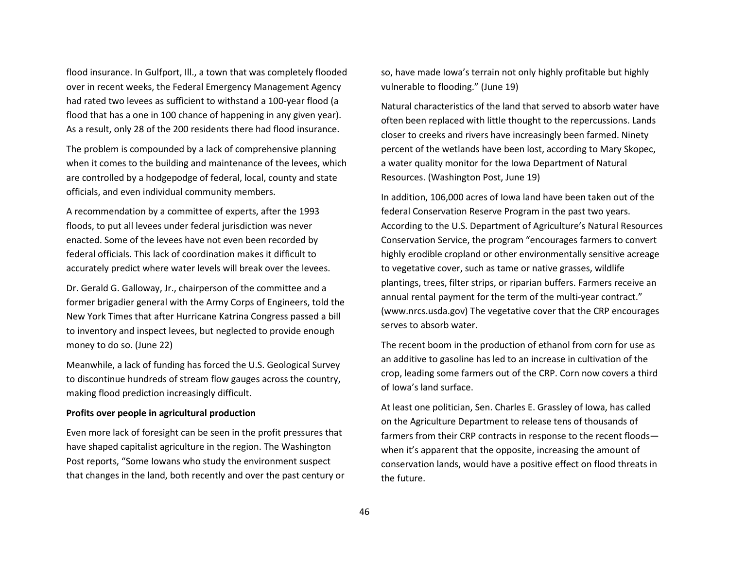flood insurance. In Gulfport, Ill., a town that was completely flooded over in recent weeks, the Federal Emergency Management Agency had rated two levees as sufficient to withstand a 100-year flood (a flood that has a one in 100 chance of happening in any given year). As a result, only 28 of the 200 residents there had flood insurance.

The problem is compounded by a lack of comprehensive planning when it comes to the building and maintenance of the levees, which are controlled by a hodgepodge of federal, local, county and state officials, and even individual community members.

A recommendation by a committee of experts, after the 1993 floods, to put all levees under federal jurisdiction was never enacted. Some of the levees have not even been recorded by federal officials. This lack of coordination makes it difficult to accurately predict where water levels will break over the levees.

Dr. Gerald G. Galloway, Jr., chairperson of the committee and a former brigadier general with the Army Corps of Engineers, told the New York Times that after Hurricane Katrina Congress passed a bill to inventory and inspect levees, but neglected to provide enough money to do so. (June 22)

Meanwhile, a lack of funding has forced the U.S. Geological Survey to discontinue hundreds of stream flow gauges across the country, making flood prediction increasingly difficult.

**Profits over people in agricultural production**

Even more lack of foresight can be seen in the profit pressures that have shaped capitalist agriculture in the region. The Washington Post reports, "Some Iowans who study the environment suspect that changes in the land, both recently and over the past century or so, have made Iowa's terrain not only highly profitable but highly vulnerable to flooding." (June 19)

Natural characteristics of the land that served to absorb water have often been replaced with little thought to the repercussions. Lands closer to creeks and rivers have increasingly been farmed. Ninety percent of the wetlands have been lost, according to Mary Skopec, a water quality monitor for the Iowa Department of Natural Resources. (Washington Post, June 19)

In addition, 106,000 acres of Iowa land have been taken out of the federal Conservation Reserve Program in the past two years. According to the U.S. Department of Agriculture's Natural Resources Conservation Service, the program "encourages farmers to convert highly erodible cropland or other environmentally sensitive acreage to vegetative cover, such as tame or native grasses, wildlife plantings, trees, filter strips, or riparian buffers. Farmers receive an annual rental payment for the term of the multi-year contract." (www.nrcs.usda.gov) The vegetative cover that the CRP encourages serves to absorb water.

The recent boom in the production of ethanol from corn for use as an additive to gasoline has led to an increase in cultivation of the crop, leading some farmers out of the CRP. Corn now covers a third of Iowa's land surface.

At least one politician, Sen. Charles E. Grassley of Iowa, has called on the Agriculture Department to release tens of thousands of farmers from their CRP contracts in response to the recent floods—when it's apparent that the opposite, increasing the amount of conservation lands, would have a positive effect on flood threats in the future.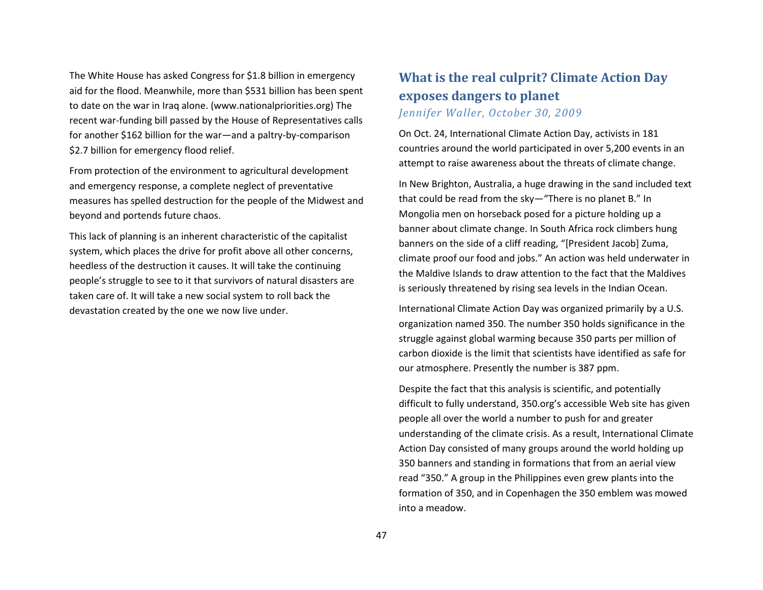The White House has asked Congress for $1.8 billion in emergency aid for the flood. Meanwhile, more than $531 billion has been spent to date on the war in Iraq alone. (www.nationalpriorities.org) The recent war-funding bill passed by the House of Representatives calls for another $162 billion for the war—and a paltry-by-comparison $2.7 billion for emergency flood relief.

From protection of the environment to agricultural development and emergency response, a complete neglect of preventative measures has spelled destruction for the people of the Midwest and beyond and portends future chaos.

This lack of planning is an inherent characteristic of the capitalist system, which places the drive for profit above all other concerns, heedless of the destruction it causes. It will take the continuing people's struggle to see to it that survivors of natural disasters are taken care of. It will take a new social system to roll back the devastation created by the one we now live under.

## What is the real culprit? Climate Action Day exposes dangers to planet

*Jennifer Waller, October 30, 2009*

On Oct. 24, International Climate Action Day, activists in 181 countries around the world participated in over 5,200 events in an attempt to raise awareness about the threats of climate change.

In New Brighton, Australia, a huge drawing in the sand included text that could be read from the sky—"There is no planet B." In Mongolia men on horseback posed for a picture holding up a banner about climate change. In South Africa rock climbers hung banners on the side of a cliff reading, "[President Jacob] Zuma, climate proof our food and jobs." An action was held underwater in the Maldive Islands to draw attention to the fact that the Maldives is seriously threatened by rising sea levels in the Indian Ocean.

International Climate Action Day was organized primarily by a U.S. organization named 350. The number 350 holds significance in the struggle against global warming because 350 parts per million of carbon dioxide is the limit that scientists have identified as safe for our atmosphere. Presently the number is 387 ppm.

Despite the fact that this analysis is scientific, and potentially difficult to fully understand, 350.org's accessible Web site has given people all over the world a number to push for and greater understanding of the climate crisis. As a result, International Climate Action Day consisted of many groups around the world holding up 350 banners and standing in formations that from an aerial view read "350." A group in the Philippines even grew plants into the formation of 350, and in Copenhagen the 350 emblem was mowed into a meadow.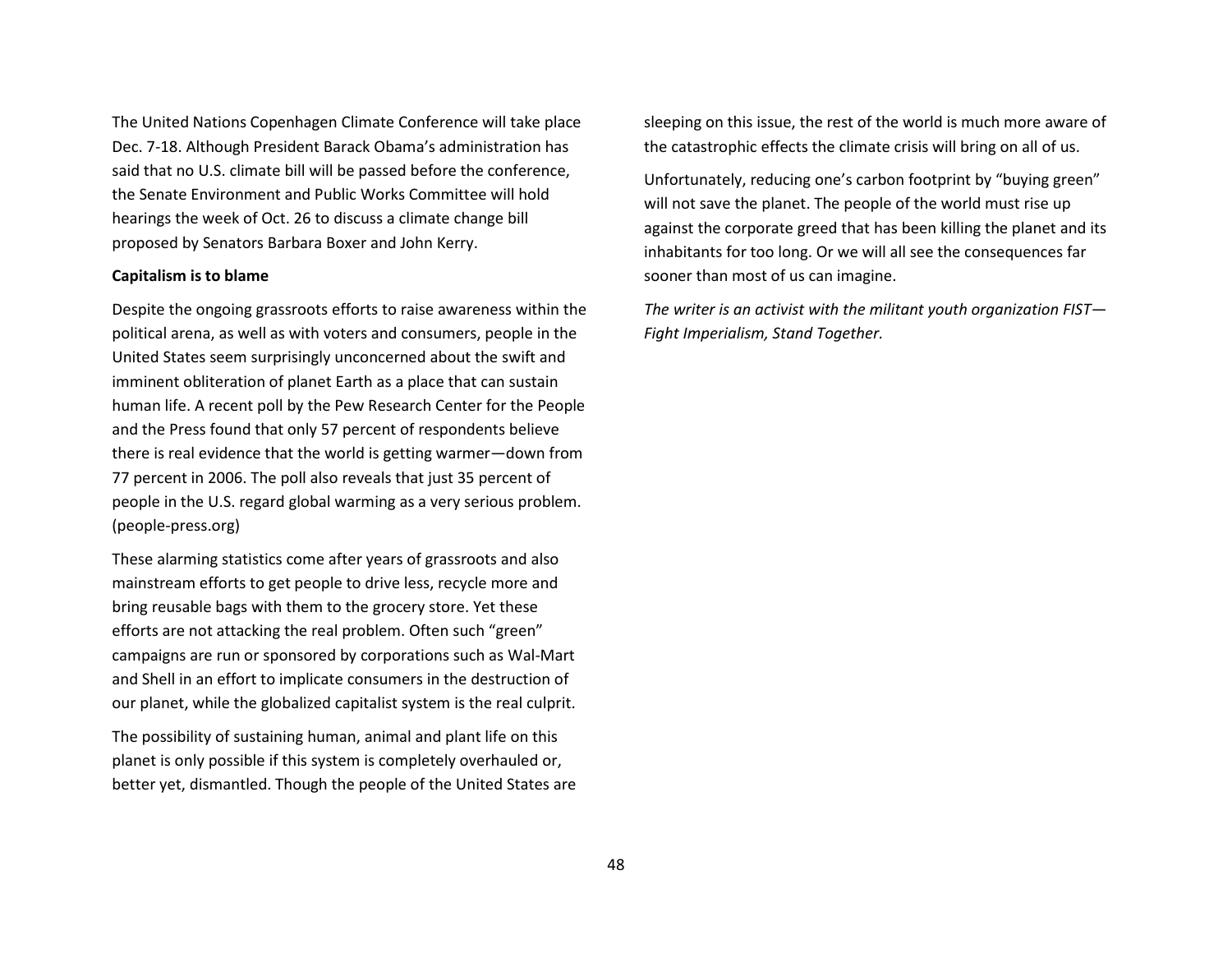The United Nations Copenhagen Climate Conference will take place Dec. 7-18. Although President Barack Obama's administration has said that no U.S. climate bill will be passed before the conference, the Senate Environment and Public Works Committee will hold hearings the week of Oct. 26 to discuss a climate change bill proposed by Senators Barbara Boxer and John Kerry.

**Capitalism is to blame**

Despite the ongoing grassroots efforts to raise awareness within the political arena, as well as with voters and consumers, people in the United States seem surprisingly unconcerned about the swift and imminent obliteration of planet Earth as a place that can sustain human life. A recent poll by the Pew Research Center for the People and the Press found that only 57 percent of respondents believe there is real evidence that the world is getting warmer—down from 77 percent in 2006. The poll also reveals that just 35 percent of people in the U.S. regard global warming as a very serious problem. (people-press.org)

These alarming statistics come after years of grassroots and also mainstream efforts to get people to drive less, recycle more and bring reusable bags with them to the grocery store. Yet these efforts are not attacking the real problem. Often such "green" campaigns are run or sponsored by corporations such as Wal-Mart and Shell in an effort to implicate consumers in the destruction of our planet, while the globalized capitalist system is the real culprit.

The possibility of sustaining human, animal and plant life on this planet is only possible if this system is completely overhauled or, better yet, dismantled. Though the people of the United States are sleeping on this issue, the rest of the world is much more aware of the catastrophic effects the climate crisis will bring on all of us.

Unfortunately, reducing one's carbon footprint by "buying green" will not save the planet. The people of the world must rise up against the corporate greed that has been killing the planet and its inhabitants for too long. Or we will all see the consequences far sooner than most of us can imagine.

*The writer is an activist with the militant youth organization FIST—Fight Imperialism, Stand Together.*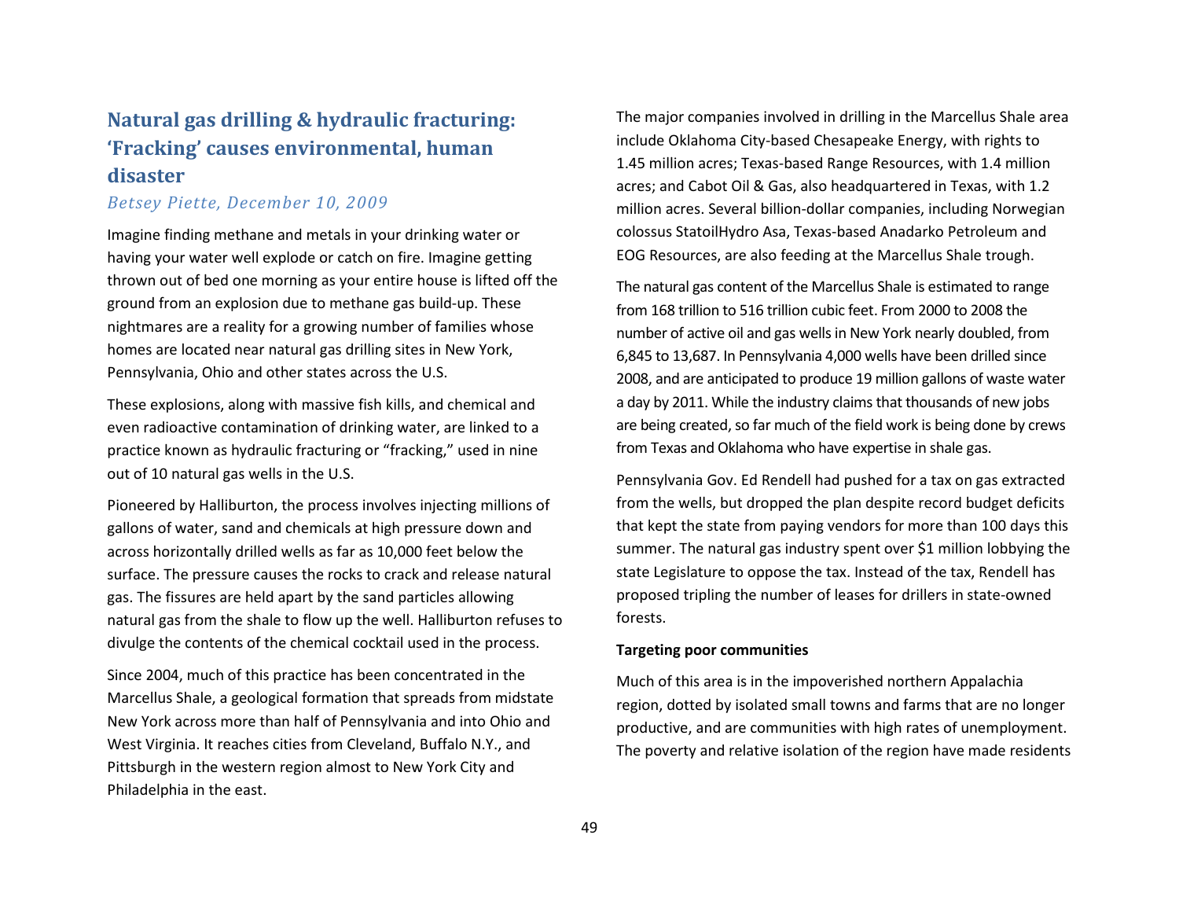## Natural gas drilling & hydraulic fracturing: 'Fracking' causes environmental, human disaster

*Betsey Piette, December 10, 2009*

Imagine finding methane and metals in your drinking water or having your water well explode or catch on fire. Imagine getting thrown out of bed one morning as your entire house is lifted off the ground from an explosion due to methane gas build-up. These nightmares are a reality for a growing number of families whose homes are located near natural gas drilling sites in New York, Pennsylvania, Ohio and other states across the U.S.

These explosions, along with massive fish kills, and chemical and even radioactive contamination of drinking water, are linked to a practice known as hydraulic fracturing or "fracking," used in nine out of 10 natural gas wells in the U.S.

Pioneered by Halliburton, the process involves injecting millions of gallons of water, sand and chemicals at high pressure down and across horizontally drilled wells as far as 10,000 feet below the surface. The pressure causes the rocks to crack and release natural gas. The fissures are held apart by the sand particles allowing natural gas from the shale to flow up the well. Halliburton refuses to divulge the contents of the chemical cocktail used in the process.

Since 2004, much of this practice has been concentrated in the Marcellus Shale, a geological formation that spreads from midstate New York across more than half of Pennsylvania and into Ohio and West Virginia. It reaches cities from Cleveland, Buffalo N.Y., and Pittsburgh in the western region almost to New York City and Philadelphia in the east.

The major companies involved in drilling in the Marcellus Shale area include Oklahoma City-based Chesapeake Energy, with rights to 1.45 million acres; Texas-based Range Resources, with 1.4 million acres; and Cabot Oil & Gas, also headquartered in Texas, with 1.2 million acres. Several billion-dollar companies, including Norwegian colossus StatoilHydro Asa, Texas-based Anadarko Petroleum and EOG Resources, are also feeding at the Marcellus Shale trough.

The natural gas content of the Marcellus Shale is estimated to range from 168 trillion to 516 trillion cubic feet. From 2000 to 2008 the number of active oil and gas wells in New York nearly doubled, from 6,845 to 13,687. In Pennsylvania 4,000 wells have been drilled since 2008, and are anticipated to produce 19 million gallons of waste water a day by 2011. While the industry claims that thousands of new jobs are being created, so far much of the field work is being done by crews from Texas and Oklahoma who have expertise in shale gas.

Pennsylvania Gov. Ed Rendell had pushed for a tax on gas extracted from the wells, but dropped the plan despite record budget deficits that kept the state from paying vendors for more than 100 days this summer. The natural gas industry spent over $1 million lobbying the state Legislature to oppose the tax. Instead of the tax, Rendell has proposed tripling the number of leases for drillers in state-owned forests.

**Targeting poor communities**

Much of this area is in the impoverished northern Appalachia region, dotted by isolated small towns and farms that are no longer productive, and are communities with high rates of unemployment. The poverty and relative isolation of the region have made residents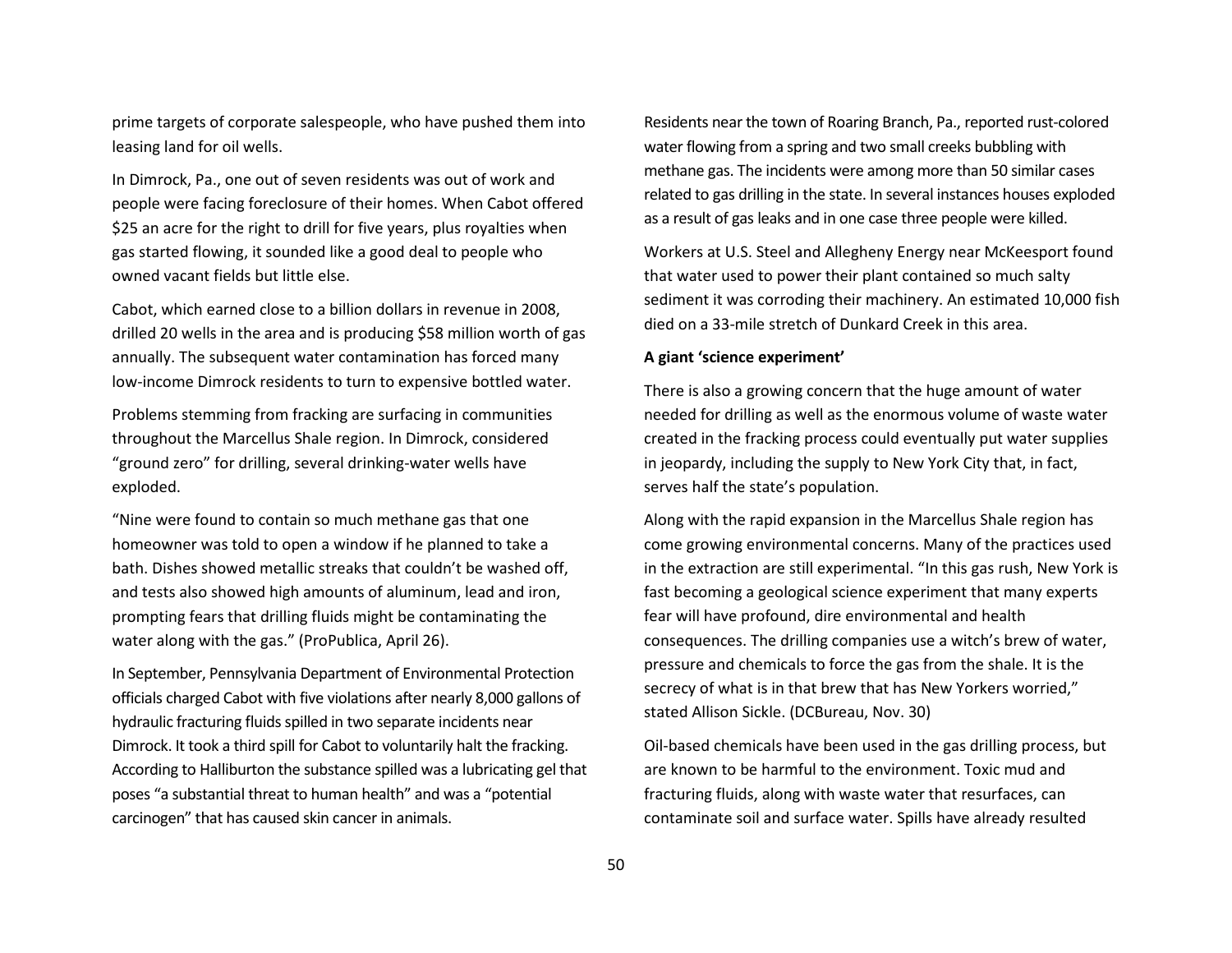prime targets of corporate salespeople, who have pushed them into leasing land for oil wells.

In Dimrock, Pa., one out of seven residents was out of work and people were facing foreclosure of their homes. When Cabot offered $25 an acre for the right to drill for five years, plus royalties when gas started flowing, it sounded like a good deal to people who owned vacant fields but little else.

Cabot, which earned close to a billion dollars in revenue in 2008, drilled 20 wells in the area and is producing $58 million worth of gas annually. The subsequent water contamination has forced many low-income Dimrock residents to turn to expensive bottled water.

Problems stemming from fracking are surfacing in communities throughout the Marcellus Shale region. In Dimrock, considered "ground zero" for drilling, several drinking-water wells have exploded.

"Nine were found to contain so much methane gas that one homeowner was told to open a window if he planned to take a bath. Dishes showed metallic streaks that couldn't be washed off, and tests also showed high amounts of aluminum, lead and iron, prompting fears that drilling fluids might be contaminating the water along with the gas." (ProPublica, April 26).

In September, Pennsylvania Department of Environmental Protection officials charged Cabot with five violations after nearly 8,000 gallons of hydraulic fracturing fluids spilled in two separate incidents near Dimrock. It took a third spill for Cabot to voluntarily halt the fracking. According to Halliburton the substance spilled was a lubricating gel that poses "a substantial threat to human health" and was a "potential carcinogen" that has caused skin cancer in animals.

Residents near the town of Roaring Branch, Pa., reported rust-colored water flowing from a spring and two small creeks bubbling with methane gas. The incidents were among more than 50 similar cases related to gas drilling in the state. In several instances houses exploded as a result of gas leaks and in one case three people were killed.

Workers at U.S. Steel and Allegheny Energy near McKeesport found that water used to power their plant contained so much salty sediment it was corroding their machinery. An estimated 10,000 fish died on a 33-mile stretch of Dunkard Creek in this area.

**A giant 'science experiment'**

There is also a growing concern that the huge amount of water needed for drilling as well as the enormous volume of waste water created in the fracking process could eventually put water supplies in jeopardy, including the supply to New York City that, in fact, serves half the state's population.

Along with the rapid expansion in the Marcellus Shale region has come growing environmental concerns. Many of the practices used in the extraction are still experimental. "In this gas rush, New York is fast becoming a geological science experiment that many experts fear will have profound, dire environmental and health consequences. The drilling companies use a witch's brew of water, pressure and chemicals to force the gas from the shale. It is the secrecy of what is in that brew that has New Yorkers worried," stated Allison Sickle. (DCBureau, Nov. 30)

Oil-based chemicals have been used in the gas drilling process, but are known to be harmful to the environment. Toxic mud and fracturing fluids, along with waste water that resurfaces, can contaminate soil and surface water. Spills have already resulted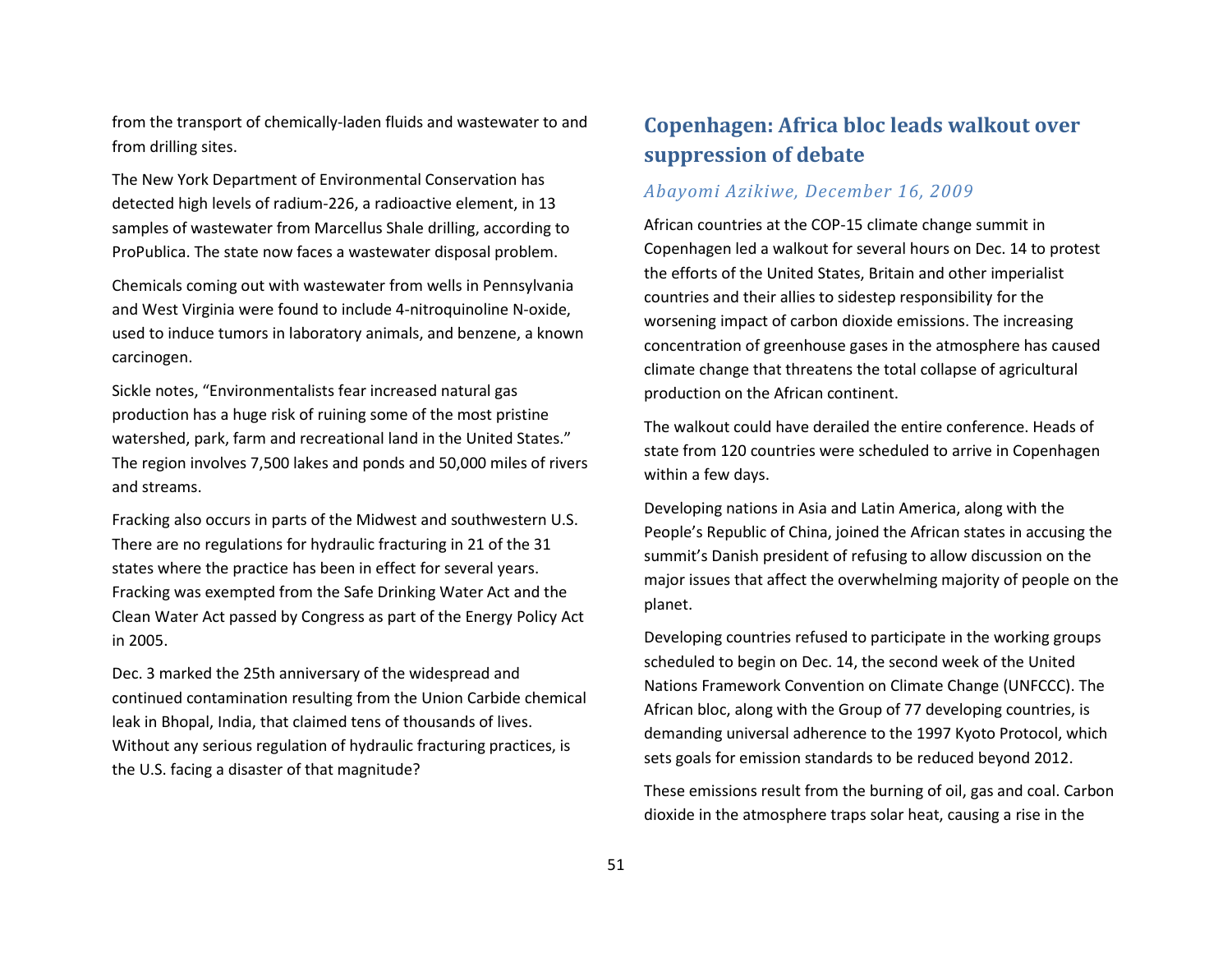from the transport of chemically-laden fluids and wastewater to and from drilling sites.

The New York Department of Environmental Conservation has detected high levels of radium-226, a radioactive element, in 13 samples of wastewater from Marcellus Shale drilling, according to ProPublica. The state now faces a wastewater disposal problem.

Chemicals coming out with wastewater from wells in Pennsylvania and West Virginia were found to include 4-nitroquinoline N-oxide, used to induce tumors in laboratory animals, and benzene, a known carcinogen.

Sickle notes, "Environmentalists fear increased natural gas production has a huge risk of ruining some of the most pristine watershed, park, farm and recreational land in the United States." The region involves 7,500 lakes and ponds and 50,000 miles of rivers and streams.

Fracking also occurs in parts of the Midwest and southwestern U.S. There are no regulations for hydraulic fracturing in 21 of the 31 states where the practice has been in effect for several years. Fracking was exempted from the Safe Drinking Water Act and the Clean Water Act passed by Congress as part of the Energy Policy Act in 2005.

Dec. 3 marked the 25th anniversary of the widespread and continued contamination resulting from the Union Carbide chemical leak in Bhopal, India, that claimed tens of thousands of lives. Without any serious regulation of hydraulic fracturing practices, is the U.S. facing a disaster of that magnitude?

## Copenhagen: Africa bloc leads walkout over suppression of debate

*Abayomi Azikiwe, December 16, 2009*

African countries at the COP-15 climate change summit in Copenhagen led a walkout for several hours on Dec. 14 to protest the efforts of the United States, Britain and other imperialist countries and their allies to sidestep responsibility for the worsening impact of carbon dioxide emissions. The increasing concentration of greenhouse gases in the atmosphere has caused climate change that threatens the total collapse of agricultural production on the African continent.

The walkout could have derailed the entire conference. Heads of state from 120 countries were scheduled to arrive in Copenhagen within a few days.

Developing nations in Asia and Latin America, along with the People's Republic of China, joined the African states in accusing the summit's Danish president of refusing to allow discussion on the major issues that affect the overwhelming majority of people on the planet.

Developing countries refused to participate in the working groups scheduled to begin on Dec. 14, the second week of the United Nations Framework Convention on Climate Change (UNFCCC). The African bloc, along with the Group of 77 developing countries, is demanding universal adherence to the 1997 Kyoto Protocol, which sets goals for emission standards to be reduced beyond 2012.

These emissions result from the burning of oil, gas and coal. Carbon dioxide in the atmosphere traps solar heat, causing a rise in the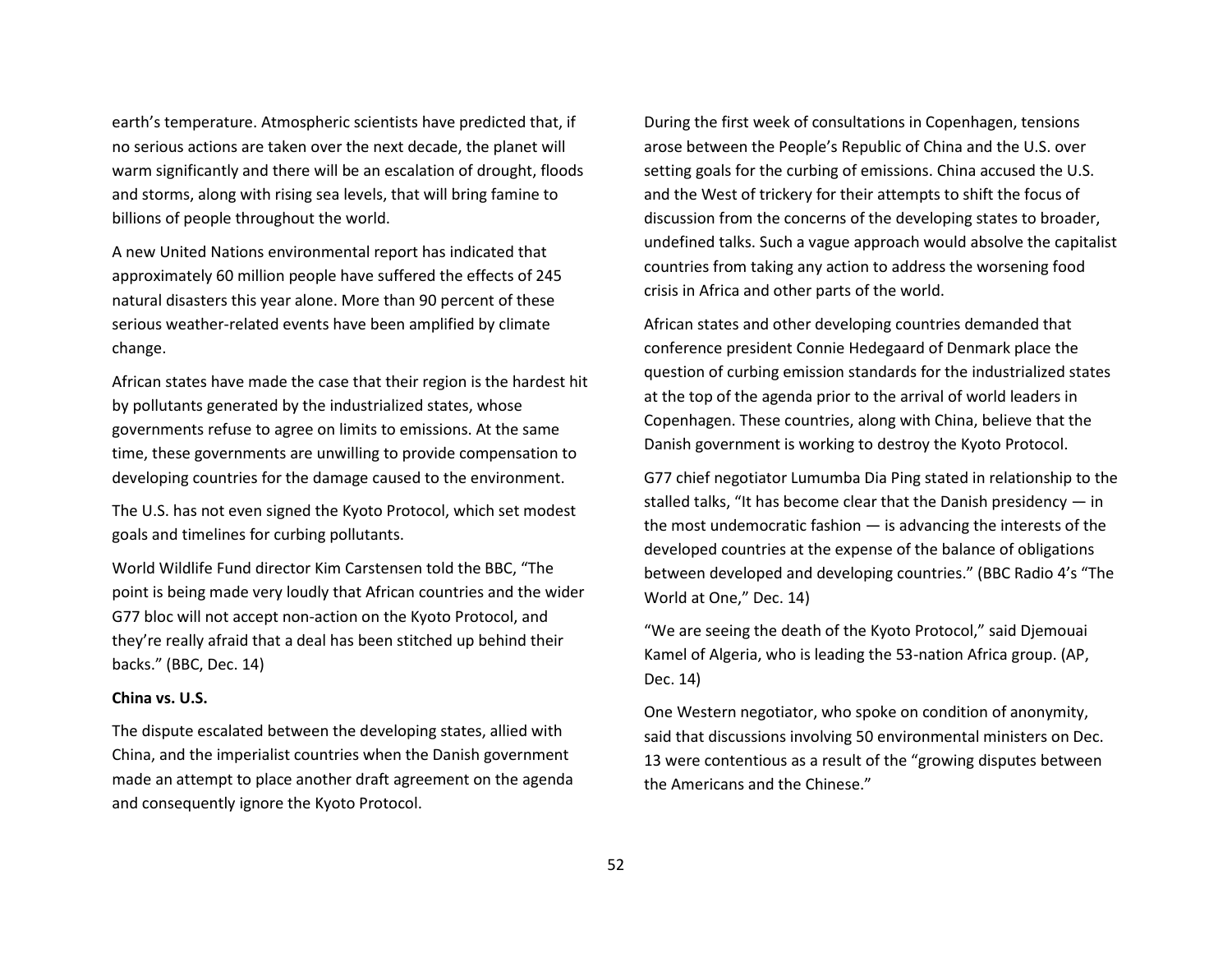earth's temperature. Atmospheric scientists have predicted that, if no serious actions are taken over the next decade, the planet will warm significantly and there will be an escalation of drought, floods and storms, along with rising sea levels, that will bring famine to billions of people throughout the world.

A new United Nations environmental report has indicated that approximately 60 million people have suffered the effects of 245 natural disasters this year alone. More than 90 percent of these serious weather-related events have been amplified by climate change.

African states have made the case that their region is the hardest hit by pollutants generated by the industrialized states, whose governments refuse to agree on limits to emissions. At the same time, these governments are unwilling to provide compensation to developing countries for the damage caused to the environment.

The U.S. has not even signed the Kyoto Protocol, which set modest goals and timelines for curbing pollutants.

World Wildlife Fund director Kim Carstensen told the BBC, "The point is being made very loudly that African countries and the wider G77 bloc will not accept non-action on the Kyoto Protocol, and they're really afraid that a deal has been stitched up behind their backs." (BBC, Dec. 14)

**China vs. U.S.**

The dispute escalated between the developing states, allied with China, and the imperialist countries when the Danish government made an attempt to place another draft agreement on the agenda and consequently ignore the Kyoto Protocol.

During the first week of consultations in Copenhagen, tensions arose between the People's Republic of China and the U.S. over setting goals for the curbing of emissions. China accused the U.S. and the West of trickery for their attempts to shift the focus of discussion from the concerns of the developing states to broader, undefined talks. Such a vague approach would absolve the capitalist countries from taking any action to address the worsening food crisis in Africa and other parts of the world.

African states and other developing countries demanded that conference president Connie Hedegaard of Denmark place the question of curbing emission standards for the industrialized states at the top of the agenda prior to the arrival of world leaders in Copenhagen. These countries, along with China, believe that the Danish government is working to destroy the Kyoto Protocol.

G77 chief negotiator Lumumba Dia Ping stated in relationship to the stalled talks, "It has become clear that the Danish presidency — in the most undemocratic fashion — is advancing the interests of the developed countries at the expense of the balance of obligations between developed and developing countries." (BBC Radio 4's "The World at One," Dec. 14)

"We are seeing the death of the Kyoto Protocol," said Djemouai Kamel of Algeria, who is leading the 53-nation Africa group. (AP, Dec. 14)

One Western negotiator, who spoke on condition of anonymity, said that discussions involving 50 environmental ministers on Dec. 13 were contentious as a result of the "growing disputes between the Americans and the Chinese."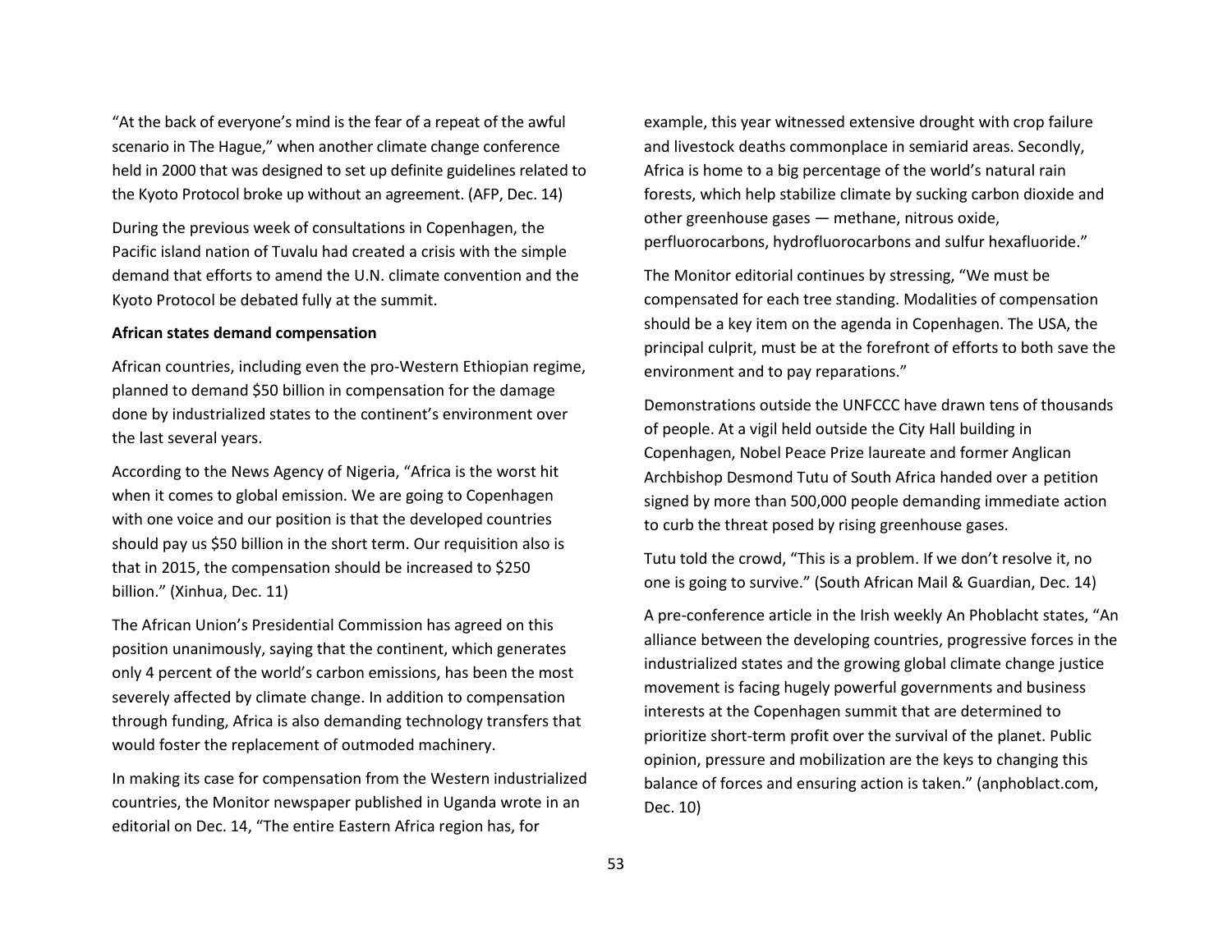"At the back of everyone's mind is the fear of a repeat of the awful scenario in The Hague," when another climate change conference held in 2000 that was designed to set up definite guidelines related to the Kyoto Protocol broke up without an agreement. (AFP, Dec. 14)

During the previous week of consultations in Copenhagen, the Pacific island nation of Tuvalu had created a crisis with the simple demand that efforts to amend the U.N. climate convention and the Kyoto Protocol be debated fully at the summit.

**African states demand compensation**

African countries, including even the pro-Western Ethiopian regime, planned to demand $50 billion in compensation for the damage done by industrialized states to the continent's environment over the last several years.

According to the News Agency of Nigeria, "Africa is the worst hit when it comes to global emission. We are going to Copenhagen with one voice and our position is that the developed countries should pay us $50 billion in the short term. Our requisition also is that in 2015, the compensation should be increased to $250 billion." (Xinhua, Dec. 11)

The African Union's Presidential Commission has agreed on this position unanimously, saying that the continent, which generates only 4 percent of the world's carbon emissions, has been the most severely affected by climate change. In addition to compensation through funding, Africa is also demanding technology transfers that would foster the replacement of outmoded machinery.

In making its case for compensation from the Western industrialized countries, the Monitor newspaper published in Uganda wrote in an editorial on Dec. 14, "The entire Eastern Africa region has, for example, this year witnessed extensive drought with crop failure and livestock deaths commonplace in semiarid areas. Secondly, Africa is home to a big percentage of the world's natural rain forests, which help stabilize climate by sucking carbon dioxide and other greenhouse gases — methane, nitrous oxide, perfluorocarbons, hydrofluorocarbons and sulfur hexafluoride."

The Monitor editorial continues by stressing, "We must be compensated for each tree standing. Modalities of compensation should be a key item on the agenda in Copenhagen. The USA, the principal culprit, must be at the forefront of efforts to both save the environment and to pay reparations."

Demonstrations outside the UNFCCC have drawn tens of thousands of people. At a vigil held outside the City Hall building in Copenhagen, Nobel Peace Prize laureate and former Anglican Archbishop Desmond Tutu of South Africa handed over a petition signed by more than 500,000 people demanding immediate action to curb the threat posed by rising greenhouse gases.

Tutu told the crowd, "This is a problem. If we don't resolve it, no one is going to survive." (South African Mail & Guardian, Dec. 14)

A pre-conference article in the Irish weekly An Phoblacht states, "An alliance between the developing countries, progressive forces in the industrialized states and the growing global climate change justice movement is facing hugely powerful governments and business interests at the Copenhagen summit that are determined to prioritize short-term profit over the survival of the planet. Public opinion, pressure and mobilization are the keys to changing this balance of forces and ensuring action is taken." (anphoblact.com, Dec. 10)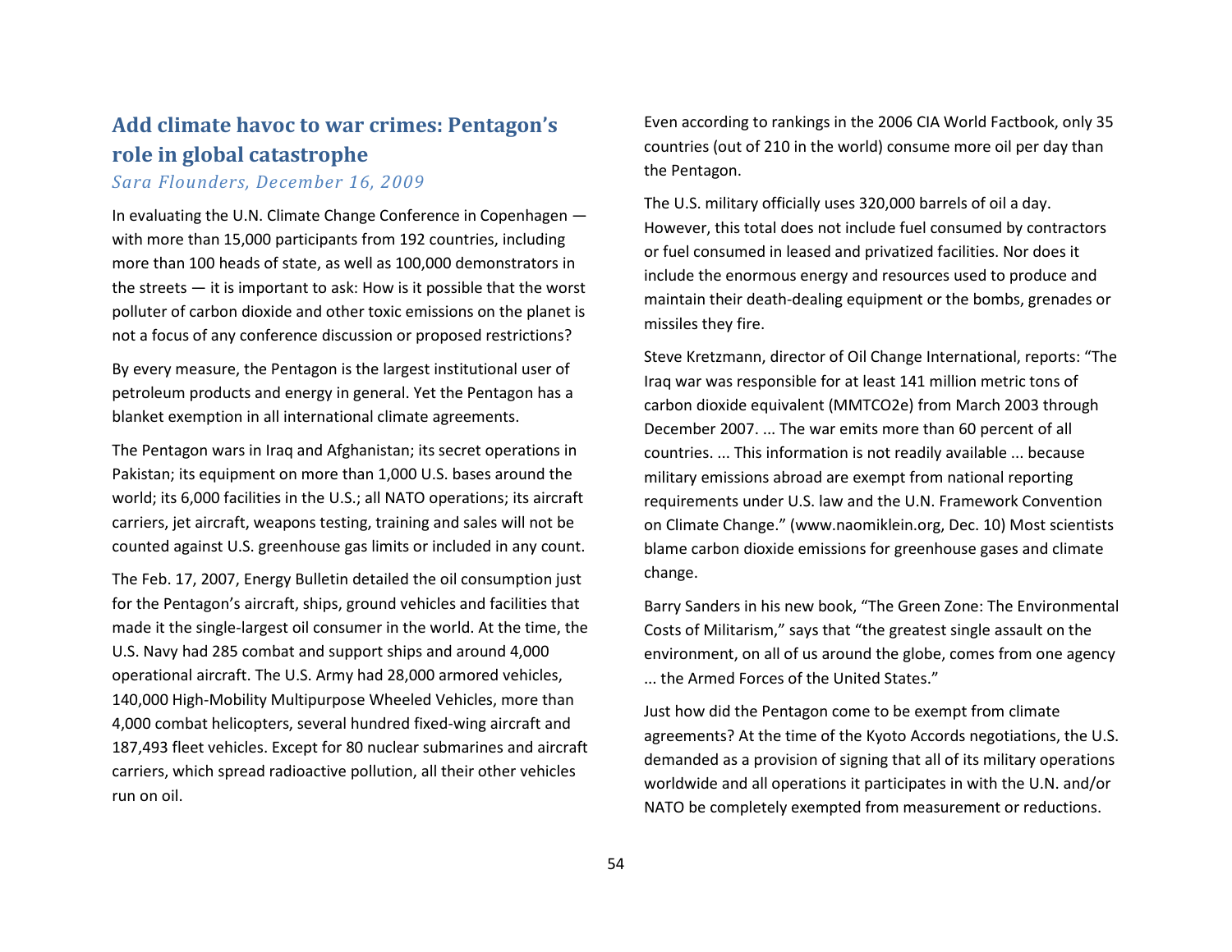## Add climate havoc to war crimes: Pentagon's role in global catastrophe

*Sara Flounders, December 16, 2009*

In evaluating the U.N. Climate Change Conference in Copenhagen — with more than 15,000 participants from 192 countries, including more than 100 heads of state, as well as 100,000 demonstrators in the streets — it is important to ask: How is it possible that the worst polluter of carbon dioxide and other toxic emissions on the planet is not a focus of any conference discussion or proposed restrictions?

By every measure, the Pentagon is the largest institutional user of petroleum products and energy in general. Yet the Pentagon has a blanket exemption in all international climate agreements.

The Pentagon wars in Iraq and Afghanistan; its secret operations in Pakistan; its equipment on more than 1,000 U.S. bases around the world; its 6,000 facilities in the U.S.; all NATO operations; its aircraft carriers, jet aircraft, weapons testing, training and sales will not be counted against U.S. greenhouse gas limits or included in any count.

The Feb. 17, 2007, Energy Bulletin detailed the oil consumption just for the Pentagon's aircraft, ships, ground vehicles and facilities that made it the single-largest oil consumer in the world. At the time, the U.S. Navy had 285 combat and support ships and around 4,000 operational aircraft. The U.S. Army had 28,000 armored vehicles, 140,000 High-Mobility Multipurpose Wheeled Vehicles, more than 4,000 combat helicopters, several hundred fixed-wing aircraft and 187,493 fleet vehicles. Except for 80 nuclear submarines and aircraft carriers, which spread radioactive pollution, all their other vehicles run on oil.

Even according to rankings in the 2006 CIA World Factbook, only 35 countries (out of 210 in the world) consume more oil per day than the Pentagon.

The U.S. military officially uses 320,000 barrels of oil a day. However, this total does not include fuel consumed by contractors or fuel consumed in leased and privatized facilities. Nor does it include the enormous energy and resources used to produce and maintain their death-dealing equipment or the bombs, grenades or missiles they fire.

Steve Kretzmann, director of Oil Change International, reports: "The Iraq war was responsible for at least 141 million metric tons of carbon dioxide equivalent (MMTCO2e) from March 2003 through December 2007. ... The war emits more than 60 percent of all countries. ... This information is not readily available ... because military emissions abroad are exempt from national reporting requirements under U.S. law and the U.N. Framework Convention on Climate Change." (www.naomiklein.org, Dec. 10) Most scientists blame carbon dioxide emissions for greenhouse gases and climate change.

Barry Sanders in his new book, "The Green Zone: The Environmental Costs of Militarism," says that "the greatest single assault on the environment, on all of us around the globe, comes from one agency ... the Armed Forces of the United States."

Just how did the Pentagon come to be exempt from climate agreements? At the time of the Kyoto Accords negotiations, the U.S. demanded as a provision of signing that all of its military operations worldwide and all operations it participates in with the U.N. and/or NATO be completely exempted from measurement or reductions.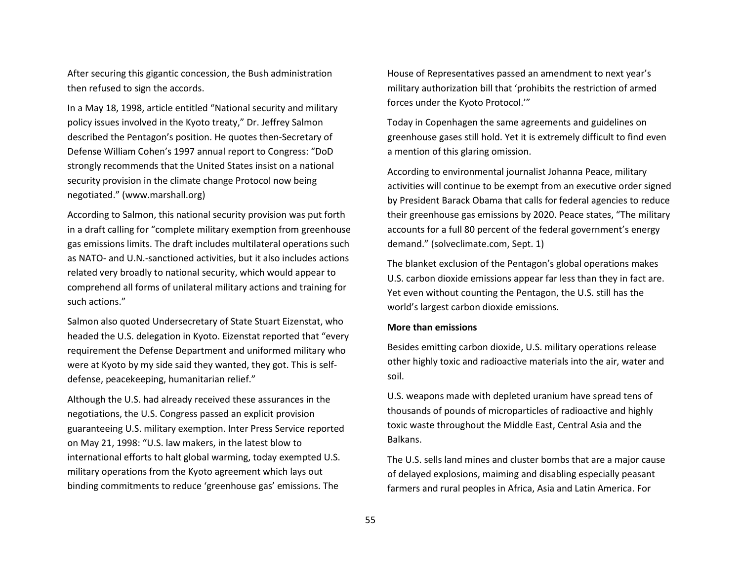After securing this gigantic concession, the Bush administration then refused to sign the accords.

In a May 18, 1998, article entitled "National security and military policy issues involved in the Kyoto treaty," Dr. Jeffrey Salmon described the Pentagon's position. He quotes then-Secretary of Defense William Cohen's 1997 annual report to Congress: "DoD strongly recommends that the United States insist on a national security provision in the climate change Protocol now being negotiated." (www.marshall.org)

According to Salmon, this national security provision was put forth in a draft calling for "complete military exemption from greenhouse gas emissions limits. The draft includes multilateral operations such as NATO- and U.N.-sanctioned activities, but it also includes actions related very broadly to national security, which would appear to comprehend all forms of unilateral military actions and training for such actions."

Salmon also quoted Undersecretary of State Stuart Eizenstat, who headed the U.S. delegation in Kyoto. Eizenstat reported that "every requirement the Defense Department and uniformed military who were at Kyoto by my side said they wanted, they got. This is self-defense, peacekeeping, humanitarian relief."

Although the U.S. had already received these assurances in the negotiations, the U.S. Congress passed an explicit provision guaranteeing U.S. military exemption. Inter Press Service reported on May 21, 1998: "U.S. law makers, in the latest blow to international efforts to halt global warming, today exempted U.S. military operations from the Kyoto agreement which lays out binding commitments to reduce 'greenhouse gas' emissions. The House of Representatives passed an amendment to next year's military authorization bill that 'prohibits the restriction of armed forces under the Kyoto Protocol.'"

Today in Copenhagen the same agreements and guidelines on greenhouse gases still hold. Yet it is extremely difficult to find even a mention of this glaring omission.

According to environmental journalist Johanna Peace, military activities will continue to be exempt from an executive order signed by President Barack Obama that calls for federal agencies to reduce their greenhouse gas emissions by 2020. Peace states, "The military accounts for a full 80 percent of the federal government's energy demand." (solveclimate.com, Sept. 1)

The blanket exclusion of the Pentagon's global operations makes U.S. carbon dioxide emissions appear far less than they in fact are. Yet even without counting the Pentagon, the U.S. still has the world's largest carbon dioxide emissions.

**More than emissions**

Besides emitting carbon dioxide, U.S. military operations release other highly toxic and radioactive materials into the air, water and soil.

U.S. weapons made with depleted uranium have spread tens of thousands of pounds of microparticles of radioactive and highly toxic waste throughout the Middle East, Central Asia and the Balkans.

The U.S. sells land mines and cluster bombs that are a major cause of delayed explosions, maiming and disabling especially peasant farmers and rural peoples in Africa, Asia and Latin America. For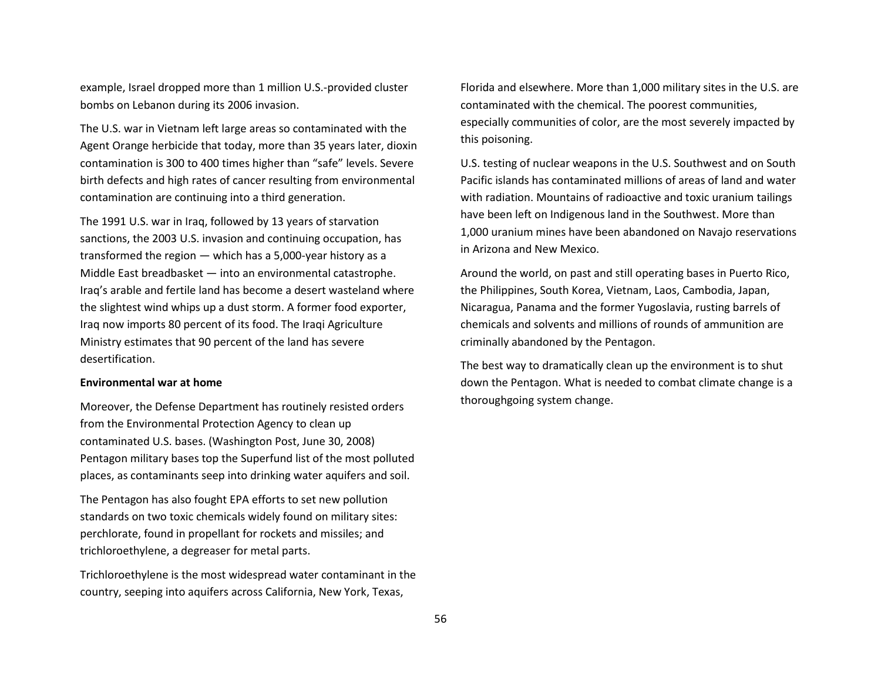example, Israel dropped more than 1 million U.S.-provided cluster bombs on Lebanon during its 2006 invasion.

The U.S. war in Vietnam left large areas so contaminated with the Agent Orange herbicide that today, more than 35 years later, dioxin contamination is 300 to 400 times higher than "safe" levels. Severe birth defects and high rates of cancer resulting from environmental contamination are continuing into a third generation.

The 1991 U.S. war in Iraq, followed by 13 years of starvation sanctions, the 2003 U.S. invasion and continuing occupation, has transformed the region — which has a 5,000-year history as a Middle East breadbasket — into an environmental catastrophe. Iraq's arable and fertile land has become a desert wasteland where the slightest wind whips up a dust storm. A former food exporter, Iraq now imports 80 percent of its food. The Iraqi Agriculture Ministry estimates that 90 percent of the land has severe desertification.

**Environmental war at home**

Moreover, the Defense Department has routinely resisted orders from the Environmental Protection Agency to clean up contaminated U.S. bases. (Washington Post, June 30, 2008) Pentagon military bases top the Superfund list of the most polluted places, as contaminants seep into drinking water aquifers and soil.

The Pentagon has also fought EPA efforts to set new pollution standards on two toxic chemicals widely found on military sites: perchlorate, found in propellant for rockets and missiles; and trichloroethylene, a degreaser for metal parts.

Trichloroethylene is the most widespread water contaminant in the country, seeping into aquifers across California, New York, Texas, Florida and elsewhere. More than 1,000 military sites in the U.S. are contaminated with the chemical. The poorest communities, especially communities of color, are the most severely impacted by this poisoning.

U.S. testing of nuclear weapons in the U.S. Southwest and on South Pacific islands has contaminated millions of areas of land and water with radiation. Mountains of radioactive and toxic uranium tailings have been left on Indigenous land in the Southwest. More than 1,000 uranium mines have been abandoned on Navajo reservations in Arizona and New Mexico.

Around the world, on past and still operating bases in Puerto Rico, the Philippines, South Korea, Vietnam, Laos, Cambodia, Japan, Nicaragua, Panama and the former Yugoslavia, rusting barrels of chemicals and solvents and millions of rounds of ammunition are criminally abandoned by the Pentagon.

The best way to dramatically clean up the environment is to shut down the Pentagon. What is needed to combat climate change is a thoroughgoing system change.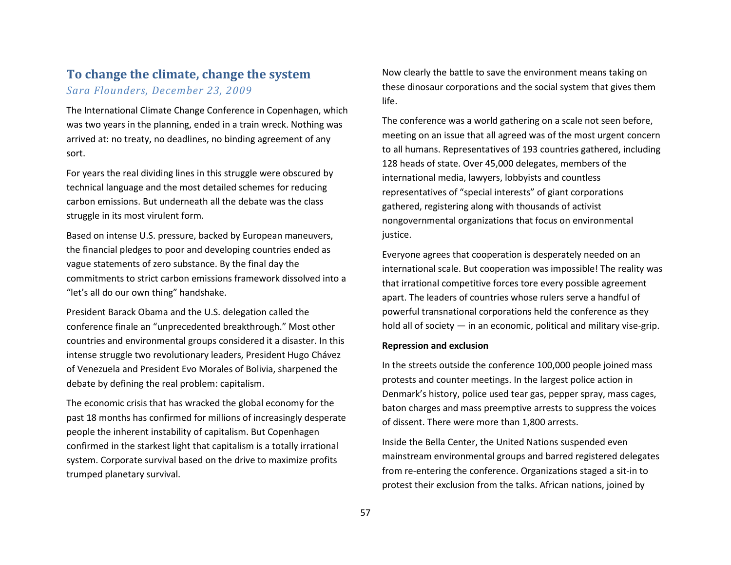## To change the climate, change the system

*Sara Flounders, December 23, 2009*

The International Climate Change Conference in Copenhagen, which was two years in the planning, ended in a train wreck. Nothing was arrived at: no treaty, no deadlines, no binding agreement of any sort.

For years the real dividing lines in this struggle were obscured by technical language and the most detailed schemes for reducing carbon emissions. But underneath all the debate was the class struggle in its most virulent form.

Based on intense U.S. pressure, backed by European maneuvers, the financial pledges to poor and developing countries ended as vague statements of zero substance. By the final day the commitments to strict carbon emissions framework dissolved into a "let's all do our own thing" handshake.

President Barack Obama and the U.S. delegation called the conference finale an "unprecedented breakthrough." Most other countries and environmental groups considered it a disaster. In this intense struggle two revolutionary leaders, President Hugo Chávez of Venezuela and President Evo Morales of Bolivia, sharpened the debate by defining the real problem: capitalism.

The economic crisis that has wracked the global economy for the past 18 months has confirmed for millions of increasingly desperate people the inherent instability of capitalism. But Copenhagen confirmed in the starkest light that capitalism is a totally irrational system. Corporate survival based on the drive to maximize profits trumped planetary survival.

Now clearly the battle to save the environment means taking on these dinosaur corporations and the social system that gives them life.

The conference was a world gathering on a scale not seen before, meeting on an issue that all agreed was of the most urgent concern to all humans. Representatives of 193 countries gathered, including 128 heads of state. Over 45,000 delegates, members of the international media, lawyers, lobbyists and countless representatives of "special interests" of giant corporations gathered, registering along with thousands of activist nongovernmental organizations that focus on environmental justice.

Everyone agrees that cooperation is desperately needed on an international scale. But cooperation was impossible! The reality was that irrational competitive forces tore every possible agreement apart. The leaders of countries whose rulers serve a handful of powerful transnational corporations held the conference as they hold all of society — in an economic, political and military vise-grip.

**Repression and exclusion**

In the streets outside the conference 100,000 people joined mass protests and counter meetings. In the largest police action in Denmark's history, police used tear gas, pepper spray, mass cages, baton charges and mass preemptive arrests to suppress the voices of dissent. There were more than 1,800 arrests.

Inside the Bella Center, the United Nations suspended even mainstream environmental groups and barred registered delegates from re-entering the conference. Organizations staged a sit-in to protest their exclusion from the talks. African nations, joined by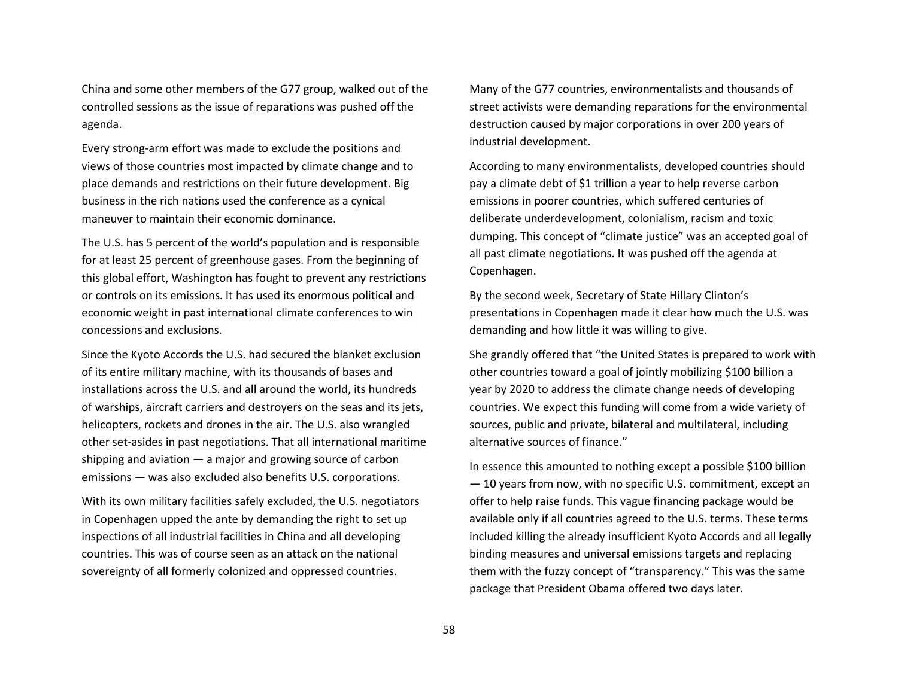China and some other members of the G77 group, walked out of the controlled sessions as the issue of reparations was pushed off the agenda.

Every strong-arm effort was made to exclude the positions and views of those countries most impacted by climate change and to place demands and restrictions on their future development. Big business in the rich nations used the conference as a cynical maneuver to maintain their economic dominance.

The U.S. has 5 percent of the world's population and is responsible for at least 25 percent of greenhouse gases. From the beginning of this global effort, Washington has fought to prevent any restrictions or controls on its emissions. It has used its enormous political and economic weight in past international climate conferences to win concessions and exclusions.

Since the Kyoto Accords the U.S. had secured the blanket exclusion of its entire military machine, with its thousands of bases and installations across the U.S. and all around the world, its hundreds of warships, aircraft carriers and destroyers on the seas and its jets, helicopters, rockets and drones in the air. The U.S. also wrangled other set-asides in past negotiations. That all international maritime shipping and aviation — a major and growing source of carbon emissions — was also excluded also benefits U.S. corporations.

With its own military facilities safely excluded, the U.S. negotiators in Copenhagen upped the ante by demanding the right to set up inspections of all industrial facilities in China and all developing countries. This was of course seen as an attack on the national sovereignty of all formerly colonized and oppressed countries.

Many of the G77 countries, environmentalists and thousands of street activists were demanding reparations for the environmental destruction caused by major corporations in over 200 years of industrial development.

According to many environmentalists, developed countries should pay a climate debt of $1 trillion a year to help reverse carbon emissions in poorer countries, which suffered centuries of deliberate underdevelopment, colonialism, racism and toxic dumping. This concept of "climate justice" was an accepted goal of all past climate negotiations. It was pushed off the agenda at Copenhagen.

By the second week, Secretary of State Hillary Clinton's presentations in Copenhagen made it clear how much the U.S. was demanding and how little it was willing to give.

She grandly offered that "the United States is prepared to work with other countries toward a goal of jointly mobilizing $100 billion a year by 2020 to address the climate change needs of developing countries. We expect this funding will come from a wide variety of sources, public and private, bilateral and multilateral, including alternative sources of finance."

In essence this amounted to nothing except a possible $100 billion — 10 years from now, with no specific U.S. commitment, except an offer to help raise funds. This vague financing package would be available only if all countries agreed to the U.S. terms. These terms included killing the already insufficient Kyoto Accords and all legally binding measures and universal emissions targets and replacing them with the fuzzy concept of "transparency." This was the same package that President Obama offered two days later.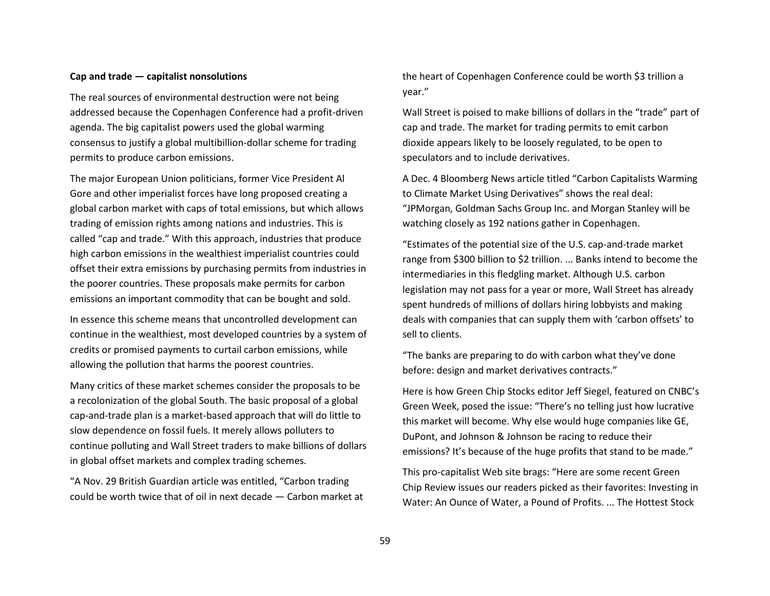**Cap and trade — capitalist nonsolutions**

The real sources of environmental destruction were not being addressed because the Copenhagen Conference had a profit-driven agenda. The big capitalist powers used the global warming consensus to justify a global multibillion-dollar scheme for trading permits to produce carbon emissions.

The major European Union politicians, former Vice President Al Gore and other imperialist forces have long proposed creating a global carbon market with caps of total emissions, but which allows trading of emission rights among nations and industries. This is called "cap and trade." With this approach, industries that produce high carbon emissions in the wealthiest imperialist countries could offset their extra emissions by purchasing permits from industries in the poorer countries. These proposals make permits for carbon emissions an important commodity that can be bought and sold.

In essence this scheme means that uncontrolled development can continue in the wealthiest, most developed countries by a system of credits or promised payments to curtail carbon emissions, while allowing the pollution that harms the poorest countries.

Many critics of these market schemes consider the proposals to be a recolonization of the global South. The basic proposal of a global cap-and-trade plan is a market-based approach that will do little to slow dependence on fossil fuels. It merely allows polluters to continue polluting and Wall Street traders to make billions of dollars in global offset markets and complex trading schemes.

"A Nov. 29 British Guardian article was entitled, "Carbon trading could be worth twice that of oil in next decade — Carbon market at the heart of Copenhagen Conference could be worth $3 trillion a year."

Wall Street is poised to make billions of dollars in the "trade" part of cap and trade. The market for trading permits to emit carbon dioxide appears likely to be loosely regulated, to be open to speculators and to include derivatives.

A Dec. 4 Bloomberg News article titled "Carbon Capitalists Warming to Climate Market Using Derivatives" shows the real deal: "JPMorgan, Goldman Sachs Group Inc. and Morgan Stanley will be watching closely as 192 nations gather in Copenhagen.

"Estimates of the potential size of the U.S. cap-and-trade market range from $300 billion to $2 trillion. ... Banks intend to become the intermediaries in this fledgling market. Although U.S. carbon legislation may not pass for a year or more, Wall Street has already spent hundreds of millions of dollars hiring lobbyists and making deals with companies that can supply them with 'carbon offsets' to sell to clients.

"The banks are preparing to do with carbon what they've done before: design and market derivatives contracts."

Here is how Green Chip Stocks editor Jeff Siegel, featured on CNBC's Green Week, posed the issue: "There's no telling just how lucrative this market will become. Why else would huge companies like GE, DuPont, and Johnson & Johnson be racing to reduce their emissions? It's because of the huge profits that stand to be made."

This pro-capitalist Web site brags: "Here are some recent Green Chip Review issues our readers picked as their favorites: Investing in Water: An Ounce of Water, a Pound of Profits. ... The Hottest Stock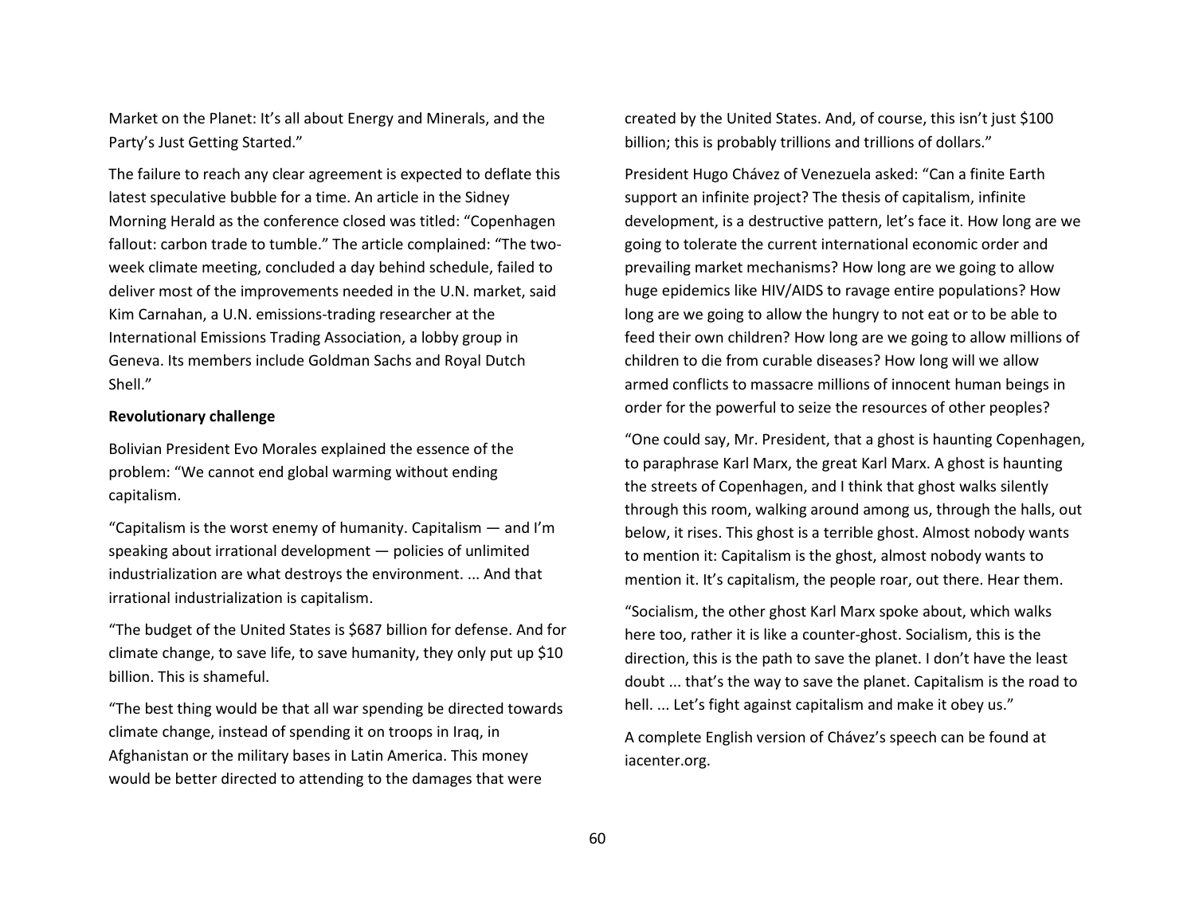Market on the Planet: It's all about Energy and Minerals, and the Party's Just Getting Started."

The failure to reach any clear agreement is expected to deflate this latest speculative bubble for a time. An article in the Sidney Morning Herald as the conference closed was titled: "Copenhagen fallout: carbon trade to tumble." The article complained: "The two-week climate meeting, concluded a day behind schedule, failed to deliver most of the improvements needed in the U.N. market, said Kim Carnahan, a U.N. emissions-trading researcher at the International Emissions Trading Association, a lobby group in Geneva. Its members include Goldman Sachs and Royal Dutch Shell."

**Revolutionary challenge**

Bolivian President Evo Morales explained the essence of the problem: "We cannot end global warming without ending capitalism.

"Capitalism is the worst enemy of humanity. Capitalism — and I'm speaking about irrational development — policies of unlimited industrialization are what destroys the environment. ... And that irrational industrialization is capitalism.

"The budget of the United States is $687 billion for defense. And for climate change, to save life, to save humanity, they only put up $10 billion. This is shameful.

"The best thing would be that all war spending be directed towards climate change, instead of spending it on troops in Iraq, in Afghanistan or the military bases in Latin America. This money would be better directed to attending to the damages that were created by the United States. And, of course, this isn't just $100 billion; this is probably trillions and trillions of dollars."

President Hugo Chávez of Venezuela asked: "Can a finite Earth support an infinite project? The thesis of capitalism, infinite development, is a destructive pattern, let's face it. How long are we going to tolerate the current international economic order and prevailing market mechanisms? How long are we going to allow huge epidemics like HIV/AIDS to ravage entire populations? How long are we going to allow the hungry to not eat or to be able to feed their own children? How long are we going to allow millions of children to die from curable diseases? How long will we allow armed conflicts to massacre millions of innocent human beings in order for the powerful to seize the resources of other peoples?

"One could say, Mr. President, that a ghost is haunting Copenhagen, to paraphrase Karl Marx, the great Karl Marx. A ghost is haunting the streets of Copenhagen, and I think that ghost walks silently through this room, walking around among us, through the halls, out below, it rises. This ghost is a terrible ghost. Almost nobody wants to mention it: Capitalism is the ghost, almost nobody wants to mention it. It's capitalism, the people roar, out there. Hear them.

"Socialism, the other ghost Karl Marx spoke about, which walks here too, rather it is like a counter-ghost. Socialism, this is the direction, this is the path to save the planet. I don't have the least doubt ... that's the way to save the planet. Capitalism is the road to hell. ... Let's fight against capitalism and make it obey us."

A complete English version of Chávez's speech can be found at iacenter.org.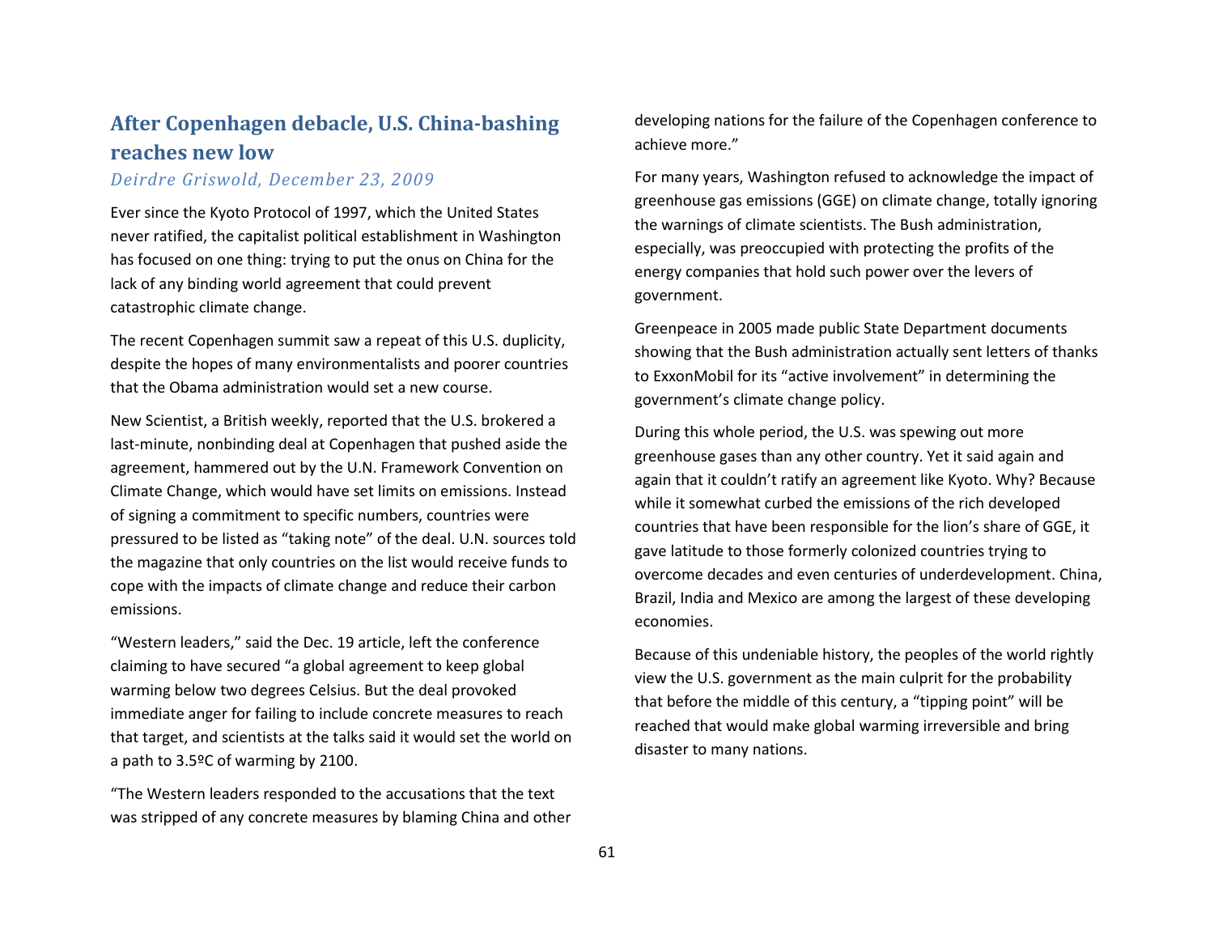## After Copenhagen debacle, U.S. China-bashing reaches new low

*Deirdre Griswold, December 23, 2009*

Ever since the Kyoto Protocol of 1997, which the United States never ratified, the capitalist political establishment in Washington has focused on one thing: trying to put the onus on China for the lack of any binding world agreement that could prevent catastrophic climate change.

The recent Copenhagen summit saw a repeat of this U.S. duplicity, despite the hopes of many environmentalists and poorer countries that the Obama administration would set a new course.

New Scientist, a British weekly, reported that the U.S. brokered a last-minute, nonbinding deal at Copenhagen that pushed aside the agreement, hammered out by the U.N. Framework Convention on Climate Change, which would have set limits on emissions. Instead of signing a commitment to specific numbers, countries were pressured to be listed as "taking note" of the deal. U.N. sources told the magazine that only countries on the list would receive funds to cope with the impacts of climate change and reduce their carbon emissions.

"Western leaders," said the Dec. 19 article, left the conference claiming to have secured "a global agreement to keep global warming below two degrees Celsius. But the deal provoked immediate anger for failing to include concrete measures to reach that target, and scientists at the talks said it would set the world on a path to 3.5ºC of warming by 2100.

"The Western leaders responded to the accusations that the text was stripped of any concrete measures by blaming China and other developing nations for the failure of the Copenhagen conference to achieve more."

For many years, Washington refused to acknowledge the impact of greenhouse gas emissions (GGE) on climate change, totally ignoring the warnings of climate scientists. The Bush administration, especially, was preoccupied with protecting the profits of the energy companies that hold such power over the levers of government.

Greenpeace in 2005 made public State Department documents showing that the Bush administration actually sent letters of thanks to ExxonMobil for its "active involvement" in determining the government's climate change policy.

During this whole period, the U.S. was spewing out more greenhouse gases than any other country. Yet it said again and again that it couldn't ratify an agreement like Kyoto. Why? Because while it somewhat curbed the emissions of the rich developed countries that have been responsible for the lion's share of GGE, it gave latitude to those formerly colonized countries trying to overcome decades and even centuries of underdevelopment. China, Brazil, India and Mexico are among the largest of these developing economies.

Because of this undeniable history, the peoples of the world rightly view the U.S. government as the main culprit for the probability that before the middle of this century, a "tipping point" will be reached that would make global warming irreversible and bring disaster to many nations.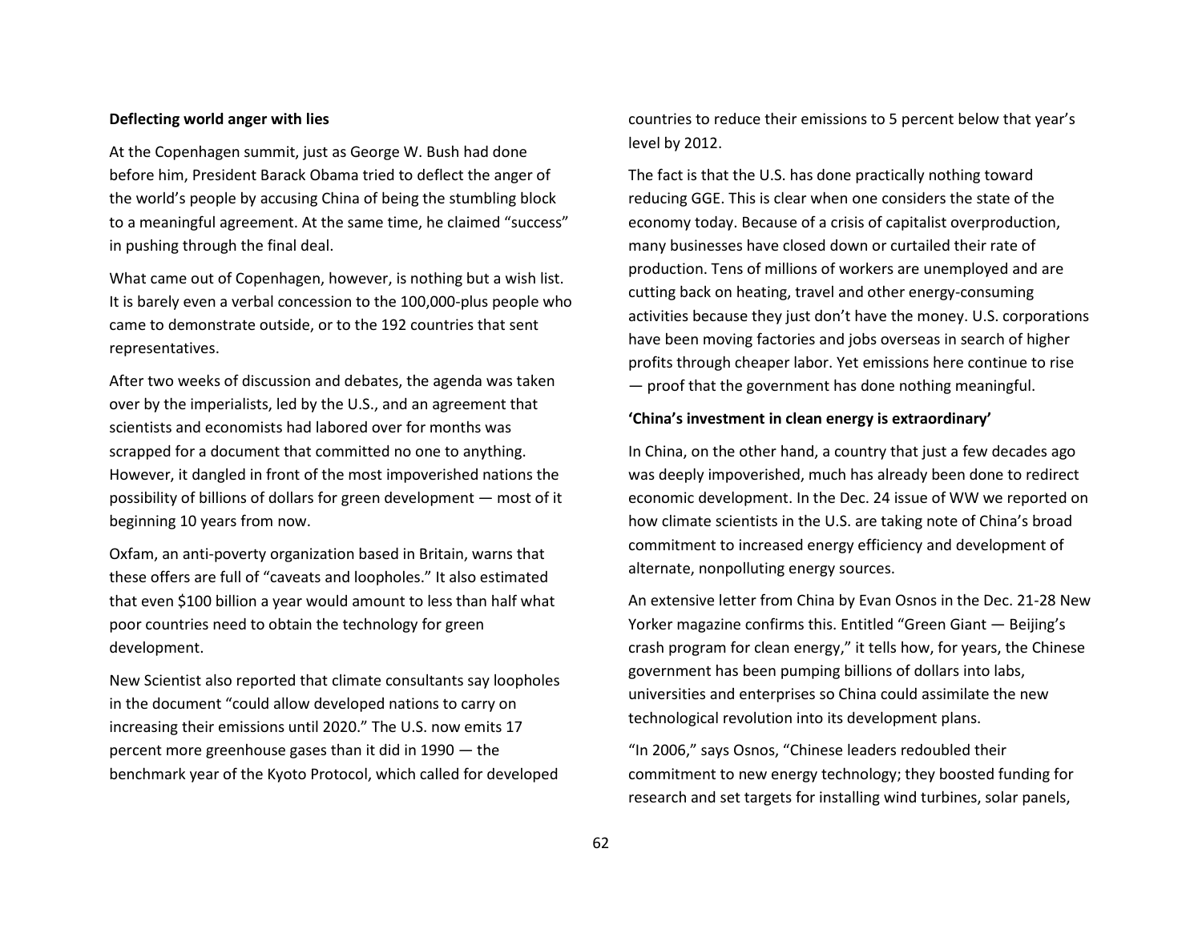**Deflecting world anger with lies**

At the Copenhagen summit, just as George W. Bush had done before him, President Barack Obama tried to deflect the anger of the world's people by accusing China of being the stumbling block to a meaningful agreement. At the same time, he claimed "success" in pushing through the final deal.

What came out of Copenhagen, however, is nothing but a wish list. It is barely even a verbal concession to the 100,000-plus people who came to demonstrate outside, or to the 192 countries that sent representatives.

After two weeks of discussion and debates, the agenda was taken over by the imperialists, led by the U.S., and an agreement that scientists and economists had labored over for months was scrapped for a document that committed no one to anything. However, it dangled in front of the most impoverished nations the possibility of billions of dollars for green development — most of it beginning 10 years from now.

Oxfam, an anti-poverty organization based in Britain, warns that these offers are full of "caveats and loopholes." It also estimated that even $100 billion a year would amount to less than half what poor countries need to obtain the technology for green development.

New Scientist also reported that climate consultants say loopholes in the document "could allow developed nations to carry on increasing their emissions until 2020." The U.S. now emits 17 percent more greenhouse gases than it did in 1990 — the benchmark year of the Kyoto Protocol, which called for developed countries to reduce their emissions to 5 percent below that year's level by 2012.

The fact is that the U.S. has done practically nothing toward reducing GGE. This is clear when one considers the state of the economy today. Because of a crisis of capitalist overproduction, many businesses have closed down or curtailed their rate of production. Tens of millions of workers are unemployed and are cutting back on heating, travel and other energy-consuming activities because they just don't have the money. U.S. corporations have been moving factories and jobs overseas in search of higher profits through cheaper labor. Yet emissions here continue to rise — proof that the government has done nothing meaningful.

**'China's investment in clean energy is extraordinary'**

In China, on the other hand, a country that just a few decades ago was deeply impoverished, much has already been done to redirect economic development. In the Dec. 24 issue of WW we reported on how climate scientists in the U.S. are taking note of China's broad commitment to increased energy efficiency and development of alternate, nonpolluting energy sources.

An extensive letter from China by Evan Osnos in the Dec. 21-28 New Yorker magazine confirms this. Entitled "Green Giant — Beijing's crash program for clean energy," it tells how, for years, the Chinese government has been pumping billions of dollars into labs, universities and enterprises so China could assimilate the new technological revolution into its development plans.

"In 2006," says Osnos, "Chinese leaders redoubled their commitment to new energy technology; they boosted funding for research and set targets for installing wind turbines, solar panels,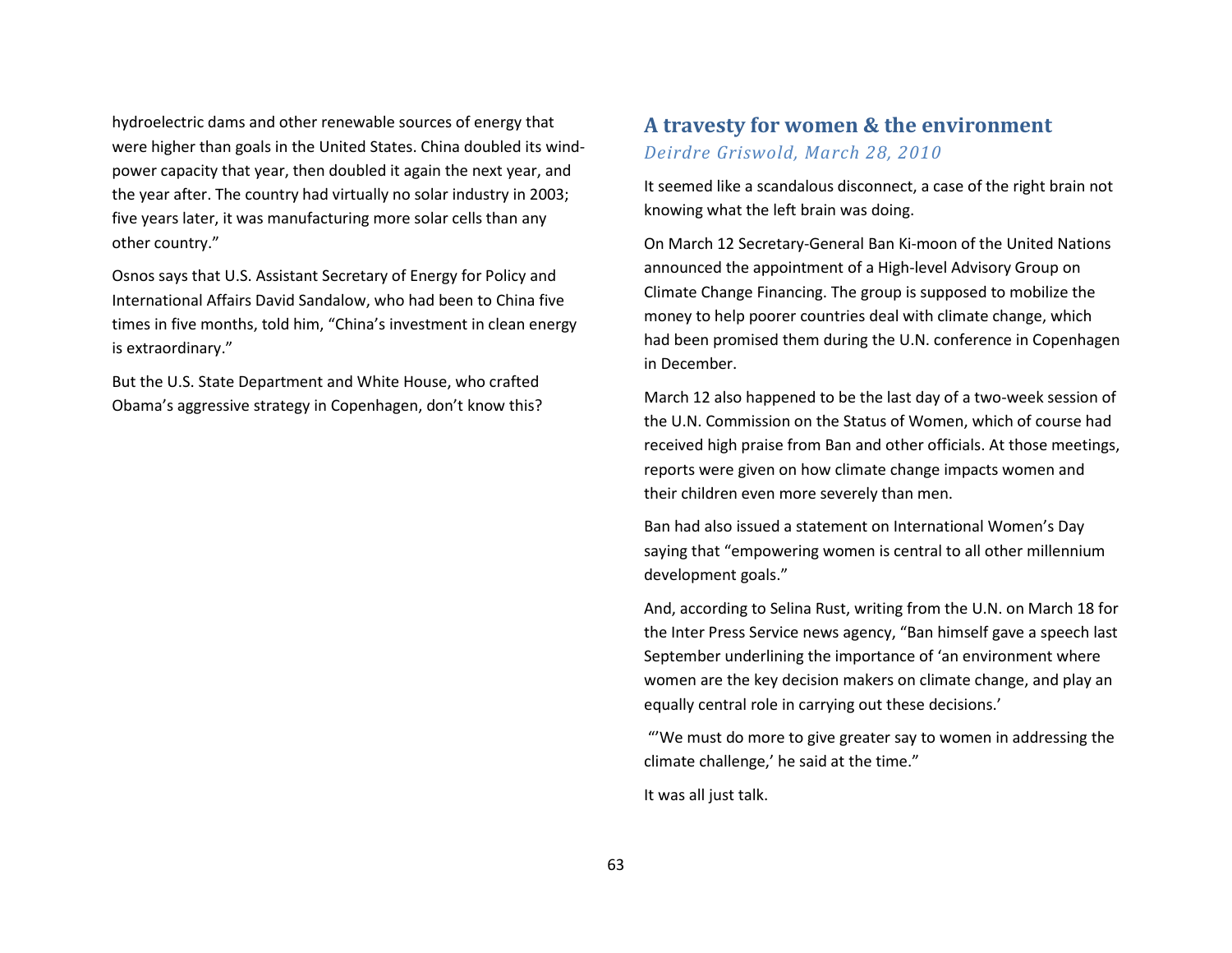hydroelectric dams and other renewable sources of energy that were higher than goals in the United States. China doubled its wind-power capacity that year, then doubled it again the next year, and the year after. The country had virtually no solar industry in 2003; five years later, it was manufacturing more solar cells than any other country."

Osnos says that U.S. Assistant Secretary of Energy for Policy and International Affairs David Sandalow, who had been to China five times in five months, told him, "China's investment in clean energy is extraordinary."

But the U.S. State Department and White House, who crafted Obama's aggressive strategy in Copenhagen, don't know this?

## A travesty for women & the environment

*Deirdre Griswold, March 28, 2010*

It seemed like a scandalous disconnect, a case of the right brain not knowing what the left brain was doing.

On March 12 Secretary-General Ban Ki-moon of the United Nations announced the appointment of a High-level Advisory Group on Climate Change Financing. The group is supposed to mobilize the money to help poorer countries deal with climate change, which had been promised them during the U.N. conference in Copenhagen in December.

March 12 also happened to be the last day of a two-week session of the U.N. Commission on the Status of Women, which of course had received high praise from Ban and other officials. At those meetings, reports were given on how climate change impacts women and their children even more severely than men.

Ban had also issued a statement on International Women's Day saying that "empowering women is central to all other millennium development goals."

And, according to Selina Rust, writing from the U.N. on March 18 for the Inter Press Service news agency, "Ban himself gave a speech last September underlining the importance of 'an environment where women are the key decision makers on climate change, and play an equally central role in carrying out these decisions.'

"'We must do more to give greater say to women in addressing the climate challenge,' he said at the time."

It was all just talk.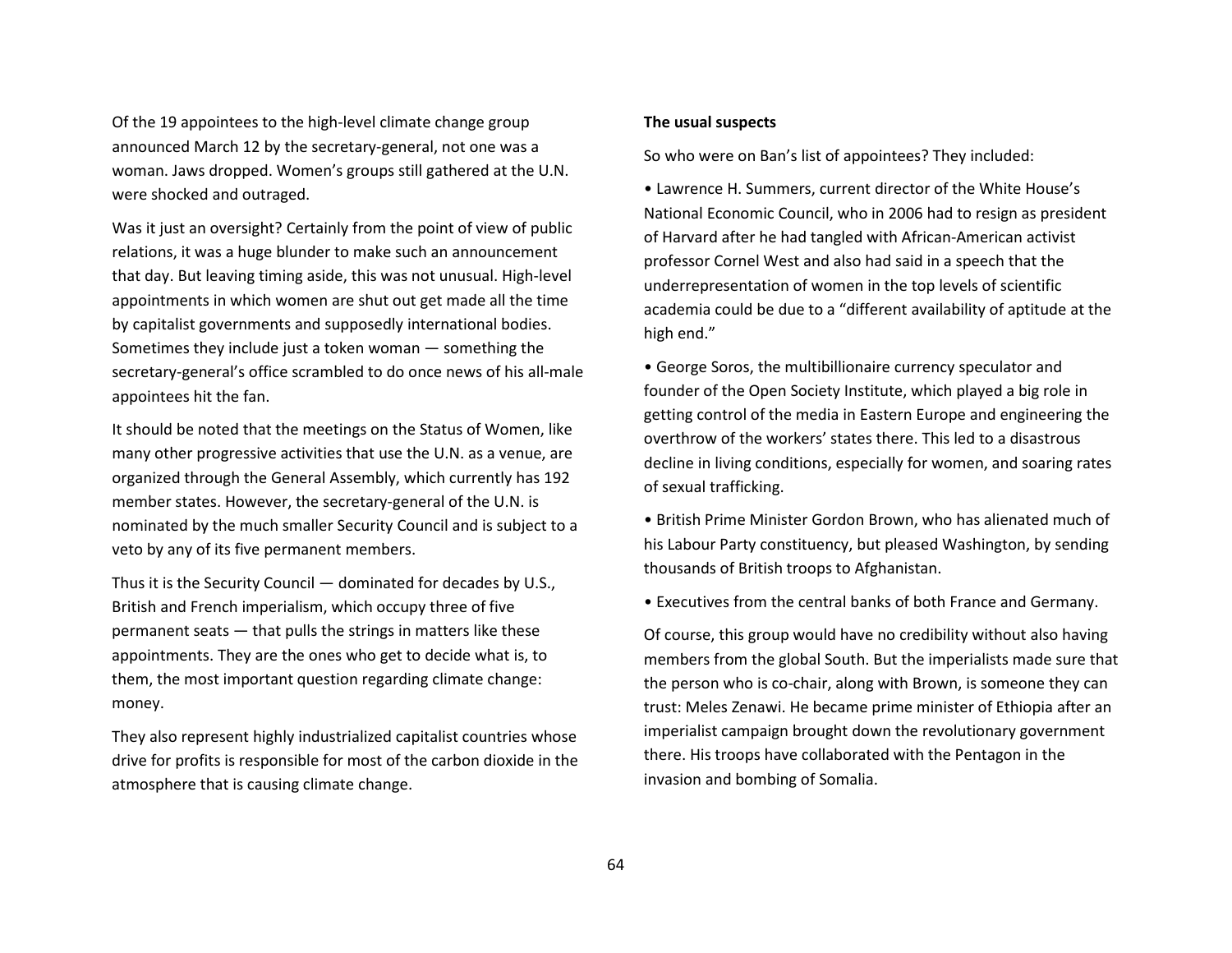Of the 19 appointees to the high-level climate change group announced March 12 by the secretary-general, not one was a woman. Jaws dropped. Women's groups still gathered at the U.N. were shocked and outraged.

Was it just an oversight? Certainly from the point of view of public relations, it was a huge blunder to make such an announcement that day. But leaving timing aside, this was not unusual. High-level appointments in which women are shut out get made all the time by capitalist governments and supposedly international bodies. Sometimes they include just a token woman — something the secretary-general's office scrambled to do once news of his all-male appointees hit the fan.

It should be noted that the meetings on the Status of Women, like many other progressive activities that use the U.N. as a venue, are organized through the General Assembly, which currently has 192 member states. However, the secretary-general of the U.N. is nominated by the much smaller Security Council and is subject to a veto by any of its five permanent members.

Thus it is the Security Council — dominated for decades by U.S., British and French imperialism, which occupy three of five permanent seats — that pulls the strings in matters like these appointments. They are the ones who get to decide what is, to them, the most important question regarding climate change: money.

They also represent highly industrialized capitalist countries whose drive for profits is responsible for most of the carbon dioxide in the atmosphere that is causing climate change.

**The usual suspects**

So who were on Ban's list of appointees? They included:

- Lawrence H. Summers, current director of the White House's National Economic Council, who in 2006 had to resign as president of Harvard after he had tangled with African-American activist professor Cornel West and also had said in a speech that the underrepresentation of women in the top levels of scientific academia could be due to a "different availability of aptitude at the high end."

- George Soros, the multibillionaire currency speculator and founder of the Open Society Institute, which played a big role in getting control of the media in Eastern Europe and engineering the overthrow of the workers' states there. This led to a disastrous decline in living conditions, especially for women, and soaring rates of sexual trafficking.

- British Prime Minister Gordon Brown, who has alienated much of his Labour Party constituency, but pleased Washington, by sending thousands of British troops to Afghanistan.

- Executives from the central banks of both France and Germany.

Of course, this group would have no credibility without also having members from the global South. But the imperialists made sure that the person who is co-chair, along with Brown, is someone they can trust: Meles Zenawi. He became prime minister of Ethiopia after an imperialist campaign brought down the revolutionary government there. His troops have collaborated with the Pentagon in the invasion and bombing of Somalia.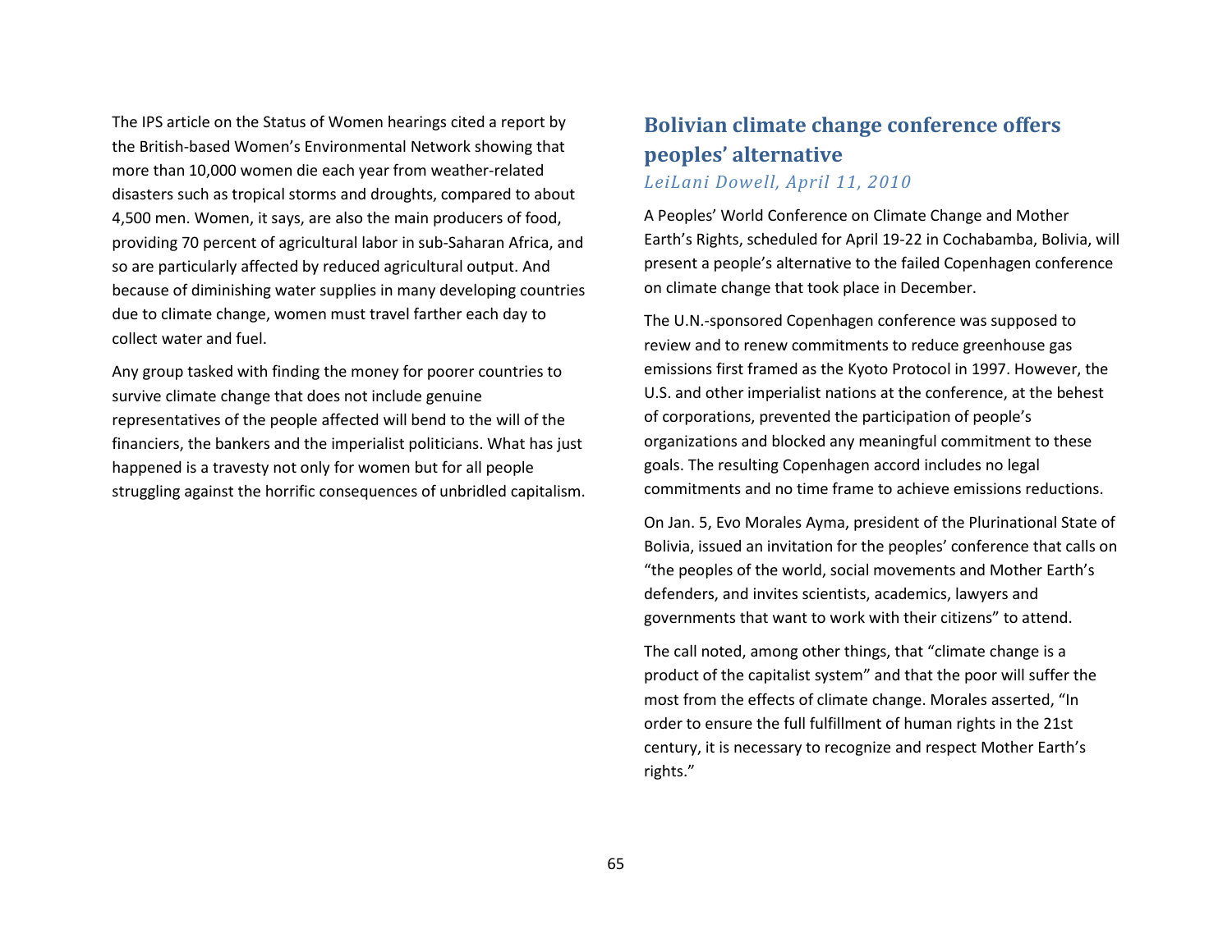The IPS article on the Status of Women hearings cited a report by the British-based Women's Environmental Network showing that more than 10,000 women die each year from weather-related disasters such as tropical storms and droughts, compared to about 4,500 men. Women, it says, are also the main producers of food, providing 70 percent of agricultural labor in sub-Saharan Africa, and so are particularly affected by reduced agricultural output. And because of diminishing water supplies in many developing countries due to climate change, women must travel farther each day to collect water and fuel.

Any group tasked with finding the money for poorer countries to survive climate change that does not include genuine representatives of the people affected will bend to the will of the financiers, the bankers and the imperialist politicians. What has just happened is a travesty not only for women but for all people struggling against the horrific consequences of unbridled capitalism.

## Bolivian climate change conference offers peoples' alternative

*LeiLani Dowell, April 11, 2010*

A Peoples' World Conference on Climate Change and Mother Earth's Rights, scheduled for April 19-22 in Cochabamba, Bolivia, will present a people's alternative to the failed Copenhagen conference on climate change that took place in December.

The U.N.-sponsored Copenhagen conference was supposed to review and to renew commitments to reduce greenhouse gas emissions first framed as the Kyoto Protocol in 1997. However, the U.S. and other imperialist nations at the conference, at the behest of corporations, prevented the participation of people's organizations and blocked any meaningful commitment to these goals. The resulting Copenhagen accord includes no legal commitments and no time frame to achieve emissions reductions.

On Jan. 5, Evo Morales Ayma, president of the Plurinational State of Bolivia, issued an invitation for the peoples' conference that calls on "the peoples of the world, social movements and Mother Earth's defenders, and invites scientists, academics, lawyers and governments that want to work with their citizens" to attend.

The call noted, among other things, that "climate change is a product of the capitalist system" and that the poor will suffer the most from the effects of climate change. Morales asserted, "In order to ensure the full fulfillment of human rights in the 21st century, it is necessary to recognize and respect Mother Earth's rights."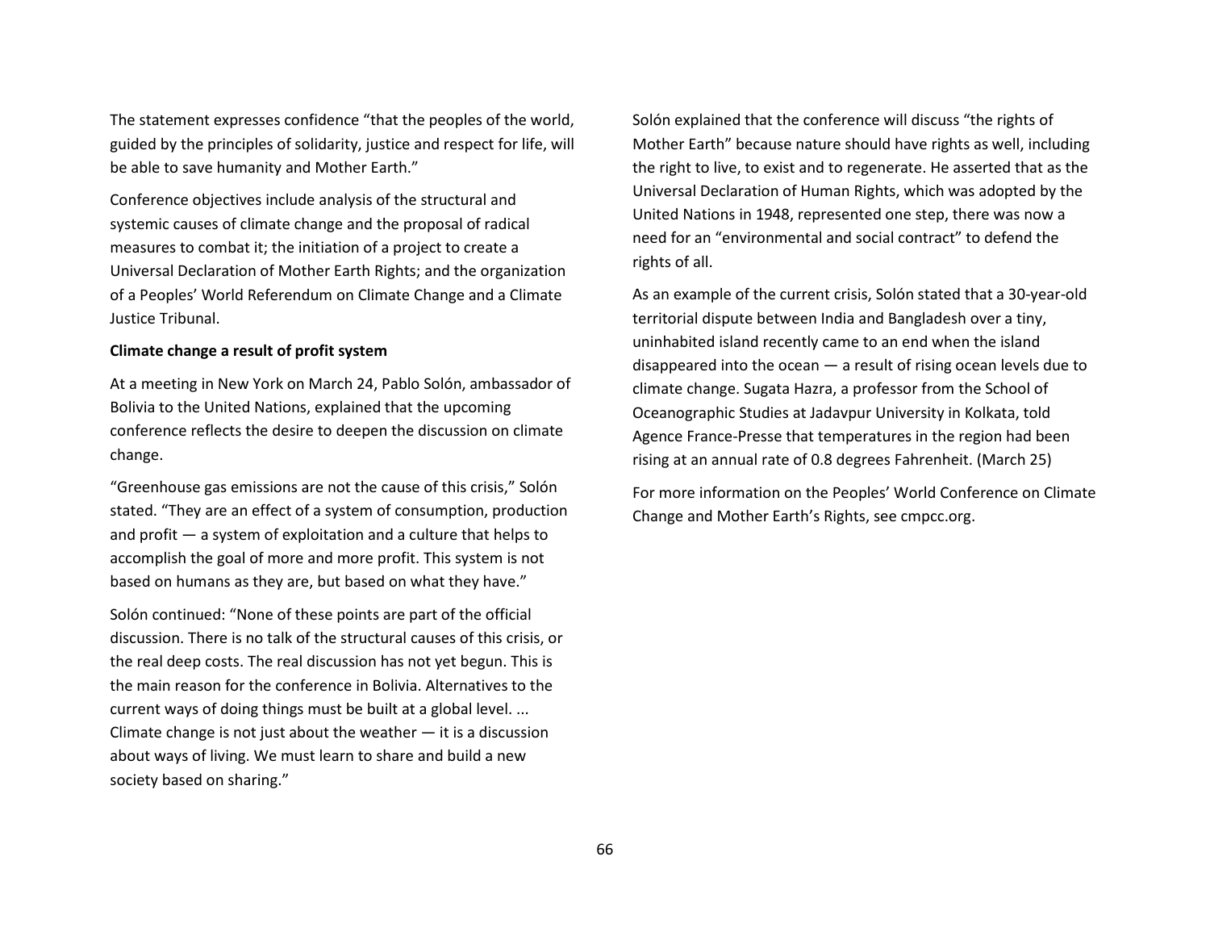The statement expresses confidence "that the peoples of the world, guided by the principles of solidarity, justice and respect for life, will be able to save humanity and Mother Earth."

Conference objectives include analysis of the structural and systemic causes of climate change and the proposal of radical measures to combat it; the initiation of a project to create a Universal Declaration of Mother Earth Rights; and the organization of a Peoples' World Referendum on Climate Change and a Climate Justice Tribunal.

**Climate change a result of profit system**

At a meeting in New York on March 24, Pablo Solón, ambassador of Bolivia to the United Nations, explained that the upcoming conference reflects the desire to deepen the discussion on climate change.

"Greenhouse gas emissions are not the cause of this crisis," Solón stated. "They are an effect of a system of consumption, production and profit — a system of exploitation and a culture that helps to accomplish the goal of more and more profit. This system is not based on humans as they are, but based on what they have."

Solón continued: "None of these points are part of the official discussion. There is no talk of the structural causes of this crisis, or the real deep costs. The real discussion has not yet begun. This is the main reason for the conference in Bolivia. Alternatives to the current ways of doing things must be built at a global level. ... Climate change is not just about the weather — it is a discussion about ways of living. We must learn to share and build a new society based on sharing."

Solón explained that the conference will discuss "the rights of Mother Earth" because nature should have rights as well, including the right to live, to exist and to regenerate. He asserted that as the Universal Declaration of Human Rights, which was adopted by the United Nations in 1948, represented one step, there was now a need for an "environmental and social contract" to defend the rights of all.

As an example of the current crisis, Solón stated that a 30-year-old territorial dispute between India and Bangladesh over a tiny, uninhabited island recently came to an end when the island disappeared into the ocean — a result of rising ocean levels due to climate change. Sugata Hazra, a professor from the School of Oceanographic Studies at Jadavpur University in Kolkata, told Agence France-Presse that temperatures in the region had been rising at an annual rate of 0.8 degrees Fahrenheit. (March 25)

For more information on the Peoples' World Conference on Climate Change and Mother Earth's Rights, see cmpcc.org.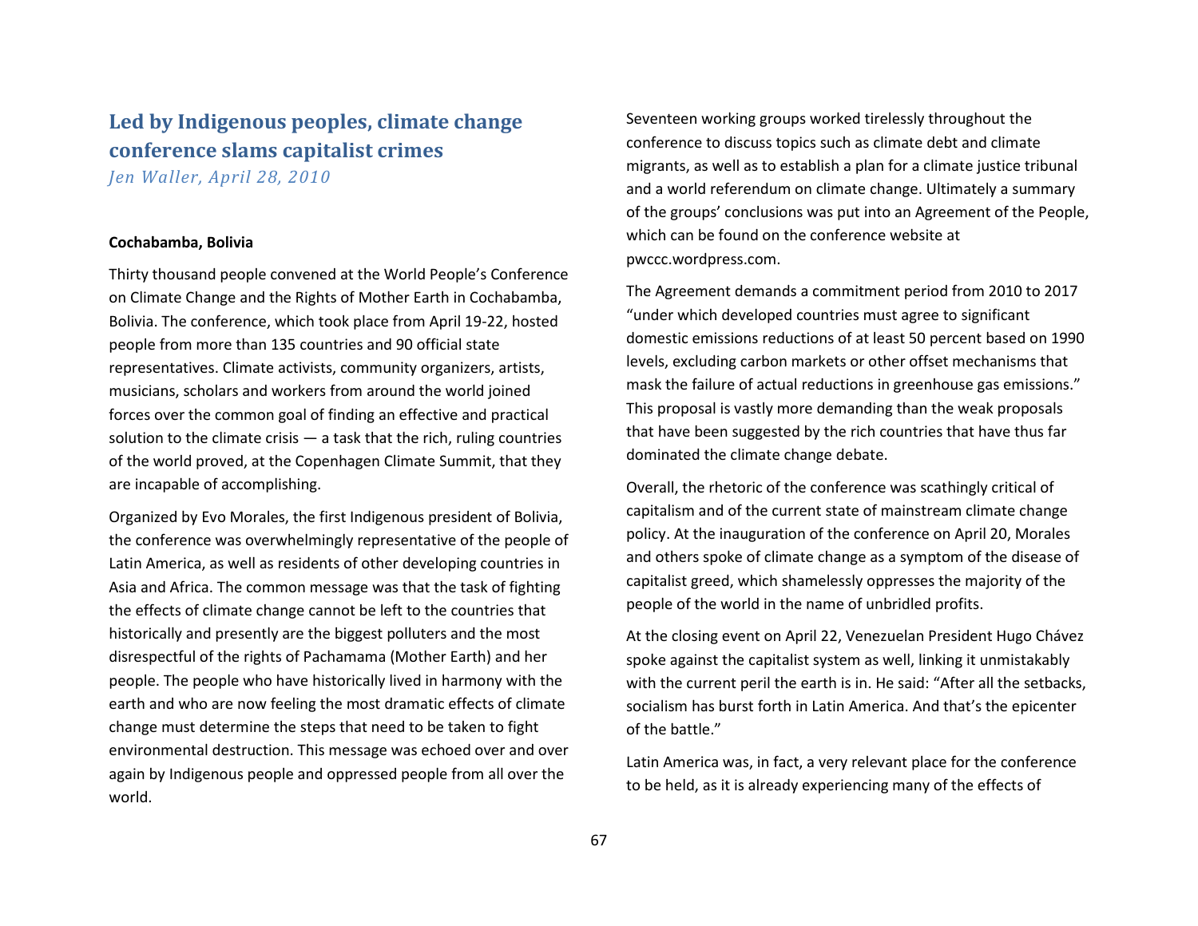## Led by Indigenous peoples, climate change conference slams capitalist crimes

*Jen Waller, April 28, 2010*

**Cochabamba, Bolivia**

Thirty thousand people convened at the World People's Conference on Climate Change and the Rights of Mother Earth in Cochabamba, Bolivia. The conference, which took place from April 19-22, hosted people from more than 135 countries and 90 official state representatives. Climate activists, community organizers, artists, musicians, scholars and workers from around the world joined forces over the common goal of finding an effective and practical solution to the climate crisis — a task that the rich, ruling countries of the world proved, at the Copenhagen Climate Summit, that they are incapable of accomplishing.

Organized by Evo Morales, the first Indigenous president of Bolivia, the conference was overwhelmingly representative of the people of Latin America, as well as residents of other developing countries in Asia and Africa. The common message was that the task of fighting the effects of climate change cannot be left to the countries that historically and presently are the biggest polluters and the most disrespectful of the rights of Pachamama (Mother Earth) and her people. The people who have historically lived in harmony with the earth and who are now feeling the most dramatic effects of climate change must determine the steps that need to be taken to fight environmental destruction. This message was echoed over and over again by Indigenous people and oppressed people from all over the world.

Seventeen working groups worked tirelessly throughout the conference to discuss topics such as climate debt and climate migrants, as well as to establish a plan for a climate justice tribunal and a world referendum on climate change. Ultimately a summary of the groups' conclusions was put into an Agreement of the People, which can be found on the conference website at pwccc.wordpress.com.

The Agreement demands a commitment period from 2010 to 2017 "under which developed countries must agree to significant domestic emissions reductions of at least 50 percent based on 1990 levels, excluding carbon markets or other offset mechanisms that mask the failure of actual reductions in greenhouse gas emissions." This proposal is vastly more demanding than the weak proposals that have been suggested by the rich countries that have thus far dominated the climate change debate.

Overall, the rhetoric of the conference was scathingly critical of capitalism and of the current state of mainstream climate change policy. At the inauguration of the conference on April 20, Morales and others spoke of climate change as a symptom of the disease of capitalist greed, which shamelessly oppresses the majority of the people of the world in the name of unbridled profits.

At the closing event on April 22, Venezuelan President Hugo Chávez spoke against the capitalist system as well, linking it unmistakably with the current peril the earth is in. He said: "After all the setbacks, socialism has burst forth in Latin America. And that's the epicenter of the battle."

Latin America was, in fact, a very relevant place for the conference to be held, as it is already experiencing many of the effects of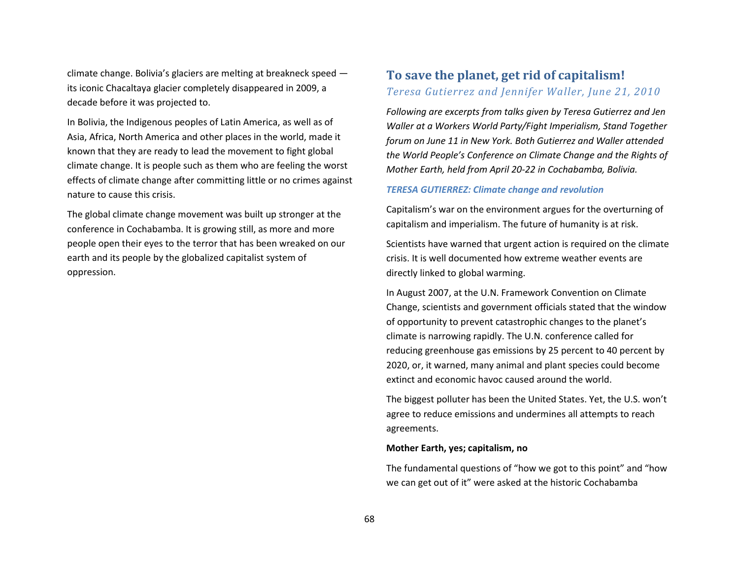climate change. Bolivia's glaciers are melting at breakneck speed — its iconic Chacaltaya glacier completely disappeared in 2009, a decade before it was projected to.

In Bolivia, the Indigenous peoples of Latin America, as well as of Asia, Africa, North America and other places in the world, made it known that they are ready to lead the movement to fight global climate change. It is people such as them who are feeling the worst effects of climate change after committing little or no crimes against nature to cause this crisis.

The global climate change movement was built up stronger at the conference in Cochabamba. It is growing still, as more and more people open their eyes to the terror that has been wreaked on our earth and its people by the globalized capitalist system of oppression.

## To save the planet, get rid of capitalism!

*Teresa Gutierrez and Jennifer Waller, June 21, 2010*

*Following are excerpts from talks given by Teresa Gutierrez and Jen Waller at a Workers World Party/Fight Imperialism, Stand Together forum on June 11 in New York. Both Gutierrez and Waller attended the World People's Conference on Climate Change and the Rights of Mother Earth, held from April 20-22 in Cochabamba, Bolivia.*

### *TERESA GUTIERREZ: Climate change and revolution*

Capitalism's war on the environment argues for the overturning of capitalism and imperialism. The future of humanity is at risk.

Scientists have warned that urgent action is required on the climate crisis. It is well documented how extreme weather events are directly linked to global warming.

In August 2007, at the U.N. Framework Convention on Climate Change, scientists and government officials stated that the window of opportunity to prevent catastrophic changes to the planet's climate is narrowing rapidly. The U.N. conference called for reducing greenhouse gas emissions by 25 percent to 40 percent by 2020, or, it warned, many animal and plant species could become extinct and economic havoc caused around the world.

The biggest polluter has been the United States. Yet, the U.S. won't agree to reduce emissions and undermines all attempts to reach agreements.

**Mother Earth, yes; capitalism, no**

The fundamental questions of "how we got to this point" and "how we can get out of it" were asked at the historic Cochabamba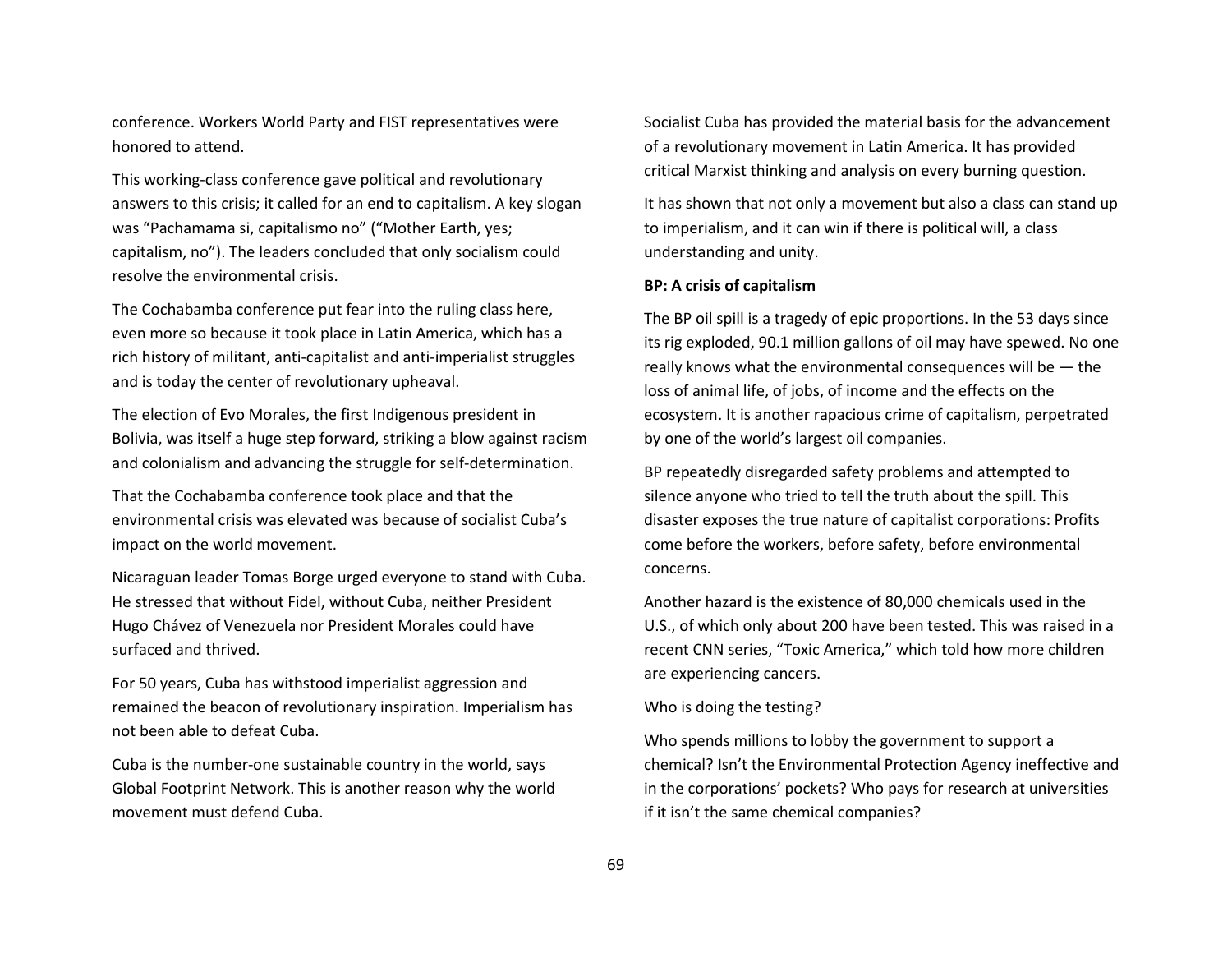conference. Workers World Party and FIST representatives were honored to attend.

This working-class conference gave political and revolutionary answers to this crisis; it called for an end to capitalism. A key slogan was "Pachamama si, capitalismo no" ("Mother Earth, yes; capitalism, no"). The leaders concluded that only socialism could resolve the environmental crisis.

The Cochabamba conference put fear into the ruling class here, even more so because it took place in Latin America, which has a rich history of militant, anti-capitalist and anti-imperialist struggles and is today the center of revolutionary upheaval.

The election of Evo Morales, the first Indigenous president in Bolivia, was itself a huge step forward, striking a blow against racism and colonialism and advancing the struggle for self-determination.

That the Cochabamba conference took place and that the environmental crisis was elevated was because of socialist Cuba's impact on the world movement.

Nicaraguan leader Tomas Borge urged everyone to stand with Cuba. He stressed that without Fidel, without Cuba, neither President Hugo Chávez of Venezuela nor President Morales could have surfaced and thrived.

For 50 years, Cuba has withstood imperialist aggression and remained the beacon of revolutionary inspiration. Imperialism has not been able to defeat Cuba.

Cuba is the number-one sustainable country in the world, says Global Footprint Network. This is another reason why the world movement must defend Cuba.

Socialist Cuba has provided the material basis for the advancement of a revolutionary movement in Latin America. It has provided critical Marxist thinking and analysis on every burning question.

It has shown that not only a movement but also a class can stand up to imperialism, and it can win if there is political will, a class understanding and unity.

**BP: A crisis of capitalism**

The BP oil spill is a tragedy of epic proportions. In the 53 days since its rig exploded, 90.1 million gallons of oil may have spewed. No one really knows what the environmental consequences will be — the loss of animal life, of jobs, of income and the effects on the ecosystem. It is another rapacious crime of capitalism, perpetrated by one of the world's largest oil companies.

BP repeatedly disregarded safety problems and attempted to silence anyone who tried to tell the truth about the spill. This disaster exposes the true nature of capitalist corporations: Profits come before the workers, before safety, before environmental concerns.

Another hazard is the existence of 80,000 chemicals used in the U.S., of which only about 200 have been tested. This was raised in a recent CNN series, "Toxic America," which told how more children are experiencing cancers.

Who is doing the testing?

Who spends millions to lobby the government to support a chemical? Isn't the Environmental Protection Agency ineffective and in the corporations' pockets? Who pays for research at universities if it isn't the same chemical companies?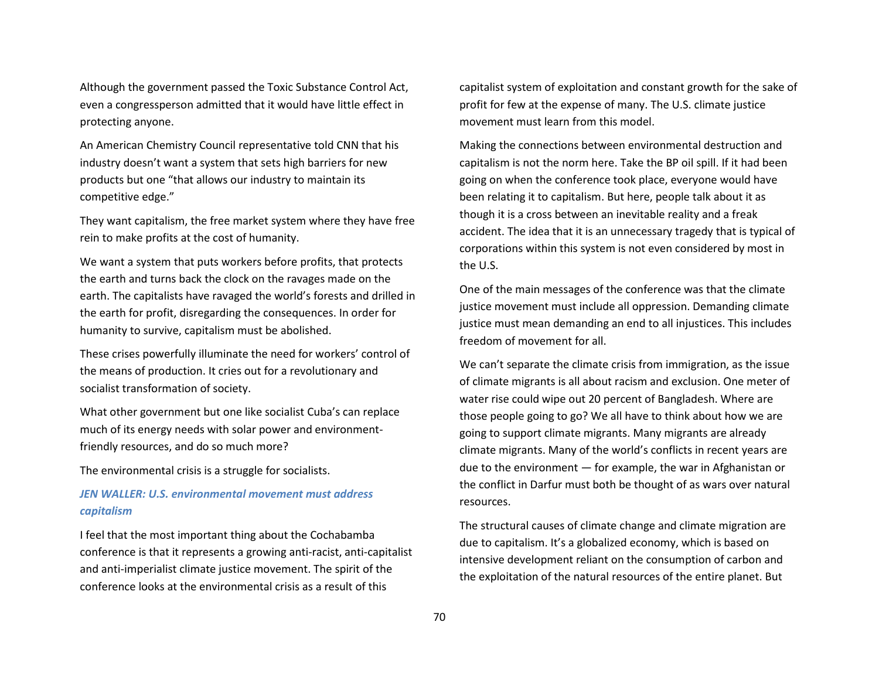Although the government passed the Toxic Substance Control Act, even a congressperson admitted that it would have little effect in protecting anyone.

An American Chemistry Council representative told CNN that his industry doesn't want a system that sets high barriers for new products but one "that allows our industry to maintain its competitive edge."

They want capitalism, the free market system where they have free rein to make profits at the cost of humanity.

We want a system that puts workers before profits, that protects the earth and turns back the clock on the ravages made on the earth. The capitalists have ravaged the world's forests and drilled in the earth for profit, disregarding the consequences. In order for humanity to survive, capitalism must be abolished.

These crises powerfully illuminate the need for workers' control of the means of production. It cries out for a revolutionary and socialist transformation of society.

What other government but one like socialist Cuba's can replace much of its energy needs with solar power and environment-friendly resources, and do so much more?

The environmental crisis is a struggle for socialists.

### *JEN WALLER: U.S. environmental movement must address capitalism*

I feel that the most important thing about the Cochabamba conference is that it represents a growing anti-racist, anti-capitalist and anti-imperialist climate justice movement. The spirit of the conference looks at the environmental crisis as a result of this capitalist system of exploitation and constant growth for the sake of profit for few at the expense of many. The U.S. climate justice movement must learn from this model.

Making the connections between environmental destruction and capitalism is not the norm here. Take the BP oil spill. If it had been going on when the conference took place, everyone would have been relating it to capitalism. But here, people talk about it as though it is a cross between an inevitable reality and a freak accident. The idea that it is an unnecessary tragedy that is typical of corporations within this system is not even considered by most in the U.S.

One of the main messages of the conference was that the climate justice movement must include all oppression. Demanding climate justice must mean demanding an end to all injustices. This includes freedom of movement for all.

We can't separate the climate crisis from immigration, as the issue of climate migrants is all about racism and exclusion. One meter of water rise could wipe out 20 percent of Bangladesh. Where are those people going to go? We all have to think about how we are going to support climate migrants. Many migrants are already climate migrants. Many of the world's conflicts in recent years are due to the environment — for example, the war in Afghanistan or the conflict in Darfur must both be thought of as wars over natural resources.

The structural causes of climate change and climate migration are due to capitalism. It's a globalized economy, which is based on intensive development reliant on the consumption of carbon and the exploitation of the natural resources of the entire planet. But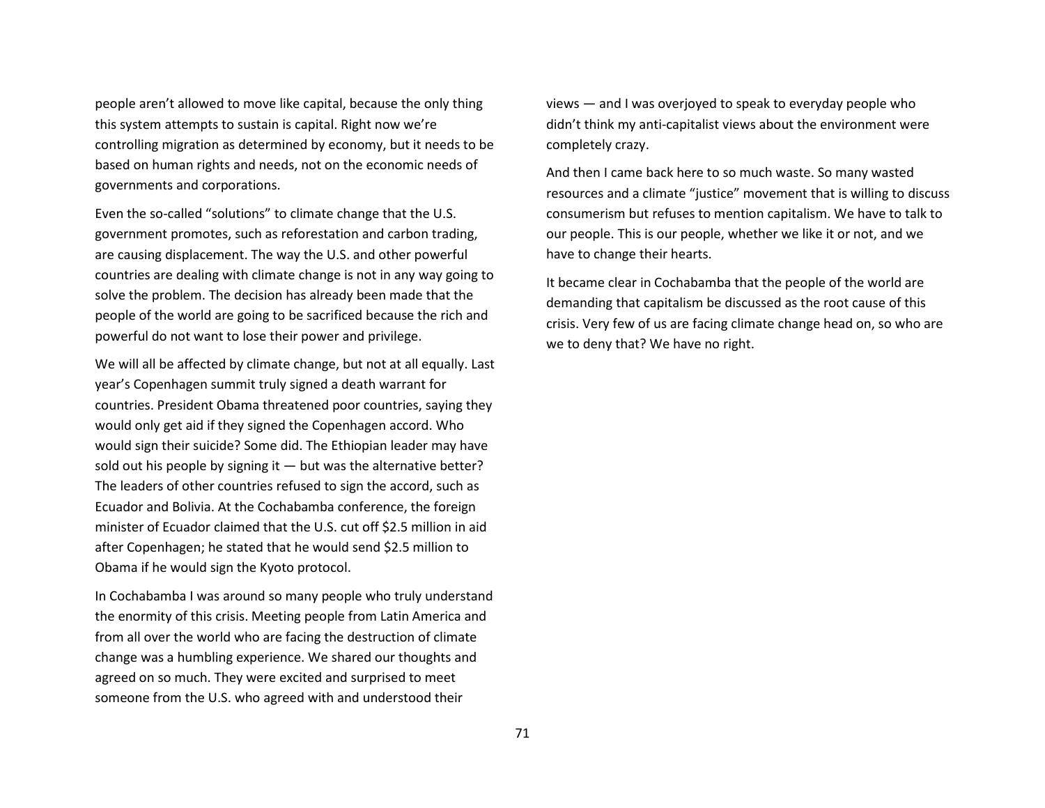people aren't allowed to move like capital, because the only thing this system attempts to sustain is capital. Right now we're controlling migration as determined by economy, but it needs to be based on human rights and needs, not on the economic needs of governments and corporations.

Even the so-called "solutions" to climate change that the U.S. government promotes, such as reforestation and carbon trading, are causing displacement. The way the U.S. and other powerful countries are dealing with climate change is not in any way going to solve the problem. The decision has already been made that the people of the world are going to be sacrificed because the rich and powerful do not want to lose their power and privilege.

We will all be affected by climate change, but not at all equally. Last year's Copenhagen summit truly signed a death warrant for countries. President Obama threatened poor countries, saying they would only get aid if they signed the Copenhagen accord. Who would sign their suicide? Some did. The Ethiopian leader may have sold out his people by signing it — but was the alternative better? The leaders of other countries refused to sign the accord, such as Ecuador and Bolivia. At the Cochabamba conference, the foreign minister of Ecuador claimed that the U.S. cut off $2.5 million in aid after Copenhagen; he stated that he would send $2.5 million to Obama if he would sign the Kyoto protocol.

In Cochabamba I was around so many people who truly understand the enormity of this crisis. Meeting people from Latin America and from all over the world who are facing the destruction of climate change was a humbling experience. We shared our thoughts and agreed on so much. They were excited and surprised to meet someone from the U.S. who agreed with and understood their views — and I was overjoyed to speak to everyday people who didn't think my anti-capitalist views about the environment were completely crazy.

And then I came back here to so much waste. So many wasted resources and a climate "justice" movement that is willing to discuss consumerism but refuses to mention capitalism. We have to talk to our people. This is our people, whether we like it or not, and we have to change their hearts.

It became clear in Cochabamba that the people of the world are demanding that capitalism be discussed as the root cause of this crisis. Very few of us are facing climate change head on, so who are we to deny that? We have no right.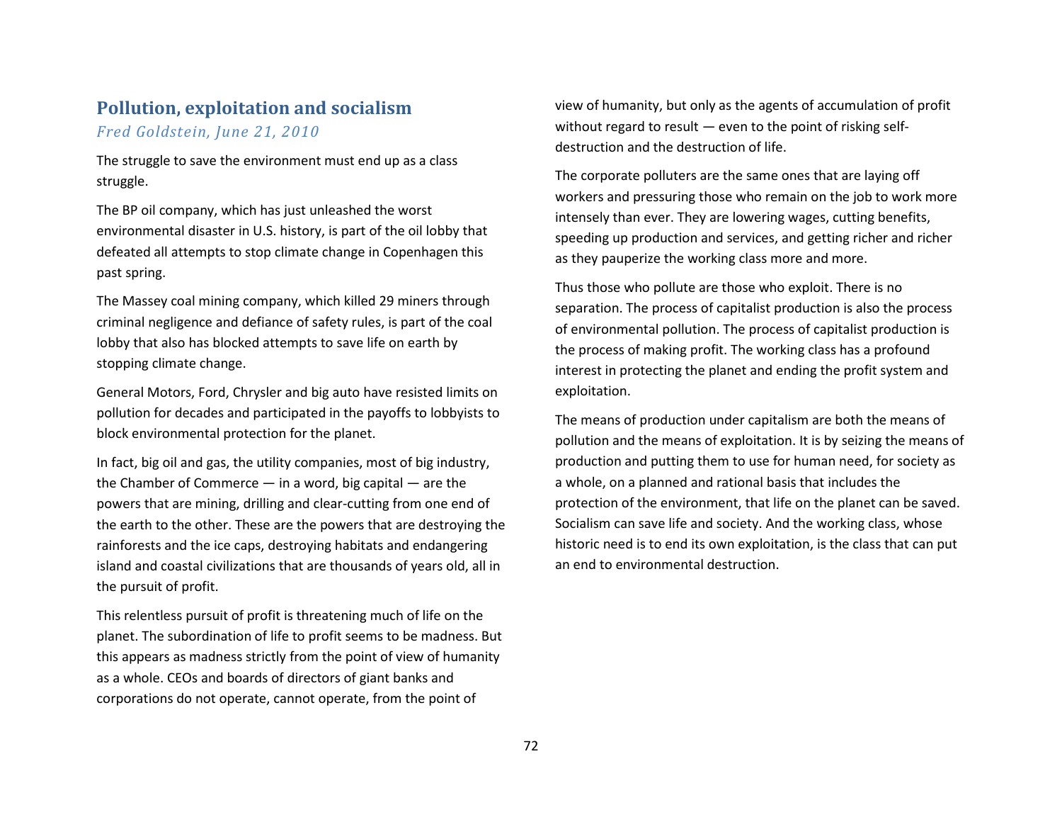## Pollution, exploitation and socialism

*Fred Goldstein, June 21, 2010*

The struggle to save the environment must end up as a class struggle.

The BP oil company, which has just unleashed the worst environmental disaster in U.S. history, is part of the oil lobby that defeated all attempts to stop climate change in Copenhagen this past spring.

The Massey coal mining company, which killed 29 miners through criminal negligence and defiance of safety rules, is part of the coal lobby that also has blocked attempts to save life on earth by stopping climate change.

General Motors, Ford, Chrysler and big auto have resisted limits on pollution for decades and participated in the payoffs to lobbyists to block environmental protection for the planet.

In fact, big oil and gas, the utility companies, most of big industry, the Chamber of Commerce — in a word, big capital — are the powers that are mining, drilling and clear-cutting from one end of the earth to the other. These are the powers that are destroying the rainforests and the ice caps, destroying habitats and endangering island and coastal civilizations that are thousands of years old, all in the pursuit of profit.

This relentless pursuit of profit is threatening much of life on the planet. The subordination of life to profit seems to be madness. But this appears as madness strictly from the point of view of humanity as a whole. CEOs and boards of directors of giant banks and corporations do not operate, cannot operate, from the point of view of humanity, but only as the agents of accumulation of profit without regard to result — even to the point of risking self-destruction and the destruction of life.

The corporate polluters are the same ones that are laying off workers and pressuring those who remain on the job to work more intensely than ever. They are lowering wages, cutting benefits, speeding up production and services, and getting richer and richer as they pauperize the working class more and more.

Thus those who pollute are those who exploit. There is no separation. The process of capitalist production is also the process of environmental pollution. The process of capitalist production is the process of making profit. The working class has a profound interest in protecting the planet and ending the profit system and exploitation.

The means of production under capitalism are both the means of pollution and the means of exploitation. It is by seizing the means of production and putting them to use for human need, for society as a whole, on a planned and rational basis that includes the protection of the environment, that life on the planet can be saved. Socialism can save life and society. And the working class, whose historic need is to end its own exploitation, is the class that can put an end to environmental destruction.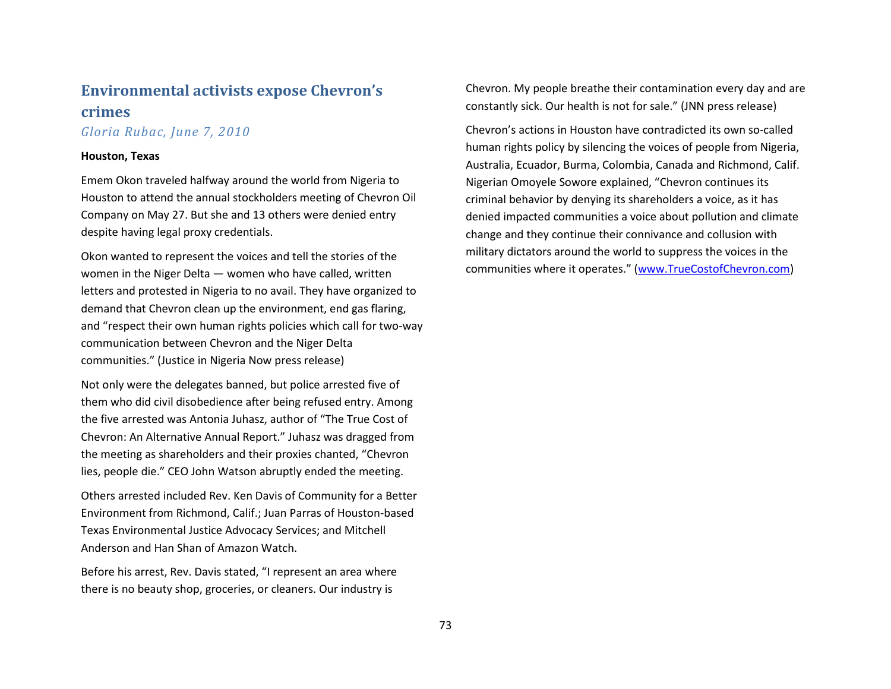## Environmental activists expose Chevron's crimes

*Gloria Rubac, June 7, 2010*

**Houston, Texas**

Emem Okon traveled halfway around the world from Nigeria to Houston to attend the annual stockholders meeting of Chevron Oil Company on May 27. But she and 13 others were denied entry despite having legal proxy credentials.

Okon wanted to represent the voices and tell the stories of the women in the Niger Delta — women who have called, written letters and protested in Nigeria to no avail. They have organized to demand that Chevron clean up the environment, end gas flaring, and "respect their own human rights policies which call for two-way communication between Chevron and the Niger Delta communities." (Justice in Nigeria Now press release)

Not only were the delegates banned, but police arrested five of them who did civil disobedience after being refused entry. Among the five arrested was Antonia Juhasz, author of "The True Cost of Chevron: An Alternative Annual Report." Juhasz was dragged from the meeting as shareholders and their proxies chanted, "Chevron lies, people die." CEO John Watson abruptly ended the meeting.

Others arrested included Rev. Ken Davis of Community for a Better Environment from Richmond, Calif.; Juan Parras of Houston-based Texas Environmental Justice Advocacy Services; and Mitchell Anderson and Han Shan of Amazon Watch.

Before his arrest, Rev. Davis stated, "I represent an area where there is no beauty shop, groceries, or cleaners. Our industry is Chevron. My people breathe their contamination every day and are constantly sick. Our health is not for sale." (JNN press release)

Chevron's actions in Houston have contradicted its own so-called human rights policy by silencing the voices of people from Nigeria, Australia, Ecuador, Burma, Colombia, Canada and Richmond, Calif. Nigerian Omoyele Sowore explained, "Chevron continues its criminal behavior by denying its shareholders a voice, as it has denied impacted communities a voice about pollution and climate change and they continue their connivance and collusion with military dictators around the world to suppress the voices in the communities where it operates." (www.TrueCostofChevron.com)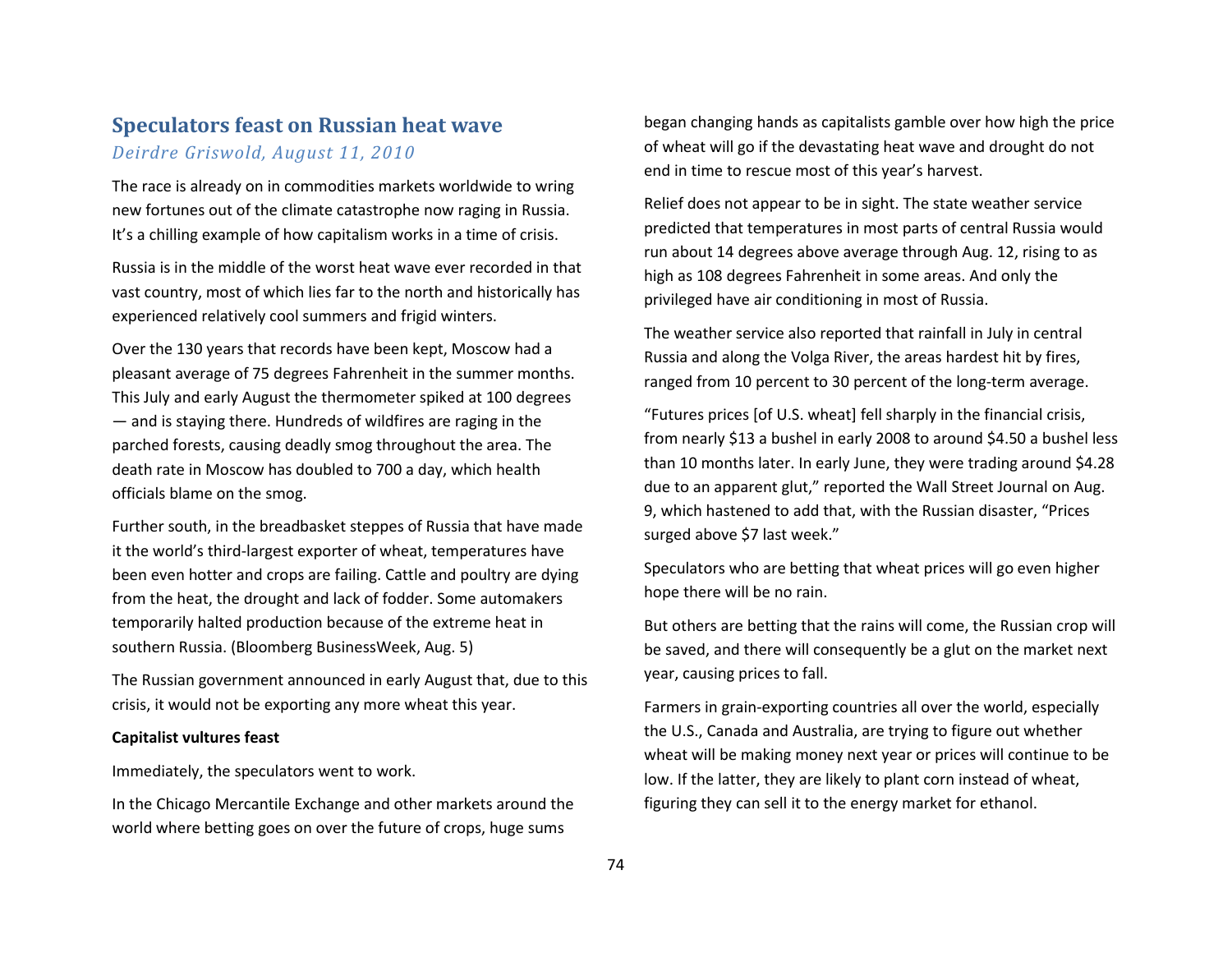## Speculators feast on Russian heat wave

*Deirdre Griswold, August 11, 2010*

The race is already on in commodities markets worldwide to wring new fortunes out of the climate catastrophe now raging in Russia. It's a chilling example of how capitalism works in a time of crisis.

Russia is in the middle of the worst heat wave ever recorded in that vast country, most of which lies far to the north and historically has experienced relatively cool summers and frigid winters.

Over the 130 years that records have been kept, Moscow had a pleasant average of 75 degrees Fahrenheit in the summer months. This July and early August the thermometer spiked at 100 degrees — and is staying there. Hundreds of wildfires are raging in the parched forests, causing deadly smog throughout the area. The death rate in Moscow has doubled to 700 a day, which health officials blame on the smog.

Further south, in the breadbasket steppes of Russia that have made it the world's third-largest exporter of wheat, temperatures have been even hotter and crops are failing. Cattle and poultry are dying from the heat, the drought and lack of fodder. Some automakers temporarily halted production because of the extreme heat in southern Russia. (Bloomberg BusinessWeek, Aug. 5)

The Russian government announced in early August that, due to this crisis, it would not be exporting any more wheat this year.

**Capitalist vultures feast**

Immediately, the speculators went to work.

In the Chicago Mercantile Exchange and other markets around the world where betting goes on over the future of crops, huge sums began changing hands as capitalists gamble over how high the price of wheat will go if the devastating heat wave and drought do not end in time to rescue most of this year's harvest.

Relief does not appear to be in sight. The state weather service predicted that temperatures in most parts of central Russia would run about 14 degrees above average through Aug. 12, rising to as high as 108 degrees Fahrenheit in some areas. And only the privileged have air conditioning in most of Russia.

The weather service also reported that rainfall in July in central Russia and along the Volga River, the areas hardest hit by fires, ranged from 10 percent to 30 percent of the long-term average.

"Futures prices [of U.S. wheat] fell sharply in the financial crisis, from nearly $13 a bushel in early 2008 to around $4.50 a bushel less than 10 months later. In early June, they were trading around $4.28 due to an apparent glut," reported the Wall Street Journal on Aug. 9, which hastened to add that, with the Russian disaster, "Prices surged above $7 last week."

Speculators who are betting that wheat prices will go even higher hope there will be no rain.

But others are betting that the rains will come, the Russian crop will be saved, and there will consequently be a glut on the market next year, causing prices to fall.

Farmers in grain-exporting countries all over the world, especially the U.S., Canada and Australia, are trying to figure out whether wheat will be making money next year or prices will continue to be low. If the latter, they are likely to plant corn instead of wheat, figuring they can sell it to the energy market for ethanol.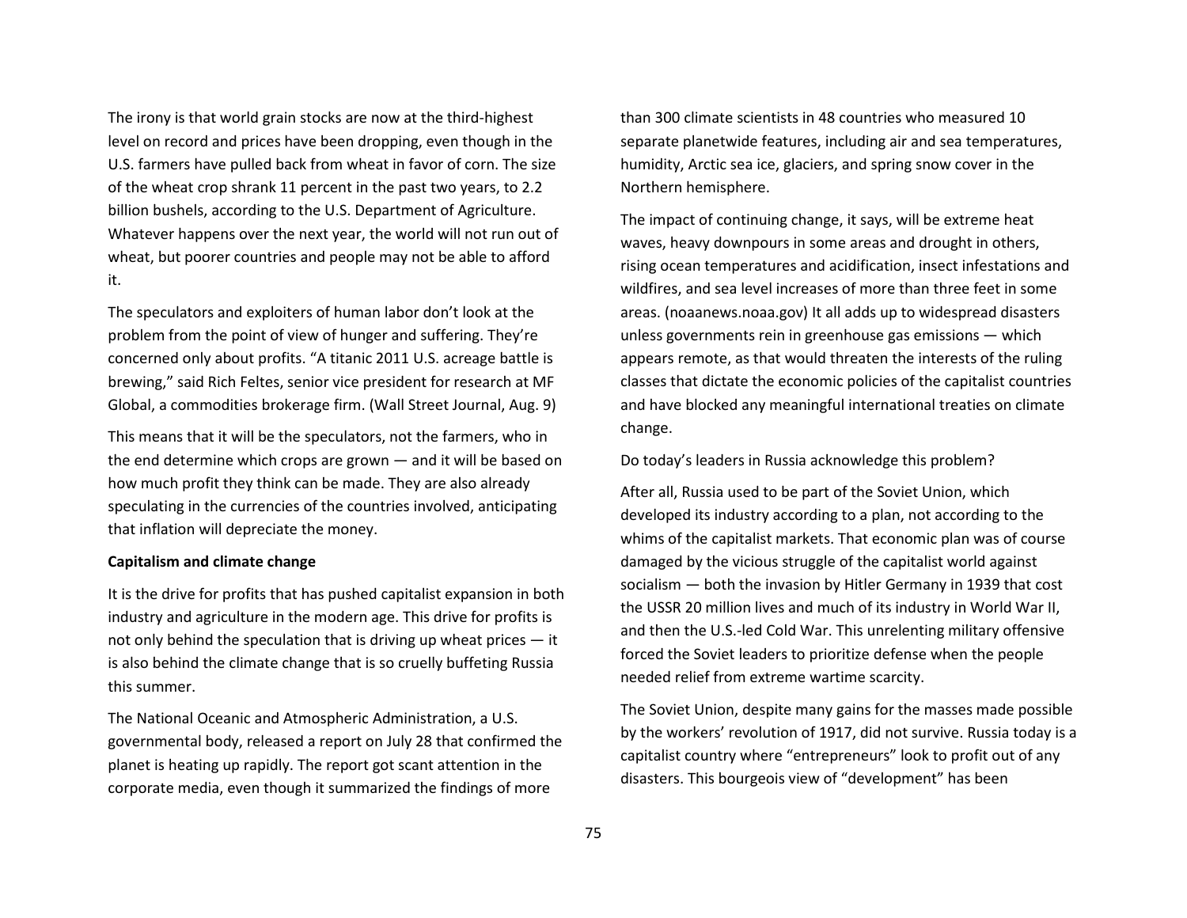The irony is that world grain stocks are now at the third-highest level on record and prices have been dropping, even though in the U.S. farmers have pulled back from wheat in favor of corn. The size of the wheat crop shrank 11 percent in the past two years, to 2.2 billion bushels, according to the U.S. Department of Agriculture. Whatever happens over the next year, the world will not run out of wheat, but poorer countries and people may not be able to afford it.

The speculators and exploiters of human labor don't look at the problem from the point of view of hunger and suffering. They're concerned only about profits. "A titanic 2011 U.S. acreage battle is brewing," said Rich Feltes, senior vice president for research at MF Global, a commodities brokerage firm. (Wall Street Journal, Aug. 9)

This means that it will be the speculators, not the farmers, who in the end determine which crops are grown — and it will be based on how much profit they think can be made. They are also already speculating in the currencies of the countries involved, anticipating that inflation will depreciate the money.

**Capitalism and climate change**

It is the drive for profits that has pushed capitalist expansion in both industry and agriculture in the modern age. This drive for profits is not only behind the speculation that is driving up wheat prices — it is also behind the climate change that is so cruelly buffeting Russia this summer.

The National Oceanic and Atmospheric Administration, a U.S. governmental body, released a report on July 28 that confirmed the planet is heating up rapidly. The report got scant attention in the corporate media, even though it summarized the findings of more than 300 climate scientists in 48 countries who measured 10 separate planetwide features, including air and sea temperatures, humidity, Arctic sea ice, glaciers, and spring snow cover in the Northern hemisphere.

The impact of continuing change, it says, will be extreme heat waves, heavy downpours in some areas and drought in others, rising ocean temperatures and acidification, insect infestations and wildfires, and sea level increases of more than three feet in some areas. (noaanews.noaa.gov) It all adds up to widespread disasters unless governments rein in greenhouse gas emissions — which appears remote, as that would threaten the interests of the ruling classes that dictate the economic policies of the capitalist countries and have blocked any meaningful international treaties on climate change.

Do today's leaders in Russia acknowledge this problem?

After all, Russia used to be part of the Soviet Union, which developed its industry according to a plan, not according to the whims of the capitalist markets. That economic plan was of course damaged by the vicious struggle of the capitalist world against socialism — both the invasion by Hitler Germany in 1939 that cost the USSR 20 million lives and much of its industry in World War II, and then the U.S.-led Cold War. This unrelenting military offensive forced the Soviet leaders to prioritize defense when the people needed relief from extreme wartime scarcity.

The Soviet Union, despite many gains for the masses made possible by the workers' revolution of 1917, did not survive. Russia today is a capitalist country where "entrepreneurs" look to profit out of any disasters. This bourgeois view of "development" has been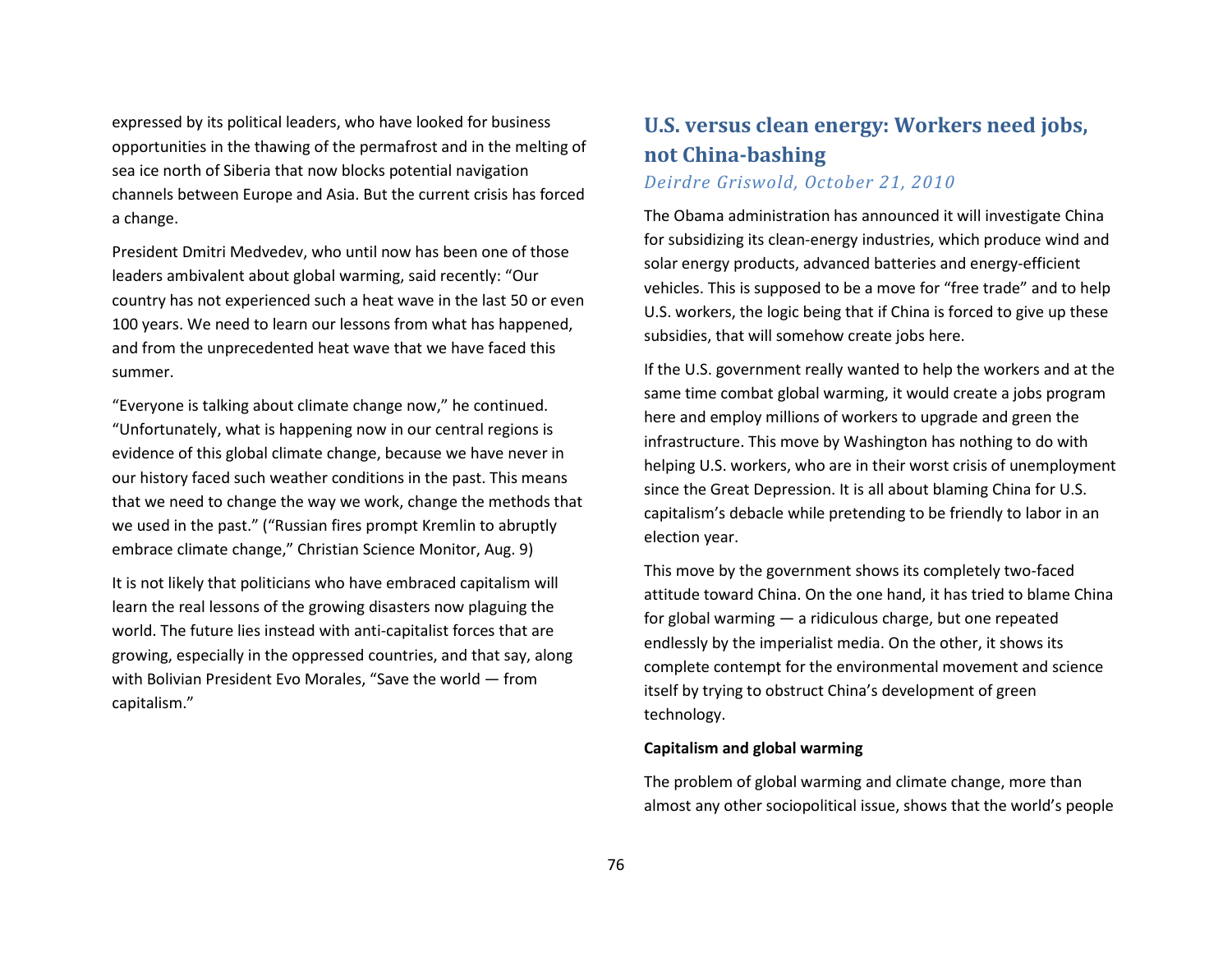expressed by its political leaders, who have looked for business opportunities in the thawing of the permafrost and in the melting of sea ice north of Siberia that now blocks potential navigation channels between Europe and Asia. But the current crisis has forced a change.

President Dmitri Medvedev, who until now has been one of those leaders ambivalent about global warming, said recently: "Our country has not experienced such a heat wave in the last 50 or even 100 years. We need to learn our lessons from what has happened, and from the unprecedented heat wave that we have faced this summer.

"Everyone is talking about climate change now," he continued. "Unfortunately, what is happening now in our central regions is evidence of this global climate change, because we have never in our history faced such weather conditions in the past. This means that we need to change the way we work, change the methods that we used in the past." ("Russian fires prompt Kremlin to abruptly embrace climate change," Christian Science Monitor, Aug. 9)

It is not likely that politicians who have embraced capitalism will learn the real lessons of the growing disasters now plaguing the world. The future lies instead with anti-capitalist forces that are growing, especially in the oppressed countries, and that say, along with Bolivian President Evo Morales, "Save the world — from capitalism."

## U.S. versus clean energy: Workers need jobs, not China-bashing

*Deirdre Griswold, October 21, 2010*

The Obama administration has announced it will investigate China for subsidizing its clean-energy industries, which produce wind and solar energy products, advanced batteries and energy-efficient vehicles. This is supposed to be a move for "free trade" and to help U.S. workers, the logic being that if China is forced to give up these subsidies, that will somehow create jobs here.

If the U.S. government really wanted to help the workers and at the same time combat global warming, it would create a jobs program here and employ millions of workers to upgrade and green the infrastructure. This move by Washington has nothing to do with helping U.S. workers, who are in their worst crisis of unemployment since the Great Depression. It is all about blaming China for U.S. capitalism's debacle while pretending to be friendly to labor in an election year.

This move by the government shows its completely two-faced attitude toward China. On the one hand, it has tried to blame China for global warming — a ridiculous charge, but one repeated endlessly by the imperialist media. On the other, it shows its complete contempt for the environmental movement and science itself by trying to obstruct China's development of green technology.

**Capitalism and global warming**

The problem of global warming and climate change, more than almost any other sociopolitical issue, shows that the world's people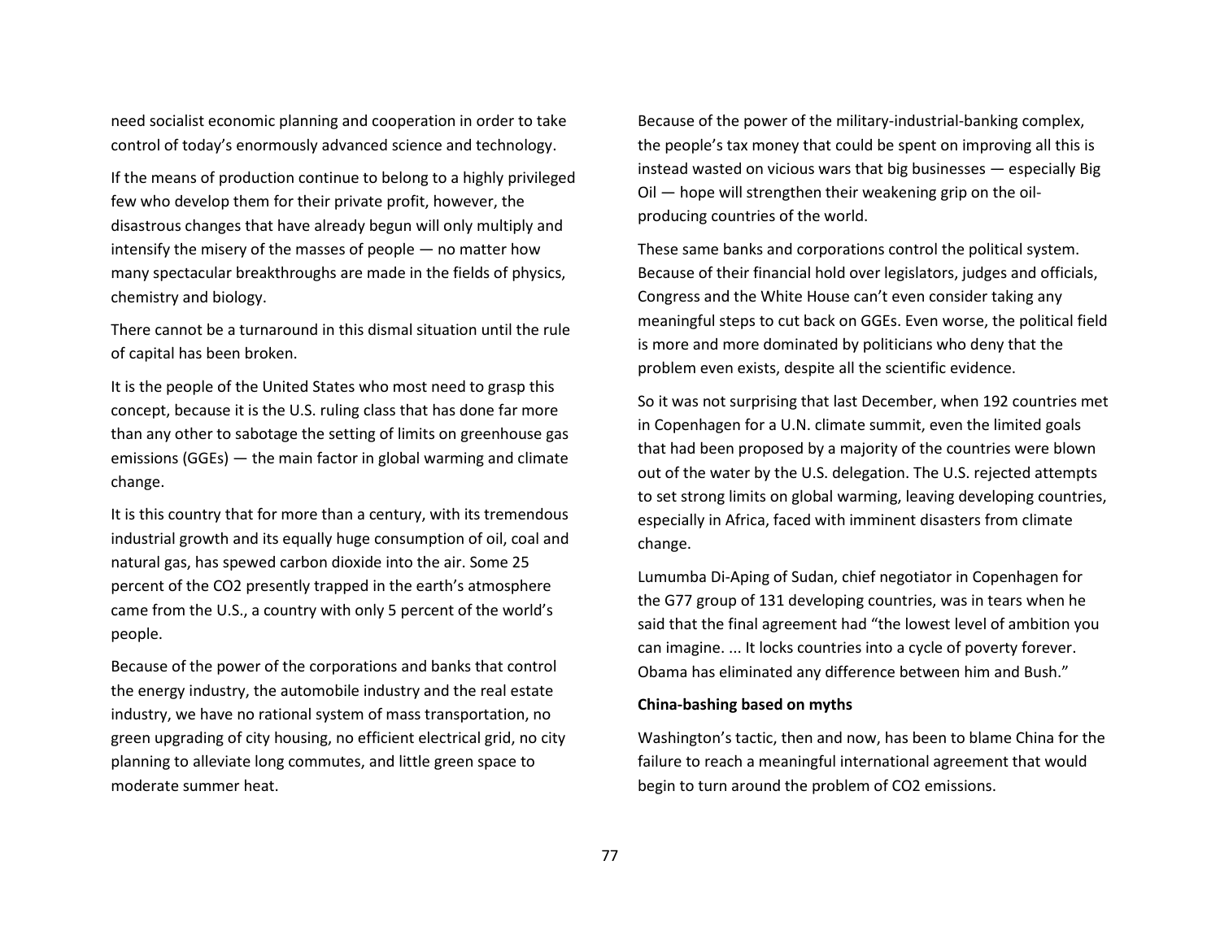need socialist economic planning and cooperation in order to take control of today's enormously advanced science and technology.

If the means of production continue to belong to a highly privileged few who develop them for their private profit, however, the disastrous changes that have already begun will only multiply and intensify the misery of the masses of people — no matter how many spectacular breakthroughs are made in the fields of physics, chemistry and biology.

There cannot be a turnaround in this dismal situation until the rule of capital has been broken.

It is the people of the United States who most need to grasp this concept, because it is the U.S. ruling class that has done far more than any other to sabotage the setting of limits on greenhouse gas emissions (GGEs) — the main factor in global warming and climate change.

It is this country that for more than a century, with its tremendous industrial growth and its equally huge consumption of oil, coal and natural gas, has spewed carbon dioxide into the air. Some 25 percent of the $CO_2$ presently trapped in the earth's atmosphere came from the U.S., a country with only 5 percent of the world's people.

Because of the power of the corporations and banks that control the energy industry, the automobile industry and the real estate industry, we have no rational system of mass transportation, no green upgrading of city housing, no efficient electrical grid, no city planning to alleviate long commutes, and little green space to moderate summer heat.

Because of the power of the military-industrial-banking complex, the people's tax money that could be spent on improving all this is instead wasted on vicious wars that big businesses — especially Big Oil — hope will strengthen their weakening grip on the oil-producing countries of the world.

These same banks and corporations control the political system. Because of their financial hold over legislators, judges and officials, Congress and the White House can't even consider taking any meaningful steps to cut back on GGEs. Even worse, the political field is more and more dominated by politicians who deny that the problem even exists, despite all the scientific evidence.

So it was not surprising that last December, when 192 countries met in Copenhagen for a U.N. climate summit, even the limited goals that had been proposed by a majority of the countries were blown out of the water by the U.S. delegation. The U.S. rejected attempts to set strong limits on global warming, leaving developing countries, especially in Africa, faced with imminent disasters from climate change.

Lumumba Di-Aping of Sudan, chief negotiator in Copenhagen for the G77 group of 131 developing countries, was in tears when he said that the final agreement had "the lowest level of ambition you can imagine. ... It locks countries into a cycle of poverty forever. Obama has eliminated any difference between him and Bush."

**China-bashing based on myths**

Washington's tactic, then and now, has been to blame China for the failure to reach a meaningful international agreement that would begin to turn around the problem of $CO_2$ emissions.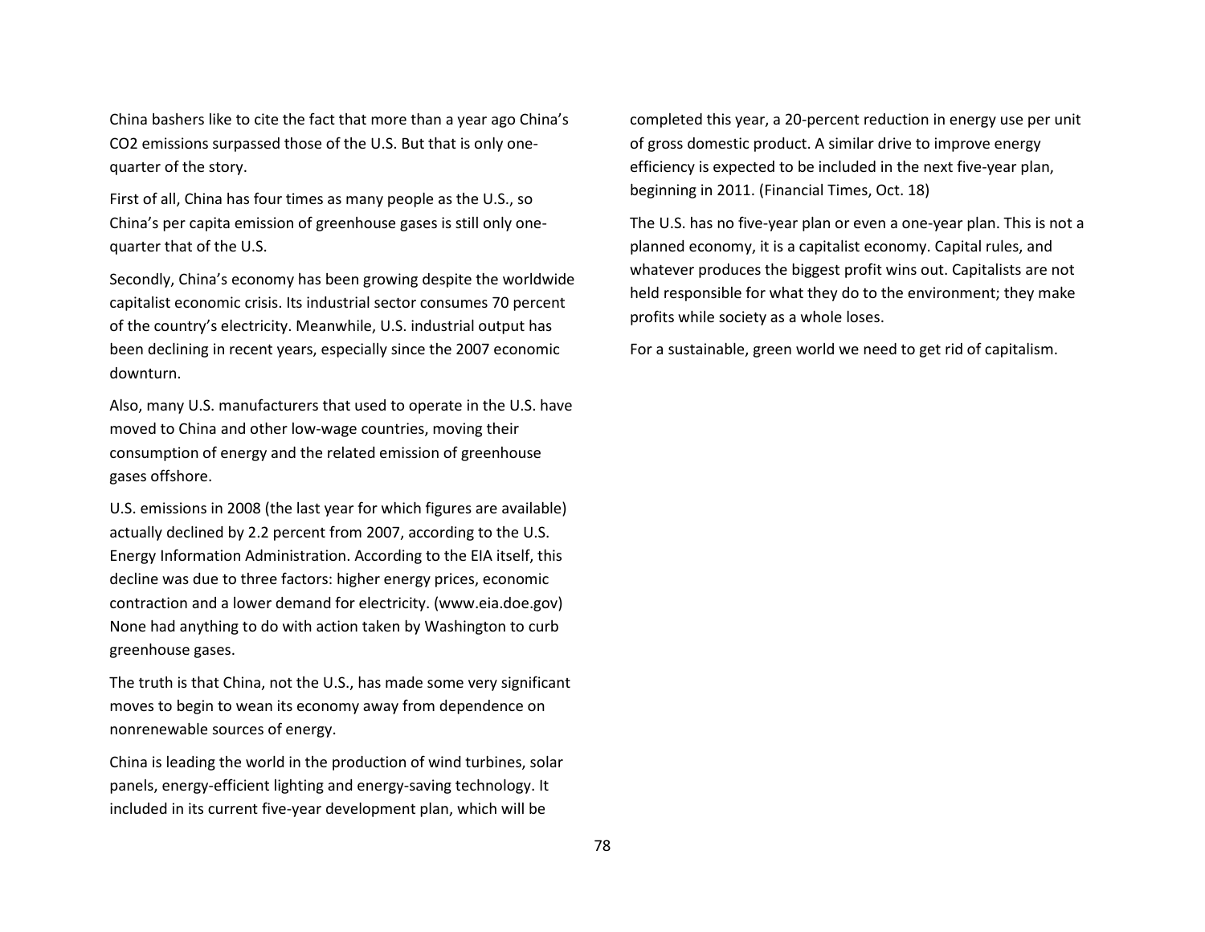China bashers like to cite the fact that more than a year ago China's $CO_2$ emissions surpassed those of the U.S. But that is only one-quarter of the story.

First of all, China has four times as many people as the U.S., so China's per capita emission of greenhouse gases is still only one-quarter that of the U.S.

Secondly, China's economy has been growing despite the worldwide capitalist economic crisis. Its industrial sector consumes 70 percent of the country's electricity. Meanwhile, U.S. industrial output has been declining in recent years, especially since the 2007 economic downturn.

Also, many U.S. manufacturers that used to operate in the U.S. have moved to China and other low-wage countries, moving their consumption of energy and the related emission of greenhouse gases offshore.

U.S. emissions in 2008 (the last year for which figures are available) actually declined by 2.2 percent from 2007, according to the U.S. Energy Information Administration. According to the EIA itself, this decline was due to three factors: higher energy prices, economic contraction and a lower demand for electricity. (www.eia.doe.gov) None had anything to do with action taken by Washington to curb greenhouse gases.

The truth is that China, not the U.S., has made some very significant moves to begin to wean its economy away from dependence on nonrenewable sources of energy.

China is leading the world in the production of wind turbines, solar panels, energy-efficient lighting and energy-saving technology. It included in its current five-year development plan, which will be completed this year, a 20-percent reduction in energy use per unit of gross domestic product. A similar drive to improve energy efficiency is expected to be included in the next five-year plan, beginning in 2011. (Financial Times, Oct. 18)

The U.S. has no five-year plan or even a one-year plan. This is not a planned economy, it is a capitalist economy. Capital rules, and whatever produces the biggest profit wins out. Capitalists are not held responsible for what they do to the environment; they make profits while society as a whole loses.

For a sustainable, green world we need to get rid of capitalism.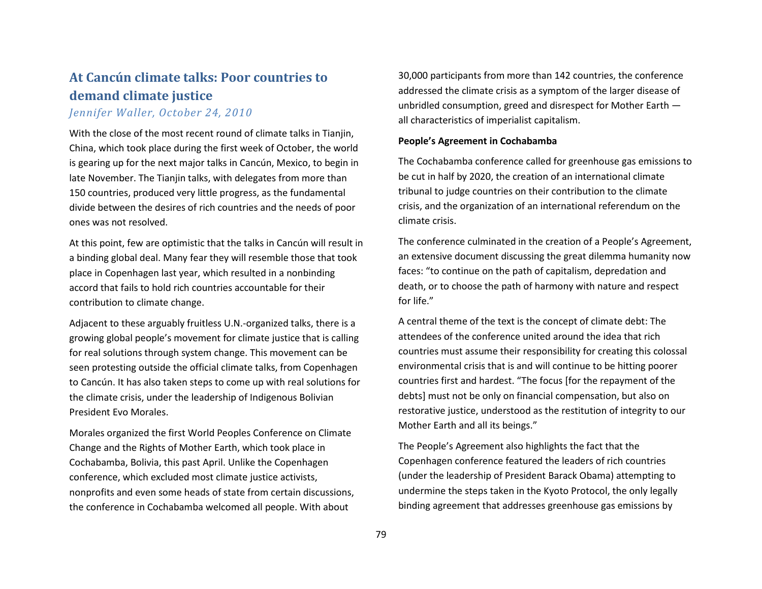## At Cancún climate talks: Poor countries to demand climate justice

*Jennifer Waller, October 24, 2010*

With the close of the most recent round of climate talks in Tianjin, China, which took place during the first week of October, the world is gearing up for the next major talks in Cancún, Mexico, to begin in late November. The Tianjin talks, with delegates from more than 150 countries, produced very little progress, as the fundamental divide between the desires of rich countries and the needs of poor ones was not resolved.

At this point, few are optimistic that the talks in Cancún will result in a binding global deal. Many fear they will resemble those that took place in Copenhagen last year, which resulted in a nonbinding accord that fails to hold rich countries accountable for their contribution to climate change.

Adjacent to these arguably fruitless U.N.-organized talks, there is a growing global people's movement for climate justice that is calling for real solutions through system change. This movement can be seen protesting outside the official climate talks, from Copenhagen to Cancún. It has also taken steps to come up with real solutions for the climate crisis, under the leadership of Indigenous Bolivian President Evo Morales.

Morales organized the first World Peoples Conference on Climate Change and the Rights of Mother Earth, which took place in Cochabamba, Bolivia, this past April. Unlike the Copenhagen conference, which excluded most climate justice activists, nonprofits and even some heads of state from certain discussions, the conference in Cochabamba welcomed all people. With about 30,000 participants from more than 142 countries, the conference addressed the climate crisis as a symptom of the larger disease of unbridled consumption, greed and disrespect for Mother Earth — all characteristics of imperialist capitalism.

**People's Agreement in Cochabamba**

The Cochabamba conference called for greenhouse gas emissions to be cut in half by 2020, the creation of an international climate tribunal to judge countries on their contribution to the climate crisis, and the organization of an international referendum on the climate crisis.

The conference culminated in the creation of a People's Agreement, an extensive document discussing the great dilemma humanity now faces: "to continue on the path of capitalism, depredation and death, or to choose the path of harmony with nature and respect for life."

A central theme of the text is the concept of climate debt: The attendees of the conference united around the idea that rich countries must assume their responsibility for creating this colossal environmental crisis that is and will continue to be hitting poorer countries first and hardest. "The focus [for the repayment of the debts] must not be only on financial compensation, but also on restorative justice, understood as the restitution of integrity to our Mother Earth and all its beings."

The People's Agreement also highlights the fact that the Copenhagen conference featured the leaders of rich countries (under the leadership of President Barack Obama) attempting to undermine the steps taken in the Kyoto Protocol, the only legally binding agreement that addresses greenhouse gas emissions by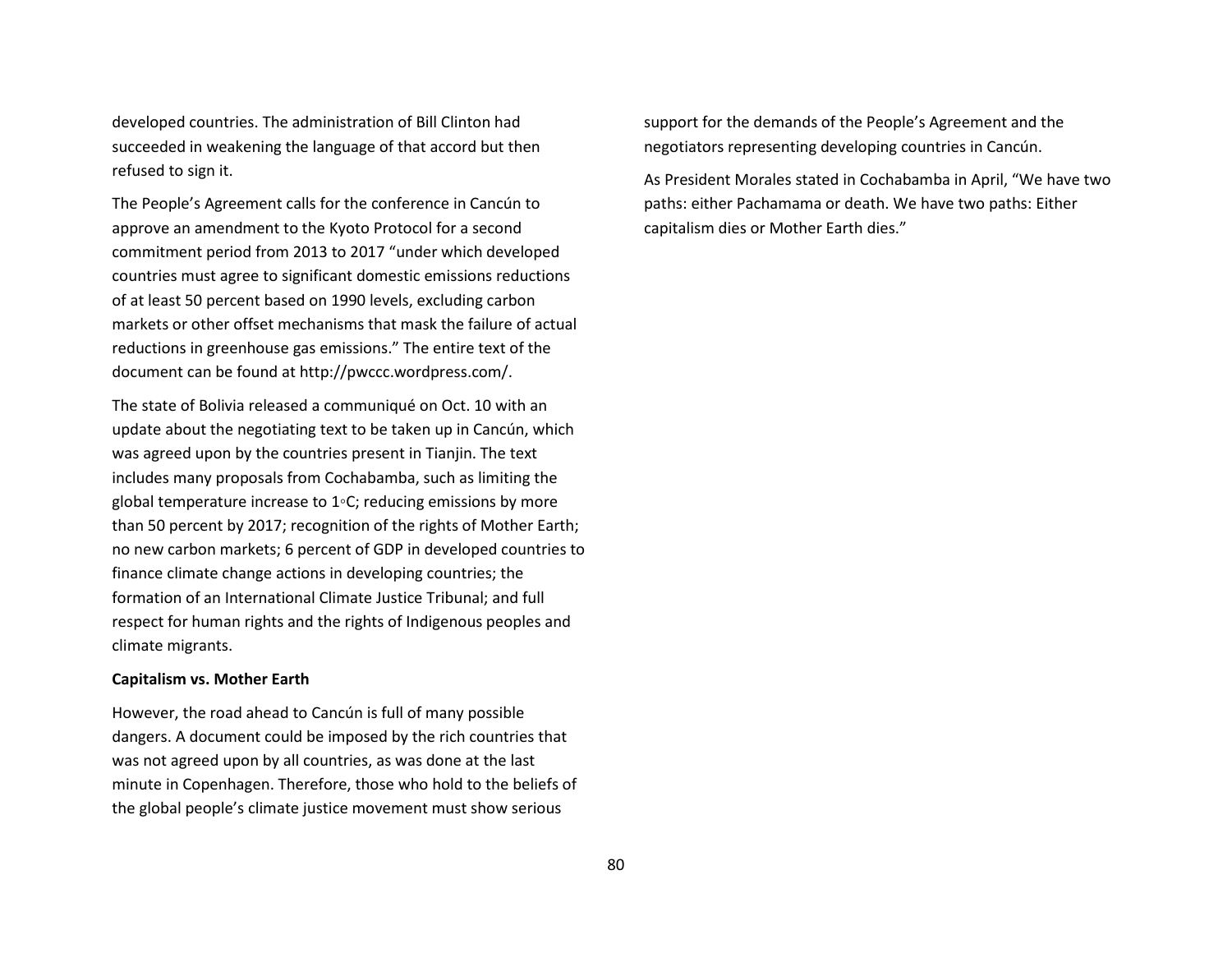developed countries. The administration of Bill Clinton had succeeded in weakening the language of that accord but then refused to sign it.

The People's Agreement calls for the conference in Cancún to approve an amendment to the Kyoto Protocol for a second commitment period from 2013 to 2017 "under which developed countries must agree to significant domestic emissions reductions of at least 50 percent based on 1990 levels, excluding carbon markets or other offset mechanisms that mask the failure of actual reductions in greenhouse gas emissions." The entire text of the document can be found at http://pwccc.wordpress.com/.

The state of Bolivia released a communiqué on Oct. 10 with an update about the negotiating text to be taken up in Cancún, which was agreed upon by the countries present in Tianjin. The text includes many proposals from Cochabamba, such as limiting the global temperature increase to 1◦C; reducing emissions by more than 50 percent by 2017; recognition of the rights of Mother Earth; no new carbon markets; 6 percent of GDP in developed countries to finance climate change actions in developing countries; the formation of an International Climate Justice Tribunal; and full respect for human rights and the rights of Indigenous peoples and climate migrants.

**Capitalism vs. Mother Earth**

However, the road ahead to Cancún is full of many possible dangers. A document could be imposed by the rich countries that was not agreed upon by all countries, as was done at the last minute in Copenhagen. Therefore, those who hold to the beliefs of the global people's climate justice movement must show serious support for the demands of the People's Agreement and the negotiators representing developing countries in Cancún.

As President Morales stated in Cochabamba in April, "We have two paths: either Pachamama or death. We have two paths: Either capitalism dies or Mother Earth dies."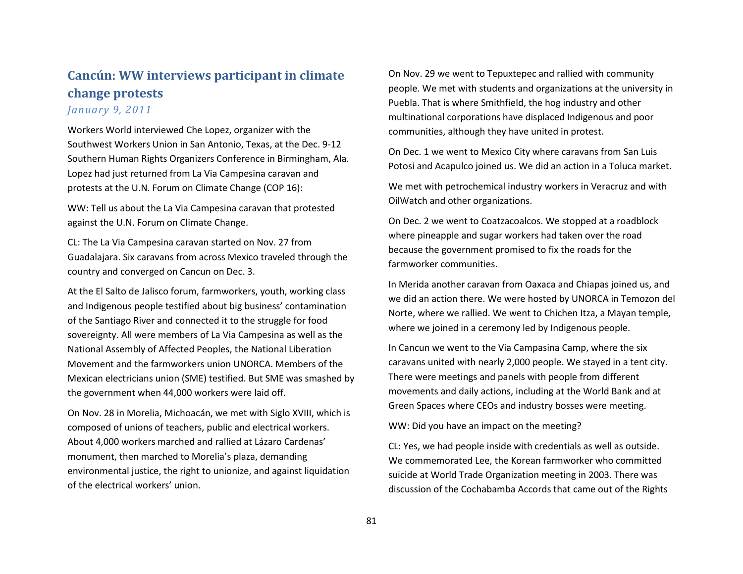## Cancún: WW interviews participant in climate change protests

*January 9, 2011*

Workers World interviewed Che Lopez, organizer with the Southwest Workers Union in San Antonio, Texas, at the Dec. 9-12 Southern Human Rights Organizers Conference in Birmingham, Ala. Lopez had just returned from La Via Campesina caravan and protests at the U.N. Forum on Climate Change (COP 16):

WW: Tell us about the La Via Campesina caravan that protested against the U.N. Forum on Climate Change.

CL: The La Via Campesina caravan started on Nov. 27 from Guadalajara. Six caravans from across Mexico traveled through the country and converged on Cancun on Dec. 3.

At the El Salto de Jalisco forum, farmworkers, youth, working class and Indigenous people testified about big business' contamination of the Santiago River and connected it to the struggle for food sovereignty. All were members of La Via Campesina as well as the National Assembly of Affected Peoples, the National Liberation Movement and the farmworkers union UNORCA. Members of the Mexican electricians union (SME) testified. But SME was smashed by the government when 44,000 workers were laid off.

On Nov. 28 in Morelia, Michoacán, we met with Siglo XVIII, which is composed of unions of teachers, public and electrical workers. About 4,000 workers marched and rallied at Lázaro Cardenas' monument, then marched to Morelia's plaza, demanding environmental justice, the right to unionize, and against liquidation of the electrical workers' union.

On Nov. 29 we went to Tepuxtepec and rallied with community people. We met with students and organizations at the university in Puebla. That is where Smithfield, the hog industry and other multinational corporations have displaced Indigenous and poor communities, although they have united in protest.

On Dec. 1 we went to Mexico City where caravans from San Luis Potosi and Acapulco joined us. We did an action in a Toluca market.

We met with petrochemical industry workers in Veracruz and with OilWatch and other organizations.

On Dec. 2 we went to Coatzacoalcos. We stopped at a roadblock where pineapple and sugar workers had taken over the road because the government promised to fix the roads for the farmworker communities.

In Merida another caravan from Oaxaca and Chiapas joined us, and we did an action there. We were hosted by UNORCA in Temozon del Norte, where we rallied. We went to Chichen Itza, a Mayan temple, where we joined in a ceremony led by Indigenous people.

In Cancun we went to the Via Campasina Camp, where the six caravans united with nearly 2,000 people. We stayed in a tent city. There were meetings and panels with people from different movements and daily actions, including at the World Bank and at Green Spaces where CEOs and industry bosses were meeting.

WW: Did you have an impact on the meeting?

CL: Yes, we had people inside with credentials as well as outside. We commemorated Lee, the Korean farmworker who committed suicide at World Trade Organization meeting in 2003. There was discussion of the Cochabamba Accords that came out of the Rights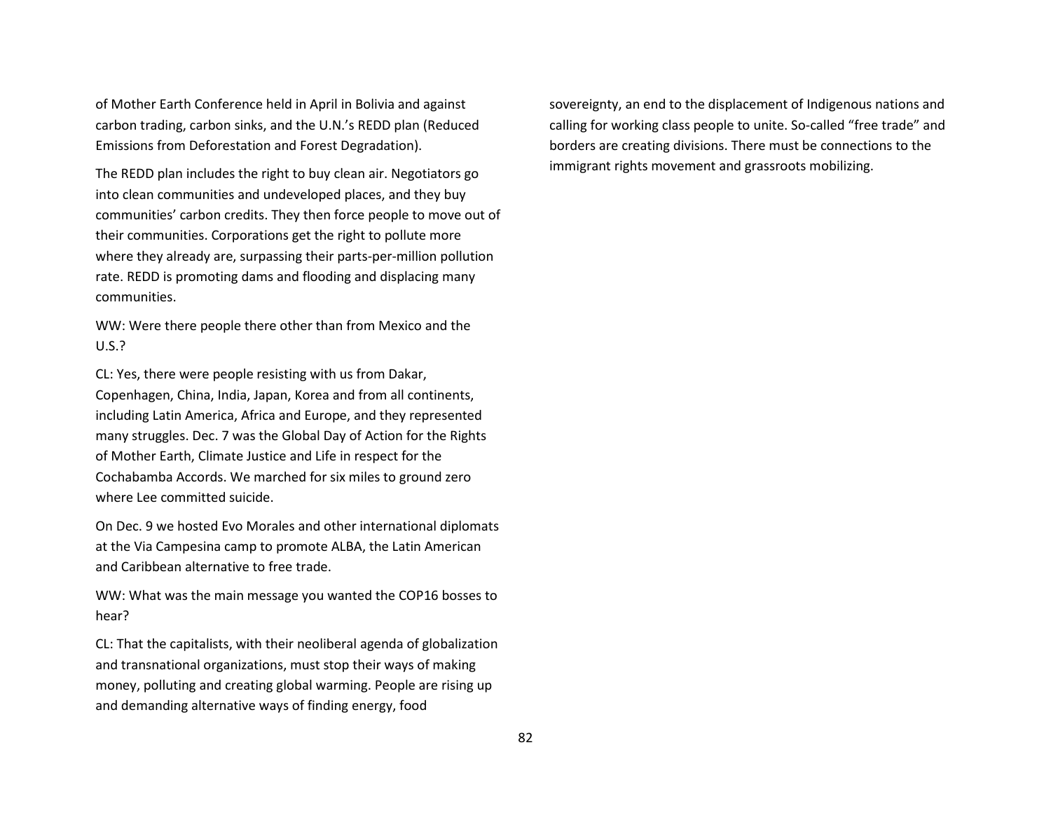of Mother Earth Conference held in April in Bolivia and against carbon trading, carbon sinks, and the U.N.'s REDD plan (Reduced Emissions from Deforestation and Forest Degradation).

The REDD plan includes the right to buy clean air. Negotiators go into clean communities and undeveloped places, and they buy communities' carbon credits. They then force people to move out of their communities. Corporations get the right to pollute more where they already are, surpassing their parts-per-million pollution rate. REDD is promoting dams and flooding and displacing many communities.

WW: Were there people there other than from Mexico and the U.S.?

CL: Yes, there were people resisting with us from Dakar, Copenhagen, China, India, Japan, Korea and from all continents, including Latin America, Africa and Europe, and they represented many struggles. Dec. 7 was the Global Day of Action for the Rights of Mother Earth, Climate Justice and Life in respect for the Cochabamba Accords. We marched for six miles to ground zero where Lee committed suicide.

On Dec. 9 we hosted Evo Morales and other international diplomats at the Via Campesina camp to promote ALBA, the Latin American and Caribbean alternative to free trade.

WW: What was the main message you wanted the COP16 bosses to hear?

CL: That the capitalists, with their neoliberal agenda of globalization and transnational organizations, must stop their ways of making money, polluting and creating global warming. People are rising up and demanding alternative ways of finding energy, food sovereignty, an end to the displacement of Indigenous nations and calling for working class people to unite. So-called "free trade" and borders are creating divisions. There must be connections to the immigrant rights movement and grassroots mobilizing.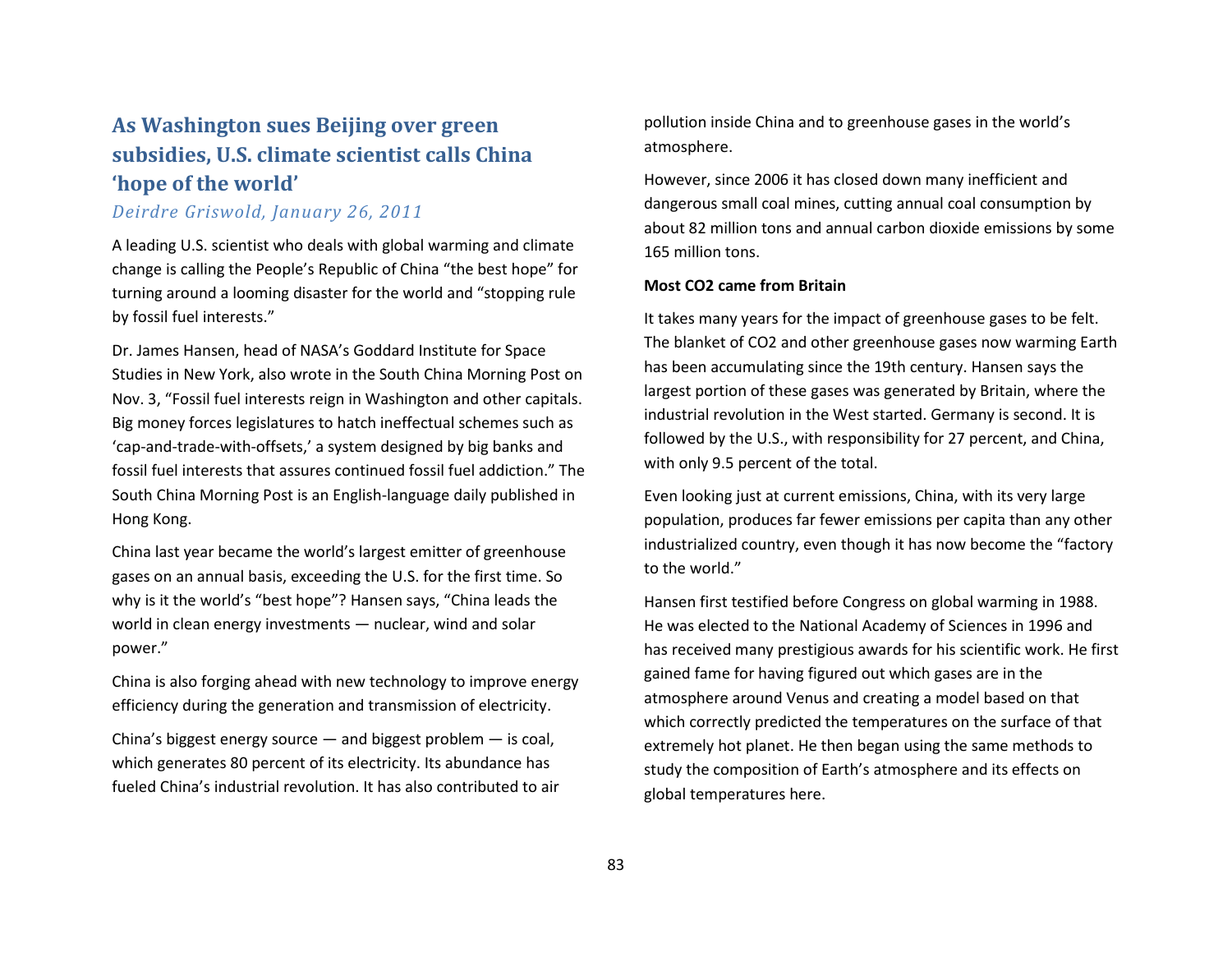## As Washington sues Beijing over green subsidies, U.S. climate scientist calls China ‘hope of the world’

*Deirdre Griswold, January 26, 2011*

A leading U.S. scientist who deals with global warming and climate change is calling the People’s Republic of China “the best hope” for turning around a looming disaster for the world and “stopping rule by fossil fuel interests.”

Dr. James Hansen, head of NASA’s Goddard Institute for Space Studies in New York, also wrote in the South China Morning Post on Nov. 3, “Fossil fuel interests reign in Washington and other capitals. Big money forces legislatures to hatch ineffectual schemes such as ‘cap-and-trade-with-offsets,’ a system designed by big banks and fossil fuel interests that assures continued fossil fuel addiction.” The South China Morning Post is an English-language daily published in Hong Kong.

China last year became the world’s largest emitter of greenhouse gases on an annual basis, exceeding the U.S. for the first time. So why is it the world’s “best hope”? Hansen says, “China leads the world in clean energy investments — nuclear, wind and solar power.”

China is also forging ahead with new technology to improve energy efficiency during the generation and transmission of electricity.

China’s biggest energy source — and biggest problem — is coal, which generates 80 percent of its electricity. Its abundance has fueled China’s industrial revolution. It has also contributed to air pollution inside China and to greenhouse gases in the world’s atmosphere.

However, since 2006 it has closed down many inefficient and dangerous small coal mines, cutting annual coal consumption by about 82 million tons and annual carbon dioxide emissions by some 165 million tons.

**Most CO2 came from Britain**

It takes many years for the impact of greenhouse gases to be felt. The blanket of CO2 and other greenhouse gases now warming Earth has been accumulating since the 19th century. Hansen says the largest portion of these gases was generated by Britain, where the industrial revolution in the West started. Germany is second. It is followed by the U.S., with responsibility for 27 percent, and China, with only 9.5 percent of the total.

Even looking just at current emissions, China, with its very large population, produces far fewer emissions per capita than any other industrialized country, even though it has now become the “factory to the world.”

Hansen first testified before Congress on global warming in 1988. He was elected to the National Academy of Sciences in 1996 and has received many prestigious awards for his scientific work. He first gained fame for having figured out which gases are in the atmosphere around Venus and creating a model based on that which correctly predicted the temperatures on the surface of that extremely hot planet. He then began using the same methods to study the composition of Earth’s atmosphere and its effects on global temperatures here.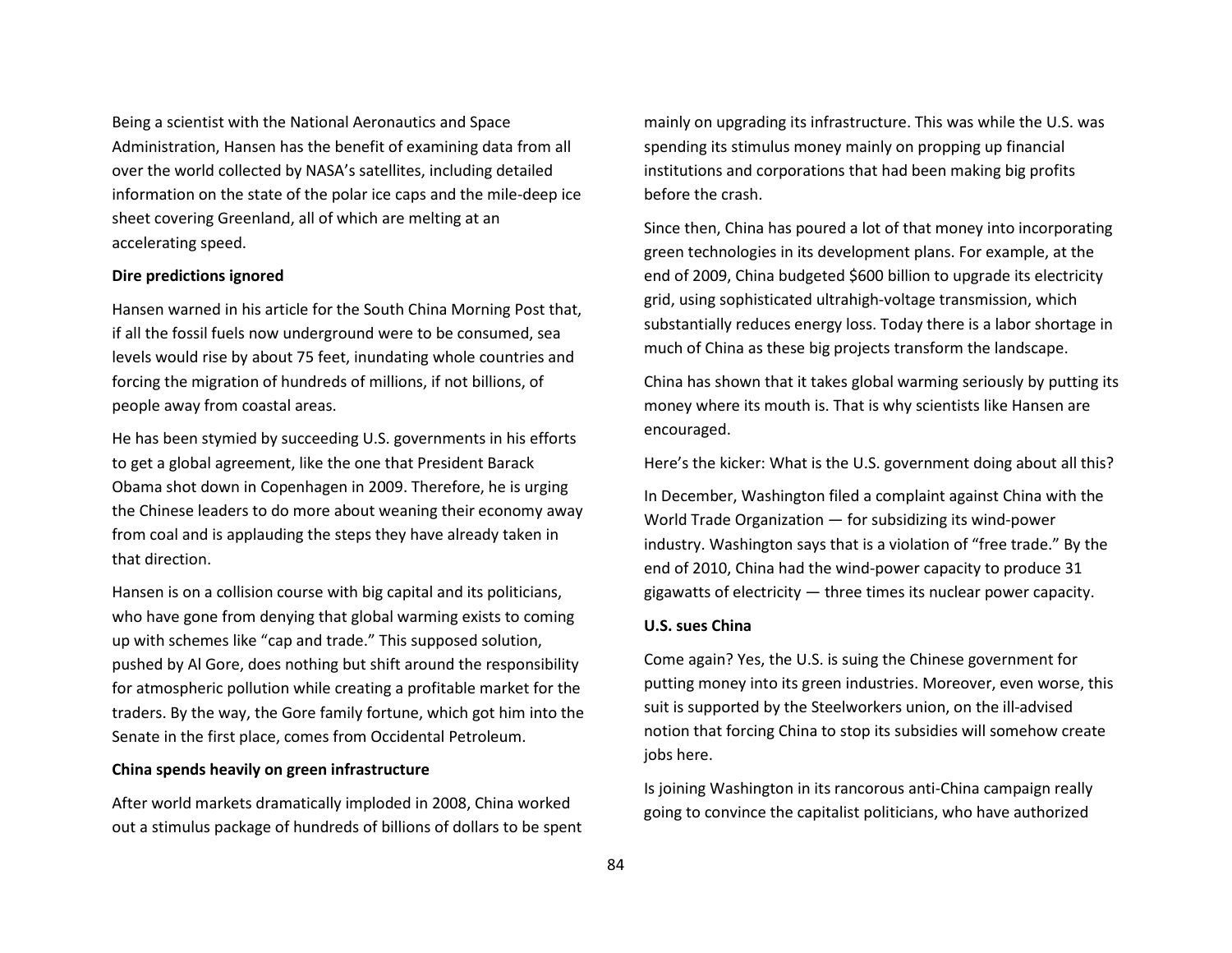Being a scientist with the National Aeronautics and Space Administration, Hansen has the benefit of examining data from all over the world collected by NASA's satellites, including detailed information on the state of the polar ice caps and the mile-deep ice sheet covering Greenland, all of which are melting at an accelerating speed.

**Dire predictions ignored**

Hansen warned in his article for the South China Morning Post that, if all the fossil fuels now underground were to be consumed, sea levels would rise by about 75 feet, inundating whole countries and forcing the migration of hundreds of millions, if not billions, of people away from coastal areas.

He has been stymied by succeeding U.S. governments in his efforts to get a global agreement, like the one that President Barack Obama shot down in Copenhagen in 2009. Therefore, he is urging the Chinese leaders to do more about weaning their economy away from coal and is applauding the steps they have already taken in that direction.

Hansen is on a collision course with big capital and its politicians, who have gone from denying that global warming exists to coming up with schemes like "cap and trade." This supposed solution, pushed by Al Gore, does nothing but shift around the responsibility for atmospheric pollution while creating a profitable market for the traders. By the way, the Gore family fortune, which got him into the Senate in the first place, comes from Occidental Petroleum.

**China spends heavily on green infrastructure**

After world markets dramatically imploded in 2008, China worked out a stimulus package of hundreds of billions of dollars to be spent mainly on upgrading its infrastructure. This was while the U.S. was spending its stimulus money mainly on propping up financial institutions and corporations that had been making big profits before the crash.

Since then, China has poured a lot of that money into incorporating green technologies in its development plans. For example, at the end of 2009, China budgeted $600 billion to upgrade its electricity grid, using sophisticated ultrahigh-voltage transmission, which substantially reduces energy loss. Today there is a labor shortage in much of China as these big projects transform the landscape.

China has shown that it takes global warming seriously by putting its money where its mouth is. That is why scientists like Hansen are encouraged.

Here's the kicker: What is the U.S. government doing about all this?

In December, Washington filed a complaint against China with the World Trade Organization — for subsidizing its wind-power industry. Washington says that is a violation of "free trade." By the end of 2010, China had the wind-power capacity to produce 31 gigawatts of electricity — three times its nuclear power capacity.

**U.S. sues China**

Come again? Yes, the U.S. is suing the Chinese government for putting money into its green industries. Moreover, even worse, this suit is supported by the Steelworkers union, on the ill-advised notion that forcing China to stop its subsidies will somehow create jobs here.

Is joining Washington in its rancorous anti-China campaign really going to convince the capitalist politicians, who have authorized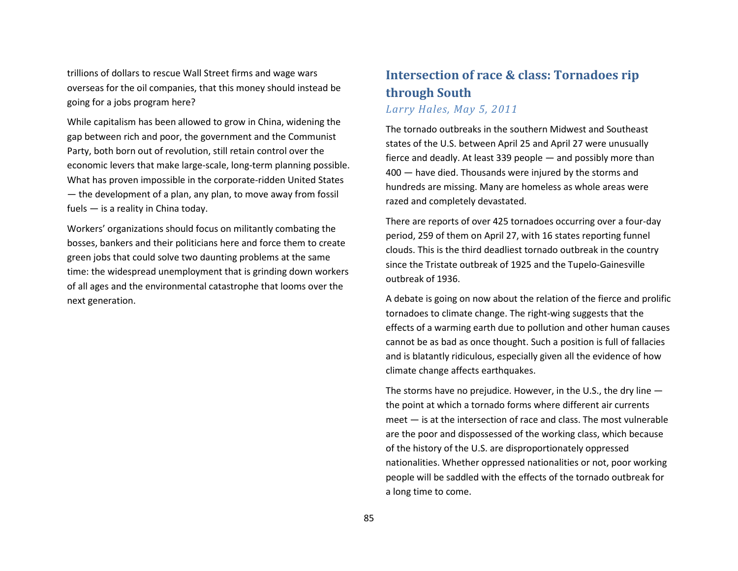trillions of dollars to rescue Wall Street firms and wage wars overseas for the oil companies, that this money should instead be going for a jobs program here?

While capitalism has been allowed to grow in China, widening the gap between rich and poor, the government and the Communist Party, both born out of revolution, still retain control over the economic levers that make large-scale, long-term planning possible. What has proven impossible in the corporate-ridden United States — the development of a plan, any plan, to move away from fossil fuels — is a reality in China today.

Workers' organizations should focus on militantly combating the bosses, bankers and their politicians here and force them to create green jobs that could solve two daunting problems at the same time: the widespread unemployment that is grinding down workers of all ages and the environmental catastrophe that looms over the next generation.

## Intersection of race & class: Tornadoes rip through South

*Larry Hales, May 5, 2011*

The tornado outbreaks in the southern Midwest and Southeast states of the U.S. between April 25 and April 27 were unusually fierce and deadly. At least 339 people — and possibly more than 400 — have died. Thousands were injured by the storms and hundreds are missing. Many are homeless as whole areas were razed and completely devastated.

There are reports of over 425 tornadoes occurring over a four-day period, 259 of them on April 27, with 16 states reporting funnel clouds. This is the third deadliest tornado outbreak in the country since the Tristate outbreak of 1925 and the Tupelo-Gainesville outbreak of 1936.

A debate is going on now about the relation of the fierce and prolific tornadoes to climate change. The right-wing suggests that the effects of a warming earth due to pollution and other human causes cannot be as bad as once thought. Such a position is full of fallacies and is blatantly ridiculous, especially given all the evidence of how climate change affects earthquakes.

The storms have no prejudice. However, in the U.S., the dry line — the point at which a tornado forms where different air currents meet — is at the intersection of race and class. The most vulnerable are the poor and dispossessed of the working class, which because of the history of the U.S. are disproportionately oppressed nationalities. Whether oppressed nationalities or not, poor working people will be saddled with the effects of the tornado outbreak for a long time to come.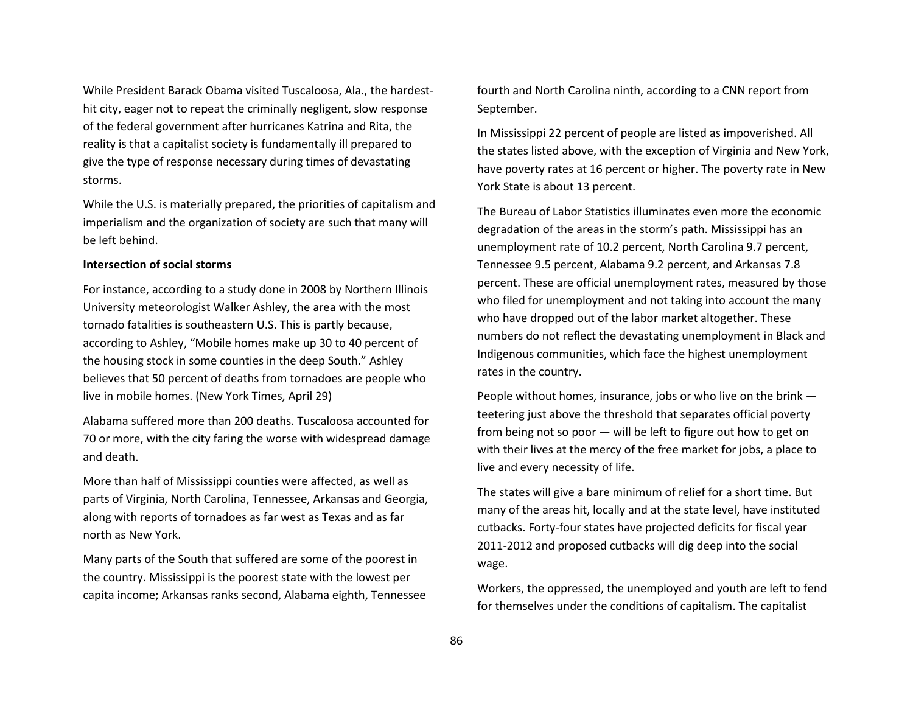While President Barack Obama visited Tuscaloosa, Ala., the hardest-hit city, eager not to repeat the criminally negligent, slow response of the federal government after hurricanes Katrina and Rita, the reality is that a capitalist society is fundamentally ill prepared to give the type of response necessary during times of devastating storms.

While the U.S. is materially prepared, the priorities of capitalism and imperialism and the organization of society are such that many will be left behind.

**Intersection of social storms**

For instance, according to a study done in 2008 by Northern Illinois University meteorologist Walker Ashley, the area with the most tornado fatalities is southeastern U.S. This is partly because, according to Ashley, "Mobile homes make up 30 to 40 percent of the housing stock in some counties in the deep South." Ashley believes that 50 percent of deaths from tornadoes are people who live in mobile homes. (New York Times, April 29)

Alabama suffered more than 200 deaths. Tuscaloosa accounted for 70 or more, with the city faring the worse with widespread damage and death.

More than half of Mississippi counties were affected, as well as parts of Virginia, North Carolina, Tennessee, Arkansas and Georgia, along with reports of tornadoes as far west as Texas and as far north as New York.

Many parts of the South that suffered are some of the poorest in the country. Mississippi is the poorest state with the lowest per capita income; Arkansas ranks second, Alabama eighth, Tennessee fourth and North Carolina ninth, according to a CNN report from September.

In Mississippi 22 percent of people are listed as impoverished. All the states listed above, with the exception of Virginia and New York, have poverty rates at 16 percent or higher. The poverty rate in New York State is about 13 percent.

The Bureau of Labor Statistics illuminates even more the economic degradation of the areas in the storm's path. Mississippi has an unemployment rate of 10.2 percent, North Carolina 9.7 percent, Tennessee 9.5 percent, Alabama 9.2 percent, and Arkansas 7.8 percent. These are official unemployment rates, measured by those who filed for unemployment and not taking into account the many who have dropped out of the labor market altogether. These numbers do not reflect the devastating unemployment in Black and Indigenous communities, which face the highest unemployment rates in the country.

People without homes, insurance, jobs or who live on the brink — teetering just above the threshold that separates official poverty from being not so poor — will be left to figure out how to get on with their lives at the mercy of the free market for jobs, a place to live and every necessity of life.

The states will give a bare minimum of relief for a short time. But many of the areas hit, locally and at the state level, have instituted cutbacks. Forty-four states have projected deficits for fiscal year 2011-2012 and proposed cutbacks will dig deep into the social wage.

Workers, the oppressed, the unemployed and youth are left to fend for themselves under the conditions of capitalism. The capitalist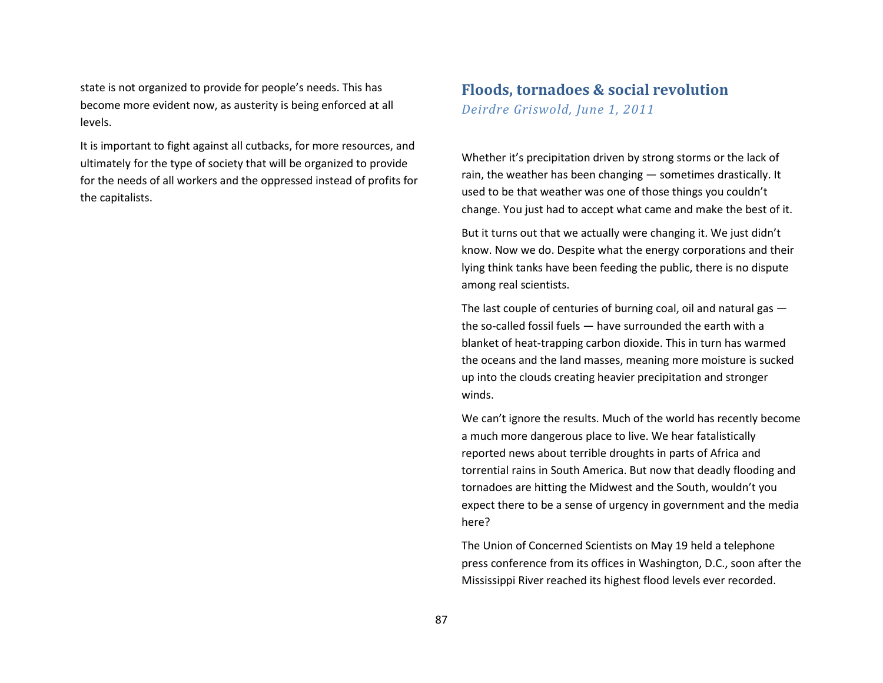state is not organized to provide for people's needs. This has become more evident now, as austerity is being enforced at all levels.

It is important to fight against all cutbacks, for more resources, and ultimately for the type of society that will be organized to provide for the needs of all workers and the oppressed instead of profits for the capitalists.

## Floods, tornadoes & social revolution

*Deirdre Griswold, June 1, 2011*

Whether it's precipitation driven by strong storms or the lack of rain, the weather has been changing — sometimes drastically. It used to be that weather was one of those things you couldn't change. You just had to accept what came and make the best of it.

But it turns out that we actually were changing it. We just didn't know. Now we do. Despite what the energy corporations and their lying think tanks have been feeding the public, there is no dispute among real scientists.

The last couple of centuries of burning coal, oil and natural gas — the so-called fossil fuels — have surrounded the earth with a blanket of heat-trapping carbon dioxide. This in turn has warmed the oceans and the land masses, meaning more moisture is sucked up into the clouds creating heavier precipitation and stronger winds.

We can't ignore the results. Much of the world has recently become a much more dangerous place to live. We hear fatalistically reported news about terrible droughts in parts of Africa and torrential rains in South America. But now that deadly flooding and tornadoes are hitting the Midwest and the South, wouldn't you expect there to be a sense of urgency in government and the media here?

The Union of Concerned Scientists on May 19 held a telephone press conference from its offices in Washington, D.C., soon after the Mississippi River reached its highest flood levels ever recorded.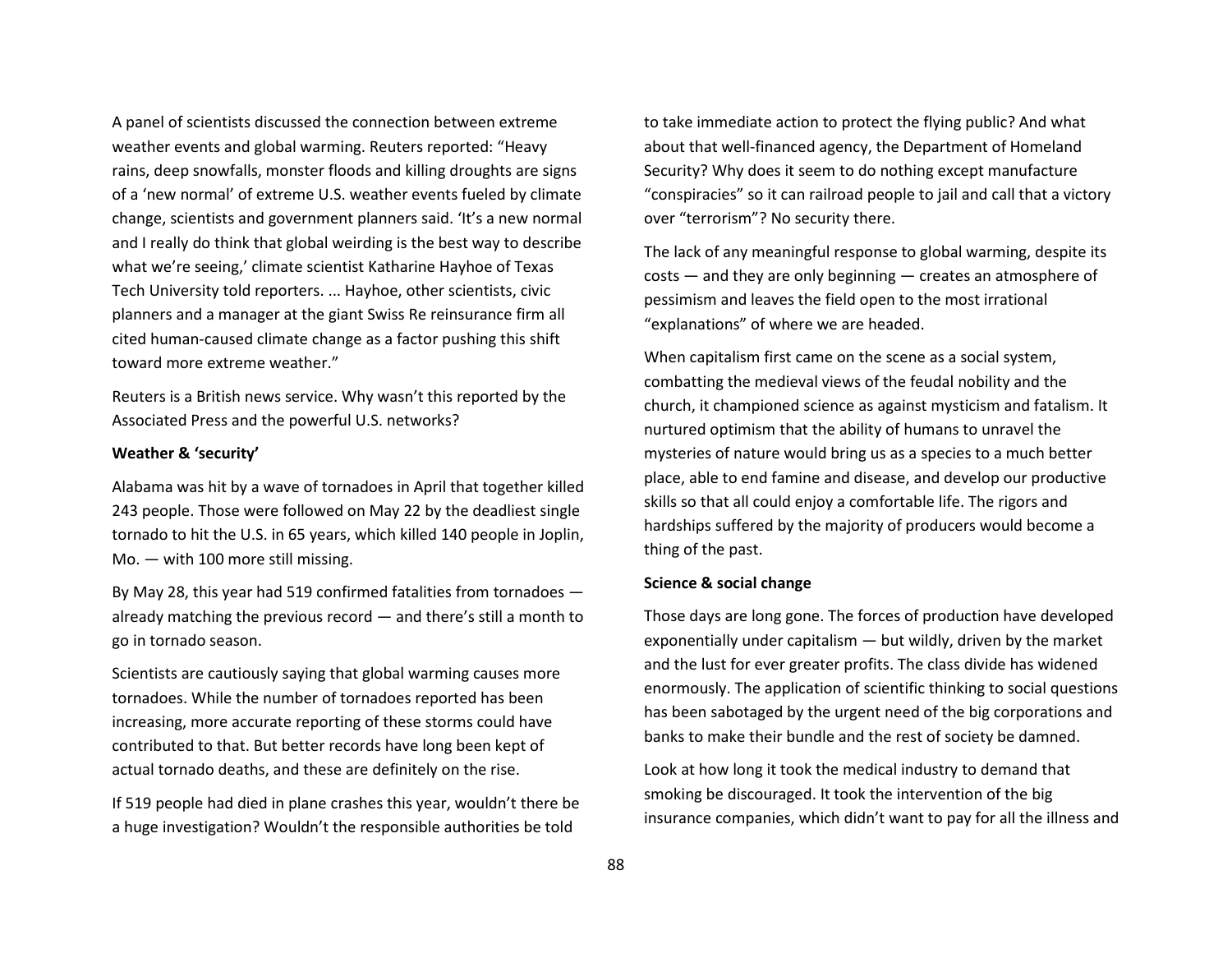A panel of scientists discussed the connection between extreme weather events and global warming. Reuters reported: "Heavy rains, deep snowfalls, monster floods and killing droughts are signs of a 'new normal' of extreme U.S. weather events fueled by climate change, scientists and government planners said. 'It's a new normal and I really do think that global weirding is the best way to describe what we're seeing,' climate scientist Katharine Hayhoe of Texas Tech University told reporters. ... Hayhoe, other scientists, civic planners and a manager at the giant Swiss Re reinsurance firm all cited human-caused climate change as a factor pushing this shift toward more extreme weather."

Reuters is a British news service. Why wasn't this reported by the Associated Press and the powerful U.S. networks?

**Weather & 'security'**

Alabama was hit by a wave of tornadoes in April that together killed 243 people. Those were followed on May 22 by the deadliest single tornado to hit the U.S. in 65 years, which killed 140 people in Joplin, Mo. — with 100 more still missing.

By May 28, this year had 519 confirmed fatalities from tornadoes — already matching the previous record — and there's still a month to go in tornado season.

Scientists are cautiously saying that global warming causes more tornadoes. While the number of tornadoes reported has been increasing, more accurate reporting of these storms could have contributed to that. But better records have long been kept of actual tornado deaths, and these are definitely on the rise.

If 519 people had died in plane crashes this year, wouldn't there be a huge investigation? Wouldn't the responsible authorities be told to take immediate action to protect the flying public? And what about that well-financed agency, the Department of Homeland Security? Why does it seem to do nothing except manufacture "conspiracies" so it can railroad people to jail and call that a victory over "terrorism"? No security there.

The lack of any meaningful response to global warming, despite its costs — and they are only beginning — creates an atmosphere of pessimism and leaves the field open to the most irrational "explanations" of where we are headed.

When capitalism first came on the scene as a social system, combatting the medieval views of the feudal nobility and the church, it championed science as against mysticism and fatalism. It nurtured optimism that the ability of humans to unravel the mysteries of nature would bring us as a species to a much better place, able to end famine and disease, and develop our productive skills so that all could enjoy a comfortable life. The rigors and hardships suffered by the majority of producers would become a thing of the past.

**Science & social change**

Those days are long gone. The forces of production have developed exponentially under capitalism — but wildly, driven by the market and the lust for ever greater profits. The class divide has widened enormously. The application of scientific thinking to social questions has been sabotaged by the urgent need of the big corporations and banks to make their bundle and the rest of society be damned.

Look at how long it took the medical industry to demand that smoking be discouraged. It took the intervention of the big insurance companies, which didn't want to pay for all the illness and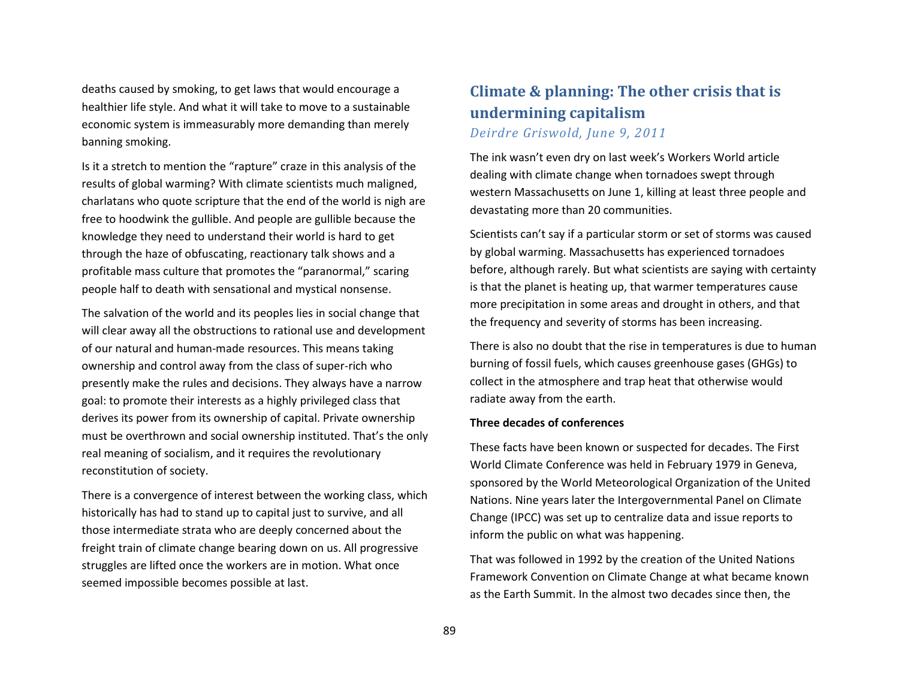deaths caused by smoking, to get laws that would encourage a healthier life style. And what it will take to move to a sustainable economic system is immeasurably more demanding than merely banning smoking.

Is it a stretch to mention the "rapture" craze in this analysis of the results of global warming? With climate scientists much maligned, charlatans who quote scripture that the end of the world is nigh are free to hoodwink the gullible. And people are gullible because the knowledge they need to understand their world is hard to get through the haze of obfuscating, reactionary talk shows and a profitable mass culture that promotes the "paranormal," scaring people half to death with sensational and mystical nonsense.

The salvation of the world and its peoples lies in social change that will clear away all the obstructions to rational use and development of our natural and human-made resources. This means taking ownership and control away from the class of super-rich who presently make the rules and decisions. They always have a narrow goal: to promote their interests as a highly privileged class that derives its power from its ownership of capital. Private ownership must be overthrown and social ownership instituted. That's the only real meaning of socialism, and it requires the revolutionary reconstitution of society.

There is a convergence of interest between the working class, which historically has had to stand up to capital just to survive, and all those intermediate strata who are deeply concerned about the freight train of climate change bearing down on us. All progressive struggles are lifted once the workers are in motion. What once seemed impossible becomes possible at last.

## Climate & planning: The other crisis that is undermining capitalism

*Deirdre Griswold, June 9, 2011*

The ink wasn't even dry on last week's Workers World article dealing with climate change when tornadoes swept through western Massachusetts on June 1, killing at least three people and devastating more than 20 communities.

Scientists can't say if a particular storm or set of storms was caused by global warming. Massachusetts has experienced tornadoes before, although rarely. But what scientists are saying with certainty is that the planet is heating up, that warmer temperatures cause more precipitation in some areas and drought in others, and that the frequency and severity of storms has been increasing.

There is also no doubt that the rise in temperatures is due to human burning of fossil fuels, which causes greenhouse gases (GHGs) to collect in the atmosphere and trap heat that otherwise would radiate away from the earth.

**Three decades of conferences**

These facts have been known or suspected for decades. The First World Climate Conference was held in February 1979 in Geneva, sponsored by the World Meteorological Organization of the United Nations. Nine years later the Intergovernmental Panel on Climate Change (IPCC) was set up to centralize data and issue reports to inform the public on what was happening.

That was followed in 1992 by the creation of the United Nations Framework Convention on Climate Change at what became known as the Earth Summit. In the almost two decades since then, the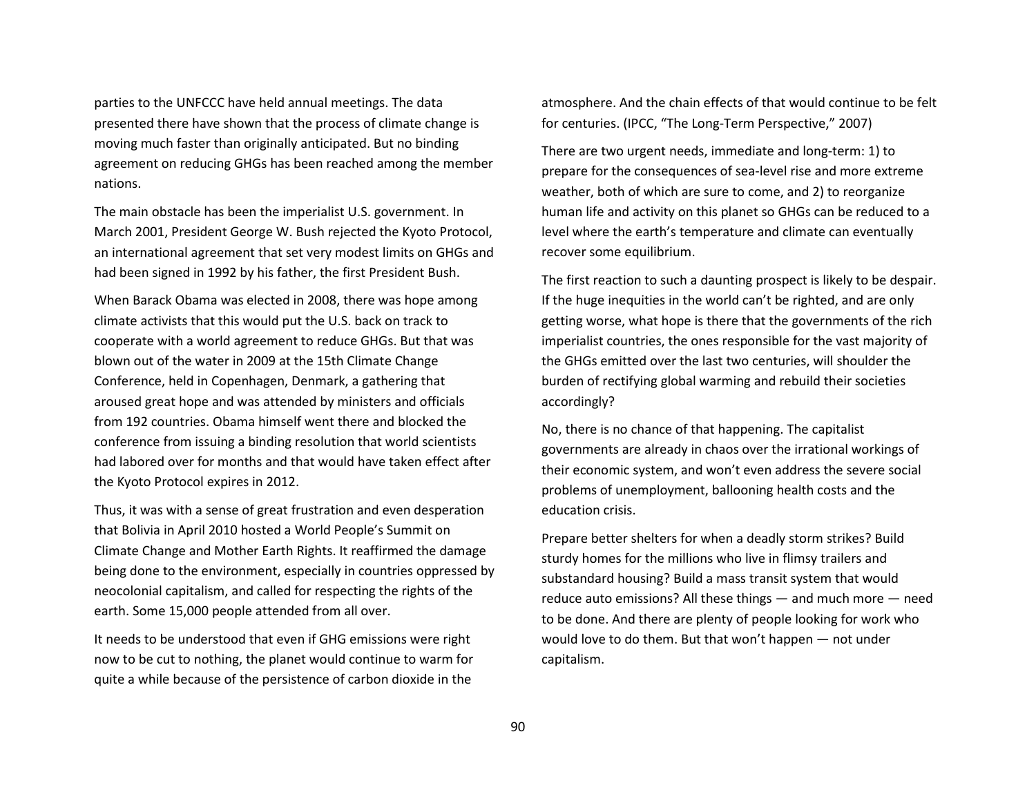parties to the UNFCCC have held annual meetings. The data presented there have shown that the process of climate change is moving much faster than originally anticipated. But no binding agreement on reducing GHGs has been reached among the member nations.

The main obstacle has been the imperialist U.S. government. In March 2001, President George W. Bush rejected the Kyoto Protocol, an international agreement that set very modest limits on GHGs and had been signed in 1992 by his father, the first President Bush.

When Barack Obama was elected in 2008, there was hope among climate activists that this would put the U.S. back on track to cooperate with a world agreement to reduce GHGs. But that was blown out of the water in 2009 at the 15th Climate Change Conference, held in Copenhagen, Denmark, a gathering that aroused great hope and was attended by ministers and officials from 192 countries. Obama himself went there and blocked the conference from issuing a binding resolution that world scientists had labored over for months and that would have taken effect after the Kyoto Protocol expires in 2012.

Thus, it was with a sense of great frustration and even desperation that Bolivia in April 2010 hosted a World People's Summit on Climate Change and Mother Earth Rights. It reaffirmed the damage being done to the environment, especially in countries oppressed by neocolonial capitalism, and called for respecting the rights of the earth. Some 15,000 people attended from all over.

It needs to be understood that even if GHG emissions were right now to be cut to nothing, the planet would continue to warm for quite a while because of the persistence of carbon dioxide in the atmosphere. And the chain effects of that would continue to be felt for centuries. (IPCC, "The Long-Term Perspective," 2007)

There are two urgent needs, immediate and long-term: 1) to prepare for the consequences of sea-level rise and more extreme weather, both of which are sure to come, and 2) to reorganize human life and activity on this planet so GHGs can be reduced to a level where the earth's temperature and climate can eventually recover some equilibrium.

The first reaction to such a daunting prospect is likely to be despair. If the huge inequities in the world can't be righted, and are only getting worse, what hope is there that the governments of the rich imperialist countries, the ones responsible for the vast majority of the GHGs emitted over the last two centuries, will shoulder the burden of rectifying global warming and rebuild their societies accordingly?

No, there is no chance of that happening. The capitalist governments are already in chaos over the irrational workings of their economic system, and won't even address the severe social problems of unemployment, ballooning health costs and the education crisis.

Prepare better shelters for when a deadly storm strikes? Build sturdy homes for the millions who live in flimsy trailers and substandard housing? Build a mass transit system that would reduce auto emissions? All these things — and much more — need to be done. And there are plenty of people looking for work who would love to do them. But that won't happen — not under capitalism.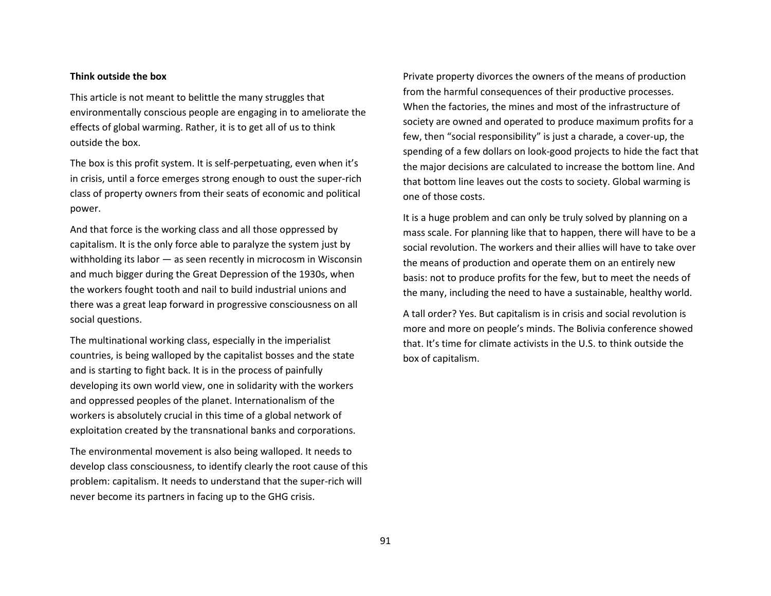**Think outside the box**

This article is not meant to belittle the many struggles that environmentally conscious people are engaging in to ameliorate the effects of global warming. Rather, it is to get all of us to think outside the box.

The box is this profit system. It is self-perpetuating, even when it's in crisis, until a force emerges strong enough to oust the super-rich class of property owners from their seats of economic and political power.

And that force is the working class and all those oppressed by capitalism. It is the only force able to paralyze the system just by withholding its labor — as seen recently in microcosm in Wisconsin and much bigger during the Great Depression of the 1930s, when the workers fought tooth and nail to build industrial unions and there was a great leap forward in progressive consciousness on all social questions.

The multinational working class, especially in the imperialist countries, is being walloped by the capitalist bosses and the state and is starting to fight back. It is in the process of painfully developing its own world view, one in solidarity with the workers and oppressed peoples of the planet. Internationalism of the workers is absolutely crucial in this time of a global network of exploitation created by the transnational banks and corporations.

The environmental movement is also being walloped. It needs to develop class consciousness, to identify clearly the root cause of this problem: capitalism. It needs to understand that the super-rich will never become its partners in facing up to the GHG crisis.

Private property divorces the owners of the means of production from the harmful consequences of their productive processes. When the factories, the mines and most of the infrastructure of society are owned and operated to produce maximum profits for a few, then "social responsibility" is just a charade, a cover-up, the spending of a few dollars on look-good projects to hide the fact that the major decisions are calculated to increase the bottom line. And that bottom line leaves out the costs to society. Global warming is one of those costs.

It is a huge problem and can only be truly solved by planning on a mass scale. For planning like that to happen, there will have to be a social revolution. The workers and their allies will have to take over the means of production and operate them on an entirely new basis: not to produce profits for the few, but to meet the needs of the many, including the need to have a sustainable, healthy world.

A tall order? Yes. But capitalism is in crisis and social revolution is more and more on people's minds. The Bolivia conference showed that. It's time for climate activists in the U.S. to think outside the box of capitalism.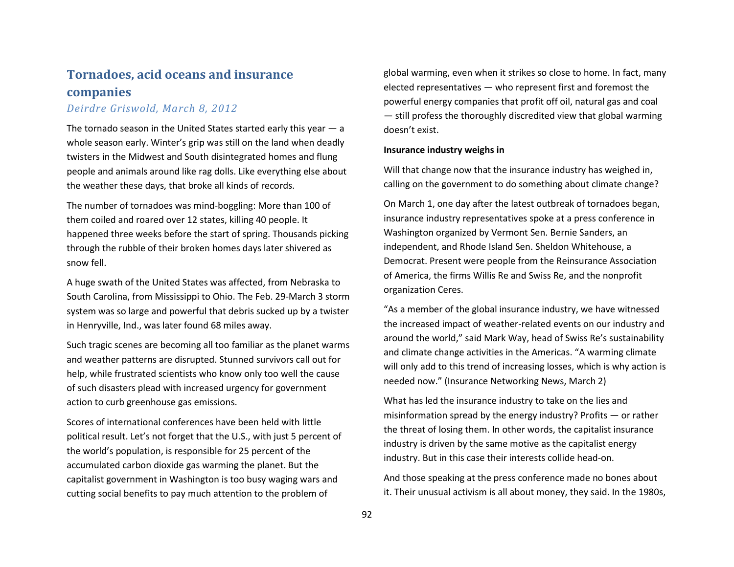## Tornadoes, acid oceans and insurance companies

*Deirdre Griswold, March 8, 2012*

The tornado season in the United States started early this year — a whole season early. Winter's grip was still on the land when deadly twisters in the Midwest and South disintegrated homes and flung people and animals around like rag dolls. Like everything else about the weather these days, that broke all kinds of records.

The number of tornadoes was mind-boggling: More than 100 of them coiled and roared over 12 states, killing 40 people. It happened three weeks before the start of spring. Thousands picking through the rubble of their broken homes days later shivered as snow fell.

A huge swath of the United States was affected, from Nebraska to South Carolina, from Mississippi to Ohio. The Feb. 29-March 3 storm system was so large and powerful that debris sucked up by a twister in Henryville, Ind., was later found 68 miles away.

Such tragic scenes are becoming all too familiar as the planet warms and weather patterns are disrupted. Stunned survivors call out for help, while frustrated scientists who know only too well the cause of such disasters plead with increased urgency for government action to curb greenhouse gas emissions.

Scores of international conferences have been held with little political result. Let's not forget that the U.S., with just 5 percent of the world's population, is responsible for 25 percent of the accumulated carbon dioxide gas warming the planet. But the capitalist government in Washington is too busy waging wars and cutting social benefits to pay much attention to the problem of global warming, even when it strikes so close to home. In fact, many elected representatives — who represent first and foremost the powerful energy companies that profit off oil, natural gas and coal — still profess the thoroughly discredited view that global warming doesn't exist.

**Insurance industry weighs in**

Will that change now that the insurance industry has weighed in, calling on the government to do something about climate change?

On March 1, one day after the latest outbreak of tornadoes began, insurance industry representatives spoke at a press conference in Washington organized by Vermont Sen. Bernie Sanders, an independent, and Rhode Island Sen. Sheldon Whitehouse, a Democrat. Present were people from the Reinsurance Association of America, the firms Willis Re and Swiss Re, and the nonprofit organization Ceres.

"As a member of the global insurance industry, we have witnessed the increased impact of weather-related events on our industry and around the world," said Mark Way, head of Swiss Re's sustainability and climate change activities in the Americas. "A warming climate will only add to this trend of increasing losses, which is why action is needed now." (Insurance Networking News, March 2)

What has led the insurance industry to take on the lies and misinformation spread by the energy industry? Profits — or rather the threat of losing them. In other words, the capitalist insurance industry is driven by the same motive as the capitalist energy industry. But in this case their interests collide head-on.

And those speaking at the press conference made no bones about it. Their unusual activism is all about money, they said. In the 1980s,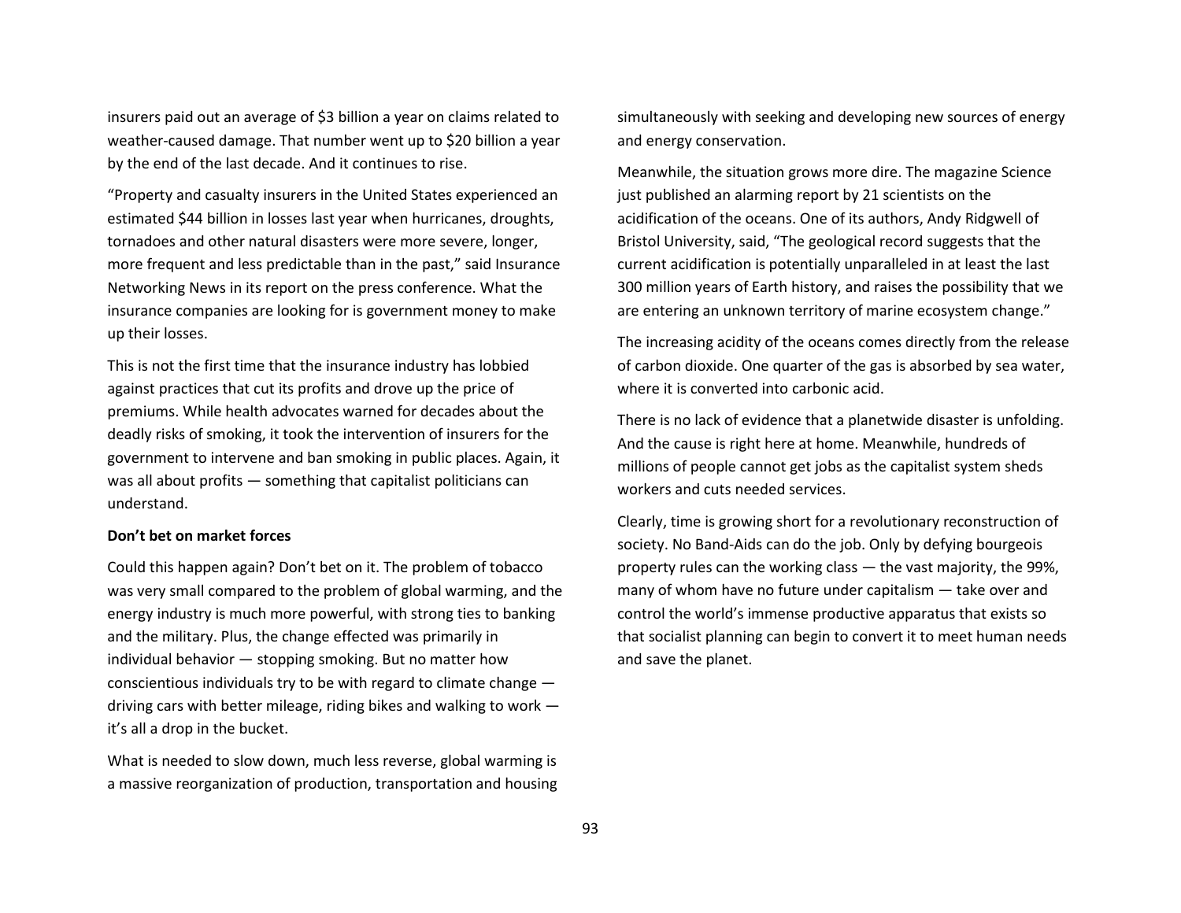insurers paid out an average of $3 billion a year on claims related to weather-caused damage. That number went up to $20 billion a year by the end of the last decade. And it continues to rise.

"Property and casualty insurers in the United States experienced an estimated $44 billion in losses last year when hurricanes, droughts, tornadoes and other natural disasters were more severe, longer, more frequent and less predictable than in the past," said Insurance Networking News in its report on the press conference. What the insurance companies are looking for is government money to make up their losses.

This is not the first time that the insurance industry has lobbied against practices that cut its profits and drove up the price of premiums. While health advocates warned for decades about the deadly risks of smoking, it took the intervention of insurers for the government to intervene and ban smoking in public places. Again, it was all about profits — something that capitalist politicians can understand.

**Don't bet on market forces**

Could this happen again? Don't bet on it. The problem of tobacco was very small compared to the problem of global warming, and the energy industry is much more powerful, with strong ties to banking and the military. Plus, the change effected was primarily in individual behavior — stopping smoking. But no matter how conscientious individuals try to be with regard to climate change — driving cars with better mileage, riding bikes and walking to work — it's all a drop in the bucket.

What is needed to slow down, much less reverse, global warming is a massive reorganization of production, transportation and housing simultaneously with seeking and developing new sources of energy and energy conservation.

Meanwhile, the situation grows more dire. The magazine Science just published an alarming report by 21 scientists on the acidification of the oceans. One of its authors, Andy Ridgwell of Bristol University, said, "The geological record suggests that the current acidification is potentially unparalleled in at least the last 300 million years of Earth history, and raises the possibility that we are entering an unknown territory of marine ecosystem change."

The increasing acidity of the oceans comes directly from the release of carbon dioxide. One quarter of the gas is absorbed by sea water, where it is converted into carbonic acid.

There is no lack of evidence that a planetwide disaster is unfolding. And the cause is right here at home. Meanwhile, hundreds of millions of people cannot get jobs as the capitalist system sheds workers and cuts needed services.

Clearly, time is growing short for a revolutionary reconstruction of society. No Band-Aids can do the job. Only by defying bourgeois property rules can the working class — the vast majority, the 99%, many of whom have no future under capitalism — take over and control the world's immense productive apparatus that exists so that socialist planning can begin to convert it to meet human needs and save the planet.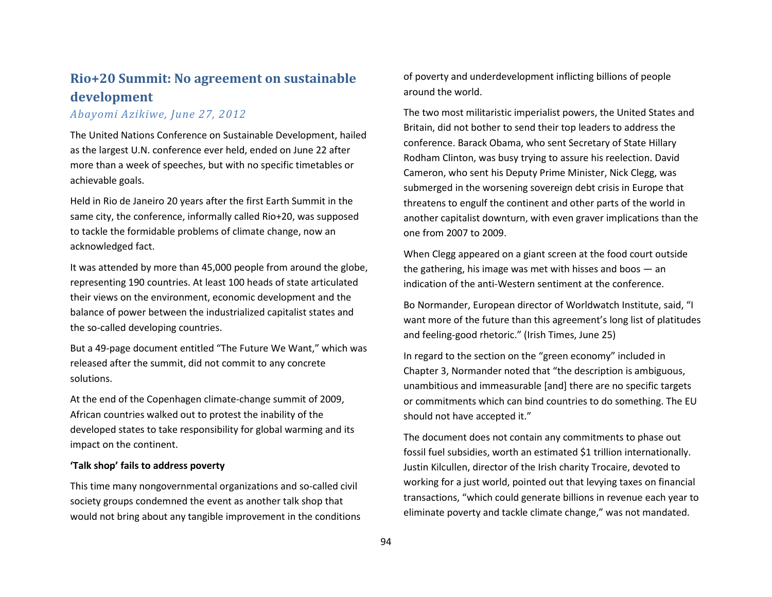## Rio+20 Summit: No agreement on sustainable development

*Abayomi Azikiwe, June 27, 2012*

The United Nations Conference on Sustainable Development, hailed as the largest U.N. conference ever held, ended on June 22 after more than a week of speeches, but with no specific timetables or achievable goals.

Held in Rio de Janeiro 20 years after the first Earth Summit in the same city, the conference, informally called Rio+20, was supposed to tackle the formidable problems of climate change, now an acknowledged fact.

It was attended by more than 45,000 people from around the globe, representing 190 countries. At least 100 heads of state articulated their views on the environment, economic development and the balance of power between the industrialized capitalist states and the so-called developing countries.

But a 49-page document entitled "The Future We Want," which was released after the summit, did not commit to any concrete solutions.

At the end of the Copenhagen climate-change summit of 2009, African countries walked out to protest the inability of the developed states to take responsibility for global warming and its impact on the continent.

**'Talk shop' fails to address poverty**

This time many nongovernmental organizations and so-called civil society groups condemned the event as another talk shop that would not bring about any tangible improvement in the conditions of poverty and underdevelopment inflicting billions of people around the world.

The two most militaristic imperialist powers, the United States and Britain, did not bother to send their top leaders to address the conference. Barack Obama, who sent Secretary of State Hillary Rodham Clinton, was busy trying to assure his reelection. David Cameron, who sent his Deputy Prime Minister, Nick Clegg, was submerged in the worsening sovereign debt crisis in Europe that threatens to engulf the continent and other parts of the world in another capitalist downturn, with even graver implications than the one from 2007 to 2009.

When Clegg appeared on a giant screen at the food court outside the gathering, his image was met with hisses and boos — an indication of the anti-Western sentiment at the conference.

Bo Normander, European director of Worldwatch Institute, said, "I want more of the future than this agreement's long list of platitudes and feeling-good rhetoric." (Irish Times, June 25)

In regard to the section on the "green economy" included in Chapter 3, Normander noted that "the description is ambiguous, unambitious and immeasurable [and] there are no specific targets or commitments which can bind countries to do something. The EU should not have accepted it."

The document does not contain any commitments to phase out fossil fuel subsidies, worth an estimated $1 trillion internationally. Justin Kilcullen, director of the Irish charity Trocaire, devoted to working for a just world, pointed out that levying taxes on financial transactions, "which could generate billions in revenue each year to eliminate poverty and tackle climate change," was not mandated.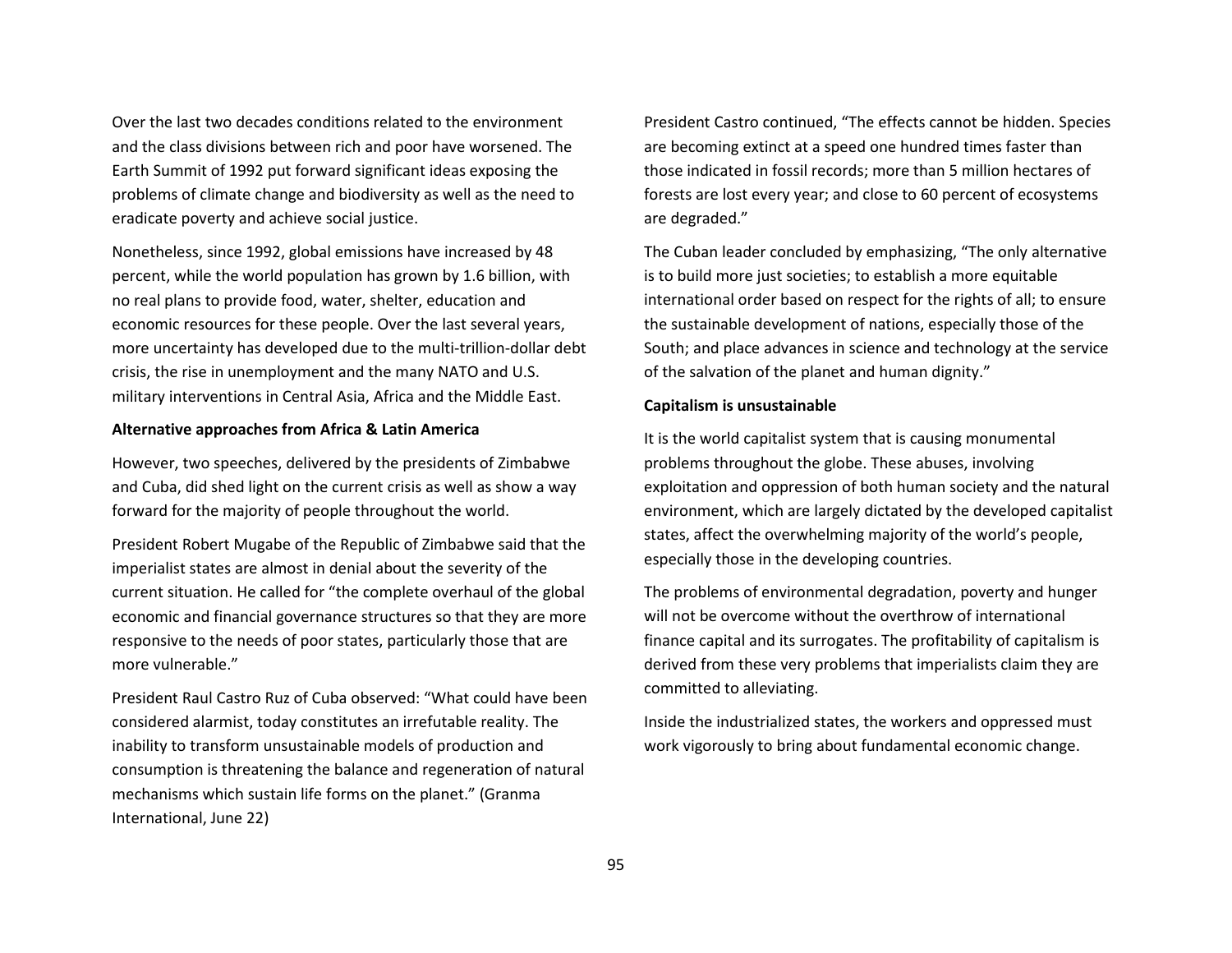Over the last two decades conditions related to the environment and the class divisions between rich and poor have worsened. The Earth Summit of 1992 put forward significant ideas exposing the problems of climate change and biodiversity as well as the need to eradicate poverty and achieve social justice.

Nonetheless, since 1992, global emissions have increased by 48 percent, while the world population has grown by 1.6 billion, with no real plans to provide food, water, shelter, education and economic resources for these people. Over the last several years, more uncertainty has developed due to the multi-trillion-dollar debt crisis, the rise in unemployment and the many NATO and U.S. military interventions in Central Asia, Africa and the Middle East.

**Alternative approaches from Africa & Latin America**

However, two speeches, delivered by the presidents of Zimbabwe and Cuba, did shed light on the current crisis as well as show a way forward for the majority of people throughout the world.

President Robert Mugabe of the Republic of Zimbabwe said that the imperialist states are almost in denial about the severity of the current situation. He called for "the complete overhaul of the global economic and financial governance structures so that they are more responsive to the needs of poor states, particularly those that are more vulnerable."

President Raul Castro Ruz of Cuba observed: "What could have been considered alarmist, today constitutes an irrefutable reality. The inability to transform unsustainable models of production and consumption is threatening the balance and regeneration of natural mechanisms which sustain life forms on the planet." (Granma International, June 22)

President Castro continued, "The effects cannot be hidden. Species are becoming extinct at a speed one hundred times faster than those indicated in fossil records; more than 5 million hectares of forests are lost every year; and close to 60 percent of ecosystems are degraded."

The Cuban leader concluded by emphasizing, "The only alternative is to build more just societies; to establish a more equitable international order based on respect for the rights of all; to ensure the sustainable development of nations, especially those of the South; and place advances in science and technology at the service of the salvation of the planet and human dignity."

**Capitalism is unsustainable**

It is the world capitalist system that is causing monumental problems throughout the globe. These abuses, involving exploitation and oppression of both human society and the natural environment, which are largely dictated by the developed capitalist states, affect the overwhelming majority of the world's people, especially those in the developing countries.

The problems of environmental degradation, poverty and hunger will not be overcome without the overthrow of international finance capital and its surrogates. The profitability of capitalism is derived from these very problems that imperialists claim they are committed to alleviating.

Inside the industrialized states, the workers and oppressed must work vigorously to bring about fundamental economic change.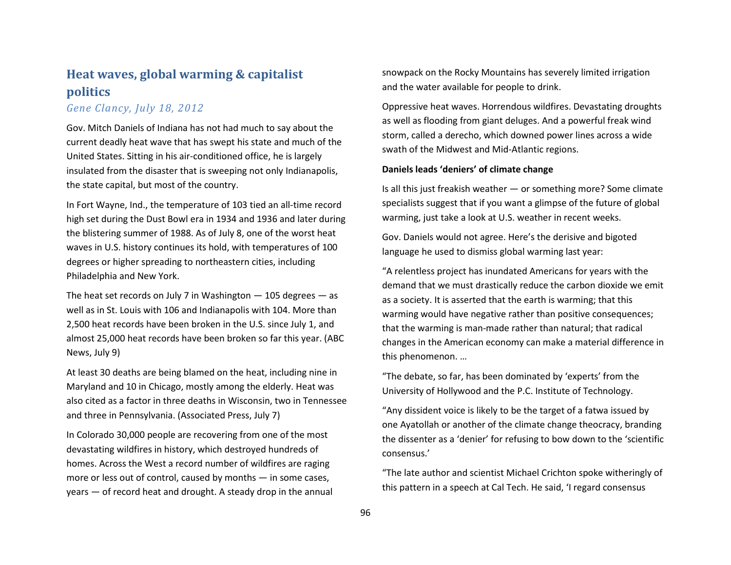## Heat waves, global warming & capitalist politics

*Gene Clancy, July 18, 2012*

Gov. Mitch Daniels of Indiana has not had much to say about the current deadly heat wave that has swept his state and much of the United States. Sitting in his air-conditioned office, he is largely insulated from the disaster that is sweeping not only Indianapolis, the state capital, but most of the country.

In Fort Wayne, Ind., the temperature of 103 tied an all-time record high set during the Dust Bowl era in 1934 and 1936 and later during the blistering summer of 1988. As of July 8, one of the worst heat waves in U.S. history continues its hold, with temperatures of 100 degrees or higher spreading to northeastern cities, including Philadelphia and New York.

The heat set records on July 7 in Washington — 105 degrees — as well as in St. Louis with 106 and Indianapolis with 104. More than 2,500 heat records have been broken in the U.S. since July 1, and almost 25,000 heat records have been broken so far this year. (ABC News, July 9)

At least 30 deaths are being blamed on the heat, including nine in Maryland and 10 in Chicago, mostly among the elderly. Heat was also cited as a factor in three deaths in Wisconsin, two in Tennessee and three in Pennsylvania. (Associated Press, July 7)

In Colorado 30,000 people are recovering from one of the most devastating wildfires in history, which destroyed hundreds of homes. Across the West a record number of wildfires are raging more or less out of control, caused by months — in some cases, years — of record heat and drought. A steady drop in the annual snowpack on the Rocky Mountains has severely limited irrigation and the water available for people to drink.

Oppressive heat waves. Horrendous wildfires. Devastating droughts as well as flooding from giant deluges. And a powerful freak wind storm, called a derecho, which downed power lines across a wide swath of the Midwest and Mid-Atlantic regions.

**Daniels leads 'deniers' of climate change**

Is all this just freakish weather — or something more? Some climate specialists suggest that if you want a glimpse of the future of global warming, just take a look at U.S. weather in recent weeks.

Gov. Daniels would not agree. Here's the derisive and bigoted language he used to dismiss global warming last year:

"A relentless project has inundated Americans for years with the demand that we must drastically reduce the carbon dioxide we emit as a society. It is asserted that the earth is warming; that this warming would have negative rather than positive consequences; that the warming is man-made rather than natural; that radical changes in the American economy can make a material difference in this phenomenon. …

"The debate, so far, has been dominated by 'experts' from the University of Hollywood and the P.C. Institute of Technology.

"Any dissident voice is likely to be the target of a fatwa issued by one Ayatollah or another of the climate change theocracy, branding the dissenter as a 'denier' for refusing to bow down to the 'scientific consensus.'

"The late author and scientist Michael Crichton spoke witheringly of this pattern in a speech at Cal Tech. He said, 'I regard consensus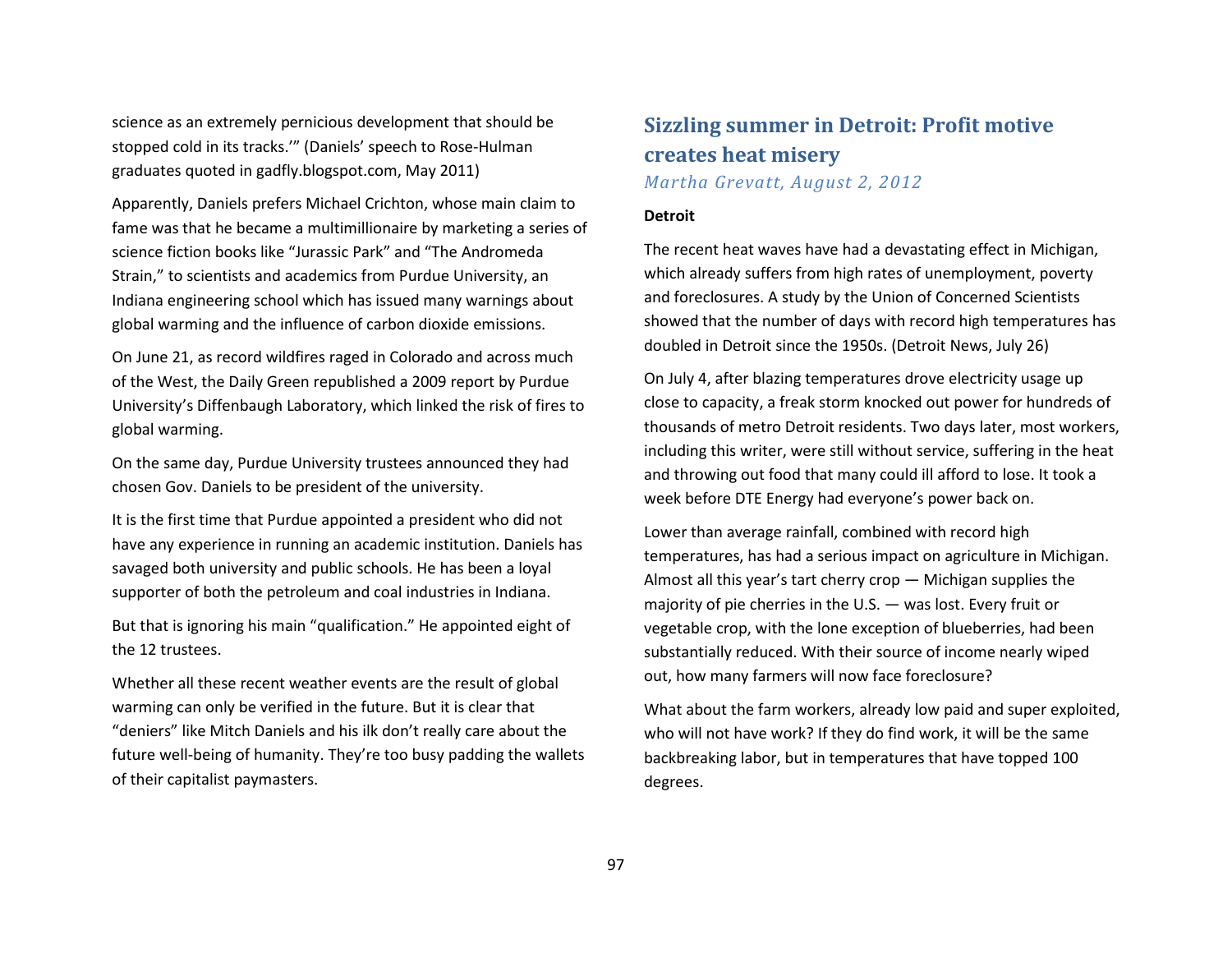science as an extremely pernicious development that should be stopped cold in its tracks.'" (Daniels' speech to Rose-Hulman graduates quoted in gadfly.blogspot.com, May 2011)

Apparently, Daniels prefers Michael Crichton, whose main claim to fame was that he became a multimillionaire by marketing a series of science fiction books like "Jurassic Park" and "The Andromeda Strain," to scientists and academics from Purdue University, an Indiana engineering school which has issued many warnings about global warming and the influence of carbon dioxide emissions.

On June 21, as record wildfires raged in Colorado and across much of the West, the Daily Green republished a 2009 report by Purdue University's Diffenbaugh Laboratory, which linked the risk of fires to global warming.

On the same day, Purdue University trustees announced they had chosen Gov. Daniels to be president of the university.

It is the first time that Purdue appointed a president who did not have any experience in running an academic institution. Daniels has savaged both university and public schools. He has been a loyal supporter of both the petroleum and coal industries in Indiana.

But that is ignoring his main "qualification." He appointed eight of the 12 trustees.

Whether all these recent weather events are the result of global warming can only be verified in the future. But it is clear that "deniers" like Mitch Daniels and his ilk don't really care about the future well-being of humanity. They're too busy padding the wallets of their capitalist paymasters.

## Sizzling summer in Detroit: Profit motive creates heat misery

*Martha Grevatt, August 2, 2012*

**Detroit**

The recent heat waves have had a devastating effect in Michigan, which already suffers from high rates of unemployment, poverty and foreclosures. A study by the Union of Concerned Scientists showed that the number of days with record high temperatures has doubled in Detroit since the 1950s. (Detroit News, July 26)

On July 4, after blazing temperatures drove electricity usage up close to capacity, a freak storm knocked out power for hundreds of thousands of metro Detroit residents. Two days later, most workers, including this writer, were still without service, suffering in the heat and throwing out food that many could ill afford to lose. It took a week before DTE Energy had everyone's power back on.

Lower than average rainfall, combined with record high temperatures, has had a serious impact on agriculture in Michigan. Almost all this year's tart cherry crop — Michigan supplies the majority of pie cherries in the U.S. — was lost. Every fruit or vegetable crop, with the lone exception of blueberries, had been substantially reduced. With their source of income nearly wiped out, how many farmers will now face foreclosure?

What about the farm workers, already low paid and super exploited, who will not have work? If they do find work, it will be the same backbreaking labor, but in temperatures that have topped 100 degrees.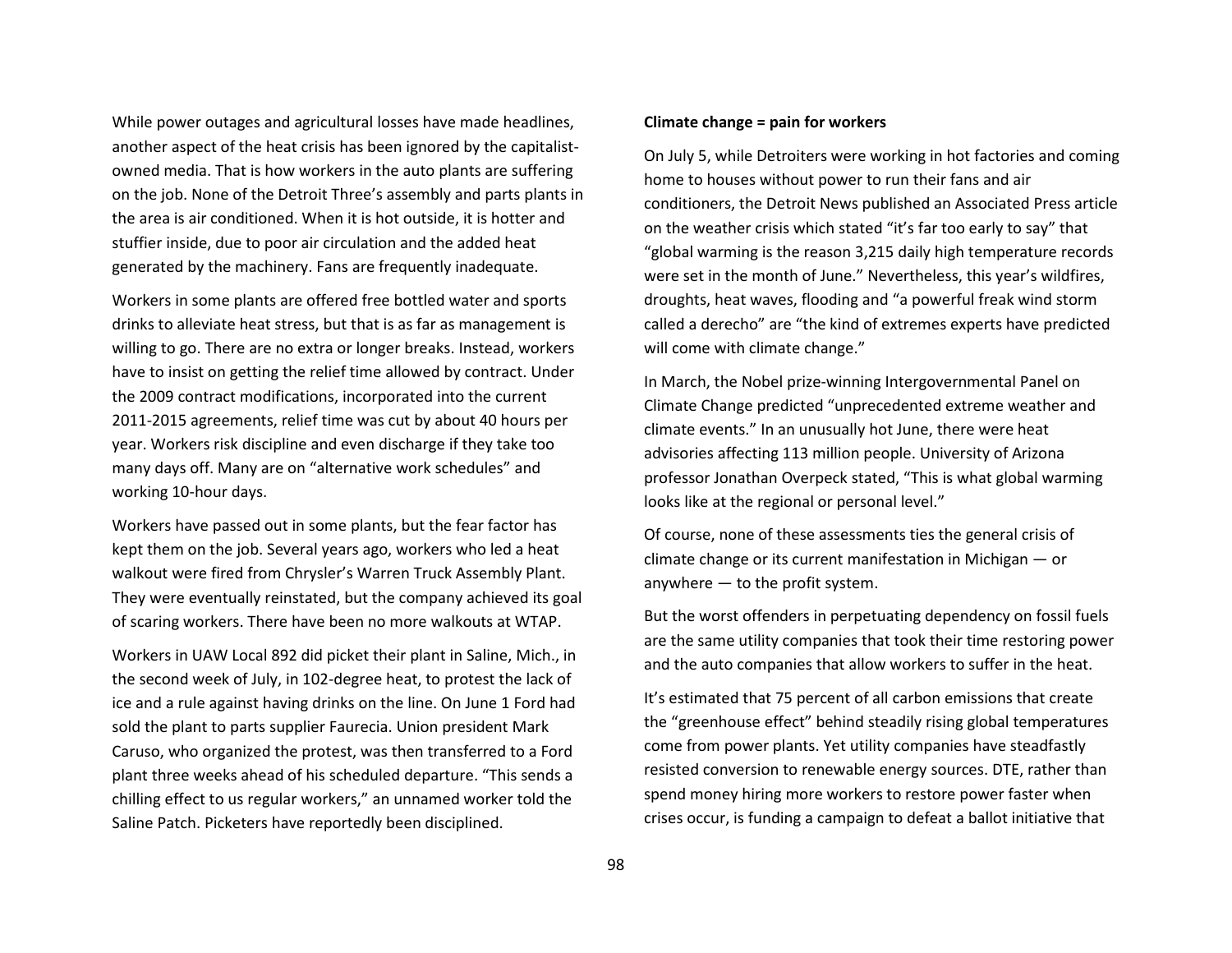While power outages and agricultural losses have made headlines, another aspect of the heat crisis has been ignored by the capitalist-owned media. That is how workers in the auto plants are suffering on the job. None of the Detroit Three's assembly and parts plants in the area is air conditioned. When it is hot outside, it is hotter and stuffier inside, due to poor air circulation and the added heat generated by the machinery. Fans are frequently inadequate.

Workers in some plants are offered free bottled water and sports drinks to alleviate heat stress, but that is as far as management is willing to go. There are no extra or longer breaks. Instead, workers have to insist on getting the relief time allowed by contract. Under the 2009 contract modifications, incorporated into the current 2011-2015 agreements, relief time was cut by about 40 hours per year. Workers risk discipline and even discharge if they take too many days off. Many are on "alternative work schedules" and working 10-hour days.

Workers have passed out in some plants, but the fear factor has kept them on the job. Several years ago, workers who led a heat walkout were fired from Chrysler's Warren Truck Assembly Plant. They were eventually reinstated, but the company achieved its goal of scaring workers. There have been no more walkouts at WTAP.

Workers in UAW Local 892 did picket their plant in Saline, Mich., in the second week of July, in 102-degree heat, to protest the lack of ice and a rule against having drinks on the line. On June 1 Ford had sold the plant to parts supplier Faurecia. Union president Mark Caruso, who organized the protest, was then transferred to a Ford plant three weeks ahead of his scheduled departure. "This sends a chilling effect to us regular workers," an unnamed worker told the Saline Patch. Picketers have reportedly been disciplined.

**Climate change = pain for workers**

On July 5, while Detroiters were working in hot factories and coming home to houses without power to run their fans and air conditioners, the Detroit News published an Associated Press article on the weather crisis which stated "it's far too early to say" that "global warming is the reason 3,215 daily high temperature records were set in the month of June." Nevertheless, this year's wildfires, droughts, heat waves, flooding and "a powerful freak wind storm called a derecho" are "the kind of extremes experts have predicted will come with climate change."

In March, the Nobel prize-winning Intergovernmental Panel on Climate Change predicted "unprecedented extreme weather and climate events." In an unusually hot June, there were heat advisories affecting 113 million people. University of Arizona professor Jonathan Overpeck stated, "This is what global warming looks like at the regional or personal level."

Of course, none of these assessments ties the general crisis of climate change or its current manifestation in Michigan — or anywhere — to the profit system.

But the worst offenders in perpetuating dependency on fossil fuels are the same utility companies that took their time restoring power and the auto companies that allow workers to suffer in the heat.

It's estimated that 75 percent of all carbon emissions that create the "greenhouse effect" behind steadily rising global temperatures come from power plants. Yet utility companies have steadfastly resisted conversion to renewable energy sources. DTE, rather than spend money hiring more workers to restore power faster when crises occur, is funding a campaign to defeat a ballot initiative that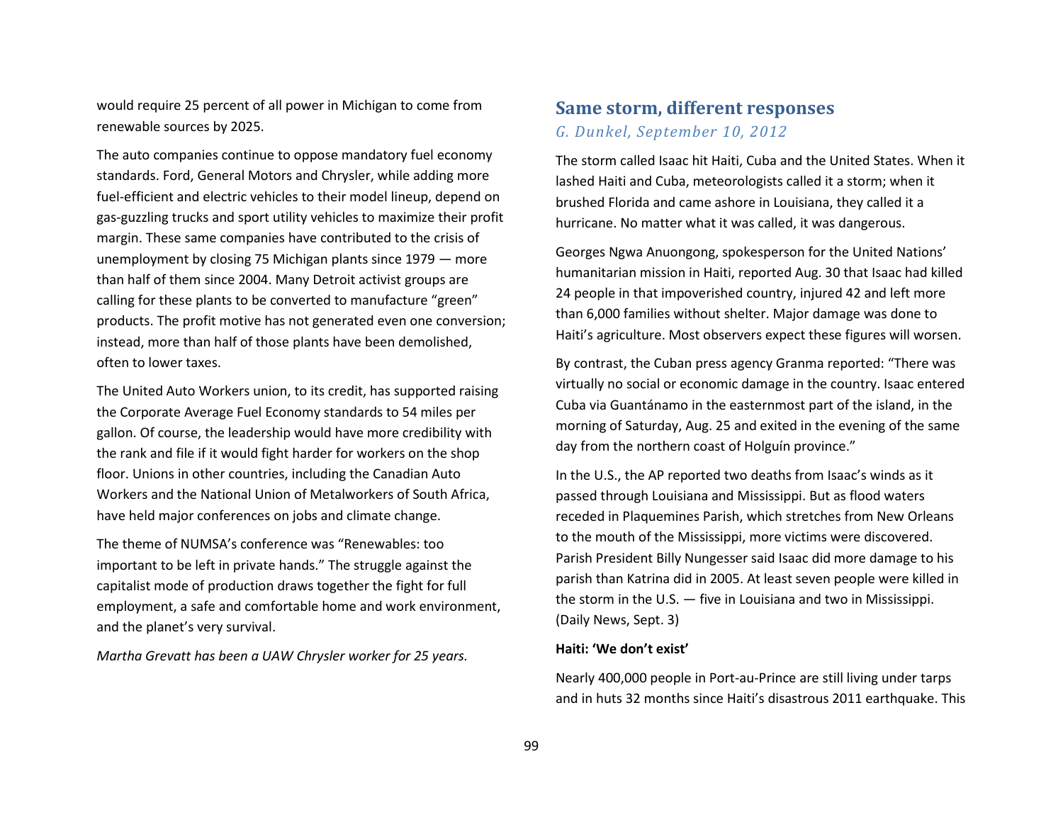would require 25 percent of all power in Michigan to come from renewable sources by 2025.

The auto companies continue to oppose mandatory fuel economy standards. Ford, General Motors and Chrysler, while adding more fuel-efficient and electric vehicles to their model lineup, depend on gas-guzzling trucks and sport utility vehicles to maximize their profit margin. These same companies have contributed to the crisis of unemployment by closing 75 Michigan plants since 1979 — more than half of them since 2004. Many Detroit activist groups are calling for these plants to be converted to manufacture "green" products. The profit motive has not generated even one conversion; instead, more than half of those plants have been demolished, often to lower taxes.

The United Auto Workers union, to its credit, has supported raising the Corporate Average Fuel Economy standards to 54 miles per gallon. Of course, the leadership would have more credibility with the rank and file if it would fight harder for workers on the shop floor. Unions in other countries, including the Canadian Auto Workers and the National Union of Metalworkers of South Africa, have held major conferences on jobs and climate change.

The theme of NUMSA's conference was "Renewables: too important to be left in private hands." The struggle against the capitalist mode of production draws together the fight for full employment, a safe and comfortable home and work environment, and the planet's very survival.

*Martha Grevatt has been a UAW Chrysler worker for 25 years.*

## Same storm, different responses

*G. Dunkel, September 10, 2012*

The storm called Isaac hit Haiti, Cuba and the United States. When it lashed Haiti and Cuba, meteorologists called it a storm; when it brushed Florida and came ashore in Louisiana, they called it a hurricane. No matter what it was called, it was dangerous.

Georges Ngwa Anuongong, spokesperson for the United Nations' humanitarian mission in Haiti, reported Aug. 30 that Isaac had killed 24 people in that impoverished country, injured 42 and left more than 6,000 families without shelter. Major damage was done to Haiti's agriculture. Most observers expect these figures will worsen.

By contrast, the Cuban press agency Granma reported: "There was virtually no social or economic damage in the country. Isaac entered Cuba via Guantánamo in the easternmost part of the island, in the morning of Saturday, Aug. 25 and exited in the evening of the same day from the northern coast of Holguín province."

In the U.S., the AP reported two deaths from Isaac's winds as it passed through Louisiana and Mississippi. But as flood waters receded in Plaquemines Parish, which stretches from New Orleans to the mouth of the Mississippi, more victims were discovered. Parish President Billy Nungesser said Isaac did more damage to his parish than Katrina did in 2005. At least seven people were killed in the storm in the U.S. — five in Louisiana and two in Mississippi. (Daily News, Sept. 3)

**Haiti: 'We don't exist'**

Nearly 400,000 people in Port-au-Prince are still living under tarps and in huts 32 months since Haiti's disastrous 2011 earthquake. This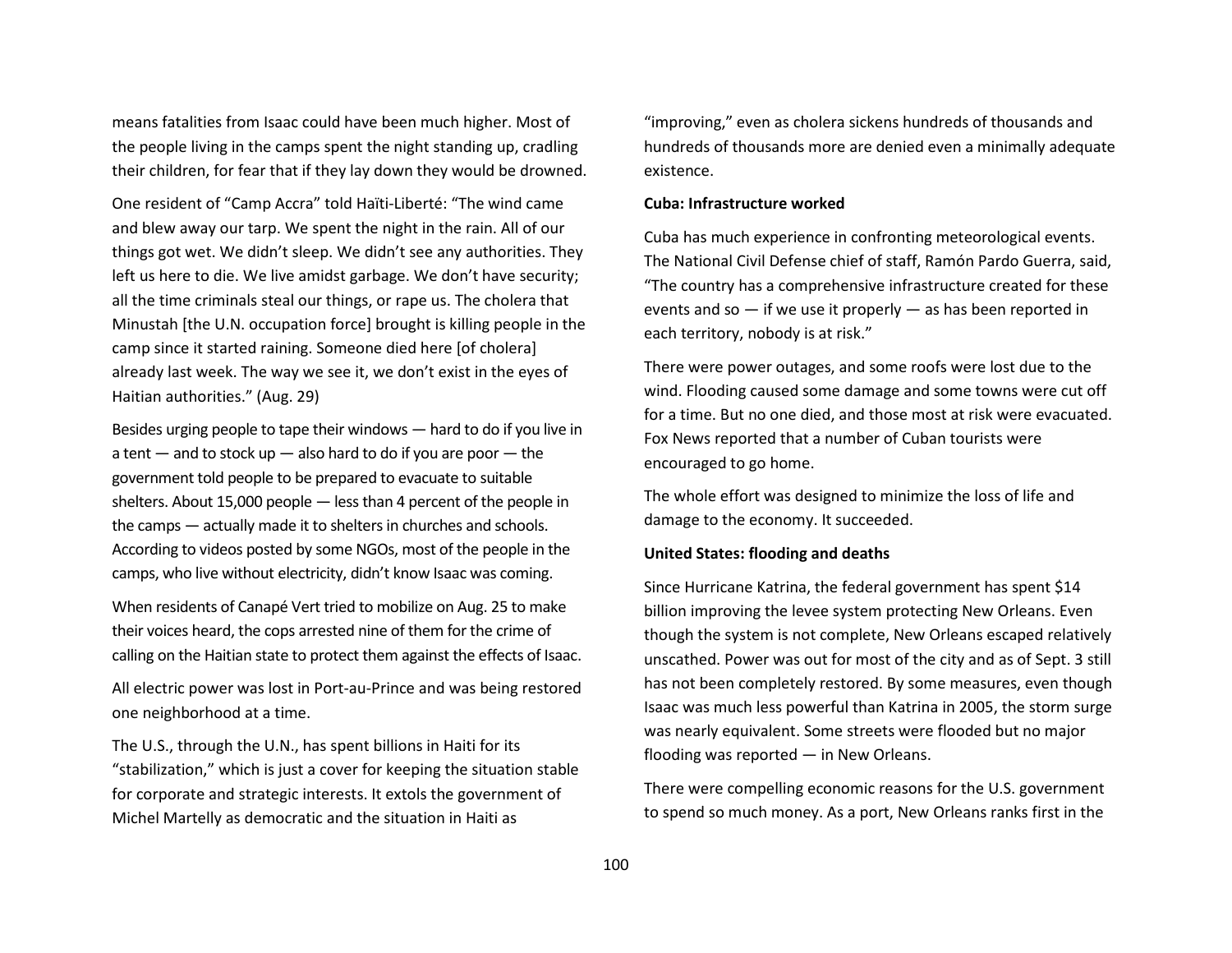means fatalities from Isaac could have been much higher. Most of the people living in the camps spent the night standing up, cradling their children, for fear that if they lay down they would be drowned.

One resident of "Camp Accra" told Haïti-Liberté: "The wind came and blew away our tarp. We spent the night in the rain. All of our things got wet. We didn't sleep. We didn't see any authorities. They left us here to die. We live amidst garbage. We don't have security; all the time criminals steal our things, or rape us. The cholera that Minustah [the U.N. occupation force] brought is killing people in the camp since it started raining. Someone died here [of cholera] already last week. The way we see it, we don't exist in the eyes of Haitian authorities." (Aug. 29)

Besides urging people to tape their windows — hard to do if you live in a tent — and to stock up — also hard to do if you are poor — the government told people to be prepared to evacuate to suitable shelters. About 15,000 people — less than 4 percent of the people in the camps — actually made it to shelters in churches and schools. According to videos posted by some NGOs, most of the people in the camps, who live without electricity, didn't know Isaac was coming.

When residents of Canapé Vert tried to mobilize on Aug. 25 to make their voices heard, the cops arrested nine of them for the crime of calling on the Haitian state to protect them against the effects of Isaac.

All electric power was lost in Port-au-Prince and was being restored one neighborhood at a time.

The U.S., through the U.N., has spent billions in Haiti for its "stabilization," which is just a cover for keeping the situation stable for corporate and strategic interests. It extols the government of Michel Martelly as democratic and the situation in Haiti as "improving," even as cholera sickens hundreds of thousands and hundreds of thousands more are denied even a minimally adequate existence.

**Cuba: Infrastructure worked**

Cuba has much experience in confronting meteorological events. The National Civil Defense chief of staff, Ramón Pardo Guerra, said, "The country has a comprehensive infrastructure created for these events and so — if we use it properly — as has been reported in each territory, nobody is at risk."

There were power outages, and some roofs were lost due to the wind. Flooding caused some damage and some towns were cut off for a time. But no one died, and those most at risk were evacuated. Fox News reported that a number of Cuban tourists were encouraged to go home.

The whole effort was designed to minimize the loss of life and damage to the economy. It succeeded.

**United States: flooding and deaths**

Since Hurricane Katrina, the federal government has spent $14 billion improving the levee system protecting New Orleans. Even though the system is not complete, New Orleans escaped relatively unscathed. Power was out for most of the city and as of Sept. 3 still has not been completely restored. By some measures, even though Isaac was much less powerful than Katrina in 2005, the storm surge was nearly equivalent. Some streets were flooded but no major flooding was reported — in New Orleans.

There were compelling economic reasons for the U.S. government to spend so much money. As a port, New Orleans ranks first in the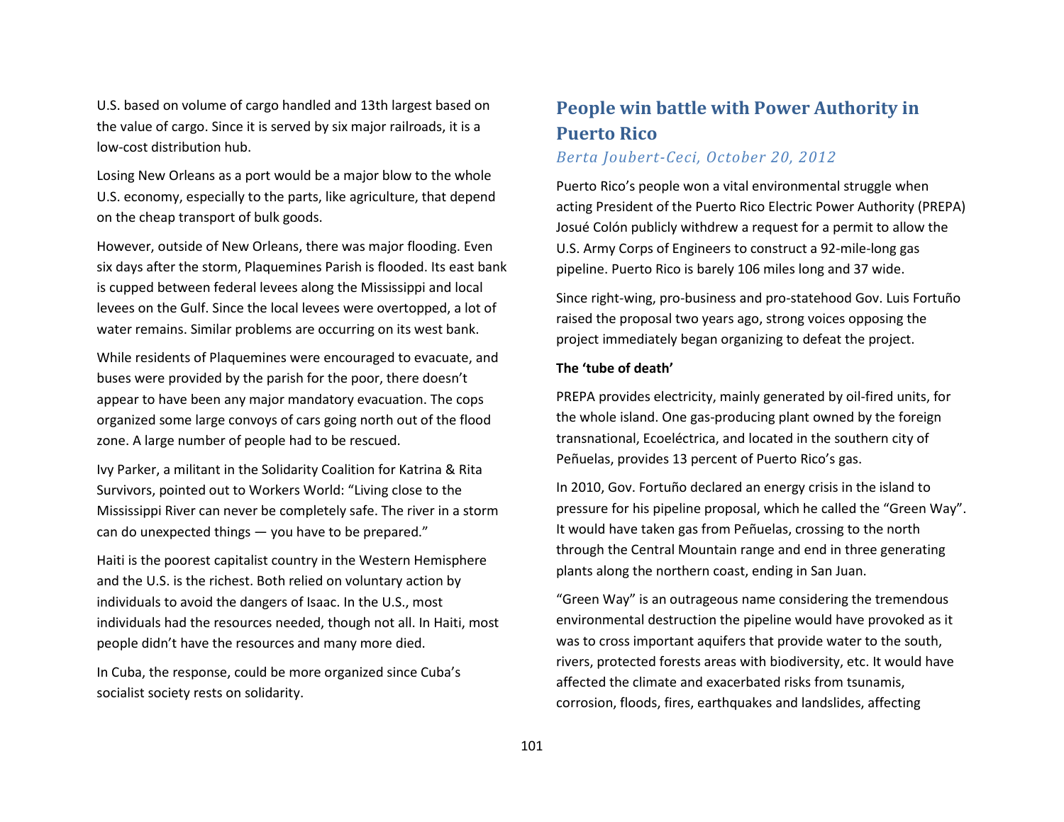U.S. based on volume of cargo handled and 13th largest based on the value of cargo. Since it is served by six major railroads, it is a low-cost distribution hub.

Losing New Orleans as a port would be a major blow to the whole U.S. economy, especially to the parts, like agriculture, that depend on the cheap transport of bulk goods.

However, outside of New Orleans, there was major flooding. Even six days after the storm, Plaquemines Parish is flooded. Its east bank is cupped between federal levees along the Mississippi and local levees on the Gulf. Since the local levees were overtopped, a lot of water remains. Similar problems are occurring on its west bank.

While residents of Plaquemines were encouraged to evacuate, and buses were provided by the parish for the poor, there doesn't appear to have been any major mandatory evacuation. The cops organized some large convoys of cars going north out of the flood zone. A large number of people had to be rescued.

Ivy Parker, a militant in the Solidarity Coalition for Katrina & Rita Survivors, pointed out to Workers World: "Living close to the Mississippi River can never be completely safe. The river in a storm can do unexpected things — you have to be prepared."

Haiti is the poorest capitalist country in the Western Hemisphere and the U.S. is the richest. Both relied on voluntary action by individuals to avoid the dangers of Isaac. In the U.S., most individuals had the resources needed, though not all. In Haiti, most people didn't have the resources and many more died.

In Cuba, the response, could be more organized since Cuba's socialist society rests on solidarity.

## People win battle with Power Authority in Puerto Rico

*Berta Joubert-Ceci, October 20, 2012*

Puerto Rico's people won a vital environmental struggle when acting President of the Puerto Rico Electric Power Authority (PREPA) Josué Colón publicly withdrew a request for a permit to allow the U.S. Army Corps of Engineers to construct a 92-mile-long gas pipeline. Puerto Rico is barely 106 miles long and 37 wide.

Since right-wing, pro-business and pro-statehood Gov. Luis Fortuño raised the proposal two years ago, strong voices opposing the project immediately began organizing to defeat the project.

**The 'tube of death'**

PREPA provides electricity, mainly generated by oil-fired units, for the whole island. One gas-producing plant owned by the foreign transnational, Ecoeléctrica, and located in the southern city of Peñuelas, provides 13 percent of Puerto Rico's gas.

In 2010, Gov. Fortuño declared an energy crisis in the island to pressure for his pipeline proposal, which he called the "Green Way". It would have taken gas from Peñuelas, crossing to the north through the Central Mountain range and end in three generating plants along the northern coast, ending in San Juan.

"Green Way" is an outrageous name considering the tremendous environmental destruction the pipeline would have provoked as it was to cross important aquifers that provide water to the south, rivers, protected forests areas with biodiversity, etc. It would have affected the climate and exacerbated risks from tsunamis, corrosion, floods, fires, earthquakes and landslides, affecting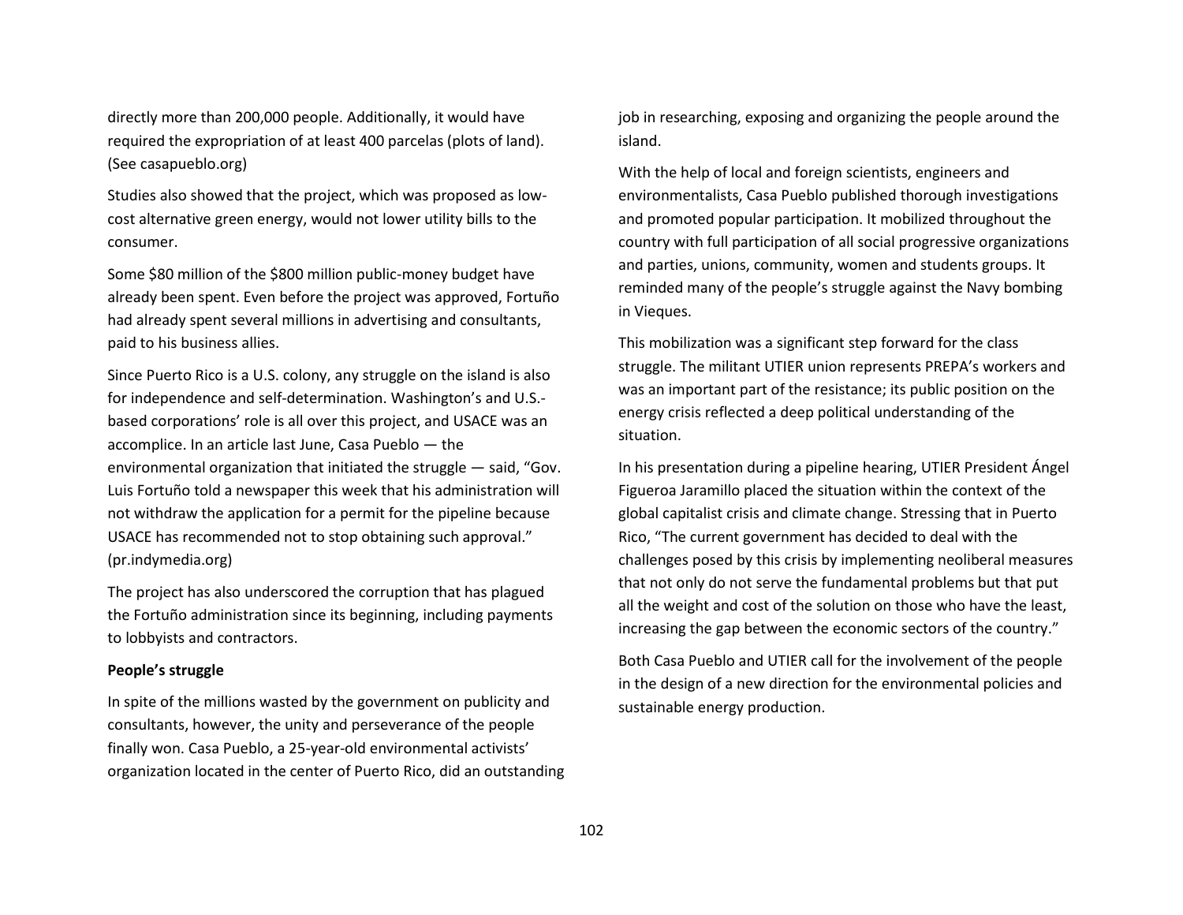directly more than 200,000 people. Additionally, it would have required the expropriation of at least 400 parcelas (plots of land). (See casapueblo.org)

Studies also showed that the project, which was proposed as low-cost alternative green energy, would not lower utility bills to the consumer.

Some $80 million of the $800 million public-money budget have already been spent. Even before the project was approved, Fortuño had already spent several millions in advertising and consultants, paid to his business allies.

Since Puerto Rico is a U.S. colony, any struggle on the island is also for independence and self-determination. Washington's and U.S.-based corporations' role is all over this project, and USACE was an accomplice. In an article last June, Casa Pueblo — the environmental organization that initiated the struggle — said, "Gov. Luis Fortuño told a newspaper this week that his administration will not withdraw the application for a permit for the pipeline because USACE has recommended not to stop obtaining such approval." (pr.indymedia.org)

The project has also underscored the corruption that has plagued the Fortuño administration since its beginning, including payments to lobbyists and contractors.

**People's struggle**

In spite of the millions wasted by the government on publicity and consultants, however, the unity and perseverance of the people finally won. Casa Pueblo, a 25-year-old environmental activists' organization located in the center of Puerto Rico, did an outstanding job in researching, exposing and organizing the people around the island.

With the help of local and foreign scientists, engineers and environmentalists, Casa Pueblo published thorough investigations and promoted popular participation. It mobilized throughout the country with full participation of all social progressive organizations and parties, unions, community, women and students groups. It reminded many of the people's struggle against the Navy bombing in Vieques.

This mobilization was a significant step forward for the class struggle. The militant UTIER union represents PREPA's workers and was an important part of the resistance; its public position on the energy crisis reflected a deep political understanding of the situation.

In his presentation during a pipeline hearing, UTIER President Ángel Figueroa Jaramillo placed the situation within the context of the global capitalist crisis and climate change. Stressing that in Puerto Rico, "The current government has decided to deal with the challenges posed by this crisis by implementing neoliberal measures that not only do not serve the fundamental problems but that put all the weight and cost of the solution on those who have the least, increasing the gap between the economic sectors of the country."

Both Casa Pueblo and UTIER call for the involvement of the people in the design of a new direction for the environmental policies and sustainable energy production.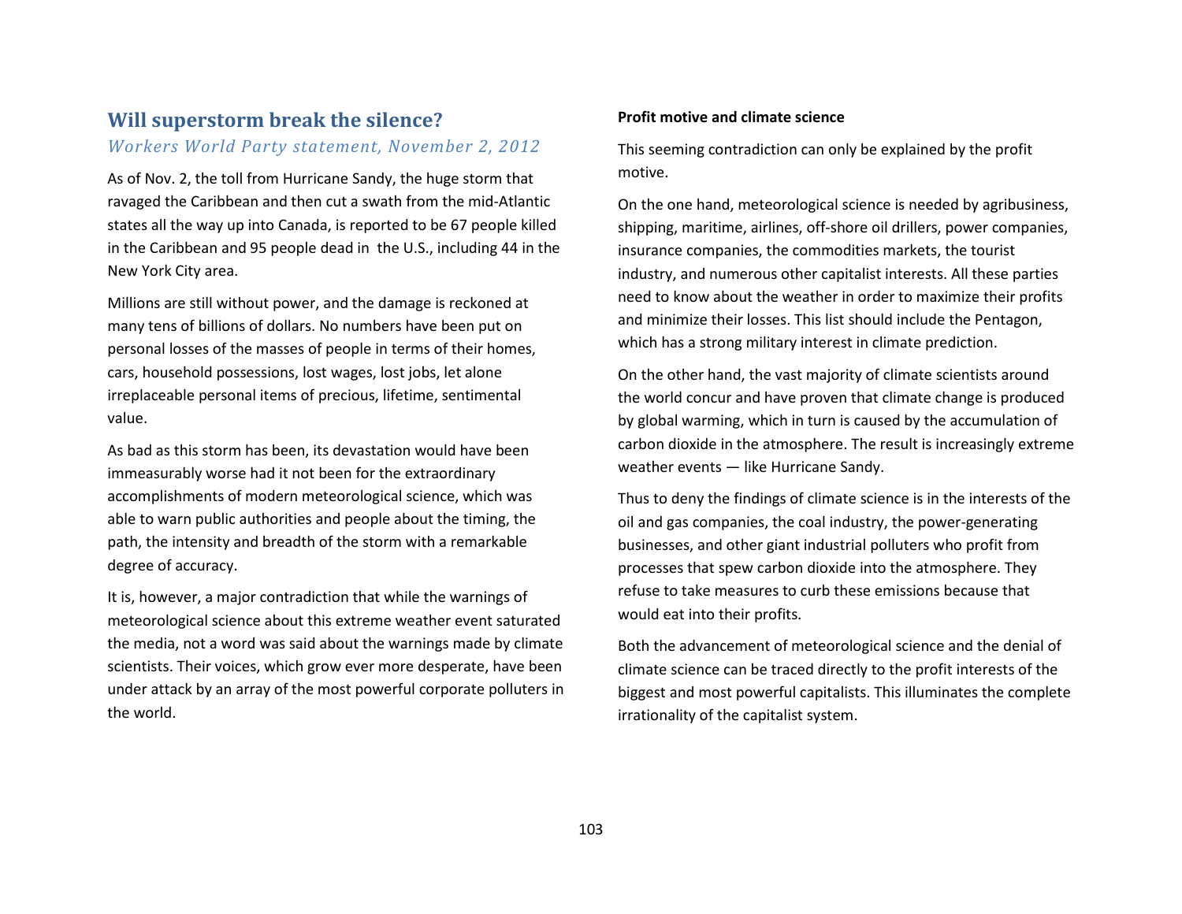## Will superstorm break the silence?

*Workers World Party statement, November 2, 2012*

As of Nov. 2, the toll from Hurricane Sandy, the huge storm that ravaged the Caribbean and then cut a swath from the mid-Atlantic states all the way up into Canada, is reported to be 67 people killed in the Caribbean and 95 people dead in the U.S., including 44 in the New York City area.

Millions are still without power, and the damage is reckoned at many tens of billions of dollars. No numbers have been put on personal losses of the masses of people in terms of their homes, cars, household possessions, lost wages, lost jobs, let alone irreplaceable personal items of precious, lifetime, sentimental value.

As bad as this storm has been, its devastation would have been immeasurably worse had it not been for the extraordinary accomplishments of modern meteorological science, which was able to warn public authorities and people about the timing, the path, the intensity and breadth of the storm with a remarkable degree of accuracy.

It is, however, a major contradiction that while the warnings of meteorological science about this extreme weather event saturated the media, not a word was said about the warnings made by climate scientists. Their voices, which grow ever more desperate, have been under attack by an array of the most powerful corporate polluters in the world.

**Profit motive and climate science**

This seeming contradiction can only be explained by the profit motive.

On the one hand, meteorological science is needed by agribusiness, shipping, maritime, airlines, off-shore oil drillers, power companies, insurance companies, the commodities markets, the tourist industry, and numerous other capitalist interests. All these parties need to know about the weather in order to maximize their profits and minimize their losses. This list should include the Pentagon, which has a strong military interest in climate prediction.

On the other hand, the vast majority of climate scientists around the world concur and have proven that climate change is produced by global warming, which in turn is caused by the accumulation of carbon dioxide in the atmosphere. The result is increasingly extreme weather events — like Hurricane Sandy.

Thus to deny the findings of climate science is in the interests of the oil and gas companies, the coal industry, the power-generating businesses, and other giant industrial polluters who profit from processes that spew carbon dioxide into the atmosphere. They refuse to take measures to curb these emissions because that would eat into their profits.

Both the advancement of meteorological science and the denial of climate science can be traced directly to the profit interests of the biggest and most powerful capitalists. This illuminates the complete irrationality of the capitalist system.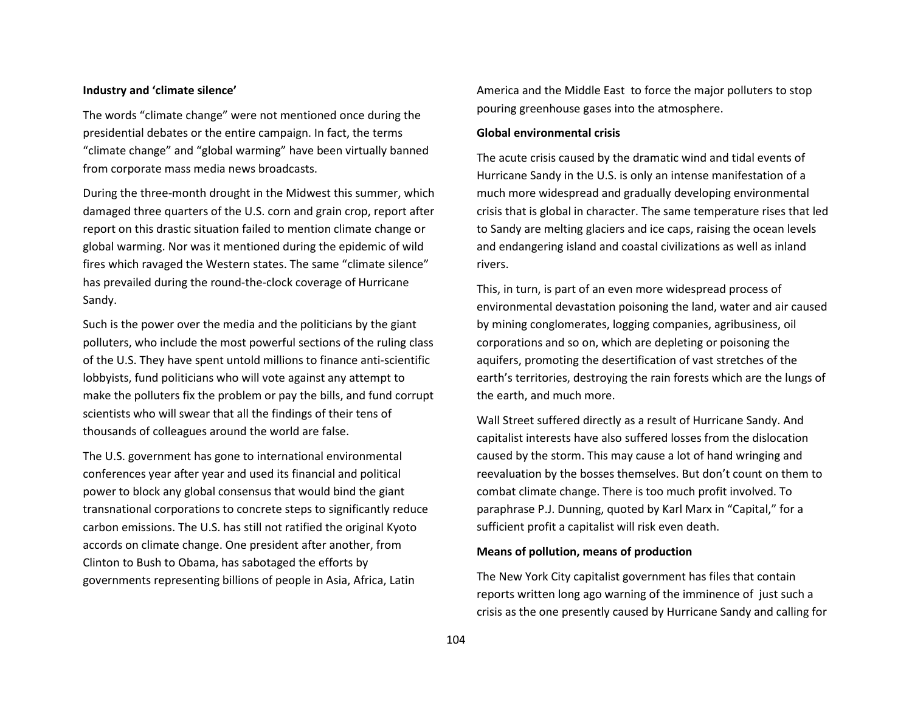**Industry and 'climate silence'**

The words "climate change" were not mentioned once during the presidential debates or the entire campaign. In fact, the terms "climate change" and "global warming" have been virtually banned from corporate mass media news broadcasts.

During the three-month drought in the Midwest this summer, which damaged three quarters of the U.S. corn and grain crop, report after report on this drastic situation failed to mention climate change or global warming. Nor was it mentioned during the epidemic of wild fires which ravaged the Western states. The same "climate silence" has prevailed during the round-the-clock coverage of Hurricane Sandy.

Such is the power over the media and the politicians by the giant polluters, who include the most powerful sections of the ruling class of the U.S. They have spent untold millions to finance anti-scientific lobbyists, fund politicians who will vote against any attempt to make the polluters fix the problem or pay the bills, and fund corrupt scientists who will swear that all the findings of their tens of thousands of colleagues around the world are false.

The U.S. government has gone to international environmental conferences year after year and used its financial and political power to block any global consensus that would bind the giant transnational corporations to concrete steps to significantly reduce carbon emissions. The U.S. has still not ratified the original Kyoto accords on climate change. One president after another, from Clinton to Bush to Obama, has sabotaged the efforts by governments representing billions of people in Asia, Africa, Latin America and the Middle East to force the major polluters to stop pouring greenhouse gases into the atmosphere.

**Global environmental crisis**

The acute crisis caused by the dramatic wind and tidal events of Hurricane Sandy in the U.S. is only an intense manifestation of a much more widespread and gradually developing environmental crisis that is global in character. The same temperature rises that led to Sandy are melting glaciers and ice caps, raising the ocean levels and endangering island and coastal civilizations as well as inland rivers.

This, in turn, is part of an even more widespread process of environmental devastation poisoning the land, water and air caused by mining conglomerates, logging companies, agribusiness, oil corporations and so on, which are depleting or poisoning the aquifers, promoting the desertification of vast stretches of the earth's territories, destroying the rain forests which are the lungs of the earth, and much more.

Wall Street suffered directly as a result of Hurricane Sandy. And capitalist interests have also suffered losses from the dislocation caused by the storm. This may cause a lot of hand wringing and reevaluation by the bosses themselves. But don't count on them to combat climate change. There is too much profit involved. To paraphrase P.J. Dunning, quoted by Karl Marx in "Capital," for a sufficient profit a capitalist will risk even death.

**Means of pollution, means of production**

The New York City capitalist government has files that contain reports written long ago warning of the imminence of just such a crisis as the one presently caused by Hurricane Sandy and calling for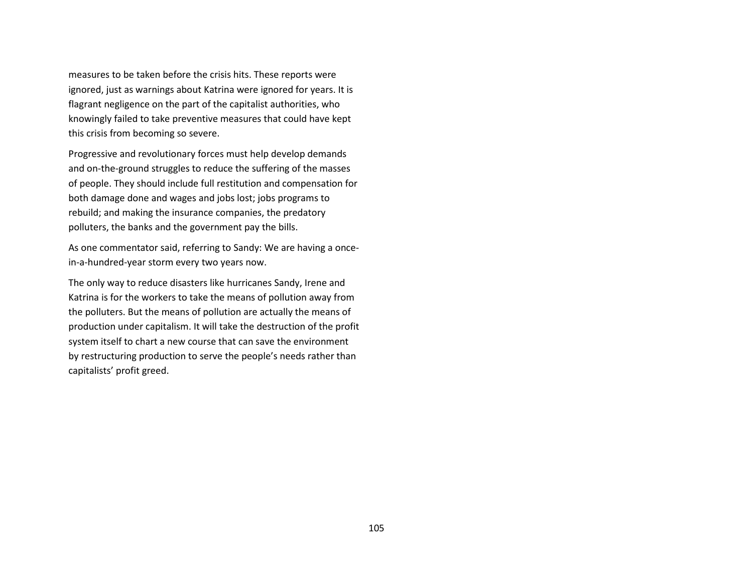measures to be taken before the crisis hits. These reports were ignored, just as warnings about Katrina were ignored for years. It is flagrant negligence on the part of the capitalist authorities, who knowingly failed to take preventive measures that could have kept this crisis from becoming so severe.

Progressive and revolutionary forces must help develop demands and on-the-ground struggles to reduce the suffering of the masses of people. They should include full restitution and compensation for both damage done and wages and jobs lost; jobs programs to rebuild; and making the insurance companies, the predatory polluters, the banks and the government pay the bills.

As one commentator said, referring to Sandy: We are having a once-in-a-hundred-year storm every two years now.

The only way to reduce disasters like hurricanes Sandy, Irene and Katrina is for the workers to take the means of pollution away from the polluters. But the means of pollution are actually the means of production under capitalism. It will take the destruction of the profit system itself to chart a new course that can save the environment by restructuring production to serve the people's needs rather than capitalists' profit greed.